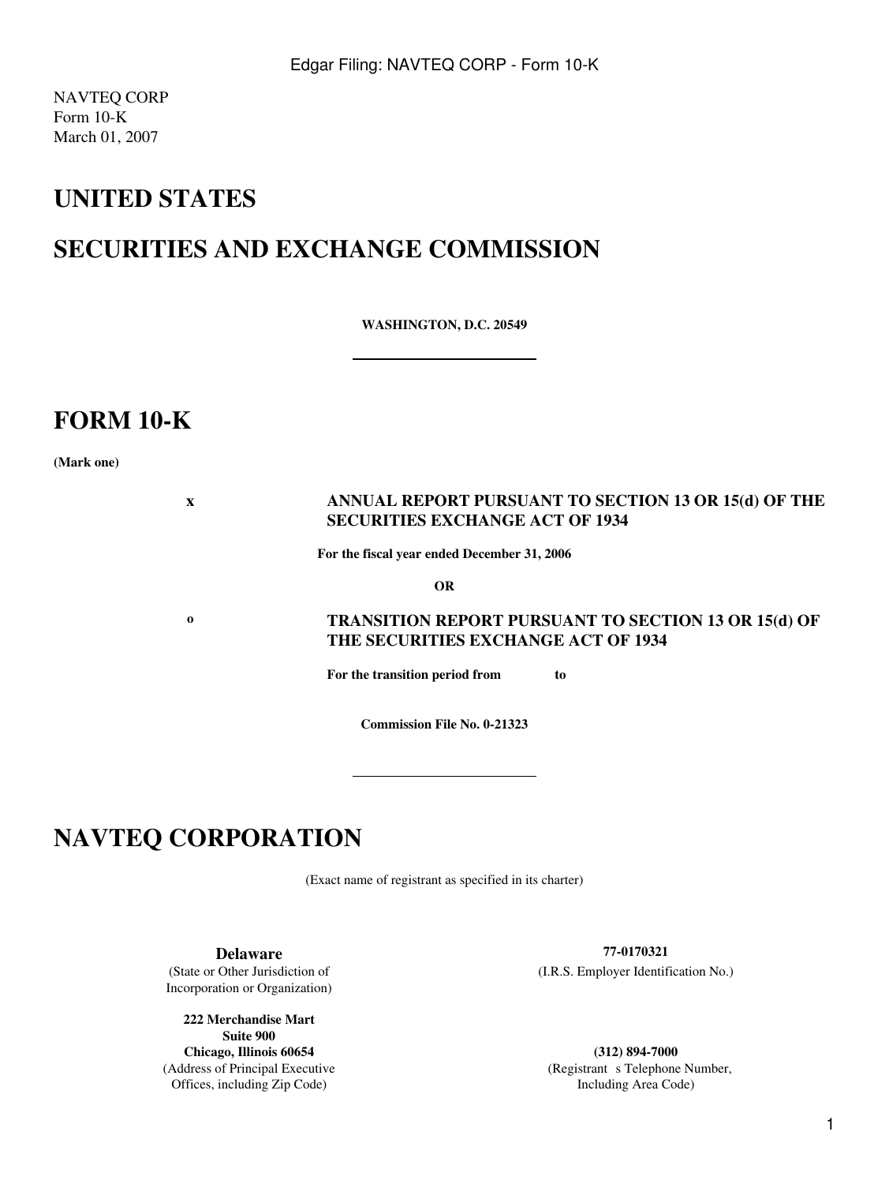NAVTEQ CORP
Form 10-K
March 01, 2007

# UNITED STATES

# SECURITIES AND EXCHANGE COMMISSION

**WASHINGTON, D.C. 20549**

# FORM 10-K

**(Mark one)**

x **ANNUAL REPORT PURSUANT TO SECTION 13 OR 15(d) OF THE SECURITIES EXCHANGE ACT OF 1934**

**For the fiscal year ended December 31, 2006**

**OR**

o **TRANSITION REPORT PURSUANT TO SECTION 13 OR 15(d) OF THE SECURITIES EXCHANGE ACT OF 1934**

**For the transition period from to**

**Commission File No. 0-21323**

# NAVTEQ CORPORATION

(Exact name of registrant as specified in its charter)

| | |
|---|---|
| **Delaware**<br>(State or Other Jurisdiction of Incorporation or Organization) | **77-0170321**<br>(I.R.S. Employer Identification No.) |
| **222 Merchandise Mart**<br>**Suite 900**<br>**Chicago, Illinois 60654**<br>(Address of Principal Executive Offices, including Zip Code) | **(312) 894-7000**<br>(Registrant s Telephone Number, Including Area Code) |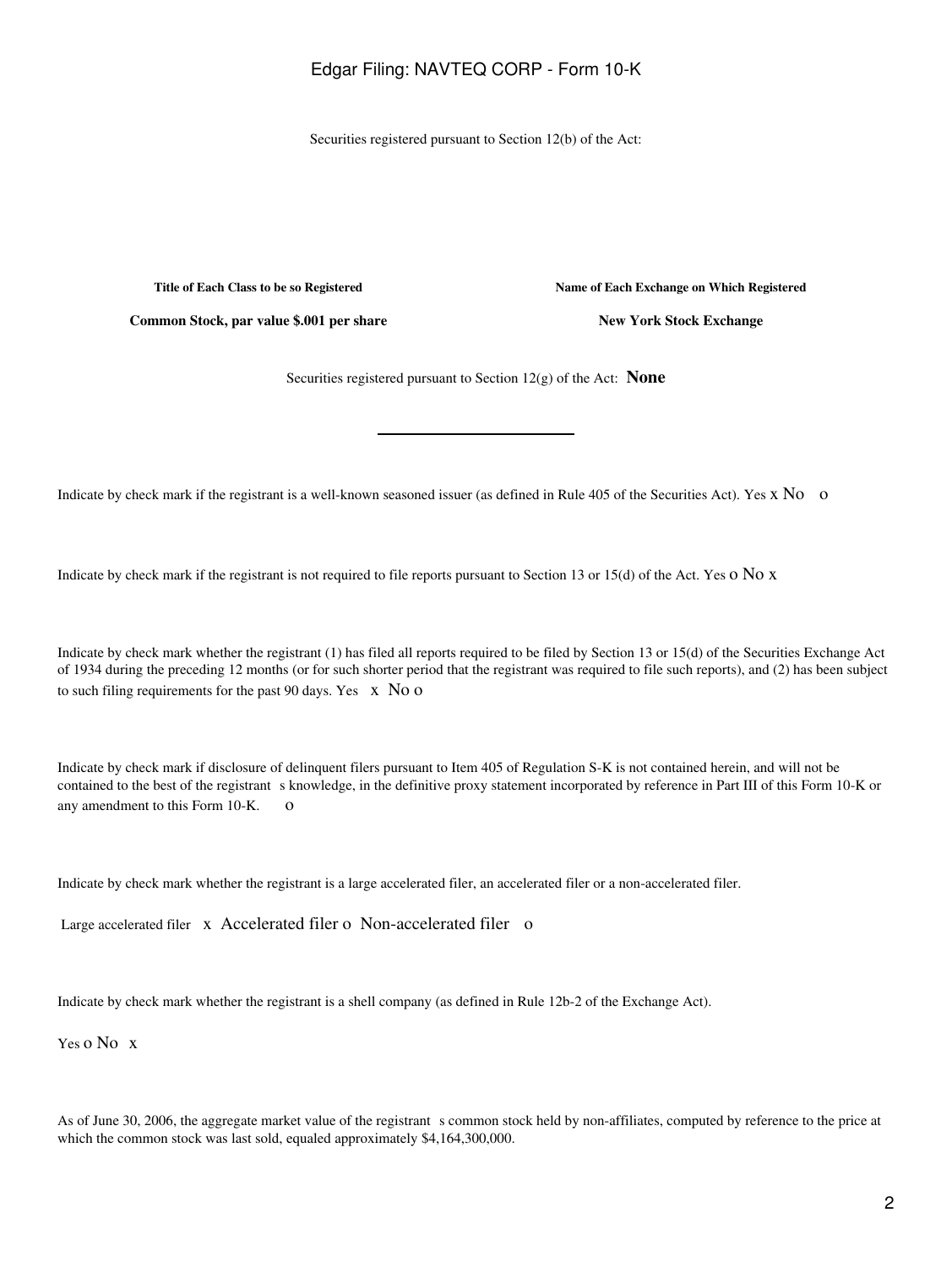Securities registered pursuant to Section 12(b) of the Act:

| Title of Each Class to be so Registered | Name of Each Exchange on Which Registered |
|---|---|
| **Common Stock, par value $.001 per share** | **New York Stock Exchange** |

Securities registered pursuant to Section 12(g) of the Act: **None**

---

Indicate by check mark if the registrant is a well-known seasoned issuer (as defined in Rule 405 of the Securities Act). Yes x No o

Indicate by check mark if the registrant is not required to file reports pursuant to Section 13 or 15(d) of the Act. Yes o No x

Indicate by check mark whether the registrant (1) has filed all reports required to be filed by Section 13 or 15(d) of the Securities Exchange Act of 1934 during the preceding 12 months (or for such shorter period that the registrant was required to file such reports), and (2) has been subject to such filing requirements for the past 90 days. Yes x No o

Indicate by check mark if disclosure of delinquent filers pursuant to Item 405 of Regulation S-K is not contained herein, and will not be contained to the best of the registrant s knowledge, in the definitive proxy statement incorporated by reference in Part III of this Form 10-K or any amendment to this Form 10-K. o

Indicate by check mark whether the registrant is a large accelerated filer, an accelerated filer or a non-accelerated filer.

Large accelerated filer x Accelerated filer o Non-accelerated filer o

Indicate by check mark whether the registrant is a shell company (as defined in Rule 12b-2 of the Exchange Act).

Yes o No x

As of June 30, 2006, the aggregate market value of the registrant s common stock held by non-affiliates, computed by reference to the price at which the common stock was last sold, equaled approximately $4,164,300,000.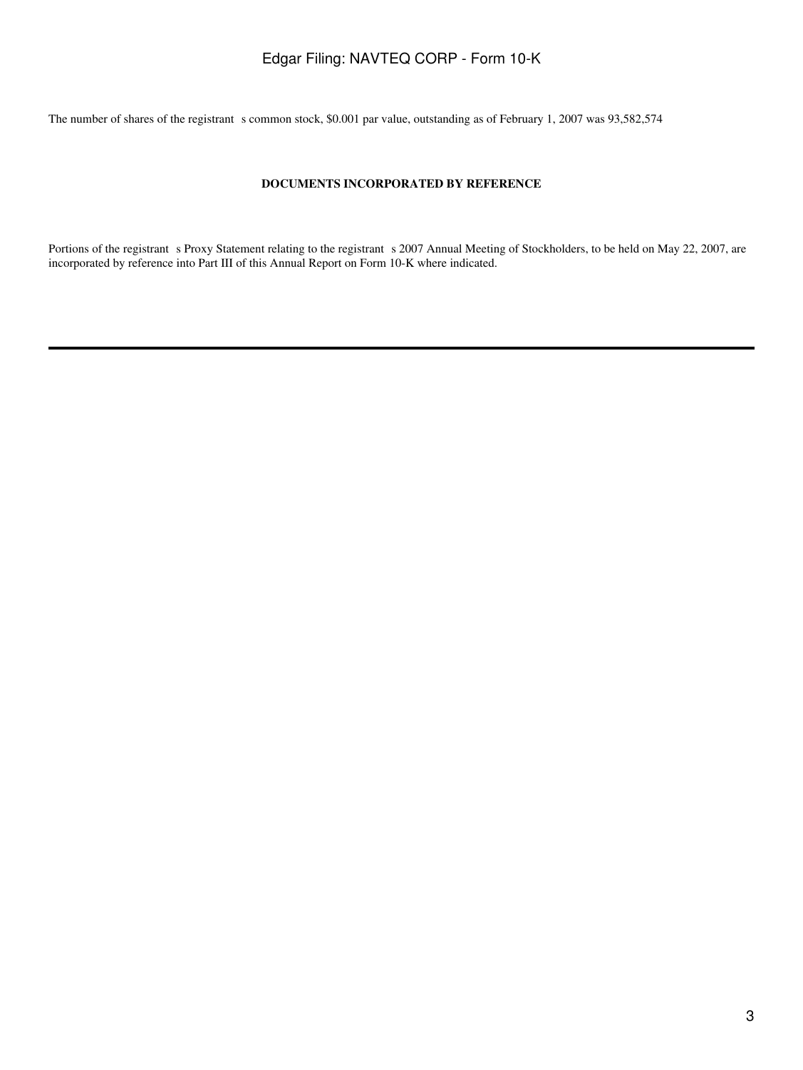The number of shares of the registrant s common stock, $0.001 par value, outstanding as of February 1, 2007 was 93,582,574

**DOCUMENTS INCORPORATED BY REFERENCE**

Portions of the registrant s Proxy Statement relating to the registrant s 2007 Annual Meeting of Stockholders, to be held on May 22, 2007, are incorporated by reference into Part III of this Annual Report on Form 10-K where indicated.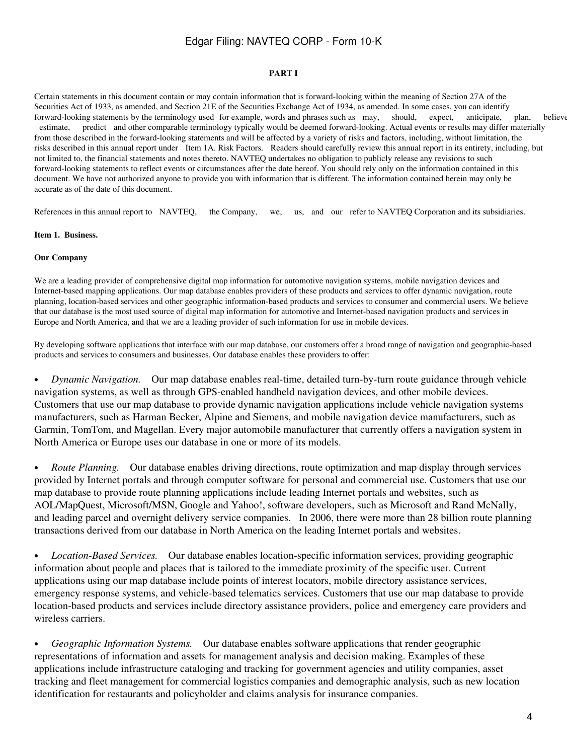# PART I

Certain statements in this document contain or may contain information that is forward-looking within the meaning of Section 27A of the Securities Act of 1933, as amended, and Section 21E of the Securities Exchange Act of 1934, as amended. In some cases, you can identify forward-looking statements by the terminology used for example, words and phrases such as may, should, expect, anticipate, plan, believe, estimate, predict and other comparable terminology typically would be deemed forward-looking. Actual events or results may differ materially from those described in the forward-looking statements and will be affected by a variety of risks and factors, including, without limitation, the risks described in this annual report under Item 1A. Risk Factors. Readers should carefully review this annual report in its entirety, including, but not limited to, the financial statements and notes thereto. NAVTEQ undertakes no obligation to publicly release any revisions to such forward-looking statements to reflect events or circumstances after the date hereof. You should rely only on the information contained in this document. We have not authorized anyone to provide you with information that is different. The information contained herein may only be accurate as of the date of this document.

References in this annual report to NAVTEQ, the Company, we, us, and our refer to NAVTEQ Corporation and its subsidiaries.

## Item 1. Business.

### Our Company

We are a leading provider of comprehensive digital map information for automotive navigation systems, mobile navigation devices and Internet-based mapping applications. Our map database enables providers of these products and services to offer dynamic navigation, route planning, location-based services and other geographic information-based products and services to consumer and commercial users. We believe that our database is the most used source of digital map information for automotive and Internet-based navigation products and services in Europe and North America, and that we are a leading provider of such information for use in mobile devices.

By developing software applications that interface with our map database, our customers offer a broad range of navigation and geographic-based products and services to consumers and businesses. Our database enables these providers to offer:

- *Dynamic Navigation.* Our map database enables real-time, detailed turn-by-turn route guidance through vehicle navigation systems, as well as through GPS-enabled handheld navigation devices, and other mobile devices. Customers that use our map database to provide dynamic navigation applications include vehicle navigation systems manufacturers, such as Harman Becker, Alpine and Siemens, and mobile navigation device manufacturers, such as Garmin, TomTom, and Magellan. Every major automobile manufacturer that currently offers a navigation system in North America or Europe uses our database in one or more of its models.

- *Route Planning.* Our database enables driving directions, route optimization and map display through services provided by Internet portals and through computer software for personal and commercial use. Customers that use our map database to provide route planning applications include leading Internet portals and websites, such as AOL/MapQuest, Microsoft/MSN, Google and Yahoo!, software developers, such as Microsoft and Rand McNally, and leading parcel and overnight delivery service companies. In 2006, there were more than 28 billion route planning transactions derived from our database in North America on the leading Internet portals and websites.

- *Location-Based Services.* Our database enables location-specific information services, providing geographic information about people and places that is tailored to the immediate proximity of the specific user. Current applications using our map database include points of interest locators, mobile directory assistance services, emergency response systems, and vehicle-based telematics services. Customers that use our map database to provide location-based products and services include directory assistance providers, police and emergency care providers and wireless carriers.

- *Geographic Information Systems.* Our database enables software applications that render geographic representations of information and assets for management analysis and decision making. Examples of these applications include infrastructure cataloging and tracking for government agencies and utility companies, asset tracking and fleet management for commercial logistics companies and demographic analysis, such as new location identification for restaurants and policyholder and claims analysis for insurance companies.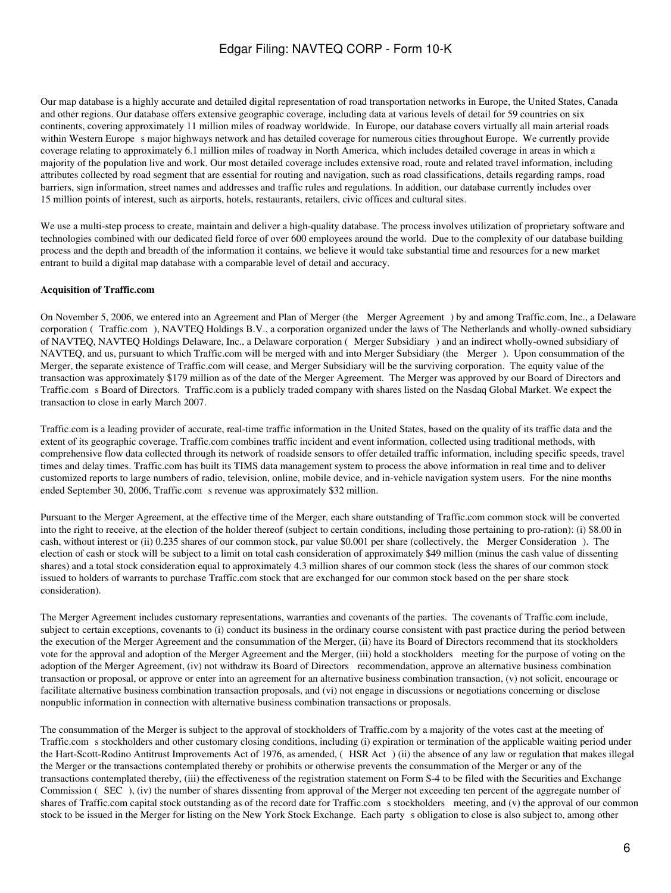Our map database is a highly accurate and detailed digital representation of road transportation networks in Europe, the United States, Canada and other regions. Our database offers extensive geographic coverage, including data at various levels of detail for 59 countries on six continents, covering approximately 11 million miles of roadway worldwide. In Europe, our database covers virtually all main arterial roads within Western Europe s major highways network and has detailed coverage for numerous cities throughout Europe. We currently provide coverage relating to approximately 6.1 million miles of roadway in North America, which includes detailed coverage in areas in which a majority of the population live and work. Our most detailed coverage includes extensive road, route and related travel information, including attributes collected by road segment that are essential for routing and navigation, such as road classifications, details regarding ramps, road barriers, sign information, street names and addresses and traffic rules and regulations. In addition, our database currently includes over 15 million points of interest, such as airports, hotels, restaurants, retailers, civic offices and cultural sites.

We use a multi-step process to create, maintain and deliver a high-quality database. The process involves utilization of proprietary software and technologies combined with our dedicated field force of over 600 employees around the world. Due to the complexity of our database building process and the depth and breadth of the information it contains, we believe it would take substantial time and resources for a new market entrant to build a digital map database with a comparable level of detail and accuracy.

**Acquisition of Traffic.com**

On November 5, 2006, we entered into an Agreement and Plan of Merger (the Merger Agreement ) by and among Traffic.com, Inc., a Delaware corporation ( Traffic.com ), NAVTEQ Holdings B.V., a corporation organized under the laws of The Netherlands and wholly-owned subsidiary of NAVTEQ, NAVTEQ Holdings Delaware, Inc., a Delaware corporation ( Merger Subsidiary ) and an indirect wholly-owned subsidiary of NAVTEQ, and us, pursuant to which Traffic.com will be merged with and into Merger Subsidiary (the Merger ). Upon consummation of the Merger, the separate existence of Traffic.com will cease, and Merger Subsidiary will be the surviving corporation. The equity value of the transaction was approximately $179 million as of the date of the Merger Agreement. The Merger was approved by our Board of Directors and Traffic.com s Board of Directors. Traffic.com is a publicly traded company with shares listed on the Nasdaq Global Market. We expect the transaction to close in early March 2007.

Traffic.com is a leading provider of accurate, real-time traffic information in the United States, based on the quality of its traffic data and the extent of its geographic coverage. Traffic.com combines traffic incident and event information, collected using traditional methods, with comprehensive flow data collected through its network of roadside sensors to offer detailed traffic information, including specific speeds, travel times and delay times. Traffic.com has built its TIMS data management system to process the above information in real time and to deliver customized reports to large numbers of radio, television, online, mobile device, and in-vehicle navigation system users. For the nine months ended September 30, 2006, Traffic.com s revenue was approximately $32 million.

Pursuant to the Merger Agreement, at the effective time of the Merger, each share outstanding of Traffic.com common stock will be converted into the right to receive, at the election of the holder thereof (subject to certain conditions, including those pertaining to pro-ration): (i) $8.00 in cash, without interest or (ii) 0.235 shares of our common stock, par value $0.001 per share (collectively, the Merger Consideration ). The election of cash or stock will be subject to a limit on total cash consideration of approximately $49 million (minus the cash value of dissenting shares) and a total stock consideration equal to approximately 4.3 million shares of our common stock (less the shares of our common stock issued to holders of warrants to purchase Traffic.com stock that are exchanged for our common stock based on the per share stock consideration).

The Merger Agreement includes customary representations, warranties and covenants of the parties. The covenants of Traffic.com include, subject to certain exceptions, covenants to (i) conduct its business in the ordinary course consistent with past practice during the period between the execution of the Merger Agreement and the consummation of the Merger, (ii) have its Board of Directors recommend that its stockholders vote for the approval and adoption of the Merger Agreement and the Merger, (iii) hold a stockholders meeting for the purpose of voting on the adoption of the Merger Agreement, (iv) not withdraw its Board of Directors recommendation, approve an alternative business combination transaction or proposal, or approve or enter into an agreement for an alternative business combination transaction, (v) not solicit, encourage or facilitate alternative business combination transaction proposals, and (vi) not engage in discussions or negotiations concerning or disclose nonpublic information in connection with alternative business combination transactions or proposals.

The consummation of the Merger is subject to the approval of stockholders of Traffic.com by a majority of the votes cast at the meeting of Traffic.com s stockholders and other customary closing conditions, including (i) expiration or termination of the applicable waiting period under the Hart-Scott-Rodino Antitrust Improvements Act of 1976, as amended, ( HSR Act ) (ii) the absence of any law or regulation that makes illegal the Merger or the transactions contemplated thereby or prohibits or otherwise prevents the consummation of the Merger or any of the transactions contemplated thereby, (iii) the effectiveness of the registration statement on Form S-4 to be filed with the Securities and Exchange Commission ( SEC ), (iv) the number of shares dissenting from approval of the Merger not exceeding ten percent of the aggregate number of shares of Traffic.com capital stock outstanding as of the record date for Traffic.com s stockholders meeting, and (v) the approval of our common stock to be issued in the Merger for listing on the New York Stock Exchange. Each party s obligation to close is also subject to, among other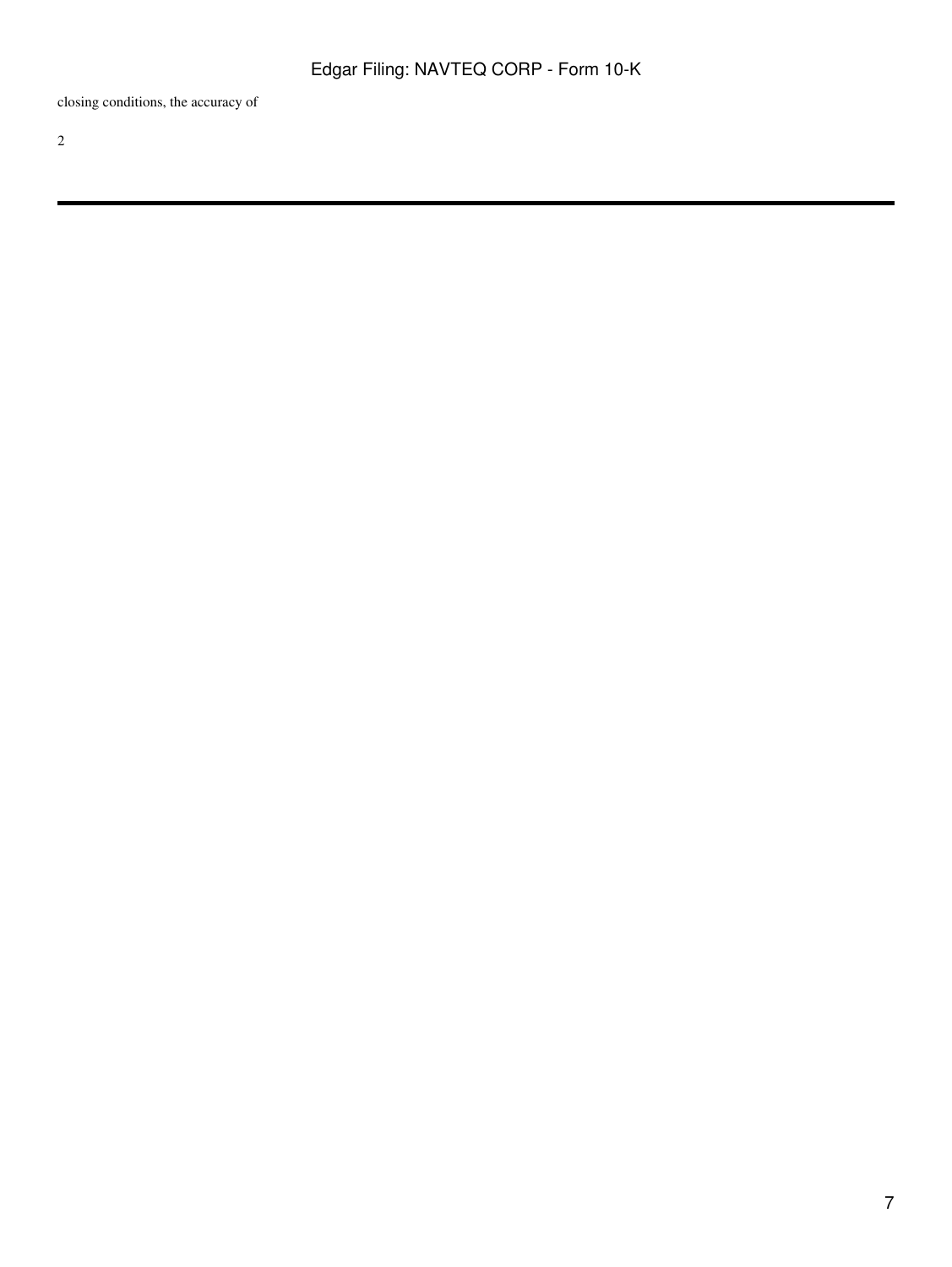closing conditions, the accuracy of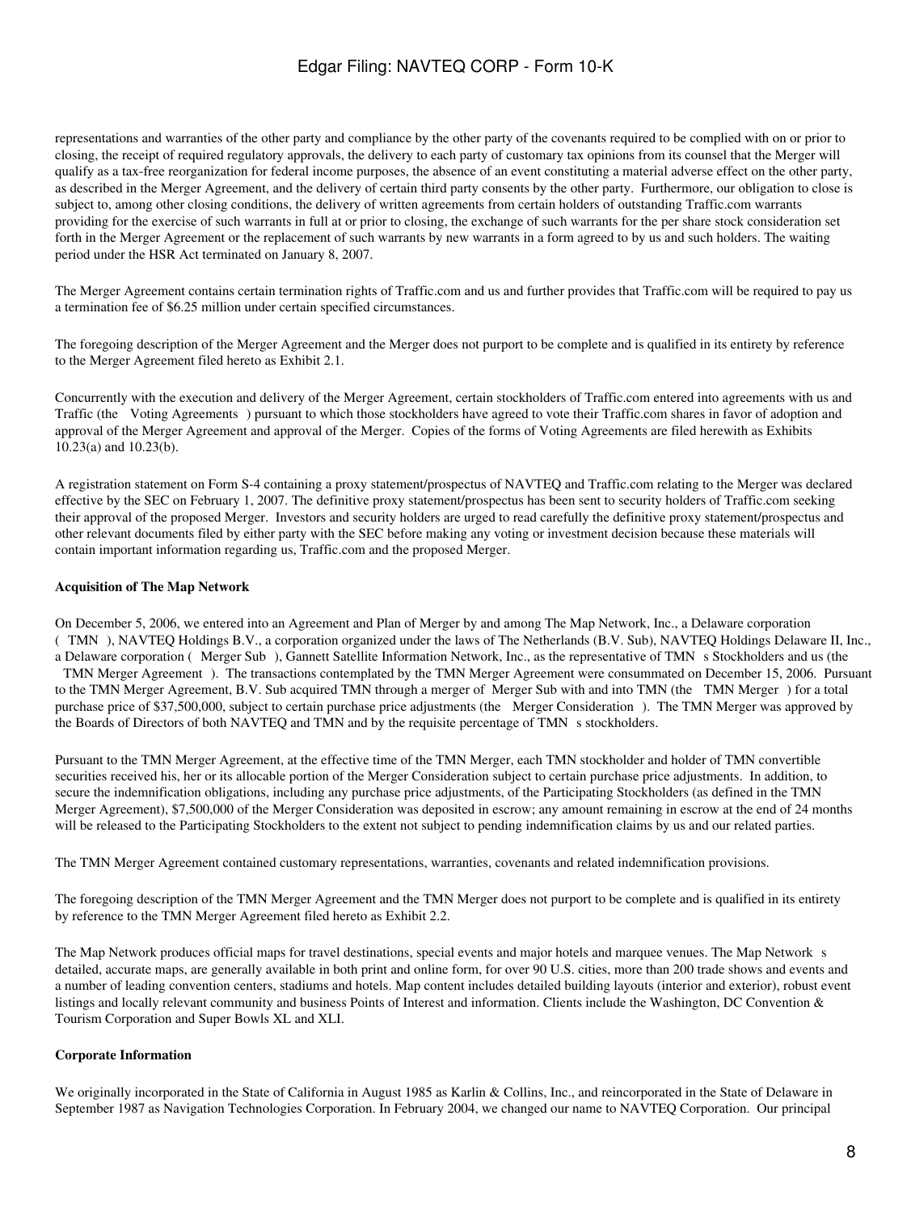representations and warranties of the other party and compliance by the other party of the covenants required to be complied with on or prior to closing, the receipt of required regulatory approvals, the delivery to each party of customary tax opinions from its counsel that the Merger will qualify as a tax-free reorganization for federal income purposes, the absence of an event constituting a material adverse effect on the other party, as described in the Merger Agreement, and the delivery of certain third party consents by the other party. Furthermore, our obligation to close is subject to, among other closing conditions, the delivery of written agreements from certain holders of outstanding Traffic.com warrants providing for the exercise of such warrants in full at or prior to closing, the exchange of such warrants for the per share stock consideration set forth in the Merger Agreement or the replacement of such warrants by new warrants in a form agreed to by us and such holders. The waiting period under the HSR Act terminated on January 8, 2007.

The Merger Agreement contains certain termination rights of Traffic.com and us and further provides that Traffic.com will be required to pay us a termination fee of $6.25 million under certain specified circumstances.

The foregoing description of the Merger Agreement and the Merger does not purport to be complete and is qualified in its entirety by reference to the Merger Agreement filed hereto as Exhibit 2.1.

Concurrently with the execution and delivery of the Merger Agreement, certain stockholders of Traffic.com entered into agreements with us and Traffic (the Voting Agreements ) pursuant to which those stockholders have agreed to vote their Traffic.com shares in favor of adoption and approval of the Merger Agreement and approval of the Merger. Copies of the forms of Voting Agreements are filed herewith as Exhibits 10.23(a) and 10.23(b).

A registration statement on Form S-4 containing a proxy statement/prospectus of NAVTEQ and Traffic.com relating to the Merger was declared effective by the SEC on February 1, 2007. The definitive proxy statement/prospectus has been sent to security holders of Traffic.com seeking their approval of the proposed Merger. Investors and security holders are urged to read carefully the definitive proxy statement/prospectus and other relevant documents filed by either party with the SEC before making any voting or investment decision because these materials will contain important information regarding us, Traffic.com and the proposed Merger.

**Acquisition of The Map Network**

On December 5, 2006, we entered into an Agreement and Plan of Merger by and among The Map Network, Inc., a Delaware corporation ( TMN ), NAVTEQ Holdings B.V., a corporation organized under the laws of The Netherlands (B.V. Sub), NAVTEQ Holdings Delaware II, Inc., a Delaware corporation ( Merger Sub ), Gannett Satellite Information Network, Inc., as the representative of TMN s Stockholders and us (the TMN Merger Agreement ). The transactions contemplated by the TMN Merger Agreement were consummated on December 15, 2006. Pursuant to the TMN Merger Agreement, B.V. Sub acquired TMN through a merger of Merger Sub with and into TMN (the TMN Merger ) for a total purchase price of $37,500,000, subject to certain purchase price adjustments (the Merger Consideration ). The TMN Merger was approved by the Boards of Directors of both NAVTEQ and TMN and by the requisite percentage of TMN s stockholders.

Pursuant to the TMN Merger Agreement, at the effective time of the TMN Merger, each TMN stockholder and holder of TMN convertible securities received his, her or its allocable portion of the Merger Consideration subject to certain purchase price adjustments. In addition, to secure the indemnification obligations, including any purchase price adjustments, of the Participating Stockholders (as defined in the TMN Merger Agreement), $7,500,000 of the Merger Consideration was deposited in escrow; any amount remaining in escrow at the end of 24 months will be released to the Participating Stockholders to the extent not subject to pending indemnification claims by us and our related parties.

The TMN Merger Agreement contained customary representations, warranties, covenants and related indemnification provisions.

The foregoing description of the TMN Merger Agreement and the TMN Merger does not purport to be complete and is qualified in its entirety by reference to the TMN Merger Agreement filed hereto as Exhibit 2.2.

The Map Network produces official maps for travel destinations, special events and major hotels and marquee venues. The Map Network s detailed, accurate maps, are generally available in both print and online form, for over 90 U.S. cities, more than 200 trade shows and events and a number of leading convention centers, stadiums and hotels. Map content includes detailed building layouts (interior and exterior), robust event listings and locally relevant community and business Points of Interest and information. Clients include the Washington, DC Convention & Tourism Corporation and Super Bowls XL and XLI.

**Corporate Information**

We originally incorporated in the State of California in August 1985 as Karlin & Collins, Inc., and reincorporated in the State of Delaware in September 1987 as Navigation Technologies Corporation. In February 2004, we changed our name to NAVTEQ Corporation. Our principal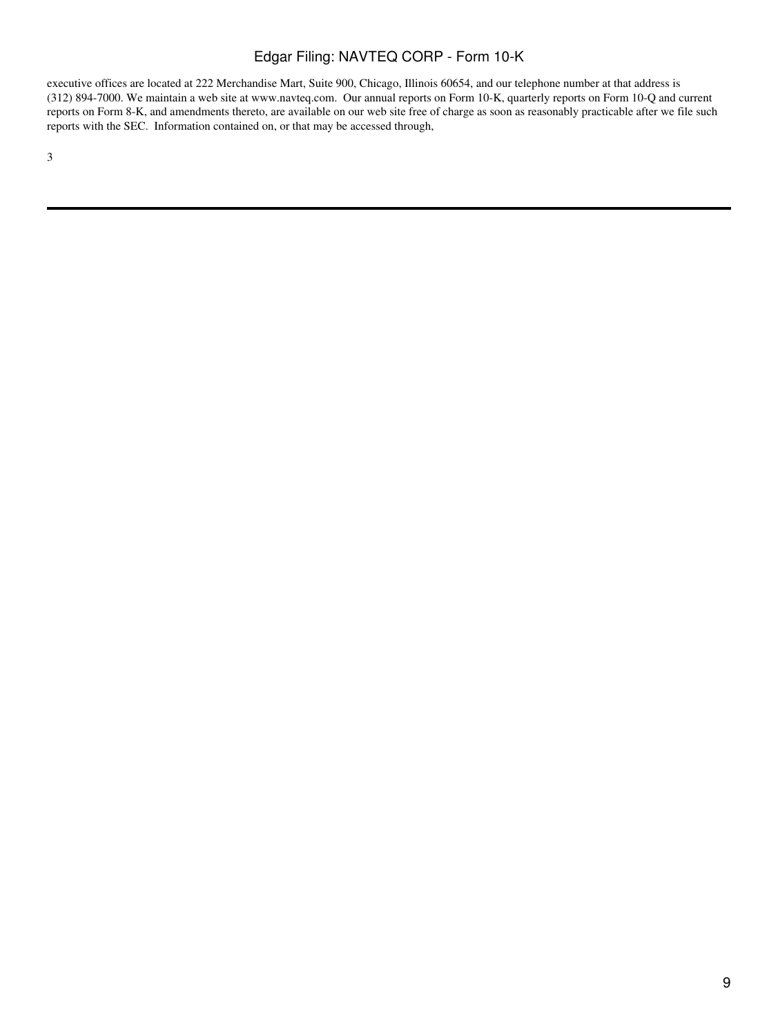executive offices are located at 222 Merchandise Mart, Suite 900, Chicago, Illinois 60654, and our telephone number at that address is (312) 894-7000. We maintain a web site at www.navteq.com. Our annual reports on Form 10-K, quarterly reports on Form 10-Q and current reports on Form 8-K, and amendments thereto, are available on our web site free of charge as soon as reasonably practicable after we file such reports with the SEC. Information contained on, or that may be accessed through,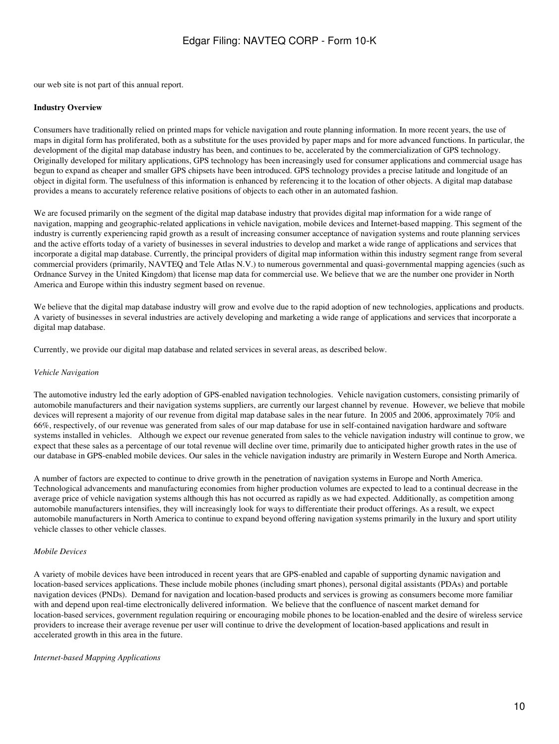our web site is not part of this annual report.

**Industry Overview**

Consumers have traditionally relied on printed maps for vehicle navigation and route planning information. In more recent years, the use of maps in digital form has proliferated, both as a substitute for the uses provided by paper maps and for more advanced functions. In particular, the development of the digital map database industry has been, and continues to be, accelerated by the commercialization of GPS technology. Originally developed for military applications, GPS technology has been increasingly used for consumer applications and commercial usage has begun to expand as cheaper and smaller GPS chipsets have been introduced. GPS technology provides a precise latitude and longitude of an object in digital form. The usefulness of this information is enhanced by referencing it to the location of other objects. A digital map database provides a means to accurately reference relative positions of objects to each other in an automated fashion.

We are focused primarily on the segment of the digital map database industry that provides digital map information for a wide range of navigation, mapping and geographic-related applications in vehicle navigation, mobile devices and Internet-based mapping. This segment of the industry is currently experiencing rapid growth as a result of increasing consumer acceptance of navigation systems and route planning services and the active efforts today of a variety of businesses in several industries to develop and market a wide range of applications and services that incorporate a digital map database. Currently, the principal providers of digital map information within this industry segment range from several commercial providers (primarily, NAVTEQ and Tele Atlas N.V.) to numerous governmental and quasi-governmental mapping agencies (such as Ordnance Survey in the United Kingdom) that license map data for commercial use. We believe that we are the number one provider in North America and Europe within this industry segment based on revenue.

We believe that the digital map database industry will grow and evolve due to the rapid adoption of new technologies, applications and products. A variety of businesses in several industries are actively developing and marketing a wide range of applications and services that incorporate a digital map database.

Currently, we provide our digital map database and related services in several areas, as described below.

*Vehicle Navigation*

The automotive industry led the early adoption of GPS-enabled navigation technologies. Vehicle navigation customers, consisting primarily of automobile manufacturers and their navigation systems suppliers, are currently our largest channel by revenue. However, we believe that mobile devices will represent a majority of our revenue from digital map database sales in the near future. In 2005 and 2006, approximately 70% and 66%, respectively, of our revenue was generated from sales of our map database for use in self-contained navigation hardware and software systems installed in vehicles. Although we expect our revenue generated from sales to the vehicle navigation industry will continue to grow, we expect that these sales as a percentage of our total revenue will decline over time, primarily due to anticipated higher growth rates in the use of our database in GPS-enabled mobile devices. Our sales in the vehicle navigation industry are primarily in Western Europe and North America.

A number of factors are expected to continue to drive growth in the penetration of navigation systems in Europe and North America. Technological advancements and manufacturing economies from higher production volumes are expected to lead to a continual decrease in the average price of vehicle navigation systems although this has not occurred as rapidly as we had expected. Additionally, as competition among automobile manufacturers intensifies, they will increasingly look for ways to differentiate their product offerings. As a result, we expect automobile manufacturers in North America to continue to expand beyond offering navigation systems primarily in the luxury and sport utility vehicle classes to other vehicle classes.

*Mobile Devices*

A variety of mobile devices have been introduced in recent years that are GPS-enabled and capable of supporting dynamic navigation and location-based services applications. These include mobile phones (including smart phones), personal digital assistants (PDAs) and portable navigation devices (PNDs). Demand for navigation and location-based products and services is growing as consumers become more familiar with and depend upon real-time electronically delivered information. We believe that the confluence of nascent market demand for location-based services, government regulation requiring or encouraging mobile phones to be location-enabled and the desire of wireless service providers to increase their average revenue per user will continue to drive the development of location-based applications and result in accelerated growth in this area in the future.

*Internet-based Mapping Applications*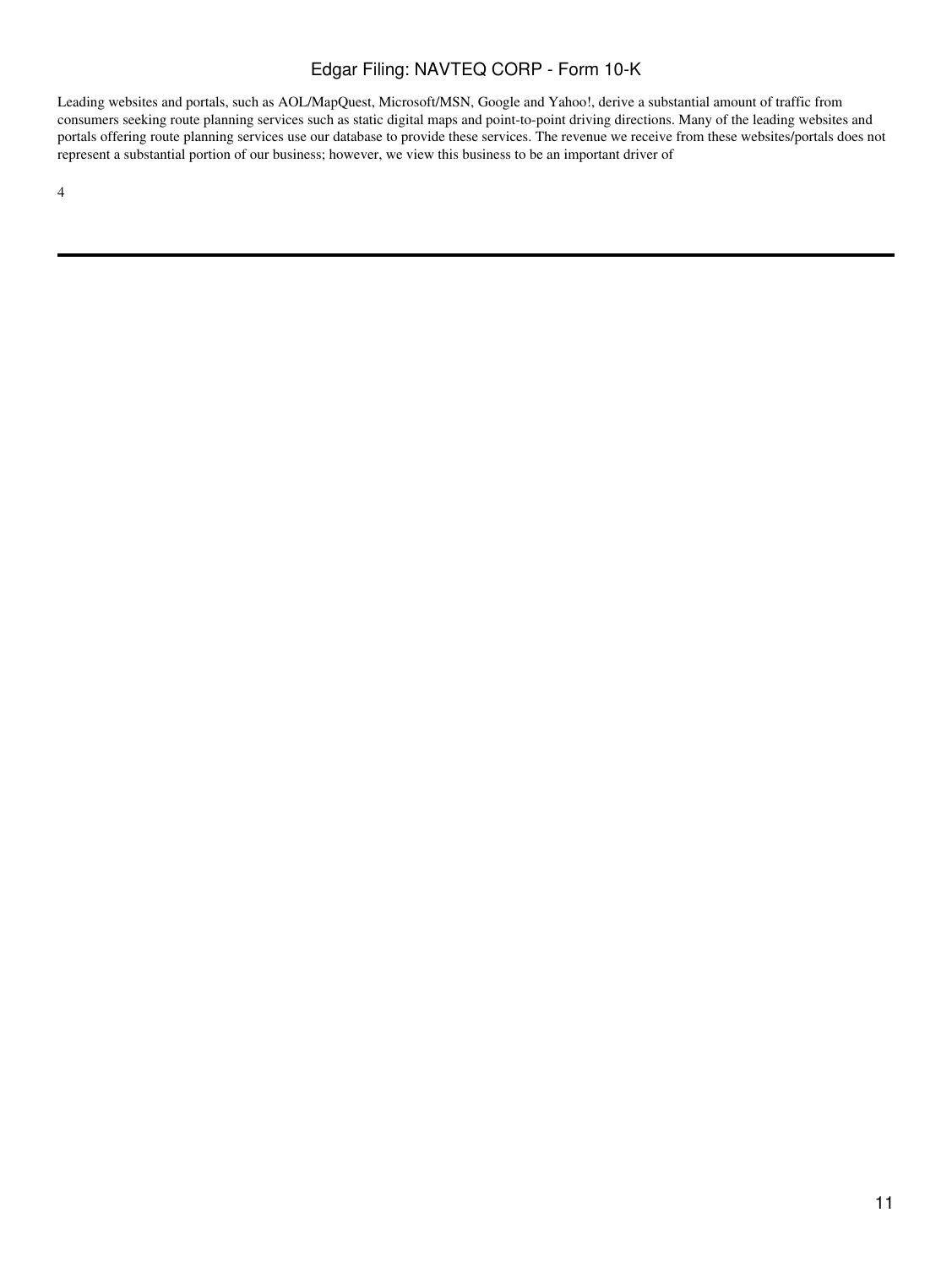Leading websites and portals, such as AOL/MapQuest, Microsoft/MSN, Google and Yahoo!, derive a substantial amount of traffic from consumers seeking route planning services such as static digital maps and point-to-point driving directions. Many of the leading websites and portals offering route planning services use our database to provide these services. The revenue we receive from these websites/portals does not represent a substantial portion of our business; however, we view this business to be an important driver of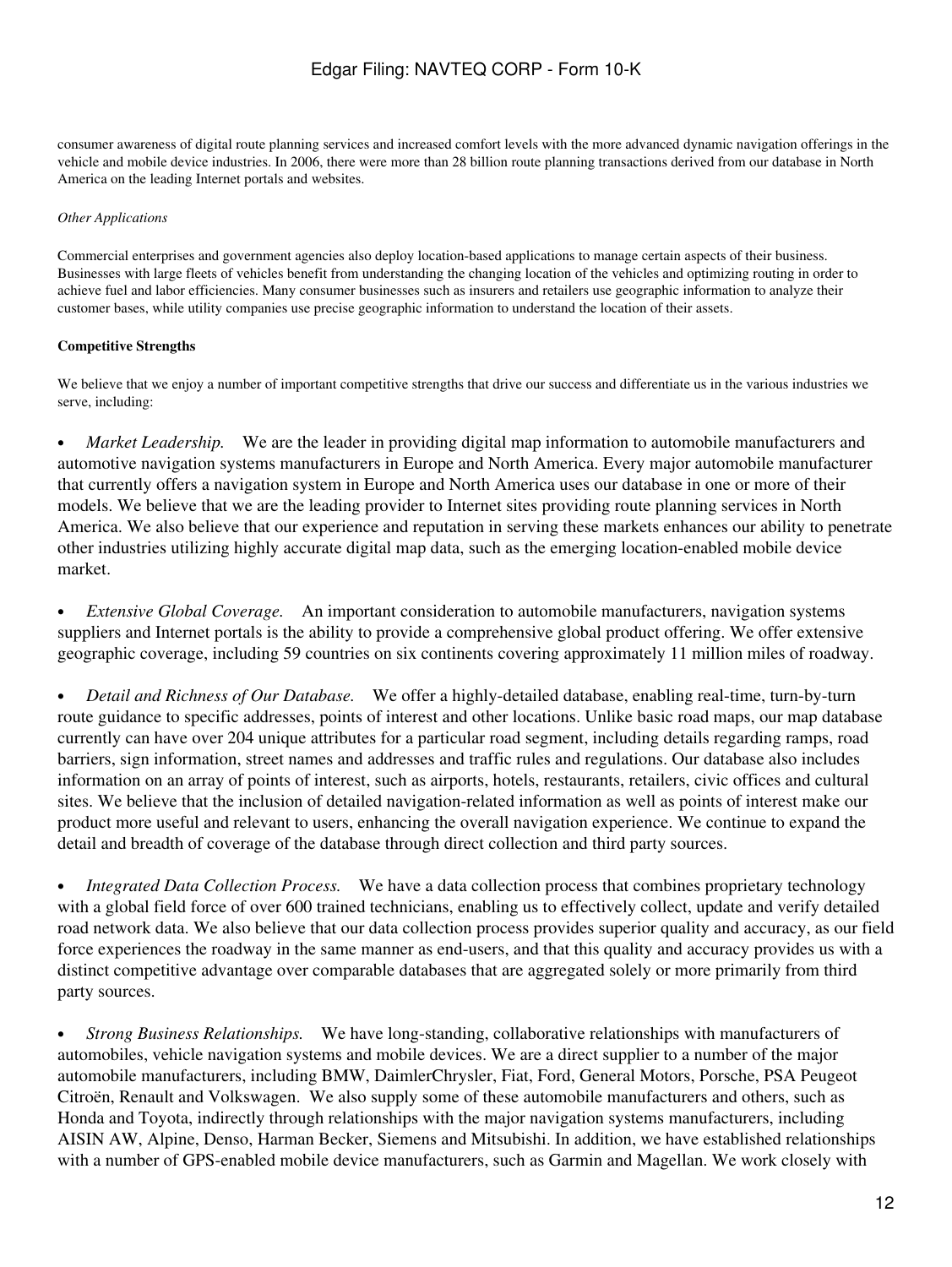consumer awareness of digital route planning services and increased comfort levels with the more advanced dynamic navigation offerings in the vehicle and mobile device industries. In 2006, there were more than 28 billion route planning transactions derived from our database in North America on the leading Internet portals and websites.

*Other Applications*

Commercial enterprises and government agencies also deploy location-based applications to manage certain aspects of their business. Businesses with large fleets of vehicles benefit from understanding the changing location of the vehicles and optimizing routing in order to achieve fuel and labor efficiencies. Many consumer businesses such as insurers and retailers use geographic information to analyze their customer bases, while utility companies use precise geographic information to understand the location of their assets.

**Competitive Strengths**

We believe that we enjoy a number of important competitive strengths that drive our success and differentiate us in the various industries we serve, including:

- *Market Leadership.* We are the leader in providing digital map information to automobile manufacturers and automotive navigation systems manufacturers in Europe and North America. Every major automobile manufacturer that currently offers a navigation system in Europe and North America uses our database in one or more of their models. We believe that we are the leading provider to Internet sites providing route planning services in North America. We also believe that our experience and reputation in serving these markets enhances our ability to penetrate other industries utilizing highly accurate digital map data, such as the emerging location-enabled mobile device market.

- *Extensive Global Coverage.* An important consideration to automobile manufacturers, navigation systems suppliers and Internet portals is the ability to provide a comprehensive global product offering. We offer extensive geographic coverage, including 59 countries on six continents covering approximately 11 million miles of roadway.

- *Detail and Richness of Our Database.* We offer a highly-detailed database, enabling real-time, turn-by-turn route guidance to specific addresses, points of interest and other locations. Unlike basic road maps, our map database currently can have over 204 unique attributes for a particular road segment, including details regarding ramps, road barriers, sign information, street names and addresses and traffic rules and regulations. Our database also includes information on an array of points of interest, such as airports, hotels, restaurants, retailers, civic offices and cultural sites. We believe that the inclusion of detailed navigation-related information as well as points of interest make our product more useful and relevant to users, enhancing the overall navigation experience. We continue to expand the detail and breadth of coverage of the database through direct collection and third party sources.

- *Integrated Data Collection Process.* We have a data collection process that combines proprietary technology with a global field force of over 600 trained technicians, enabling us to effectively collect, update and verify detailed road network data. We also believe that our data collection process provides superior quality and accuracy, as our field force experiences the roadway in the same manner as end-users, and that this quality and accuracy provides us with a distinct competitive advantage over comparable databases that are aggregated solely or more primarily from third party sources.

- *Strong Business Relationships.* We have long-standing, collaborative relationships with manufacturers of automobiles, vehicle navigation systems and mobile devices. We are a direct supplier to a number of the major automobile manufacturers, including BMW, DaimlerChrysler, Fiat, Ford, General Motors, Porsche, PSA Peugeot Citroën, Renault and Volkswagen. We also supply some of these automobile manufacturers and others, such as Honda and Toyota, indirectly through relationships with the major navigation systems manufacturers, including AISIN AW, Alpine, Denso, Harman Becker, Siemens and Mitsubishi. In addition, we have established relationships with a number of GPS-enabled mobile device manufacturers, such as Garmin and Magellan. We work closely with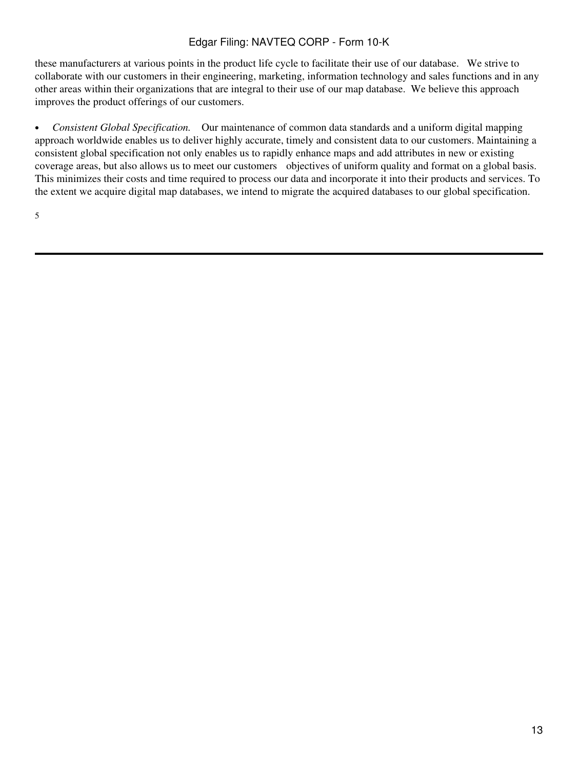these manufacturers at various points in the product life cycle to facilitate their use of our database. We strive to collaborate with our customers in their engineering, marketing, information technology and sales functions and in any other areas within their organizations that are integral to their use of our map database. We believe this approach improves the product offerings of our customers.

- *Consistent Global Specification.* Our maintenance of common data standards and a uniform digital mapping approach worldwide enables us to deliver highly accurate, timely and consistent data to our customers. Maintaining a consistent global specification not only enables us to rapidly enhance maps and add attributes in new or existing coverage areas, but also allows us to meet our customers objectives of uniform quality and format on a global basis. This minimizes their costs and time required to process our data and incorporate it into their products and services. To the extent we acquire digital map databases, we intend to migrate the acquired databases to our global specification.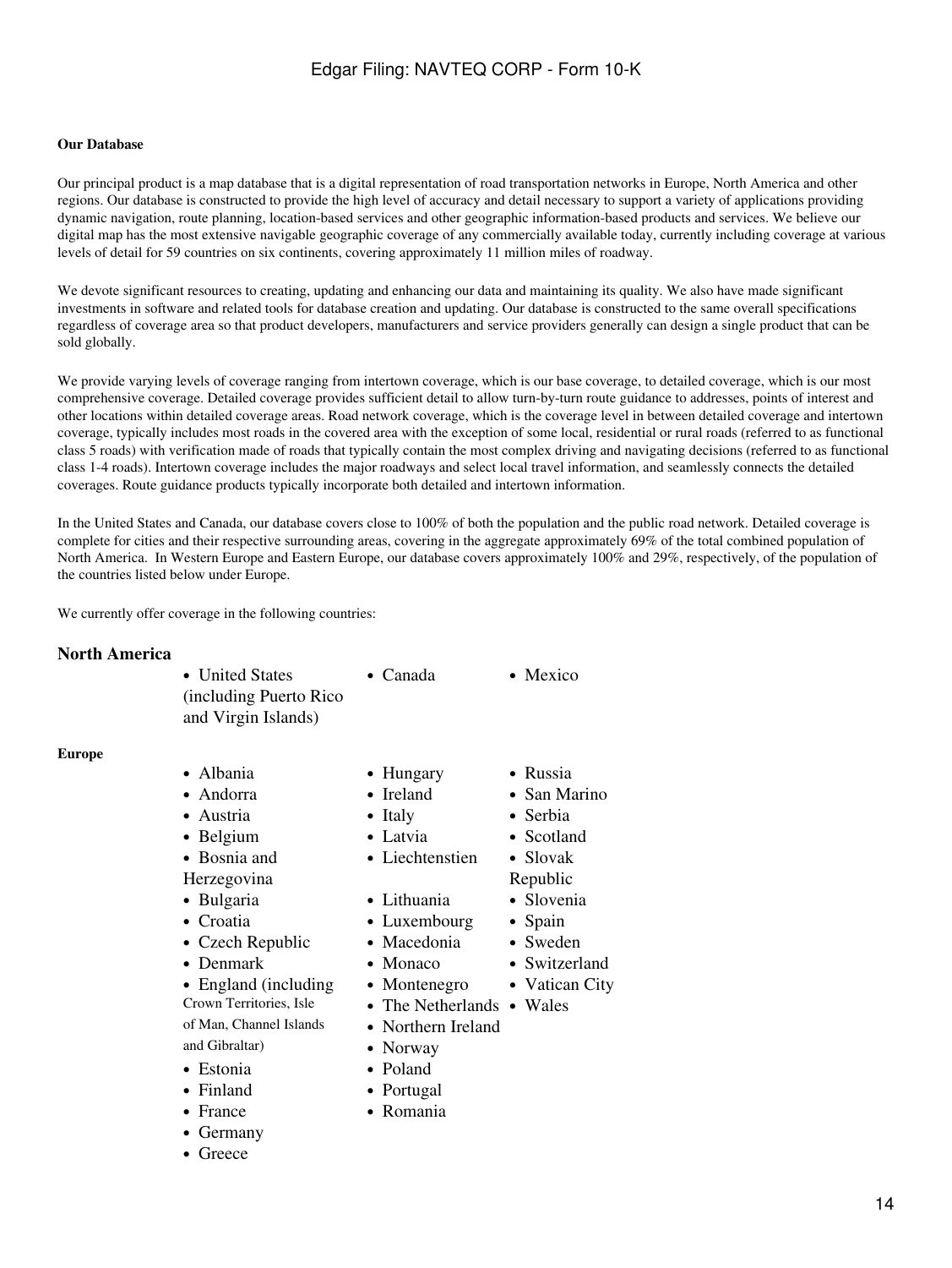**Our Database**

Our principal product is a map database that is a digital representation of road transportation networks in Europe, North America and other regions. Our database is constructed to provide the high level of accuracy and detail necessary to support a variety of applications providing dynamic navigation, route planning, location-based services and other geographic information-based products and services. We believe our digital map has the most extensive navigable geographic coverage of any commercially available today, currently including coverage at various levels of detail for 59 countries on six continents, covering approximately 11 million miles of roadway.

We devote significant resources to creating, updating and enhancing our data and maintaining its quality. We also have made significant investments in software and related tools for database creation and updating. Our database is constructed to the same overall specifications regardless of coverage area so that product developers, manufacturers and service providers generally can design a single product that can be sold globally.

We provide varying levels of coverage ranging from intertown coverage, which is our base coverage, to detailed coverage, which is our most comprehensive coverage. Detailed coverage provides sufficient detail to allow turn-by-turn route guidance to addresses, points of interest and other locations within detailed coverage areas. Road network coverage, which is the coverage level in between detailed coverage and intertown coverage, typically includes most roads in the covered area with the exception of some local, residential or rural roads (referred to as functional class 5 roads) with verification made of roads that typically contain the most complex driving and navigating decisions (referred to as functional class 1-4 roads). Intertown coverage includes the major roadways and select local travel information, and seamlessly connects the detailed coverages. Route guidance products typically incorporate both detailed and intertown information.

In the United States and Canada, our database covers close to 100% of both the population and the public road network. Detailed coverage is complete for cities and their respective surrounding areas, covering in the aggregate approximately 69% of the total combined population of North America. In Western Europe and Eastern Europe, our database covers approximately 100% and 29%, respectively, of the population of the countries listed below under Europe.

We currently offer coverage in the following countries:

## North America

- United States (including Puerto Rico and Virgin Islands)
- Canada
- Mexico

**Europe**

- Albania
- Andorra
- Austria
- Belgium
- Bosnia and Herzegovina
- Bulgaria
- Croatia
- Czech Republic
- Denmark
- England (including Crown Territories, Isle of Man, Channel Islands and Gibraltar)
- Estonia
- Finland
- France
- Germany
- Greece
- Hungary
- Ireland
- Italy
- Latvia
- Liechtenstien
- Lithuania
- Luxembourg
- Macedonia
- Monaco
- Montenegro
- The Netherlands
- Northern Ireland
- Norway
- Poland
- Portugal
- Romania
- Russia
- San Marino
- Serbia
- Scotland
- Slovak Republic
- Slovenia
- Spain
- Sweden
- Switzerland
- Vatican City
- Wales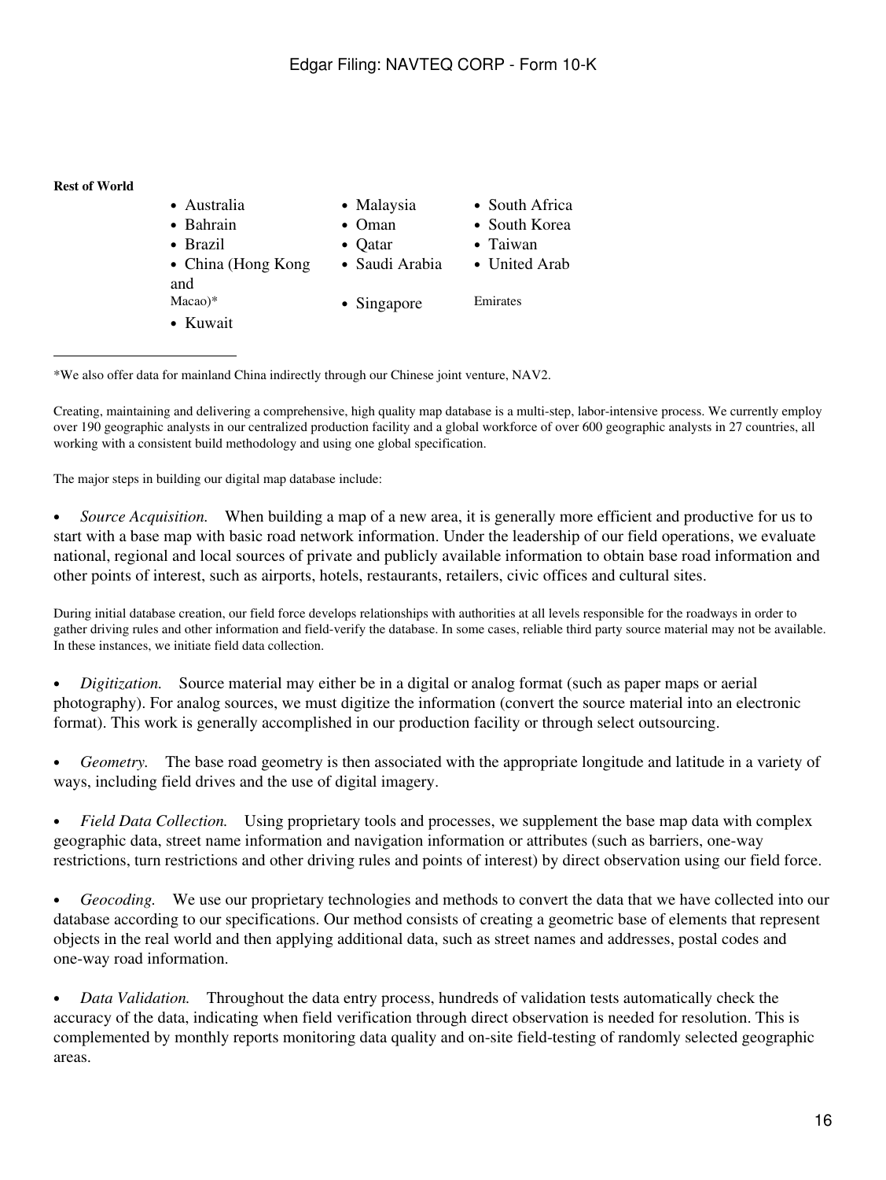**Rest of World**

- Australia
- Bahrain
- Brazil
- China (Hong Kong and Macao)*
- Kuwait
- Malaysia
- Oman
- Qatar
- Saudi Arabia
- Singapore
- South Africa
- South Korea
- Taiwan
- United Arab Emirates

---

*We also offer data for mainland China indirectly through our Chinese joint venture, NAV2.

Creating, maintaining and delivering a comprehensive, high quality map database is a multi-step, labor-intensive process. We currently employ over 190 geographic analysts in our centralized production facility and a global workforce of over 600 geographic analysts in 27 countries, all working with a consistent build methodology and using one global specification.

The major steps in building our digital map database include:

- *Source Acquisition.* When building a map of a new area, it is generally more efficient and productive for us to start with a base map with basic road network information. Under the leadership of our field operations, we evaluate national, regional and local sources of private and publicly available information to obtain base road information and other points of interest, such as airports, hotels, restaurants, retailers, civic offices and cultural sites.

During initial database creation, our field force develops relationships with authorities at all levels responsible for the roadways in order to gather driving rules and other information and field-verify the database. In some cases, reliable third party source material may not be available. In these instances, we initiate field data collection.

- *Digitization.* Source material may either be in a digital or analog format (such as paper maps or aerial photography). For analog sources, we must digitize the information (convert the source material into an electronic format). This work is generally accomplished in our production facility or through select outsourcing.

- *Geometry.* The base road geometry is then associated with the appropriate longitude and latitude in a variety of ways, including field drives and the use of digital imagery.

- *Field Data Collection.* Using proprietary tools and processes, we supplement the base map data with complex geographic data, street name information and navigation information or attributes (such as barriers, one-way restrictions, turn restrictions and other driving rules and points of interest) by direct observation using our field force.

- *Geocoding.* We use our proprietary technologies and methods to convert the data that we have collected into our database according to our specifications. Our method consists of creating a geometric base of elements that represent objects in the real world and then applying additional data, such as street names and addresses, postal codes and one-way road information.

- *Data Validation.* Throughout the data entry process, hundreds of validation tests automatically check the accuracy of the data, indicating when field verification through direct observation is needed for resolution. This is complemented by monthly reports monitoring data quality and on-site field-testing of randomly selected geographic areas.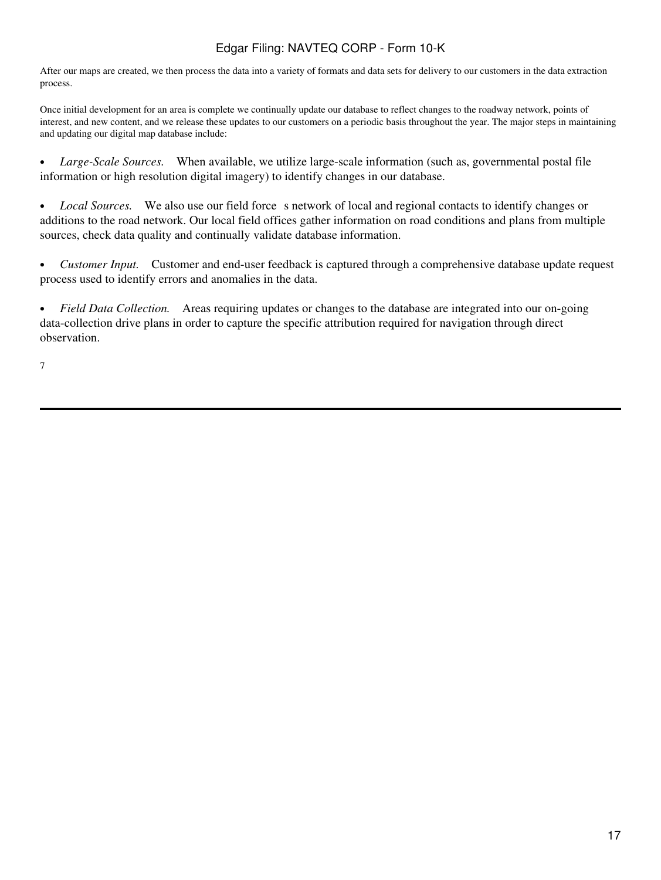After our maps are created, we then process the data into a variety of formats and data sets for delivery to our customers in the data extraction process.

Once initial development for an area is complete we continually update our database to reflect changes to the roadway network, points of interest, and new content, and we release these updates to our customers on a periodic basis throughout the year. The major steps in maintaining and updating our digital map database include:

- *Large-Scale Sources.* When available, we utilize large-scale information (such as, governmental postal file information or high resolution digital imagery) to identify changes in our database.

- *Local Sources.* We also use our field force s network of local and regional contacts to identify changes or additions to the road network. Our local field offices gather information on road conditions and plans from multiple sources, check data quality and continually validate database information.

- *Customer Input.* Customer and end-user feedback is captured through a comprehensive database update request process used to identify errors and anomalies in the data.

- *Field Data Collection.* Areas requiring updates or changes to the database are integrated into our on-going data-collection drive plans in order to capture the specific attribution required for navigation through direct observation.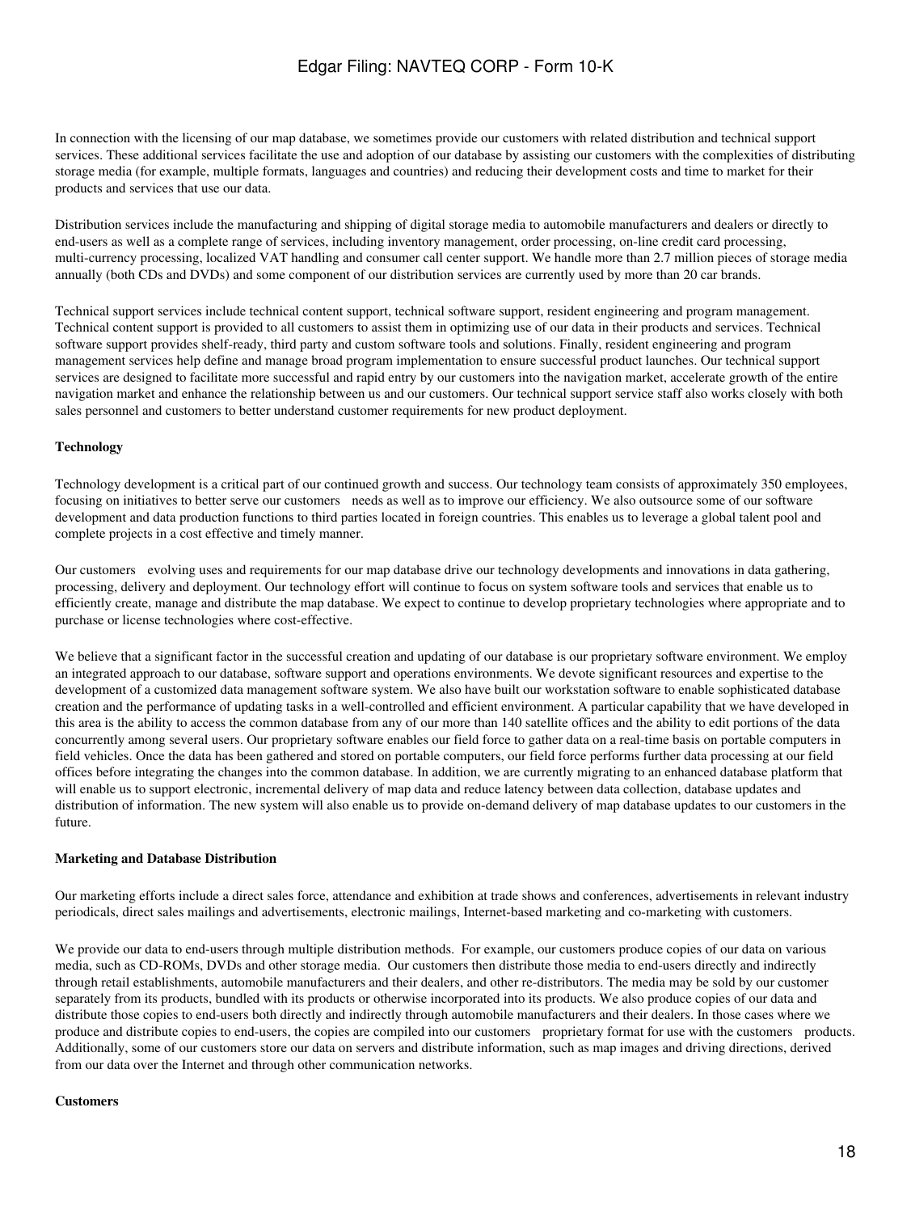In connection with the licensing of our map database, we sometimes provide our customers with related distribution and technical support services. These additional services facilitate the use and adoption of our database by assisting our customers with the complexities of distributing storage media (for example, multiple formats, languages and countries) and reducing their development costs and time to market for their products and services that use our data.

Distribution services include the manufacturing and shipping of digital storage media to automobile manufacturers and dealers or directly to end-users as well as a complete range of services, including inventory management, order processing, on-line credit card processing, multi-currency processing, localized VAT handling and consumer call center support. We handle more than 2.7 million pieces of storage media annually (both CDs and DVDs) and some component of our distribution services are currently used by more than 20 car brands.

Technical support services include technical content support, technical software support, resident engineering and program management. Technical content support is provided to all customers to assist them in optimizing use of our data in their products and services. Technical software support provides shelf-ready, third party and custom software tools and solutions. Finally, resident engineering and program management services help define and manage broad program implementation to ensure successful product launches. Our technical support services are designed to facilitate more successful and rapid entry by our customers into the navigation market, accelerate growth of the entire navigation market and enhance the relationship between us and our customers. Our technical support service staff also works closely with both sales personnel and customers to better understand customer requirements for new product deployment.

**Technology**

Technology development is a critical part of our continued growth and success. Our technology team consists of approximately 350 employees, focusing on initiatives to better serve our customers needs as well as to improve our efficiency. We also outsource some of our software development and data production functions to third parties located in foreign countries. This enables us to leverage a global talent pool and complete projects in a cost effective and timely manner.

Our customers evolving uses and requirements for our map database drive our technology developments and innovations in data gathering, processing, delivery and deployment. Our technology effort will continue to focus on system software tools and services that enable us to efficiently create, manage and distribute the map database. We expect to continue to develop proprietary technologies where appropriate and to purchase or license technologies where cost-effective.

We believe that a significant factor in the successful creation and updating of our database is our proprietary software environment. We employ an integrated approach to our database, software support and operations environments. We devote significant resources and expertise to the development of a customized data management software system. We also have built our workstation software to enable sophisticated database creation and the performance of updating tasks in a well-controlled and efficient environment. A particular capability that we have developed in this area is the ability to access the common database from any of our more than 140 satellite offices and the ability to edit portions of the data concurrently among several users. Our proprietary software enables our field force to gather data on a real-time basis on portable computers in field vehicles. Once the data has been gathered and stored on portable computers, our field force performs further data processing at our field offices before integrating the changes into the common database. In addition, we are currently migrating to an enhanced database platform that will enable us to support electronic, incremental delivery of map data and reduce latency between data collection, database updates and distribution of information. The new system will also enable us to provide on-demand delivery of map database updates to our customers in the future.

**Marketing and Database Distribution**

Our marketing efforts include a direct sales force, attendance and exhibition at trade shows and conferences, advertisements in relevant industry periodicals, direct sales mailings and advertisements, electronic mailings, Internet-based marketing and co-marketing with customers.

We provide our data to end-users through multiple distribution methods. For example, our customers produce copies of our data on various media, such as CD-ROMs, DVDs and other storage media. Our customers then distribute those media to end-users directly and indirectly through retail establishments, automobile manufacturers and their dealers, and other re-distributors. The media may be sold by our customer separately from its products, bundled with its products or otherwise incorporated into its products. We also produce copies of our data and distribute those copies to end-users both directly and indirectly through automobile manufacturers and their dealers. In those cases where we produce and distribute copies to end-users, the copies are compiled into our customers proprietary format for use with the customers products. Additionally, some of our customers store our data on servers and distribute information, such as map images and driving directions, derived from our data over the Internet and through other communication networks.

**Customers**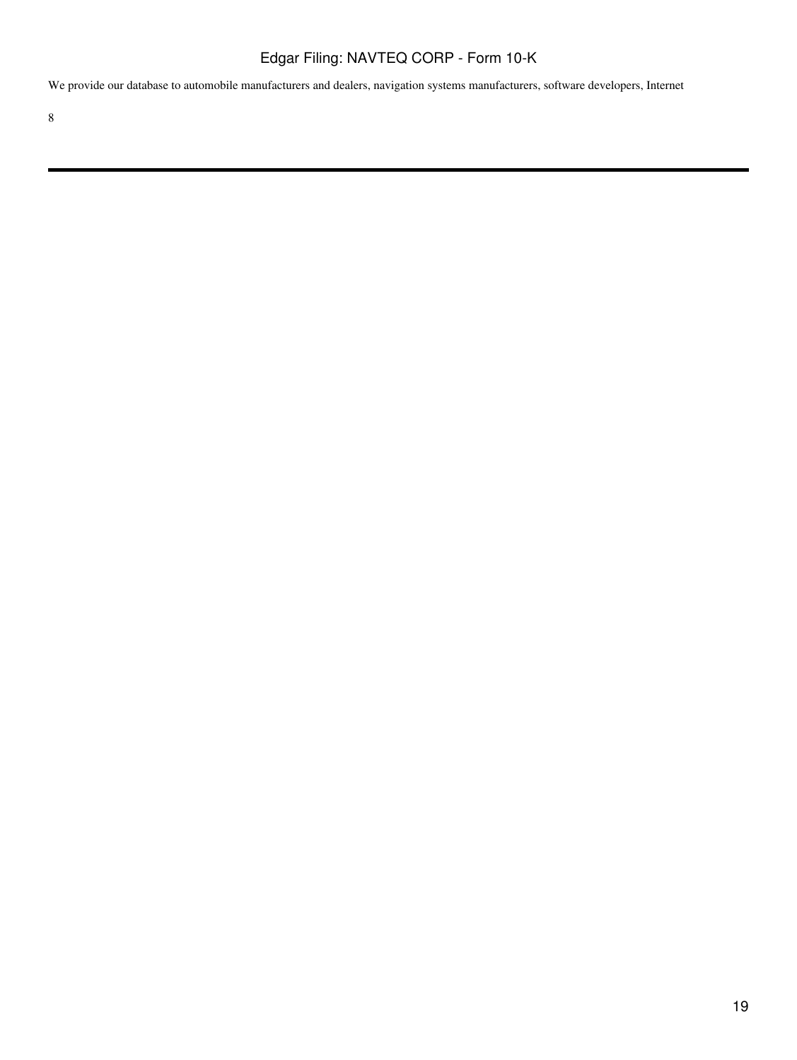We provide our database to automobile manufacturers and dealers, navigation systems manufacturers, software developers, Internet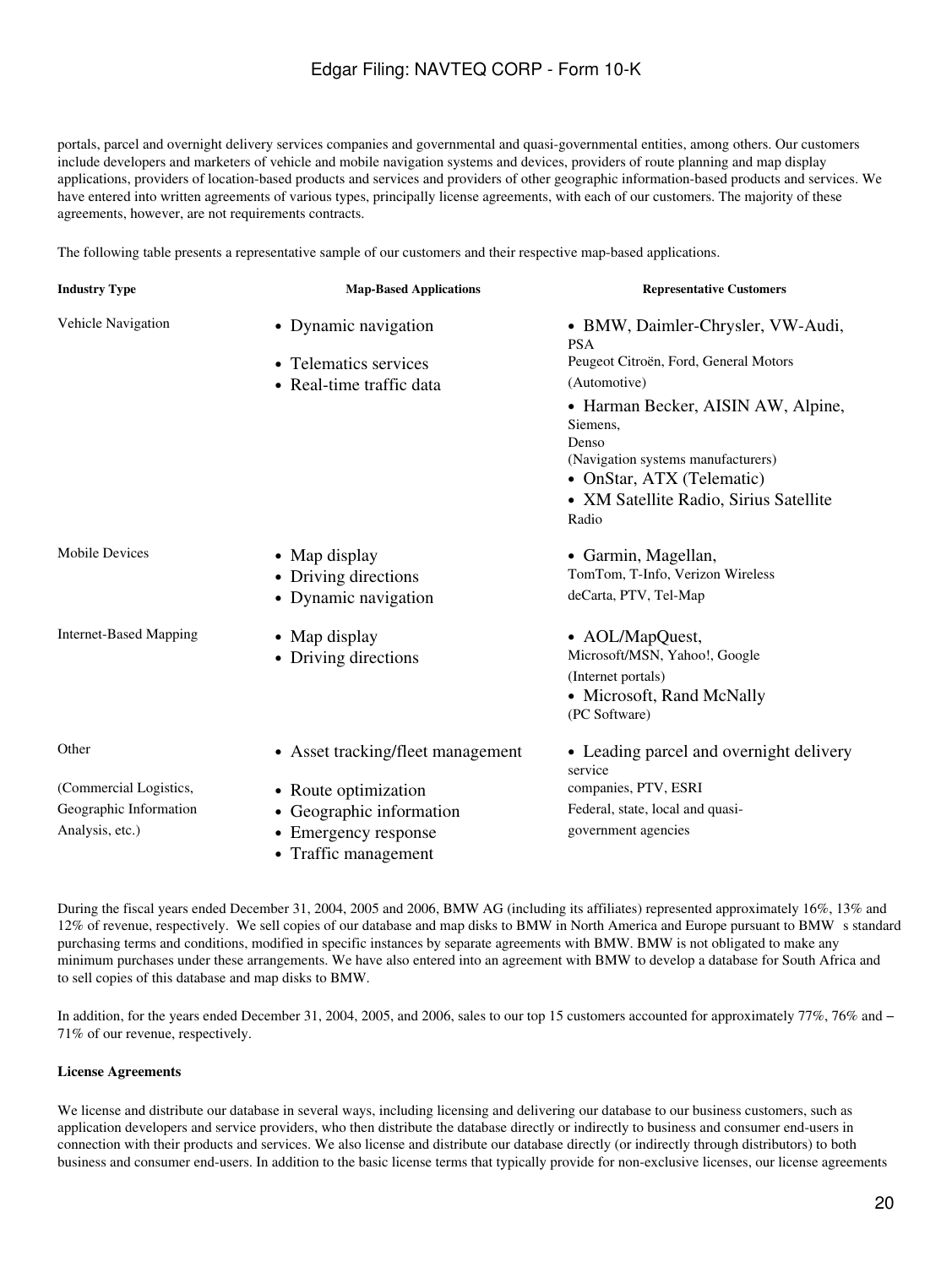portals, parcel and overnight delivery services companies and governmental and quasi-governmental entities, among others. Our customers include developers and marketers of vehicle and mobile navigation systems and devices, providers of route planning and map display applications, providers of location-based products and services and providers of other geographic information-based products and services. We have entered into written agreements of various types, principally license agreements, with each of our customers. The majority of these agreements, however, are not requirements contracts.

The following table presents a representative sample of our customers and their respective map-based applications.

| Industry Type | Map-Based Applications | Representative Customers |
|---|---|---|
| Vehicle Navigation | • Dynamic navigation<br>• Telematics services<br>• Real-time traffic data | • BMW, Daimler-Chrysler, VW-Audi, PSA Peugeot Citroën, Ford, General Motors (Automotive)<br>• Harman Becker, AISIN AW, Alpine, Siemens, Denso (Navigation systems manufacturers)<br>• OnStar, ATX (Telematic)<br>• XM Satellite Radio, Sirius Satellite Radio |
| Mobile Devices | • Map display<br>• Driving directions<br>• Dynamic navigation | • Garmin, Magellan, TomTom, T-Info, Verizon Wireless deCarta, PTV, Tel-Map |
| Internet-Based Mapping | • Map display<br>• Driving directions | • AOL/MapQuest, Microsoft/MSN, Yahoo!, Google (Internet portals)<br>• Microsoft, Rand McNally (PC Software) |
| Other (Commercial Logistics, Geographic Information Analysis, etc.) | • Asset tracking/fleet management<br>• Route optimization<br>• Geographic information<br>• Emergency response<br>• Traffic management | • Leading parcel and overnight delivery service companies, PTV, ESRI Federal, state, local and quasi-government agencies |

During the fiscal years ended December 31, 2004, 2005 and 2006, BMW AG (including its affiliates) represented approximately 16%, 13% and 12% of revenue, respectively. We sell copies of our database and map disks to BMW in North America and Europe pursuant to BMW s standard purchasing terms and conditions, modified in specific instances by separate agreements with BMW. BMW is not obligated to make any minimum purchases under these arrangements. We have also entered into an agreement with BMW to develop a database for South Africa and to sell copies of this database and map disks to BMW.

In addition, for the years ended December 31, 2004, 2005, and 2006, sales to our top 15 customers accounted for approximately 77%, 76% and – 71% of our revenue, respectively.

#### License Agreements

We license and distribute our database in several ways, including licensing and delivering our database to our business customers, such as application developers and service providers, who then distribute the database directly or indirectly to business and consumer end-users in connection with their products and services. We also license and distribute our database directly (or indirectly through distributors) to both business and consumer end-users. In addition to the basic license terms that typically provide for non-exclusive licenses, our license agreements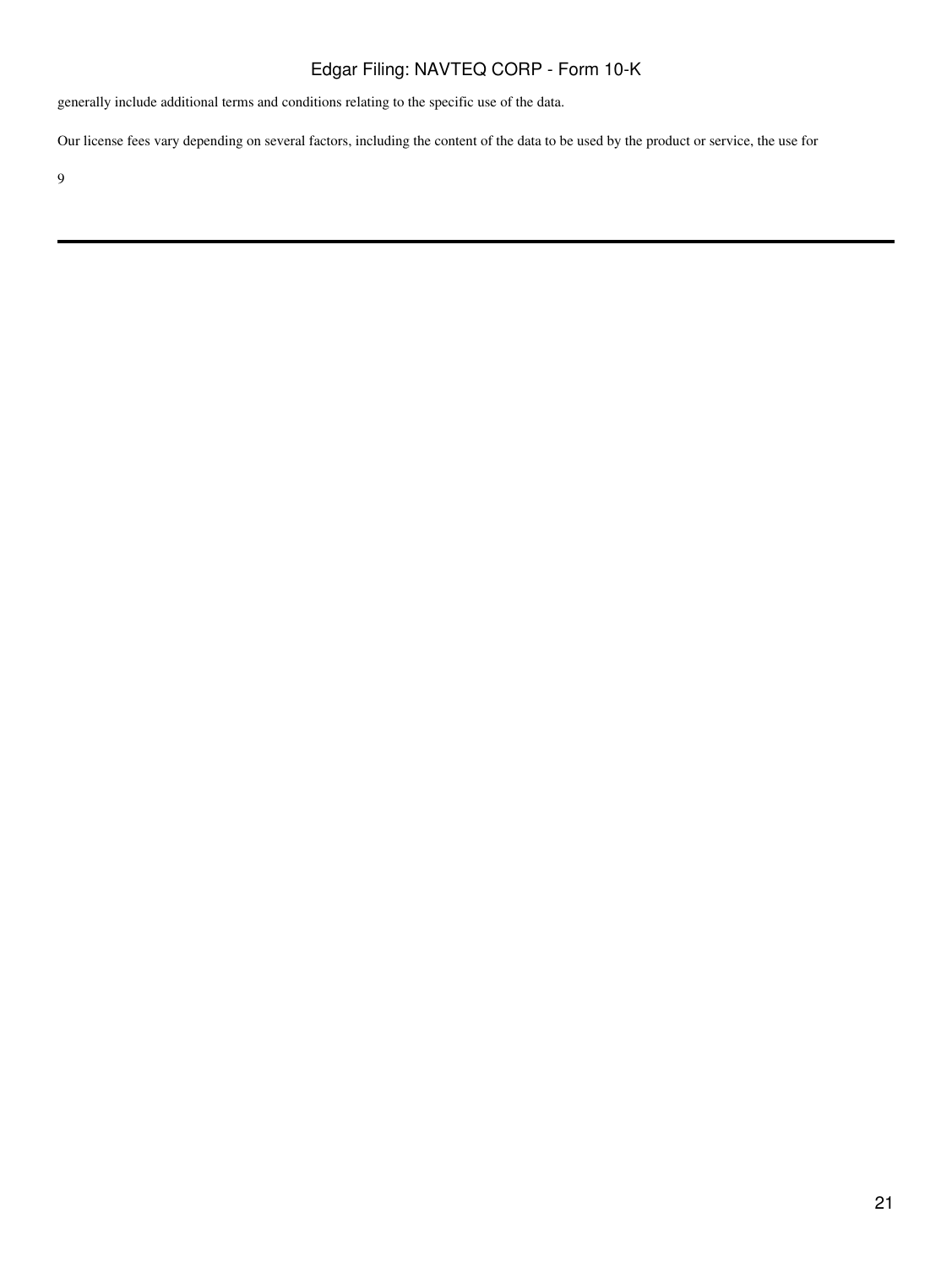generally include additional terms and conditions relating to the specific use of the data.

Our license fees vary depending on several factors, including the content of the data to be used by the product or service, the use for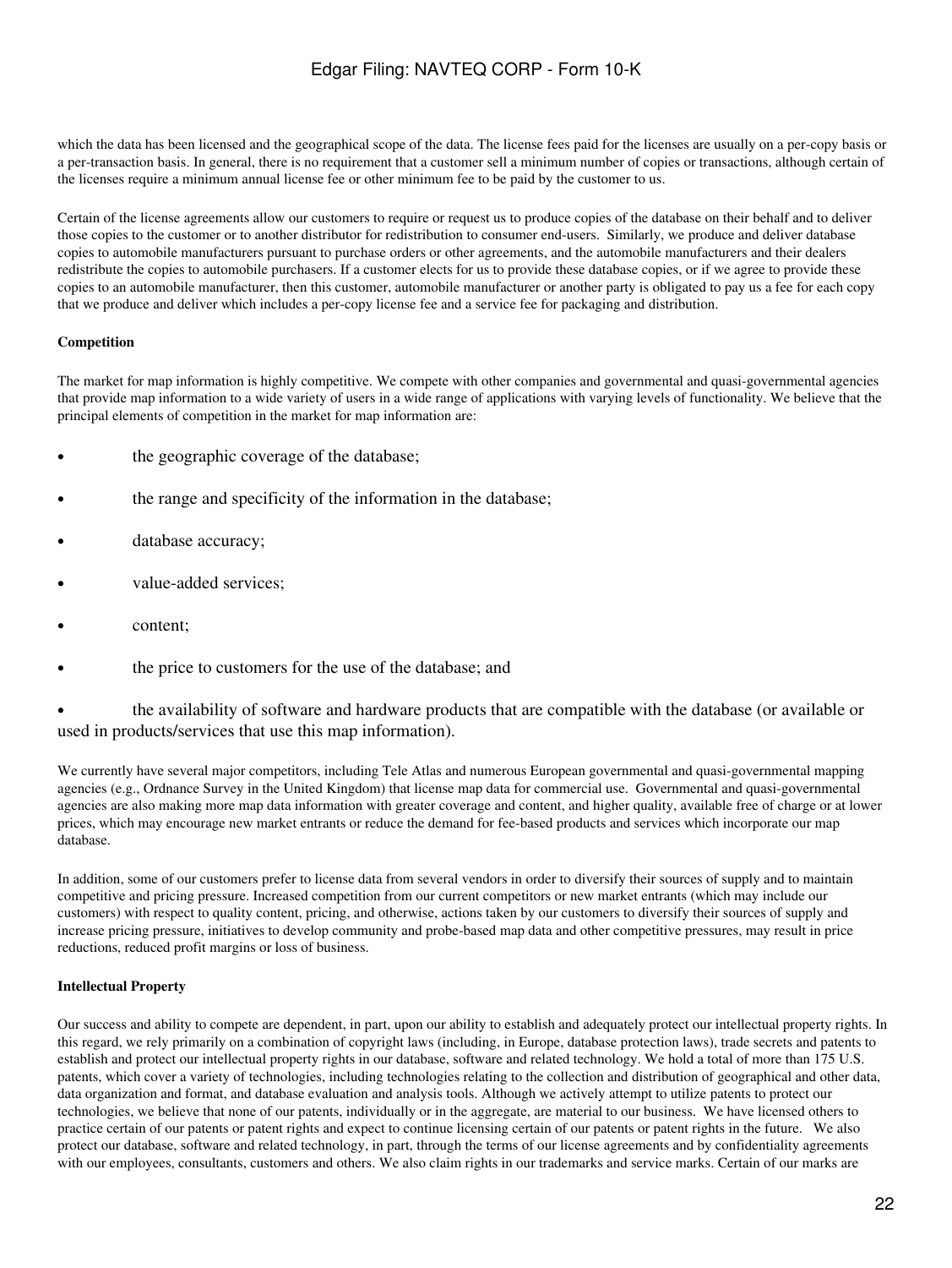which the data has been licensed and the geographical scope of the data. The license fees paid for the licenses are usually on a per-copy basis or a per-transaction basis. In general, there is no requirement that a customer sell a minimum number of copies or transactions, although certain of the licenses require a minimum annual license fee or other minimum fee to be paid by the customer to us.

Certain of the license agreements allow our customers to require or request us to produce copies of the database on their behalf and to deliver those copies to the customer or to another distributor for redistribution to consumer end-users. Similarly, we produce and deliver database copies to automobile manufacturers pursuant to purchase orders or other agreements, and the automobile manufacturers and their dealers redistribute the copies to automobile purchasers. If a customer elects for us to provide these database copies, or if we agree to provide these copies to an automobile manufacturer, then this customer, automobile manufacturer or another party is obligated to pay us a fee for each copy that we produce and deliver which includes a per-copy license fee and a service fee for packaging and distribution.

**Competition**

The market for map information is highly competitive. We compete with other companies and governmental and quasi-governmental agencies that provide map information to a wide variety of users in a wide range of applications with varying levels of functionality. We believe that the principal elements of competition in the market for map information are:

- the geographic coverage of the database;
- the range and specificity of the information in the database;
- database accuracy;
- value-added services;
- content;
- the price to customers for the use of the database; and
- the availability of software and hardware products that are compatible with the database (or available or used in products/services that use this map information).

We currently have several major competitors, including Tele Atlas and numerous European governmental and quasi-governmental mapping agencies (e.g., Ordnance Survey in the United Kingdom) that license map data for commercial use. Governmental and quasi-governmental agencies are also making more map data information with greater coverage and content, and higher quality, available free of charge or at lower prices, which may encourage new market entrants or reduce the demand for fee-based products and services which incorporate our map database.

In addition, some of our customers prefer to license data from several vendors in order to diversify their sources of supply and to maintain competitive and pricing pressure. Increased competition from our current competitors or new market entrants (which may include our customers) with respect to quality content, pricing, and otherwise, actions taken by our customers to diversify their sources of supply and increase pricing pressure, initiatives to develop community and probe-based map data and other competitive pressures, may result in price reductions, reduced profit margins or loss of business.

**Intellectual Property**

Our success and ability to compete are dependent, in part, upon our ability to establish and adequately protect our intellectual property rights. In this regard, we rely primarily on a combination of copyright laws (including, in Europe, database protection laws), trade secrets and patents to establish and protect our intellectual property rights in our database, software and related technology. We hold a total of more than 175 U.S. patents, which cover a variety of technologies, including technologies relating to the collection and distribution of geographical and other data, data organization and format, and database evaluation and analysis tools. Although we actively attempt to utilize patents to protect our technologies, we believe that none of our patents, individually or in the aggregate, are material to our business. We have licensed others to practice certain of our patents or patent rights and expect to continue licensing certain of our patents or patent rights in the future. We also protect our database, software and related technology, in part, through the terms of our license agreements and by confidentiality agreements with our employees, consultants, customers and others. We also claim rights in our trademarks and service marks. Certain of our marks are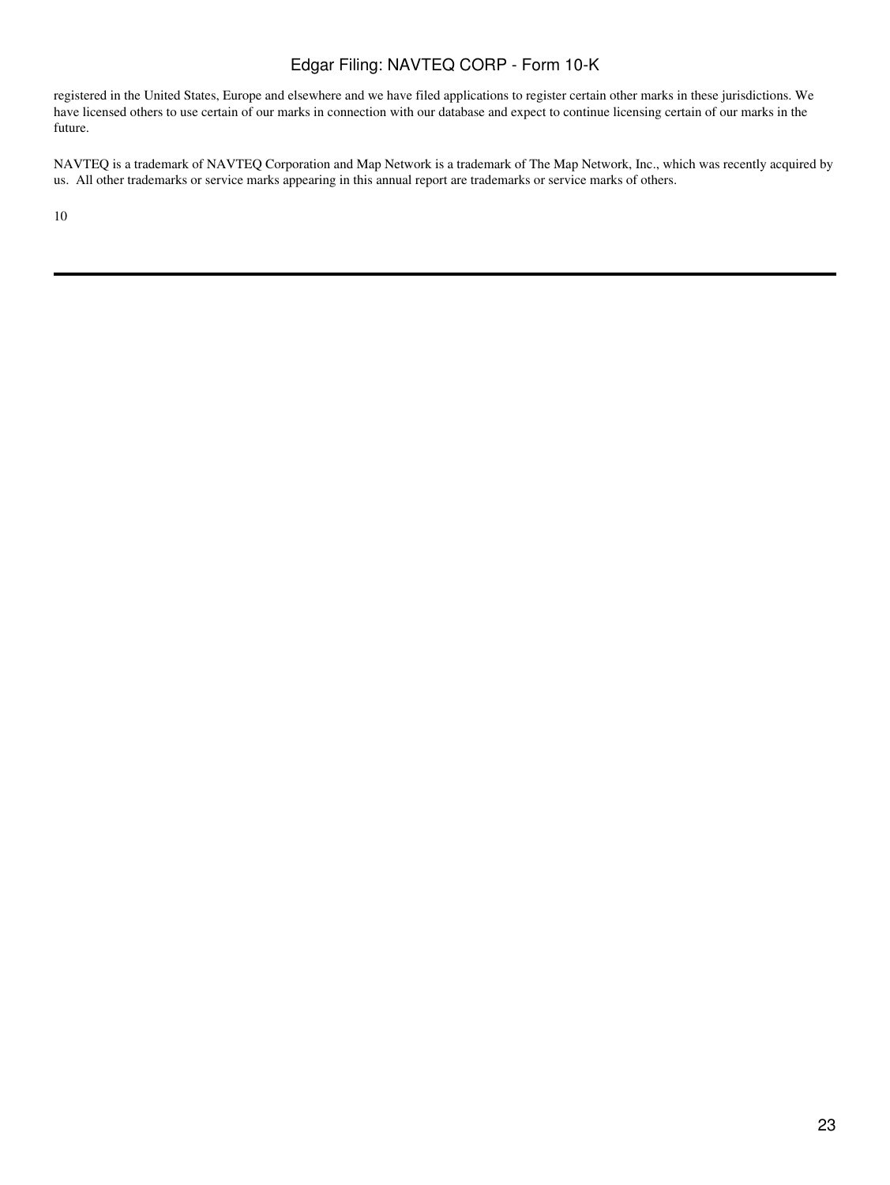registered in the United States, Europe and elsewhere and we have filed applications to register certain other marks in these jurisdictions. We have licensed others to use certain of our marks in connection with our database and expect to continue licensing certain of our marks in the future.

NAVTEQ is a trademark of NAVTEQ Corporation and Map Network is a trademark of The Map Network, Inc., which was recently acquired by us. All other trademarks or service marks appearing in this annual report are trademarks or service marks of others.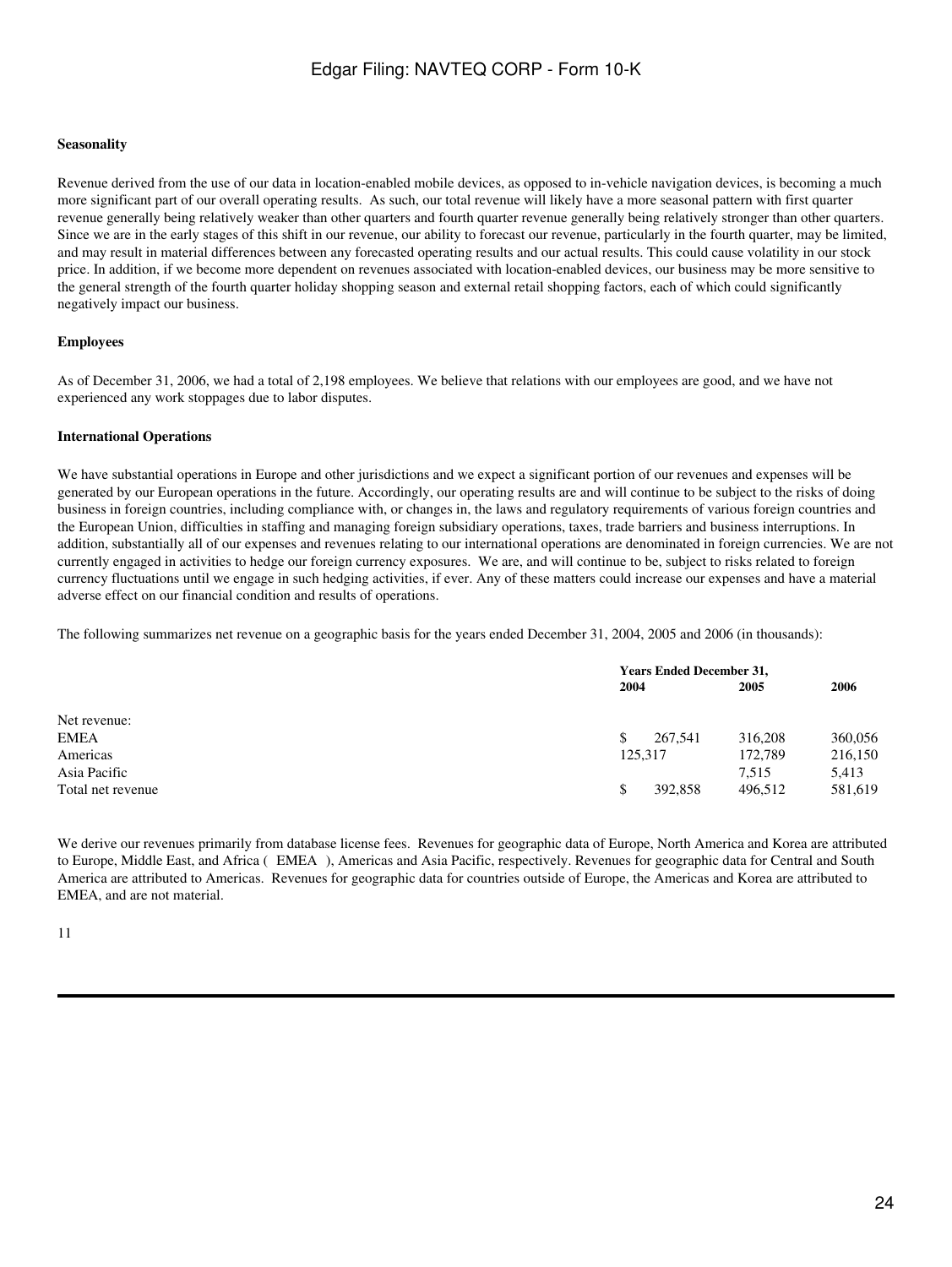### Seasonality

Revenue derived from the use of our data in location-enabled mobile devices, as opposed to in-vehicle navigation devices, is becoming a much more significant part of our overall operating results. As such, our total revenue will likely have a more seasonal pattern with first quarter revenue generally being relatively weaker than other quarters and fourth quarter revenue generally being relatively stronger than other quarters. Since we are in the early stages of this shift in our revenue, our ability to forecast our revenue, particularly in the fourth quarter, may be limited, and may result in material differences between any forecasted operating results and our actual results. This could cause volatility in our stock price. In addition, if we become more dependent on revenues associated with location-enabled devices, our business may be more sensitive to the general strength of the fourth quarter holiday shopping season and external retail shopping factors, each of which could significantly negatively impact our business.

### Employees

As of December 31, 2006, we had a total of 2,198 employees. We believe that relations with our employees are good, and we have not experienced any work stoppages due to labor disputes.

### International Operations

We have substantial operations in Europe and other jurisdictions and we expect a significant portion of our revenues and expenses will be generated by our European operations in the future. Accordingly, our operating results are and will continue to be subject to the risks of doing business in foreign countries, including compliance with, or changes in, the laws and regulatory requirements of various foreign countries and the European Union, difficulties in staffing and managing foreign subsidiary operations, taxes, trade barriers and business interruptions. In addition, substantially all of our expenses and revenues relating to our international operations are denominated in foreign currencies. We are not currently engaged in activities to hedge our foreign currency exposures. We are, and will continue to be, subject to risks related to foreign currency fluctuations until we engage in such hedging activities, if ever. Any of these matters could increase our expenses and have a material adverse effect on our financial condition and results of operations.

The following summarizes net revenue on a geographic basis for the years ended December 31, 2004, 2005 and 2006 (in thousands):

| | Years Ended December 31, | | |
|---|---|---|---|
| | 2004 | 2005 | 2006 |
| Net revenue: | | | |
| EMEA | $ 267,541 | 316,208 | 360,056 |
| Americas | 125,317 | 172,789 | 216,150 |
| Asia Pacific | | 7,515 | 5,413 |
| Total net revenue | $ 392,858 | 496,512 | 581,619 |

We derive our revenues primarily from database license fees. Revenues for geographic data of Europe, North America and Korea are attributed to Europe, Middle East, and Africa ( EMEA ), Americas and Asia Pacific, respectively. Revenues for geographic data for Central and South America are attributed to Americas. Revenues for geographic data for countries outside of Europe, the Americas and Korea are attributed to EMEA, and are not material.

11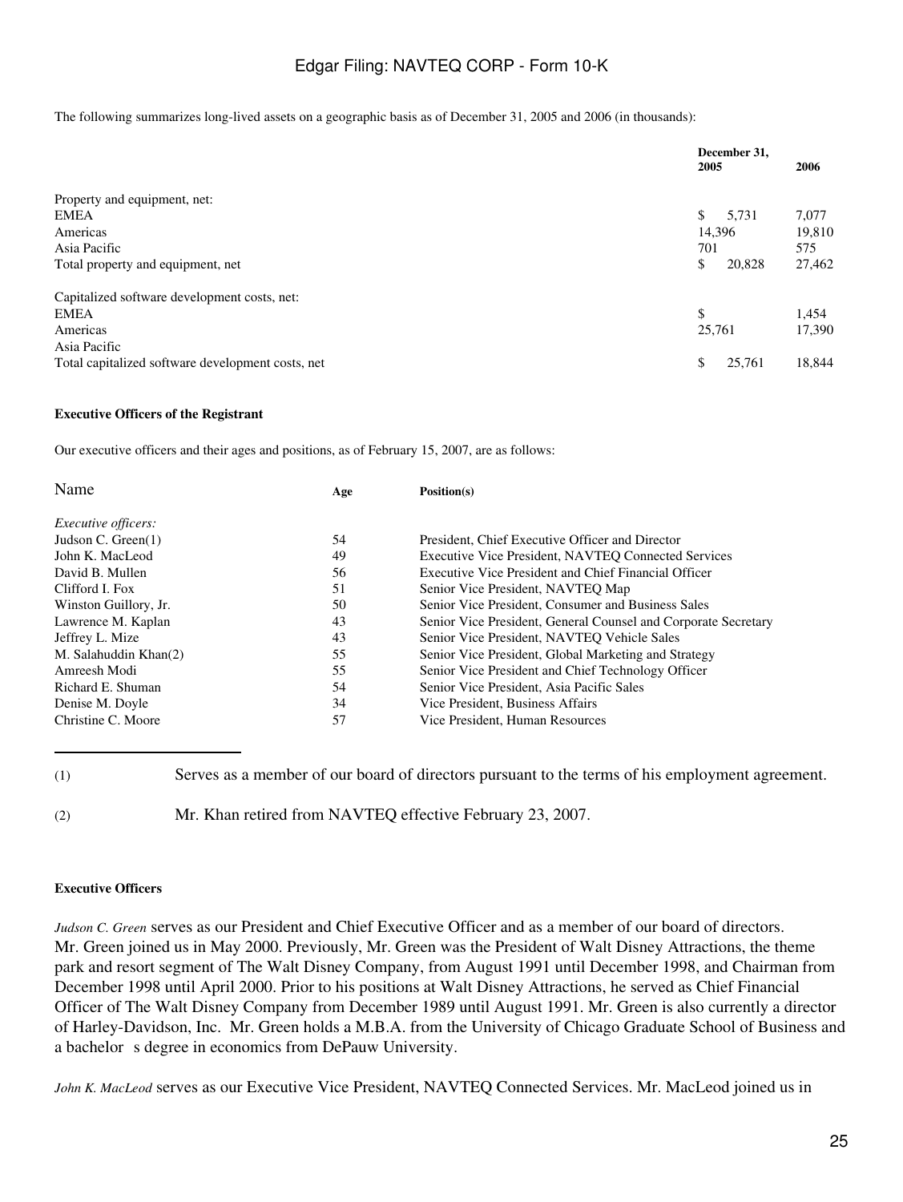The following summarizes long-lived assets on a geographic basis as of December 31, 2005 and 2006 (in thousands):

| | December 31, 2005 | 2006 |
|---|---|---|
| Property and equipment, net: | | |
| EMEA | $ 5,731 | 7,077 |
| Americas | 14,396 | 19,810 |
| Asia Pacific | 701 | 575 |
| Total property and equipment, net | $ 20,828 | 27,462 |
| Capitalized software development costs, net: | | |
| EMEA | $ | 1,454 |
| Americas | 25,761 | 17,390 |
| Asia Pacific | | |
| Total capitalized software development costs, net | $ 25,761 | 18,844 |

#### Executive Officers of the Registrant

Our executive officers and their ages and positions, as of February 15, 2007, are as follows:

| Name | Age | Position(s) |
|---|---|---|
| *Executive officers:* | | |
| Judson C. Green(1) | 54 | President, Chief Executive Officer and Director |
| John K. MacLeod | 49 | Executive Vice President, NAVTEQ Connected Services |
| David B. Mullen | 56 | Executive Vice President and Chief Financial Officer |
| Clifford I. Fox | 51 | Senior Vice President, NAVTEQ Map |
| Winston Guillory, Jr. | 50 | Senior Vice President, Consumer and Business Sales |
| Lawrence M. Kaplan | 43 | Senior Vice President, General Counsel and Corporate Secretary |
| Jeffrey L. Mize | 43 | Senior Vice President, NAVTEQ Vehicle Sales |
| M. Salahuddin Khan(2) | 55 | Senior Vice President, Global Marketing and Strategy |
| Amreesh Modi | 55 | Senior Vice President and Chief Technology Officer |
| Richard E. Shuman | 54 | Senior Vice President, Asia Pacific Sales |
| Denise M. Doyle | 34 | Vice President, Business Affairs |
| Christine C. Moore | 57 | Vice President, Human Resources |

(1) Serves as a member of our board of directors pursuant to the terms of his employment agreement.

(2) Mr. Khan retired from NAVTEQ effective February 23, 2007.

#### Executive Officers

*Judson C. Green* serves as our President and Chief Executive Officer and as a member of our board of directors. Mr. Green joined us in May 2000. Previously, Mr. Green was the President of Walt Disney Attractions, the theme park and resort segment of The Walt Disney Company, from August 1991 until December 1998, and Chairman from December 1998 until April 2000. Prior to his positions at Walt Disney Attractions, he served as Chief Financial Officer of The Walt Disney Company from December 1989 until August 1991. Mr. Green is also currently a director of Harley-Davidson, Inc. Mr. Green holds a M.B.A. from the University of Chicago Graduate School of Business and a bachelor s degree in economics from DePauw University.

*John K. MacLeod* serves as our Executive Vice President, NAVTEQ Connected Services. Mr. MacLeod joined us in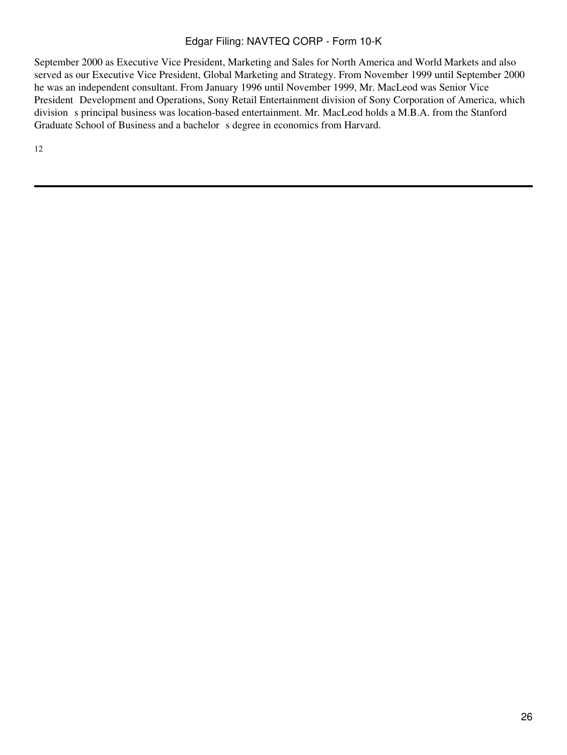September 2000 as Executive Vice President, Marketing and Sales for North America and World Markets and also served as our Executive Vice President, Global Marketing and Strategy. From November 1999 until September 2000 he was an independent consultant. From January 1996 until November 1999, Mr. MacLeod was Senior Vice President Development and Operations, Sony Retail Entertainment division of Sony Corporation of America, which division s principal business was location-based entertainment. Mr. MacLeod holds a M.B.A. from the Stanford Graduate School of Business and a bachelor s degree in economics from Harvard.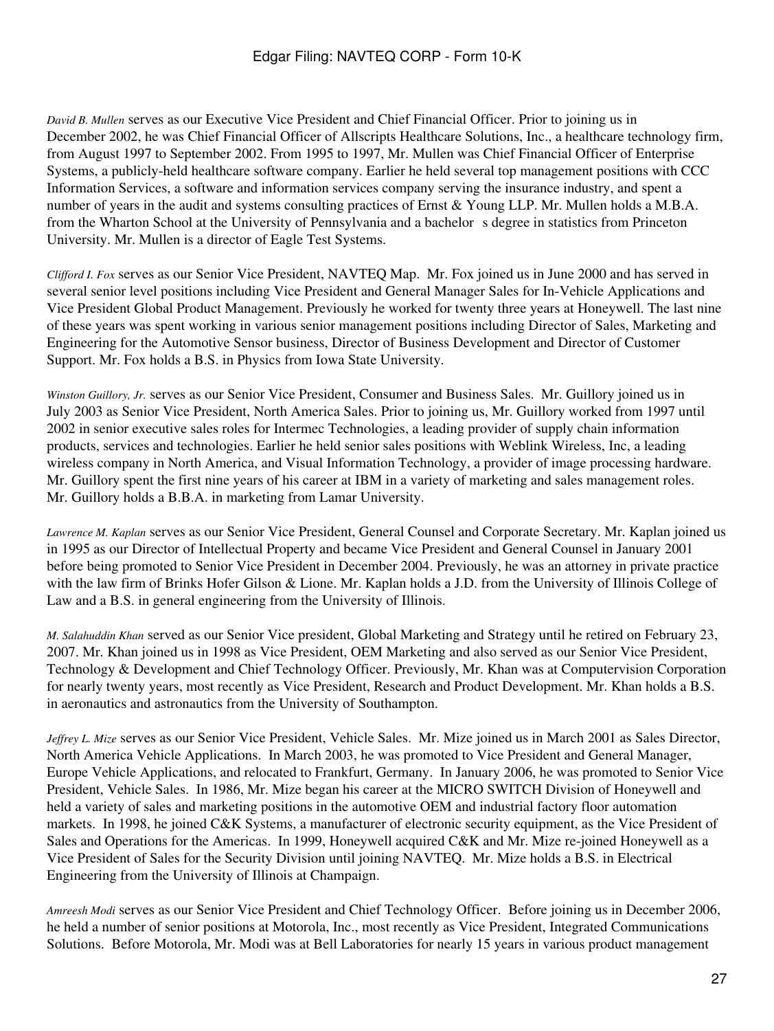*David B. Mullen* serves as our Executive Vice President and Chief Financial Officer. Prior to joining us in December 2002, he was Chief Financial Officer of Allscripts Healthcare Solutions, Inc., a healthcare technology firm, from August 1997 to September 2002. From 1995 to 1997, Mr. Mullen was Chief Financial Officer of Enterprise Systems, a publicly-held healthcare software company. Earlier he held several top management positions with CCC Information Services, a software and information services company serving the insurance industry, and spent a number of years in the audit and systems consulting practices of Ernst & Young LLP. Mr. Mullen holds a M.B.A. from the Wharton School at the University of Pennsylvania and a bachelor s degree in statistics from Princeton University. Mr. Mullen is a director of Eagle Test Systems.

*Clifford I. Fox* serves as our Senior Vice President, NAVTEQ Map. Mr. Fox joined us in June 2000 and has served in several senior level positions including Vice President and General Manager Sales for In-Vehicle Applications and Vice President Global Product Management. Previously he worked for twenty three years at Honeywell. The last nine of these years was spent working in various senior management positions including Director of Sales, Marketing and Engineering for the Automotive Sensor business, Director of Business Development and Director of Customer Support. Mr. Fox holds a B.S. in Physics from Iowa State University.

*Winston Guillory, Jr.* serves as our Senior Vice President, Consumer and Business Sales. Mr. Guillory joined us in July 2003 as Senior Vice President, North America Sales. Prior to joining us, Mr. Guillory worked from 1997 until 2002 in senior executive sales roles for Intermec Technologies, a leading provider of supply chain information products, services and technologies. Earlier he held senior sales positions with Weblink Wireless, Inc, a leading wireless company in North America, and Visual Information Technology, a provider of image processing hardware. Mr. Guillory spent the first nine years of his career at IBM in a variety of marketing and sales management roles. Mr. Guillory holds a B.B.A. in marketing from Lamar University.

*Lawrence M. Kaplan* serves as our Senior Vice President, General Counsel and Corporate Secretary. Mr. Kaplan joined us in 1995 as our Director of Intellectual Property and became Vice President and General Counsel in January 2001 before being promoted to Senior Vice President in December 2004. Previously, he was an attorney in private practice with the law firm of Brinks Hofer Gilson & Lione. Mr. Kaplan holds a J.D. from the University of Illinois College of Law and a B.S. in general engineering from the University of Illinois.

*M. Salahuddin Khan* served as our Senior Vice president, Global Marketing and Strategy until he retired on February 23, 2007. Mr. Khan joined us in 1998 as Vice President, OEM Marketing and also served as our Senior Vice President, Technology & Development and Chief Technology Officer. Previously, Mr. Khan was at Computervision Corporation for nearly twenty years, most recently as Vice President, Research and Product Development. Mr. Khan holds a B.S. in aeronautics and astronautics from the University of Southampton.

*Jeffrey L. Mize* serves as our Senior Vice President, Vehicle Sales. Mr. Mize joined us in March 2001 as Sales Director, North America Vehicle Applications. In March 2003, he was promoted to Vice President and General Manager, Europe Vehicle Applications, and relocated to Frankfurt, Germany. In January 2006, he was promoted to Senior Vice President, Vehicle Sales. In 1986, Mr. Mize began his career at the MICRO SWITCH Division of Honeywell and held a variety of sales and marketing positions in the automotive OEM and industrial factory floor automation markets. In 1998, he joined C&K Systems, a manufacturer of electronic security equipment, as the Vice President of Sales and Operations for the Americas. In 1999, Honeywell acquired C&K and Mr. Mize re-joined Honeywell as a Vice President of Sales for the Security Division until joining NAVTEQ. Mr. Mize holds a B.S. in Electrical Engineering from the University of Illinois at Champaign.

*Amreesh Modi* serves as our Senior Vice President and Chief Technology Officer. Before joining us in December 2006, he held a number of senior positions at Motorola, Inc., most recently as Vice President, Integrated Communications Solutions. Before Motorola, Mr. Modi was at Bell Laboratories for nearly 15 years in various product management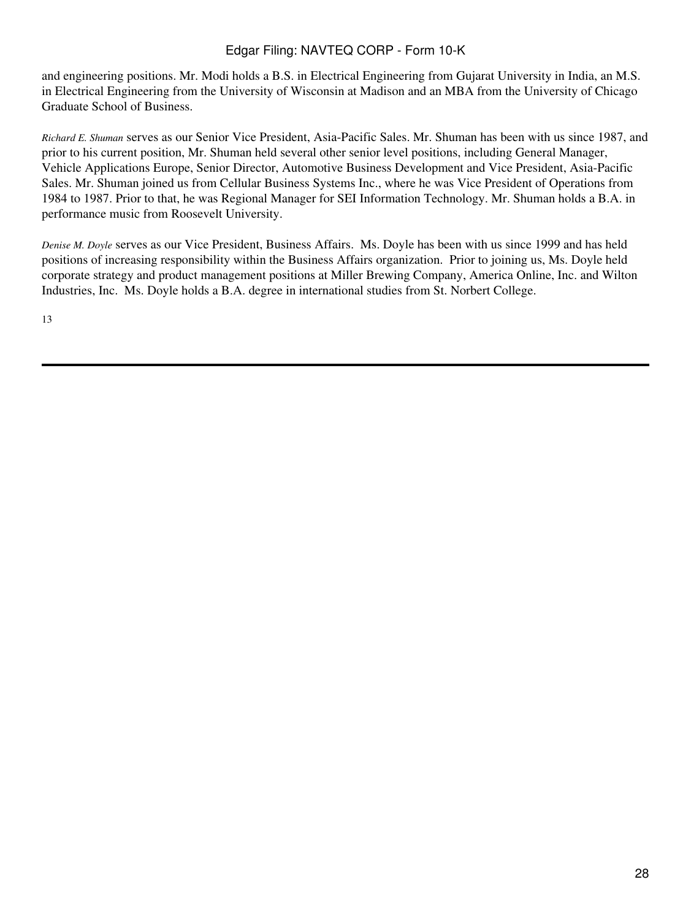and engineering positions. Mr. Modi holds a B.S. in Electrical Engineering from Gujarat University in India, an M.S. in Electrical Engineering from the University of Wisconsin at Madison and an MBA from the University of Chicago Graduate School of Business.

*Richard E. Shuman* serves as our Senior Vice President, Asia-Pacific Sales. Mr. Shuman has been with us since 1987, and prior to his current position, Mr. Shuman held several other senior level positions, including General Manager, Vehicle Applications Europe, Senior Director, Automotive Business Development and Vice President, Asia-Pacific Sales. Mr. Shuman joined us from Cellular Business Systems Inc., where he was Vice President of Operations from 1984 to 1987. Prior to that, he was Regional Manager for SEI Information Technology. Mr. Shuman holds a B.A. in performance music from Roosevelt University.

*Denise M. Doyle* serves as our Vice President, Business Affairs. Ms. Doyle has been with us since 1999 and has held positions of increasing responsibility within the Business Affairs organization. Prior to joining us, Ms. Doyle held corporate strategy and product management positions at Miller Brewing Company, America Online, Inc. and Wilton Industries, Inc. Ms. Doyle holds a B.A. degree in international studies from St. Norbert College.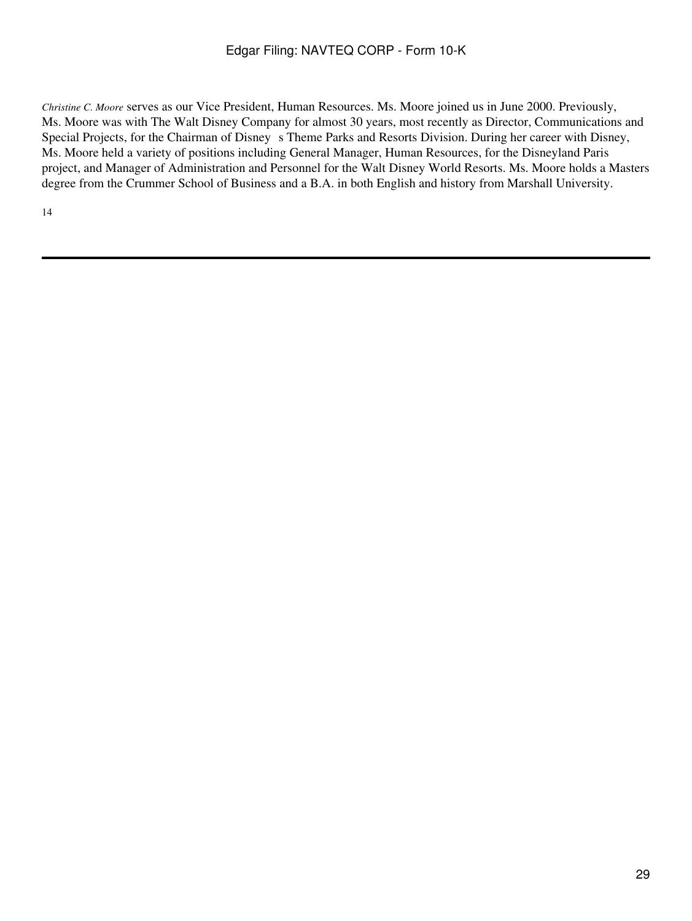*Christine C. Moore* serves as our Vice President, Human Resources. Ms. Moore joined us in June 2000. Previously, Ms. Moore was with The Walt Disney Company for almost 30 years, most recently as Director, Communications and Special Projects, for the Chairman of Disney s Theme Parks and Resorts Division. During her career with Disney, Ms. Moore held a variety of positions including General Manager, Human Resources, for the Disneyland Paris project, and Manager of Administration and Personnel for the Walt Disney World Resorts. Ms. Moore holds a Masters degree from the Crummer School of Business and a B.A. in both English and history from Marshall University.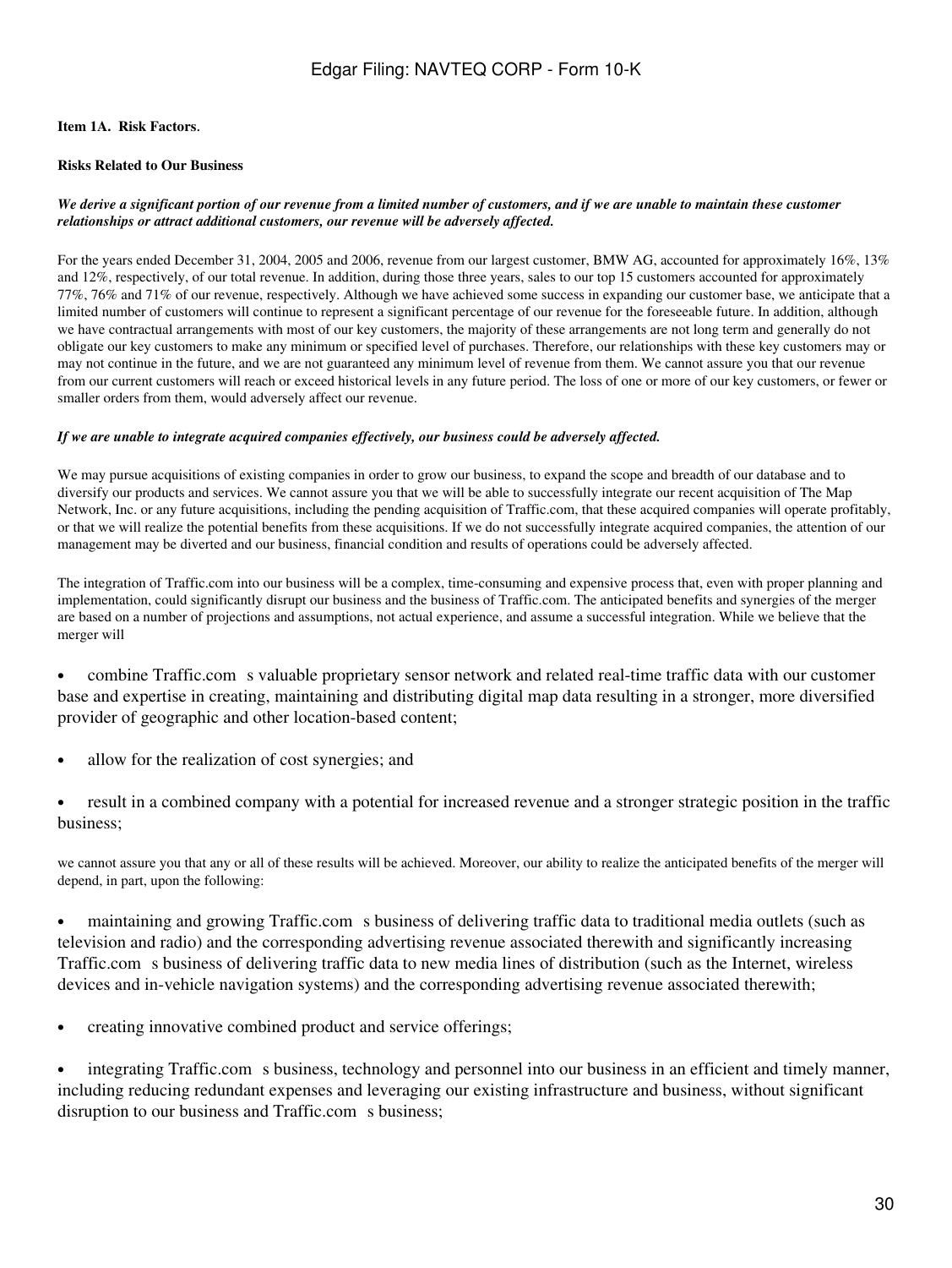**Item 1A. Risk Factors**.

**Risks Related to Our Business**

***We derive a significant portion of our revenue from a limited number of customers, and if we are unable to maintain these customer relationships or attract additional customers, our revenue will be adversely affected.***

For the years ended December 31, 2004, 2005 and 2006, revenue from our largest customer, BMW AG, accounted for approximately 16%, 13% and 12%, respectively, of our total revenue. In addition, during those three years, sales to our top 15 customers accounted for approximately 77%, 76% and 71% of our revenue, respectively. Although we have achieved some success in expanding our customer base, we anticipate that a limited number of customers will continue to represent a significant percentage of our revenue for the foreseeable future. In addition, although we have contractual arrangements with most of our key customers, the majority of these arrangements are not long term and generally do not obligate our key customers to make any minimum or specified level of purchases. Therefore, our relationships with these key customers may or may not continue in the future, and we are not guaranteed any minimum level of revenue from them. We cannot assure you that our revenue from our current customers will reach or exceed historical levels in any future period. The loss of one or more of our key customers, or fewer or smaller orders from them, would adversely affect our revenue.

***If we are unable to integrate acquired companies effectively, our business could be adversely affected.***

We may pursue acquisitions of existing companies in order to grow our business, to expand the scope and breadth of our database and to diversify our products and services. We cannot assure you that we will be able to successfully integrate our recent acquisition of The Map Network, Inc. or any future acquisitions, including the pending acquisition of Traffic.com, that these acquired companies will operate profitably, or that we will realize the potential benefits from these acquisitions. If we do not successfully integrate acquired companies, the attention of our management may be diverted and our business, financial condition and results of operations could be adversely affected.

The integration of Traffic.com into our business will be a complex, time-consuming and expensive process that, even with proper planning and implementation, could significantly disrupt our business and the business of Traffic.com. The anticipated benefits and synergies of the merger are based on a number of projections and assumptions, not actual experience, and assume a successful integration. While we believe that the merger will

- combine Traffic.com s valuable proprietary sensor network and related real-time traffic data with our customer base and expertise in creating, maintaining and distributing digital map data resulting in a stronger, more diversified provider of geographic and other location-based content;
- allow for the realization of cost synergies; and
- result in a combined company with a potential for increased revenue and a stronger strategic position in the traffic business;

we cannot assure you that any or all of these results will be achieved. Moreover, our ability to realize the anticipated benefits of the merger will depend, in part, upon the following:

- maintaining and growing Traffic.com s business of delivering traffic data to traditional media outlets (such as television and radio) and the corresponding advertising revenue associated therewith and significantly increasing Traffic.com s business of delivering traffic data to new media lines of distribution (such as the Internet, wireless devices and in-vehicle navigation systems) and the corresponding advertising revenue associated therewith;
- creating innovative combined product and service offerings;
- integrating Traffic.com s business, technology and personnel into our business in an efficient and timely manner, including reducing redundant expenses and leveraging our existing infrastructure and business, without significant disruption to our business and Traffic.com s business;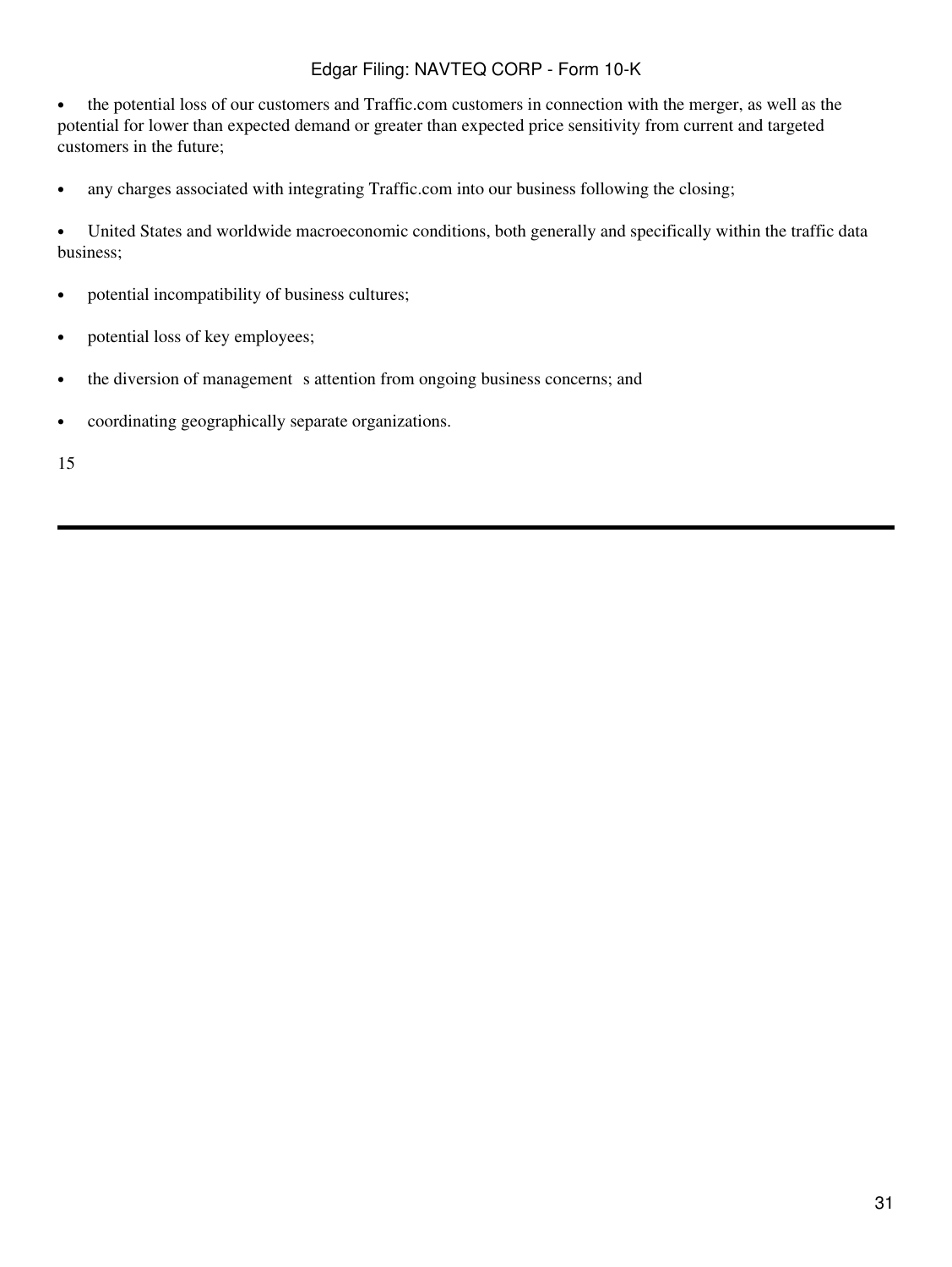- the potential loss of our customers and Traffic.com customers in connection with the merger, as well as the potential for lower than expected demand or greater than expected price sensitivity from current and targeted customers in the future;
- any charges associated with integrating Traffic.com into our business following the closing;
- United States and worldwide macroeconomic conditions, both generally and specifically within the traffic data business;
- potential incompatibility of business cultures;
- potential loss of key employees;
- the diversion of management s attention from ongoing business concerns; and
- coordinating geographically separate organizations.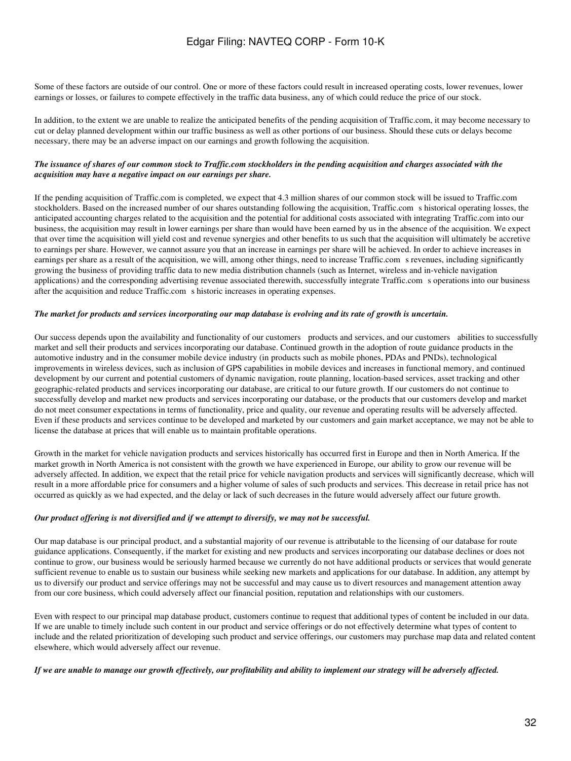Some of these factors are outside of our control. One or more of these factors could result in increased operating costs, lower revenues, lower earnings or losses, or failures to compete effectively in the traffic data business, any of which could reduce the price of our stock.

In addition, to the extent we are unable to realize the anticipated benefits of the pending acquisition of Traffic.com, it may become necessary to cut or delay planned development within our traffic business as well as other portions of our business. Should these cuts or delays become necessary, there may be an adverse impact on our earnings and growth following the acquisition.

***The issuance of shares of our common stock to Traffic.com stockholders in the pending acquisition and charges associated with the acquisition may have a negative impact on our earnings per share.***

If the pending acquisition of Traffic.com is completed, we expect that 4.3 million shares of our common stock will be issued to Traffic.com stockholders. Based on the increased number of our shares outstanding following the acquisition, Traffic.com s historical operating losses, the anticipated accounting charges related to the acquisition and the potential for additional costs associated with integrating Traffic.com into our business, the acquisition may result in lower earnings per share than would have been earned by us in the absence of the acquisition. We expect that over time the acquisition will yield cost and revenue synergies and other benefits to us such that the acquisition will ultimately be accretive to earnings per share. However, we cannot assure you that an increase in earnings per share will be achieved. In order to achieve increases in earnings per share as a result of the acquisition, we will, among other things, need to increase Traffic.com s revenues, including significantly growing the business of providing traffic data to new media distribution channels (such as Internet, wireless and in-vehicle navigation applications) and the corresponding advertising revenue associated therewith, successfully integrate Traffic.com s operations into our business after the acquisition and reduce Traffic.com s historic increases in operating expenses.

***The market for products and services incorporating our map database is evolving and its rate of growth is uncertain.***

Our success depends upon the availability and functionality of our customers products and services, and our customers abilities to successfully market and sell their products and services incorporating our database. Continued growth in the adoption of route guidance products in the automotive industry and in the consumer mobile device industry (in products such as mobile phones, PDAs and PNDs), technological improvements in wireless devices, such as inclusion of GPS capabilities in mobile devices and increases in functional memory, and continued development by our current and potential customers of dynamic navigation, route planning, location-based services, asset tracking and other geographic-related products and services incorporating our database, are critical to our future growth. If our customers do not continue to successfully develop and market new products and services incorporating our database, or the products that our customers develop and market do not meet consumer expectations in terms of functionality, price and quality, our revenue and operating results will be adversely affected. Even if these products and services continue to be developed and marketed by our customers and gain market acceptance, we may not be able to license the database at prices that will enable us to maintain profitable operations.

Growth in the market for vehicle navigation products and services historically has occurred first in Europe and then in North America. If the market growth in North America is not consistent with the growth we have experienced in Europe, our ability to grow our revenue will be adversely affected. In addition, we expect that the retail price for vehicle navigation products and services will significantly decrease, which will result in a more affordable price for consumers and a higher volume of sales of such products and services. This decrease in retail price has not occurred as quickly as we had expected, and the delay or lack of such decreases in the future would adversely affect our future growth.

***Our product offering is not diversified and if we attempt to diversify, we may not be successful.***

Our map database is our principal product, and a substantial majority of our revenue is attributable to the licensing of our database for route guidance applications. Consequently, if the market for existing and new products and services incorporating our database declines or does not continue to grow, our business would be seriously harmed because we currently do not have additional products or services that would generate sufficient revenue to enable us to sustain our business while seeking new markets and applications for our database. In addition, any attempt by us to diversify our product and service offerings may not be successful and may cause us to divert resources and management attention away from our core business, which could adversely affect our financial position, reputation and relationships with our customers.

Even with respect to our principal map database product, customers continue to request that additional types of content be included in our data. If we are unable to timely include such content in our product and service offerings or do not effectively determine what types of content to include and the related prioritization of developing such product and service offerings, our customers may purchase map data and related content elsewhere, which would adversely affect our revenue.

***If we are unable to manage our growth effectively, our profitability and ability to implement our strategy will be adversely affected.***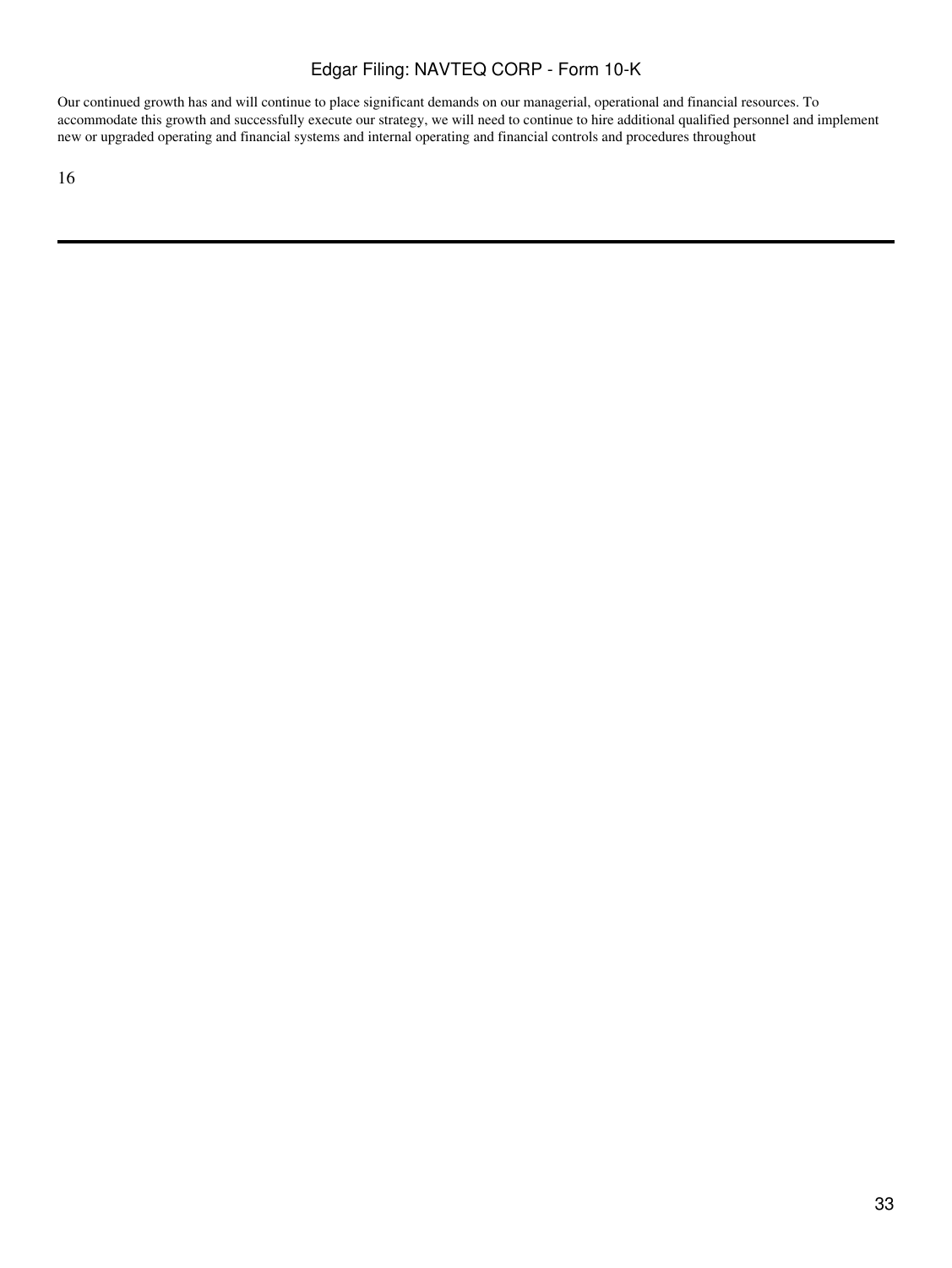Our continued growth has and will continue to place significant demands on our managerial, operational and financial resources. To accommodate this growth and successfully execute our strategy, we will need to continue to hire additional qualified personnel and implement new or upgraded operating and financial systems and internal operating and financial controls and procedures throughout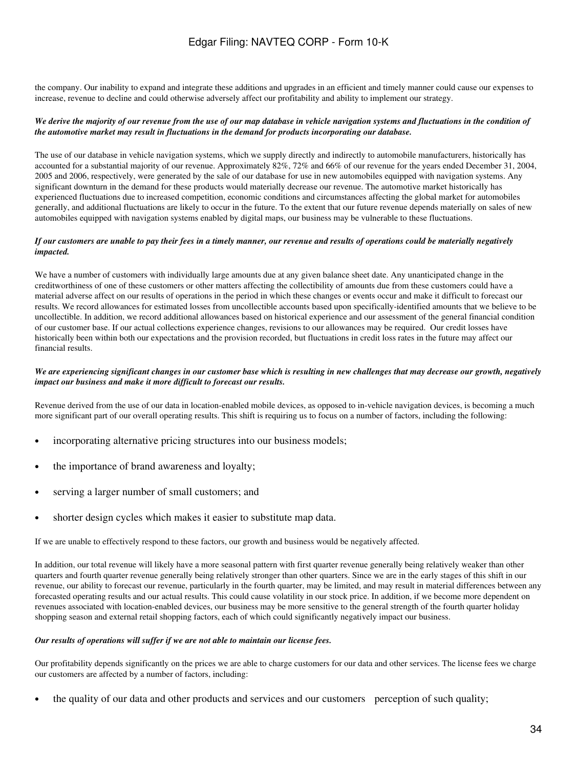the company. Our inability to expand and integrate these additions and upgrades in an efficient and timely manner could cause our expenses to increase, revenue to decline and could otherwise adversely affect our profitability and ability to implement our strategy.

***We derive the majority of our revenue from the use of our map database in vehicle navigation systems and fluctuations in the condition of the automotive market may result in fluctuations in the demand for products incorporating our database.***

The use of our database in vehicle navigation systems, which we supply directly and indirectly to automobile manufacturers, historically has accounted for a substantial majority of our revenue. Approximately 82%, 72% and 66% of our revenue for the years ended December 31, 2004, 2005 and 2006, respectively, were generated by the sale of our database for use in new automobiles equipped with navigation systems. Any significant downturn in the demand for these products would materially decrease our revenue. The automotive market historically has experienced fluctuations due to increased competition, economic conditions and circumstances affecting the global market for automobiles generally, and additional fluctuations are likely to occur in the future. To the extent that our future revenue depends materially on sales of new automobiles equipped with navigation systems enabled by digital maps, our business may be vulnerable to these fluctuations.

***If our customers are unable to pay their fees in a timely manner, our revenue and results of operations could be materially negatively impacted.***

We have a number of customers with individually large amounts due at any given balance sheet date. Any unanticipated change in the creditworthiness of one of these customers or other matters affecting the collectibility of amounts due from these customers could have a material adverse affect on our results of operations in the period in which these changes or events occur and make it difficult to forecast our results. We record allowances for estimated losses from uncollectible accounts based upon specifically-identified amounts that we believe to be uncollectible. In addition, we record additional allowances based on historical experience and our assessment of the general financial condition of our customer base. If our actual collections experience changes, revisions to our allowances may be required. Our credit losses have historically been within both our expectations and the provision recorded, but fluctuations in credit loss rates in the future may affect our financial results.

***We are experiencing significant changes in our customer base which is resulting in new challenges that may decrease our growth, negatively impact our business and make it more difficult to forecast our results.***

Revenue derived from the use of our data in location-enabled mobile devices, as opposed to in-vehicle navigation devices, is becoming a much more significant part of our overall operating results. This shift is requiring us to focus on a number of factors, including the following:

- incorporating alternative pricing structures into our business models;
- the importance of brand awareness and loyalty;
- serving a larger number of small customers; and
- shorter design cycles which makes it easier to substitute map data.

If we are unable to effectively respond to these factors, our growth and business would be negatively affected.

In addition, our total revenue will likely have a more seasonal pattern with first quarter revenue generally being relatively weaker than other quarters and fourth quarter revenue generally being relatively stronger than other quarters. Since we are in the early stages of this shift in our revenue, our ability to forecast our revenue, particularly in the fourth quarter, may be limited, and may result in material differences between any forecasted operating results and our actual results. This could cause volatility in our stock price. In addition, if we become more dependent on revenues associated with location-enabled devices, our business may be more sensitive to the general strength of the fourth quarter holiday shopping season and external retail shopping factors, each of which could significantly negatively impact our business.

***Our results of operations will suffer if we are not able to maintain our license fees.***

Our profitability depends significantly on the prices we are able to charge customers for our data and other services. The license fees we charge our customers are affected by a number of factors, including:

- the quality of our data and other products and services and our customers perception of such quality;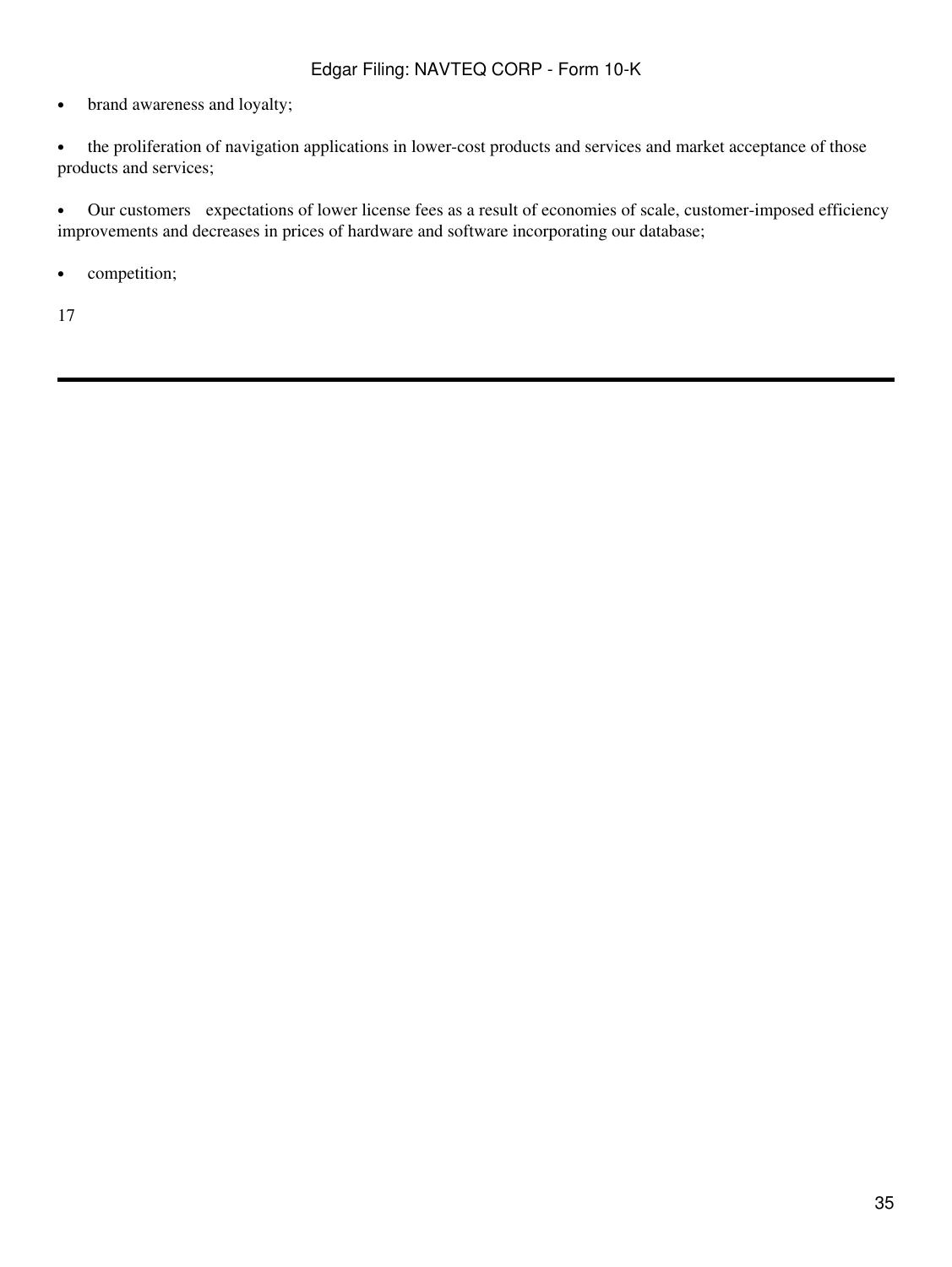- brand awareness and loyalty;

- the proliferation of navigation applications in lower-cost products and services and market acceptance of those products and services;

- Our customers expectations of lower license fees as a result of economies of scale, customer-imposed efficiency improvements and decreases in prices of hardware and software incorporating our database;

- competition;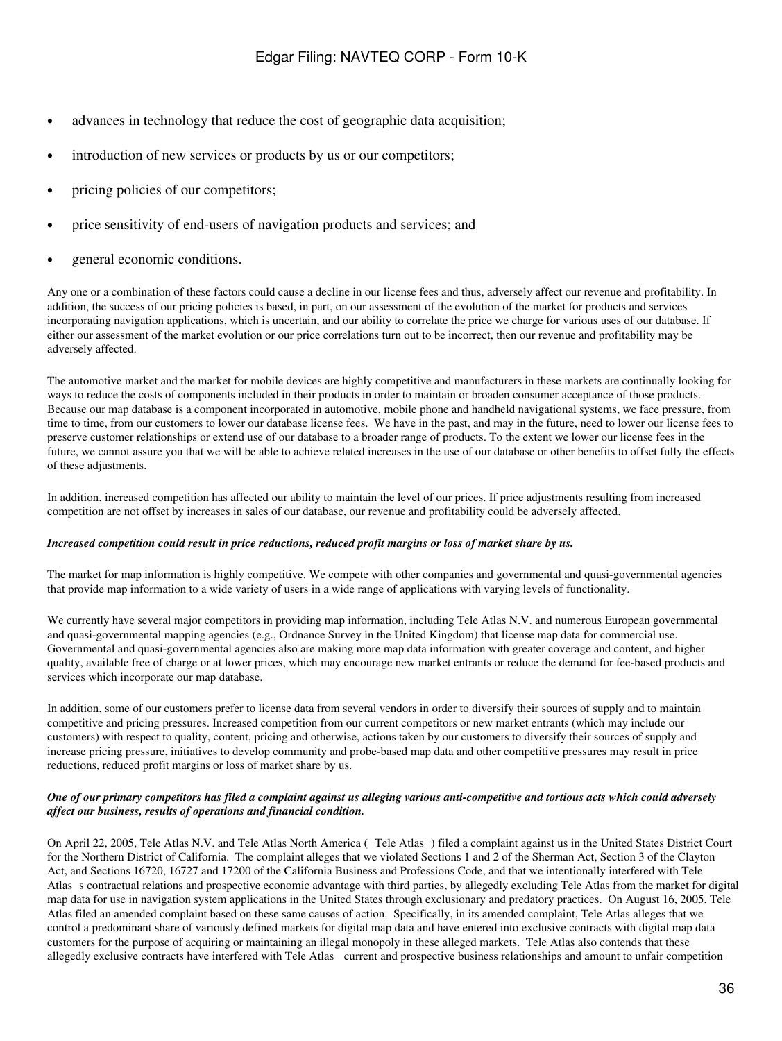- advances in technology that reduce the cost of geographic data acquisition;
- introduction of new services or products by us or our competitors;
- pricing policies of our competitors;
- price sensitivity of end-users of navigation products and services; and
- general economic conditions.

Any one or a combination of these factors could cause a decline in our license fees and thus, adversely affect our revenue and profitability. In addition, the success of our pricing policies is based, in part, on our assessment of the evolution of the market for products and services incorporating navigation applications, which is uncertain, and our ability to correlate the price we charge for various uses of our database. If either our assessment of the market evolution or our price correlations turn out to be incorrect, then our revenue and profitability may be adversely affected.

The automotive market and the market for mobile devices are highly competitive and manufacturers in these markets are continually looking for ways to reduce the costs of components included in their products in order to maintain or broaden consumer acceptance of those products. Because our map database is a component incorporated in automotive, mobile phone and handheld navigational systems, we face pressure, from time to time, from our customers to lower our database license fees. We have in the past, and may in the future, need to lower our license fees to preserve customer relationships or extend use of our database to a broader range of products. To the extent we lower our license fees in the future, we cannot assure you that we will be able to achieve related increases in the use of our database or other benefits to offset fully the effects of these adjustments.

In addition, increased competition has affected our ability to maintain the level of our prices. If price adjustments resulting from increased competition are not offset by increases in sales of our database, our revenue and profitability could be adversely affected.

***Increased competition could result in price reductions, reduced profit margins or loss of market share by us.***

The market for map information is highly competitive. We compete with other companies and governmental and quasi-governmental agencies that provide map information to a wide variety of users in a wide range of applications with varying levels of functionality.

We currently have several major competitors in providing map information, including Tele Atlas N.V. and numerous European governmental and quasi-governmental mapping agencies (e.g., Ordnance Survey in the United Kingdom) that license map data for commercial use. Governmental and quasi-governmental agencies also are making more map data information with greater coverage and content, and higher quality, available free of charge or at lower prices, which may encourage new market entrants or reduce the demand for fee-based products and services which incorporate our map database.

In addition, some of our customers prefer to license data from several vendors in order to diversify their sources of supply and to maintain competitive and pricing pressures. Increased competition from our current competitors or new market entrants (which may include our customers) with respect to quality, content, pricing and otherwise, actions taken by our customers to diversify their sources of supply and increase pricing pressure, initiatives to develop community and probe-based map data and other competitive pressures may result in price reductions, reduced profit margins or loss of market share by us.

***One of our primary competitors has filed a complaint against us alleging various anti-competitive and tortious acts which could adversely affect our business, results of operations and financial condition.***

On April 22, 2005, Tele Atlas N.V. and Tele Atlas North America ( Tele Atlas ) filed a complaint against us in the United States District Court for the Northern District of California. The complaint alleges that we violated Sections 1 and 2 of the Sherman Act, Section 3 of the Clayton Act, and Sections 16720, 16727 and 17200 of the California Business and Professions Code, and that we intentionally interfered with Tele Atlas s contractual relations and prospective economic advantage with third parties, by allegedly excluding Tele Atlas from the market for digital map data for use in navigation system applications in the United States through exclusionary and predatory practices. On August 16, 2005, Tele Atlas filed an amended complaint based on these same causes of action. Specifically, in its amended complaint, Tele Atlas alleges that we control a predominant share of variously defined markets for digital map data and have entered into exclusive contracts with digital map data customers for the purpose of acquiring or maintaining an illegal monopoly in these alleged markets. Tele Atlas also contends that these allegedly exclusive contracts have interfered with Tele Atlas current and prospective business relationships and amount to unfair competition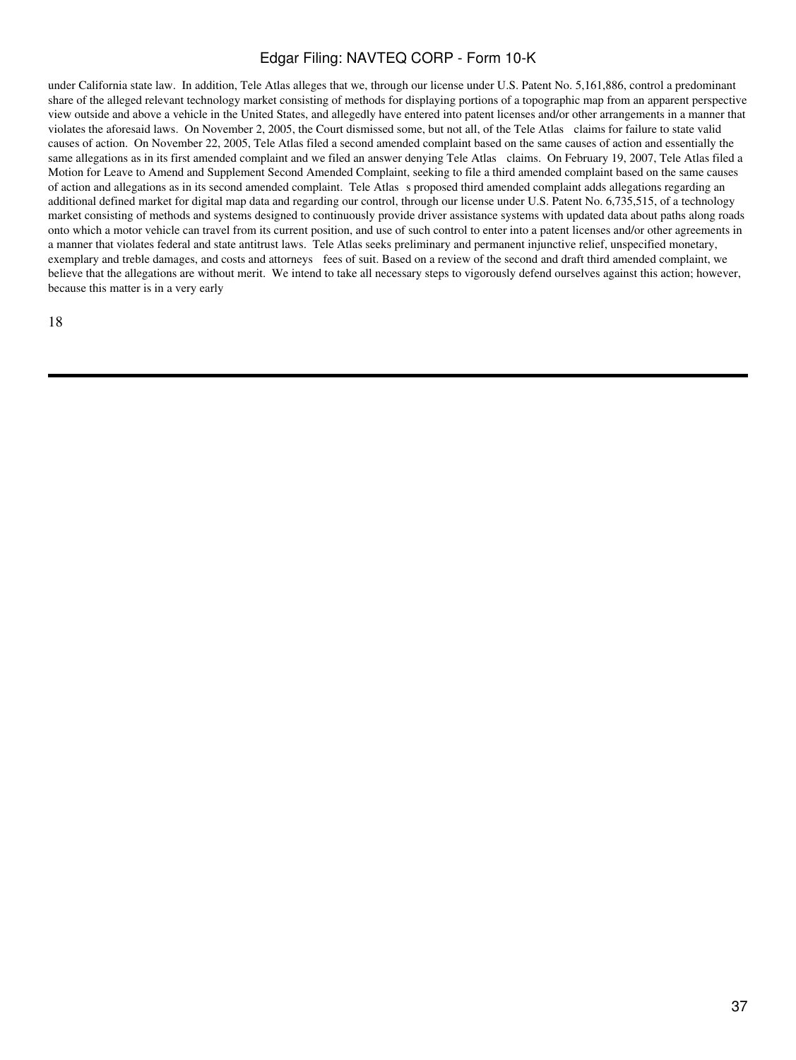under California state law. In addition, Tele Atlas alleges that we, through our license under U.S. Patent No. 5,161,886, control a predominant share of the alleged relevant technology market consisting of methods for displaying portions of a topographic map from an apparent perspective view outside and above a vehicle in the United States, and allegedly have entered into patent licenses and/or other arrangements in a manner that violates the aforesaid laws. On November 2, 2005, the Court dismissed some, but not all, of the Tele Atlas claims for failure to state valid causes of action. On November 22, 2005, Tele Atlas filed a second amended complaint based on the same causes of action and essentially the same allegations as in its first amended complaint and we filed an answer denying Tele Atlas claims. On February 19, 2007, Tele Atlas filed a Motion for Leave to Amend and Supplement Second Amended Complaint, seeking to file a third amended complaint based on the same causes of action and allegations as in its second amended complaint. Tele Atlas s proposed third amended complaint adds allegations regarding an additional defined market for digital map data and regarding our control, through our license under U.S. Patent No. 6,735,515, of a technology market consisting of methods and systems designed to continuously provide driver assistance systems with updated data about paths along roads onto which a motor vehicle can travel from its current position, and use of such control to enter into a patent licenses and/or other agreements in a manner that violates federal and state antitrust laws. Tele Atlas seeks preliminary and permanent injunctive relief, unspecified monetary, exemplary and treble damages, and costs and attorneys fees of suit. Based on a review of the second and draft third amended complaint, we believe that the allegations are without merit. We intend to take all necessary steps to vigorously defend ourselves against this action; however, because this matter is in a very early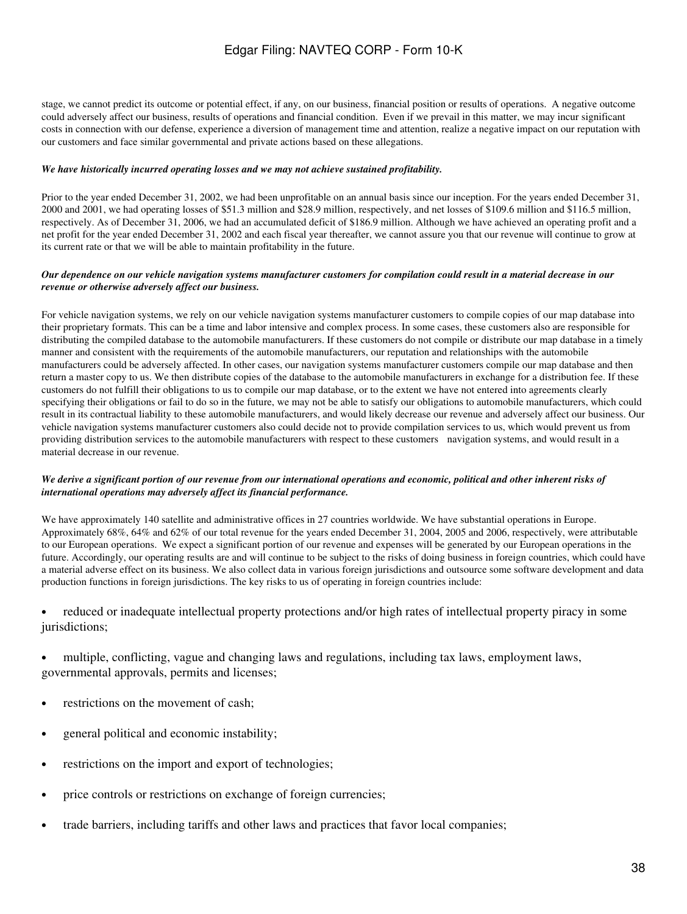stage, we cannot predict its outcome or potential effect, if any, on our business, financial position or results of operations. A negative outcome could adversely affect our business, results of operations and financial condition. Even if we prevail in this matter, we may incur significant costs in connection with our defense, experience a diversion of management time and attention, realize a negative impact on our reputation with our customers and face similar governmental and private actions based on these allegations.

***We have historically incurred operating losses and we may not achieve sustained profitability.***

Prior to the year ended December 31, 2002, we had been unprofitable on an annual basis since our inception. For the years ended December 31, 2000 and 2001, we had operating losses of $51.3 million and $28.9 million, respectively, and net losses of $109.6 million and $116.5 million, respectively. As of December 31, 2006, we had an accumulated deficit of $186.9 million. Although we have achieved an operating profit and a net profit for the year ended December 31, 2002 and each fiscal year thereafter, we cannot assure you that our revenue will continue to grow at its current rate or that we will be able to maintain profitability in the future.

***Our dependence on our vehicle navigation systems manufacturer customers for compilation could result in a material decrease in our revenue or otherwise adversely affect our business.***

For vehicle navigation systems, we rely on our vehicle navigation systems manufacturer customers to compile copies of our map database into their proprietary formats. This can be a time and labor intensive and complex process. In some cases, these customers also are responsible for distributing the compiled database to the automobile manufacturers. If these customers do not compile or distribute our map database in a timely manner and consistent with the requirements of the automobile manufacturers, our reputation and relationships with the automobile manufacturers could be adversely affected. In other cases, our navigation systems manufacturer customers compile our map database and then return a master copy to us. We then distribute copies of the database to the automobile manufacturers in exchange for a distribution fee. If these customers do not fulfill their obligations to us to compile our map database, or to the extent we have not entered into agreements clearly specifying their obligations or fail to do so in the future, we may not be able to satisfy our obligations to automobile manufacturers, which could result in its contractual liability to these automobile manufacturers, and would likely decrease our revenue and adversely affect our business. Our vehicle navigation systems manufacturer customers also could decide not to provide compilation services to us, which would prevent us from providing distribution services to the automobile manufacturers with respect to these customers navigation systems, and would result in a material decrease in our revenue.

***We derive a significant portion of our revenue from our international operations and economic, political and other inherent risks of international operations may adversely affect its financial performance.***

We have approximately 140 satellite and administrative offices in 27 countries worldwide. We have substantial operations in Europe. Approximately 68%, 64% and 62% of our total revenue for the years ended December 31, 2004, 2005 and 2006, respectively, were attributable to our European operations. We expect a significant portion of our revenue and expenses will be generated by our European operations in the future. Accordingly, our operating results are and will continue to be subject to the risks of doing business in foreign countries, which could have a material adverse effect on its business. We also collect data in various foreign jurisdictions and outsource some software development and data production functions in foreign jurisdictions. The key risks to us of operating in foreign countries include:

- reduced or inadequate intellectual property protections and/or high rates of intellectual property piracy in some jurisdictions;
- multiple, conflicting, vague and changing laws and regulations, including tax laws, employment laws, governmental approvals, permits and licenses;
- restrictions on the movement of cash;
- general political and economic instability;
- restrictions on the import and export of technologies;
- price controls or restrictions on exchange of foreign currencies;
- trade barriers, including tariffs and other laws and practices that favor local companies;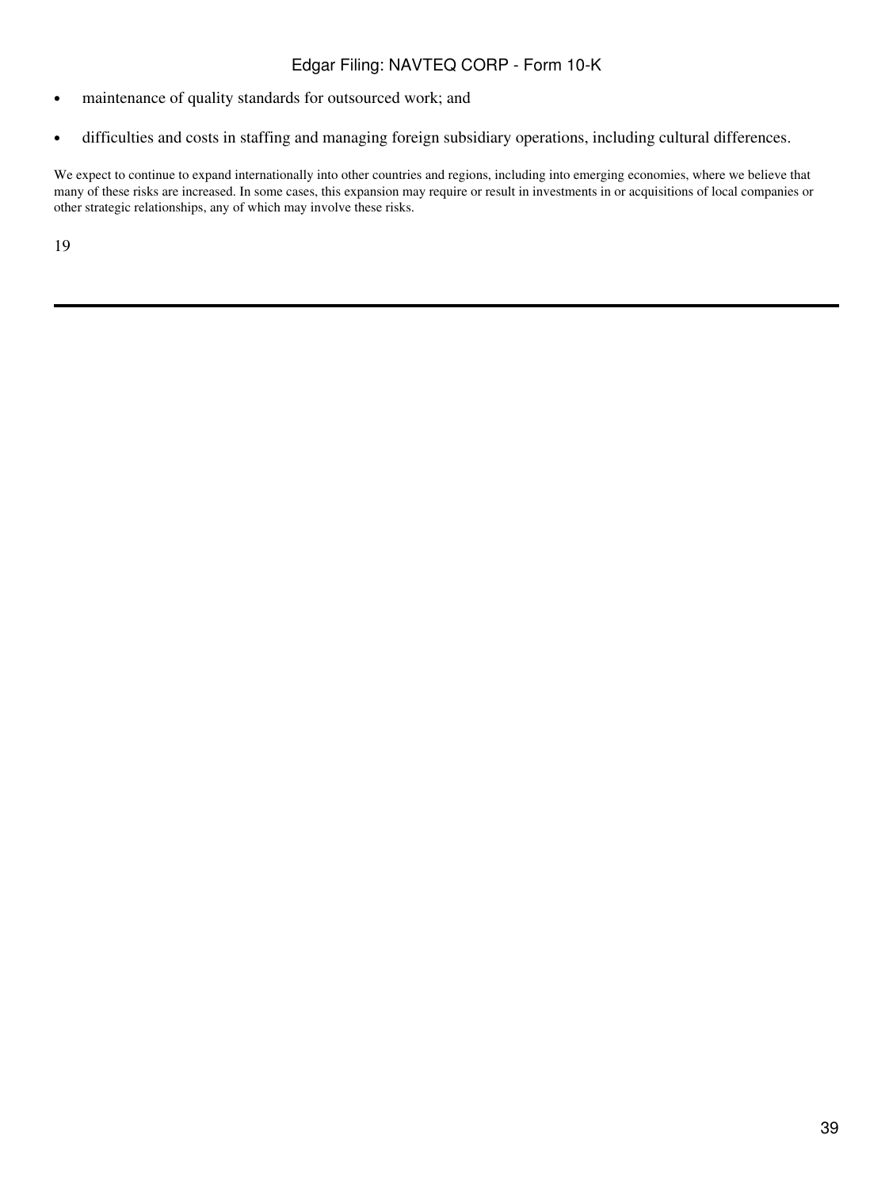- maintenance of quality standards for outsourced work; and
- difficulties and costs in staffing and managing foreign subsidiary operations, including cultural differences.

We expect to continue to expand internationally into other countries and regions, including into emerging economies, where we believe that many of these risks are increased. In some cases, this expansion may require or result in investments in or acquisitions of local companies or other strategic relationships, any of which may involve these risks.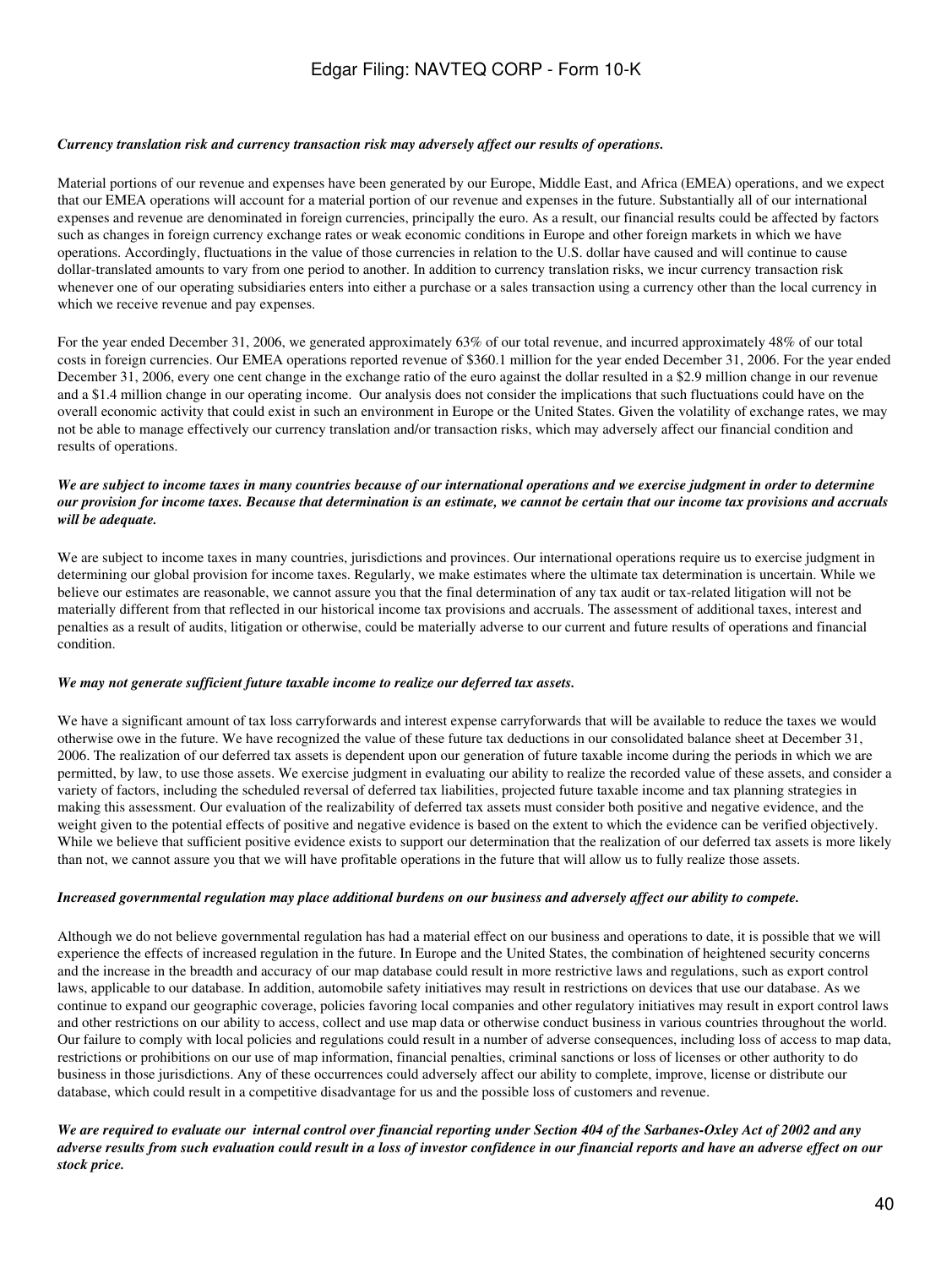***Currency translation risk and currency transaction risk may adversely affect our results of operations.***

Material portions of our revenue and expenses have been generated by our Europe, Middle East, and Africa (EMEA) operations, and we expect that our EMEA operations will account for a material portion of our revenue and expenses in the future. Substantially all of our international expenses and revenue are denominated in foreign currencies, principally the euro. As a result, our financial results could be affected by factors such as changes in foreign currency exchange rates or weak economic conditions in Europe and other foreign markets in which we have operations. Accordingly, fluctuations in the value of those currencies in relation to the U.S. dollar have caused and will continue to cause dollar-translated amounts to vary from one period to another. In addition to currency translation risks, we incur currency transaction risk whenever one of our operating subsidiaries enters into either a purchase or a sales transaction using a currency other than the local currency in which we receive revenue and pay expenses.

For the year ended December 31, 2006, we generated approximately 63% of our total revenue, and incurred approximately 48% of our total costs in foreign currencies. Our EMEA operations reported revenue of $360.1 million for the year ended December 31, 2006. For the year ended December 31, 2006, every one cent change in the exchange ratio of the euro against the dollar resulted in a $2.9 million change in our revenue and a $1.4 million change in our operating income. Our analysis does not consider the implications that such fluctuations could have on the overall economic activity that could exist in such an environment in Europe or the United States. Given the volatility of exchange rates, we may not be able to manage effectively our currency translation and/or transaction risks, which may adversely affect our financial condition and results of operations.

***We are subject to income taxes in many countries because of our international operations and we exercise judgment in order to determine our provision for income taxes. Because that determination is an estimate, we cannot be certain that our income tax provisions and accruals will be adequate.***

We are subject to income taxes in many countries, jurisdictions and provinces. Our international operations require us to exercise judgment in determining our global provision for income taxes. Regularly, we make estimates where the ultimate tax determination is uncertain. While we believe our estimates are reasonable, we cannot assure you that the final determination of any tax audit or tax-related litigation will not be materially different from that reflected in our historical income tax provisions and accruals. The assessment of additional taxes, interest and penalties as a result of audits, litigation or otherwise, could be materially adverse to our current and future results of operations and financial condition.

***We may not generate sufficient future taxable income to realize our deferred tax assets.***

We have a significant amount of tax loss carryforwards and interest expense carryforwards that will be available to reduce the taxes we would otherwise owe in the future. We have recognized the value of these future tax deductions in our consolidated balance sheet at December 31, 2006. The realization of our deferred tax assets is dependent upon our generation of future taxable income during the periods in which we are permitted, by law, to use those assets. We exercise judgment in evaluating our ability to realize the recorded value of these assets, and consider a variety of factors, including the scheduled reversal of deferred tax liabilities, projected future taxable income and tax planning strategies in making this assessment. Our evaluation of the realizability of deferred tax assets must consider both positive and negative evidence, and the weight given to the potential effects of positive and negative evidence is based on the extent to which the evidence can be verified objectively. While we believe that sufficient positive evidence exists to support our determination that the realization of our deferred tax assets is more likely than not, we cannot assure you that we will have profitable operations in the future that will allow us to fully realize those assets.

***Increased governmental regulation may place additional burdens on our business and adversely affect our ability to compete.***

Although we do not believe governmental regulation has had a material effect on our business and operations to date, it is possible that we will experience the effects of increased regulation in the future. In Europe and the United States, the combination of heightened security concerns and the increase in the breadth and accuracy of our map database could result in more restrictive laws and regulations, such as export control laws, applicable to our database. In addition, automobile safety initiatives may result in restrictions on devices that use our database. As we continue to expand our geographic coverage, policies favoring local companies and other regulatory initiatives may result in export control laws and other restrictions on our ability to access, collect and use map data or otherwise conduct business in various countries throughout the world. Our failure to comply with local policies and regulations could result in a number of adverse consequences, including loss of access to map data, restrictions or prohibitions on our use of map information, financial penalties, criminal sanctions or loss of licenses or other authority to do business in those jurisdictions. Any of these occurrences could adversely affect our ability to complete, improve, license or distribute our database, which could result in a competitive disadvantage for us and the possible loss of customers and revenue.

***We are required to evaluate our internal control over financial reporting under Section 404 of the Sarbanes-Oxley Act of 2002 and any adverse results from such evaluation could result in a loss of investor confidence in our financial reports and have an adverse effect on our stock price.***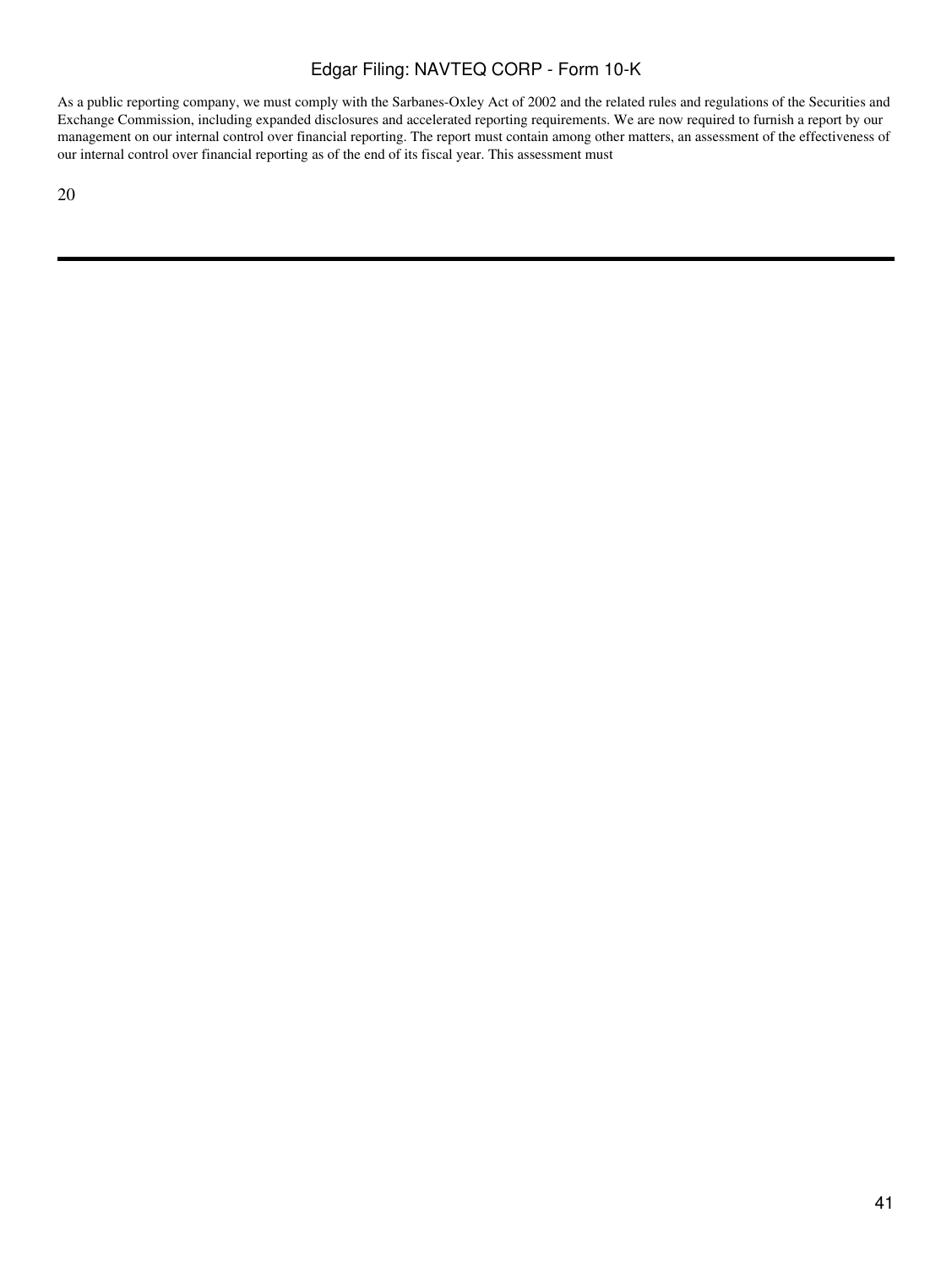As a public reporting company, we must comply with the Sarbanes-Oxley Act of 2002 and the related rules and regulations of the Securities and Exchange Commission, including expanded disclosures and accelerated reporting requirements. We are now required to furnish a report by our management on our internal control over financial reporting. The report must contain among other matters, an assessment of the effectiveness of our internal control over financial reporting as of the end of its fiscal year. This assessment must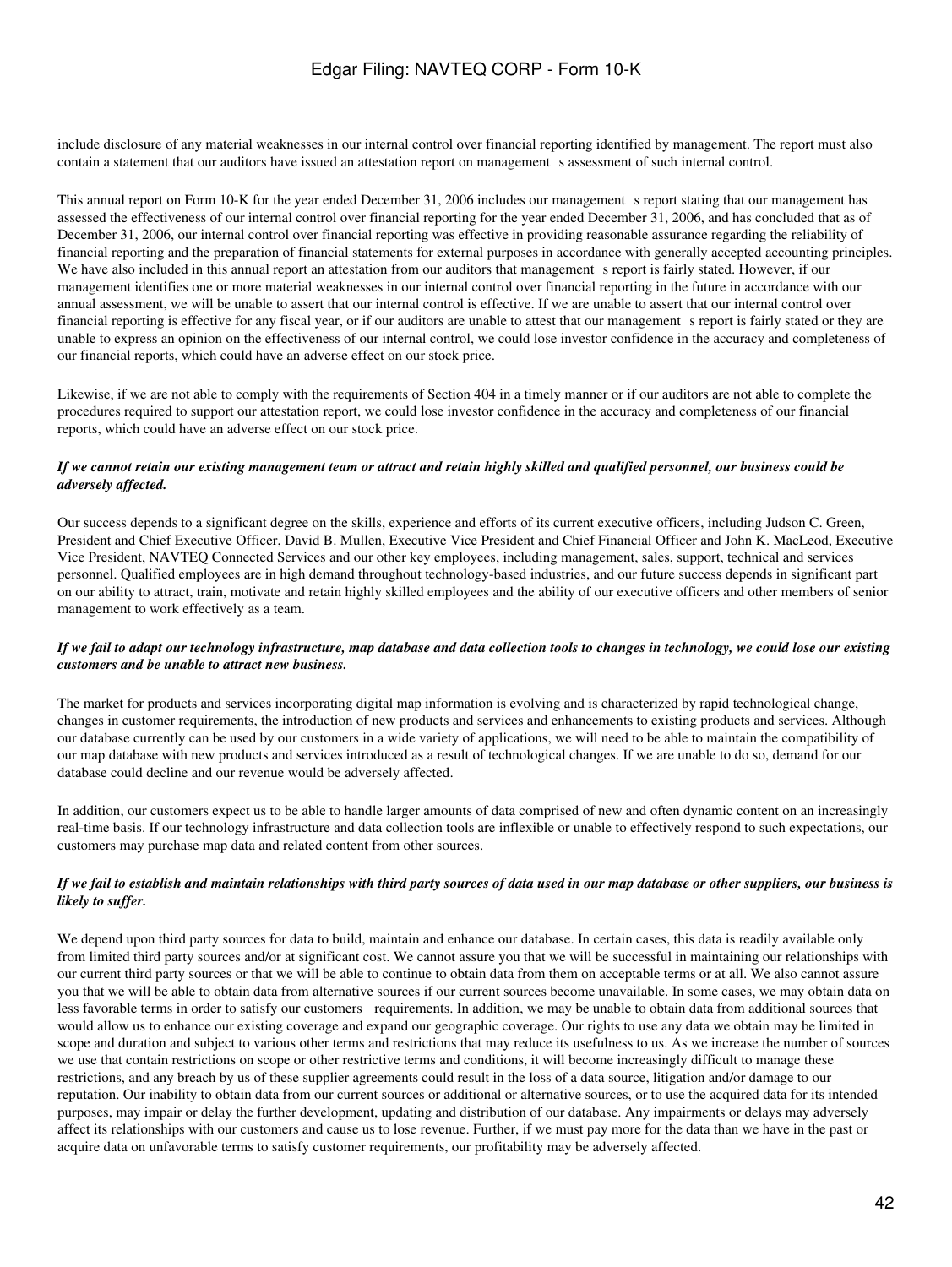include disclosure of any material weaknesses in our internal control over financial reporting identified by management. The report must also contain a statement that our auditors have issued an attestation report on management s assessment of such internal control.

This annual report on Form 10-K for the year ended December 31, 2006 includes our management s report stating that our management has assessed the effectiveness of our internal control over financial reporting for the year ended December 31, 2006, and has concluded that as of December 31, 2006, our internal control over financial reporting was effective in providing reasonable assurance regarding the reliability of financial reporting and the preparation of financial statements for external purposes in accordance with generally accepted accounting principles. We have also included in this annual report an attestation from our auditors that management s report is fairly stated. However, if our management identifies one or more material weaknesses in our internal control over financial reporting in the future in accordance with our annual assessment, we will be unable to assert that our internal control is effective. If we are unable to assert that our internal control over financial reporting is effective for any fiscal year, or if our auditors are unable to attest that our management s report is fairly stated or they are unable to express an opinion on the effectiveness of our internal control, we could lose investor confidence in the accuracy and completeness of our financial reports, which could have an adverse effect on our stock price.

Likewise, if we are not able to comply with the requirements of Section 404 in a timely manner or if our auditors are not able to complete the procedures required to support our attestation report, we could lose investor confidence in the accuracy and completeness of our financial reports, which could have an adverse effect on our stock price.

***If we cannot retain our existing management team or attract and retain highly skilled and qualified personnel, our business could be adversely affected.***

Our success depends to a significant degree on the skills, experience and efforts of its current executive officers, including Judson C. Green, President and Chief Executive Officer, David B. Mullen, Executive Vice President and Chief Financial Officer and John K. MacLeod, Executive Vice President, NAVTEQ Connected Services and our other key employees, including management, sales, support, technical and services personnel. Qualified employees are in high demand throughout technology-based industries, and our future success depends in significant part on our ability to attract, train, motivate and retain highly skilled employees and the ability of our executive officers and other members of senior management to work effectively as a team.

***If we fail to adapt our technology infrastructure, map database and data collection tools to changes in technology, we could lose our existing customers and be unable to attract new business.***

The market for products and services incorporating digital map information is evolving and is characterized by rapid technological change, changes in customer requirements, the introduction of new products and services and enhancements to existing products and services. Although our database currently can be used by our customers in a wide variety of applications, we will need to be able to maintain the compatibility of our map database with new products and services introduced as a result of technological changes. If we are unable to do so, demand for our database could decline and our revenue would be adversely affected.

In addition, our customers expect us to be able to handle larger amounts of data comprised of new and often dynamic content on an increasingly real-time basis. If our technology infrastructure and data collection tools are inflexible or unable to effectively respond to such expectations, our customers may purchase map data and related content from other sources.

***If we fail to establish and maintain relationships with third party sources of data used in our map database or other suppliers, our business is likely to suffer.***

We depend upon third party sources for data to build, maintain and enhance our database. In certain cases, this data is readily available only from limited third party sources and/or at significant cost. We cannot assure you that we will be successful in maintaining our relationships with our current third party sources or that we will be able to continue to obtain data from them on acceptable terms or at all. We also cannot assure you that we will be able to obtain data from alternative sources if our current sources become unavailable. In some cases, we may obtain data on less favorable terms in order to satisfy our customers requirements. In addition, we may be unable to obtain data from additional sources that would allow us to enhance our existing coverage and expand our geographic coverage. Our rights to use any data we obtain may be limited in scope and duration and subject to various other terms and restrictions that may reduce its usefulness to us. As we increase the number of sources we use that contain restrictions on scope or other restrictive terms and conditions, it will become increasingly difficult to manage these restrictions, and any breach by us of these supplier agreements could result in the loss of a data source, litigation and/or damage to our reputation. Our inability to obtain data from our current sources or additional or alternative sources, or to use the acquired data for its intended purposes, may impair or delay the further development, updating and distribution of our database. Any impairments or delays may adversely affect its relationships with our customers and cause us to lose revenue. Further, if we must pay more for the data than we have in the past or acquire data on unfavorable terms to satisfy customer requirements, our profitability may be adversely affected.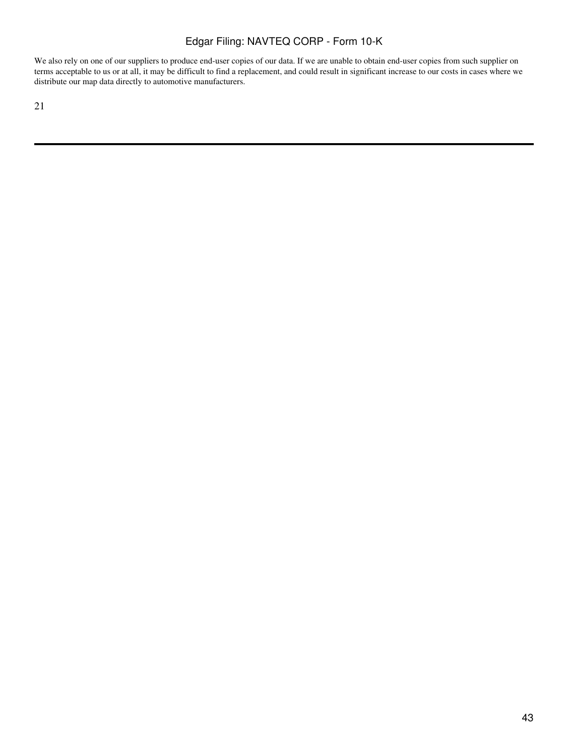We also rely on one of our suppliers to produce end-user copies of our data. If we are unable to obtain end-user copies from such supplier on terms acceptable to us or at all, it may be difficult to find a replacement, and could result in significant increase to our costs in cases where we distribute our map data directly to automotive manufacturers.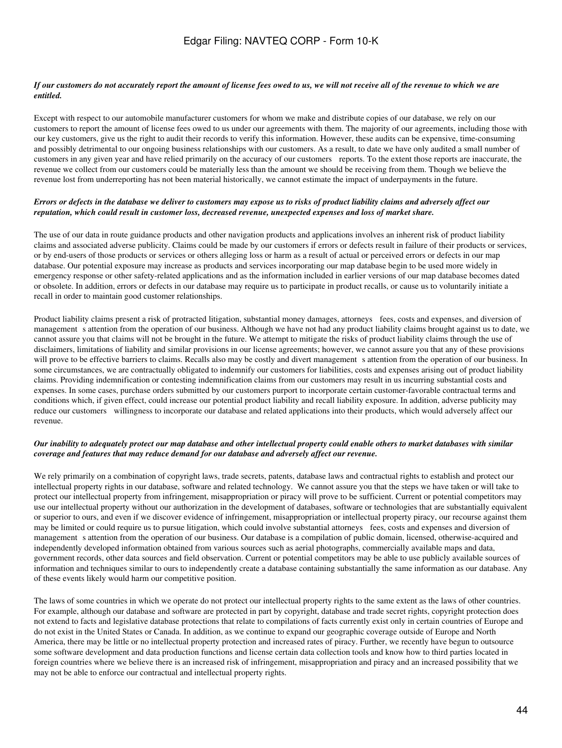***If our customers do not accurately report the amount of license fees owed to us, we will not receive all of the revenue to which we are entitled.***

Except with respect to our automobile manufacturer customers for whom we make and distribute copies of our database, we rely on our customers to report the amount of license fees owed to us under our agreements with them. The majority of our agreements, including those with our key customers, give us the right to audit their records to verify this information. However, these audits can be expensive, time-consuming and possibly detrimental to our ongoing business relationships with our customers. As a result, to date we have only audited a small number of customers in any given year and have relied primarily on the accuracy of our customers reports. To the extent those reports are inaccurate, the revenue we collect from our customers could be materially less than the amount we should be receiving from them. Though we believe the revenue lost from underreporting has not been material historically, we cannot estimate the impact of underpayments in the future.

***Errors or defects in the database we deliver to customers may expose us to risks of product liability claims and adversely affect our reputation, which could result in customer loss, decreased revenue, unexpected expenses and loss of market share.***

The use of our data in route guidance products and other navigation products and applications involves an inherent risk of product liability claims and associated adverse publicity. Claims could be made by our customers if errors or defects result in failure of their products or services, or by end-users of those products or services or others alleging loss or harm as a result of actual or perceived errors or defects in our map database. Our potential exposure may increase as products and services incorporating our map database begin to be used more widely in emergency response or other safety-related applications and as the information included in earlier versions of our map database becomes dated or obsolete. In addition, errors or defects in our database may require us to participate in product recalls, or cause us to voluntarily initiate a recall in order to maintain good customer relationships.

Product liability claims present a risk of protracted litigation, substantial money damages, attorneys fees, costs and expenses, and diversion of management s attention from the operation of our business. Although we have not had any product liability claims brought against us to date, we cannot assure you that claims will not be brought in the future. We attempt to mitigate the risks of product liability claims through the use of disclaimers, limitations of liability and similar provisions in our license agreements; however, we cannot assure you that any of these provisions will prove to be effective barriers to claims. Recalls also may be costly and divert management s attention from the operation of our business. In some circumstances, we are contractually obligated to indemnify our customers for liabilities, costs and expenses arising out of product liability claims. Providing indemnification or contesting indemnification claims from our customers may result in us incurring substantial costs and expenses. In some cases, purchase orders submitted by our customers purport to incorporate certain customer-favorable contractual terms and conditions which, if given effect, could increase our potential product liability and recall liability exposure. In addition, adverse publicity may reduce our customers willingness to incorporate our database and related applications into their products, which would adversely affect our revenue.

***Our inability to adequately protect our map database and other intellectual property could enable others to market databases with similar coverage and features that may reduce demand for our database and adversely affect our revenue.***

We rely primarily on a combination of copyright laws, trade secrets, patents, database laws and contractual rights to establish and protect our intellectual property rights in our database, software and related technology. We cannot assure you that the steps we have taken or will take to protect our intellectual property from infringement, misappropriation or piracy will prove to be sufficient. Current or potential competitors may use our intellectual property without our authorization in the development of databases, software or technologies that are substantially equivalent or superior to ours, and even if we discover evidence of infringement, misappropriation or intellectual property piracy, our recourse against them may be limited or could require us to pursue litigation, which could involve substantial attorneys fees, costs and expenses and diversion of management s attention from the operation of our business. Our database is a compilation of public domain, licensed, otherwise-acquired and independently developed information obtained from various sources such as aerial photographs, commercially available maps and data, government records, other data sources and field observation. Current or potential competitors may be able to use publicly available sources of information and techniques similar to ours to independently create a database containing substantially the same information as our database. Any of these events likely would harm our competitive position.

The laws of some countries in which we operate do not protect our intellectual property rights to the same extent as the laws of other countries. For example, although our database and software are protected in part by copyright, database and trade secret rights, copyright protection does not extend to facts and legislative database protections that relate to compilations of facts currently exist only in certain countries of Europe and do not exist in the United States or Canada. In addition, as we continue to expand our geographic coverage outside of Europe and North America, there may be little or no intellectual property protection and increased rates of piracy. Further, we recently have begun to outsource some software development and data production functions and license certain data collection tools and know how to third parties located in foreign countries where we believe there is an increased risk of infringement, misappropriation and piracy and an increased possibility that we may not be able to enforce our contractual and intellectual property rights.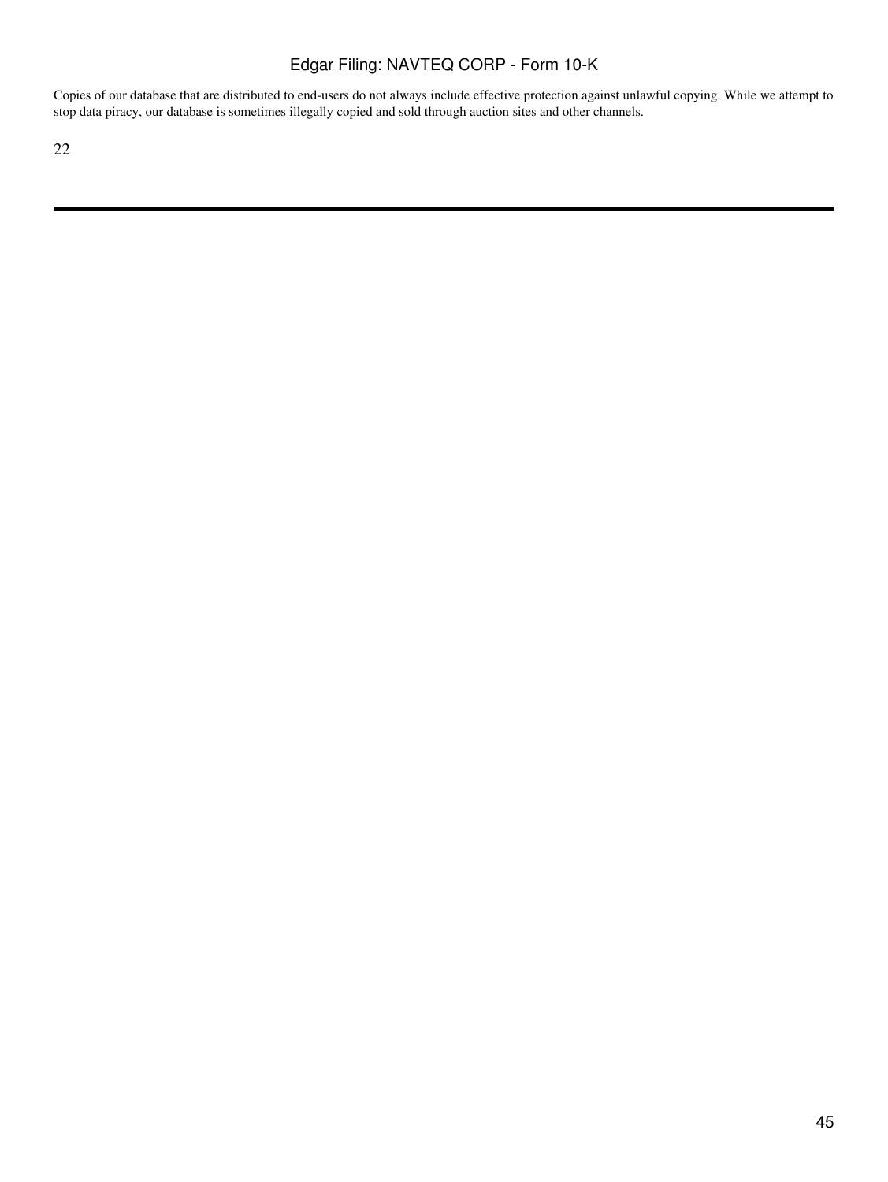Copies of our database that are distributed to end-users do not always include effective protection against unlawful copying. While we attempt to stop data piracy, our database is sometimes illegally copied and sold through auction sites and other channels.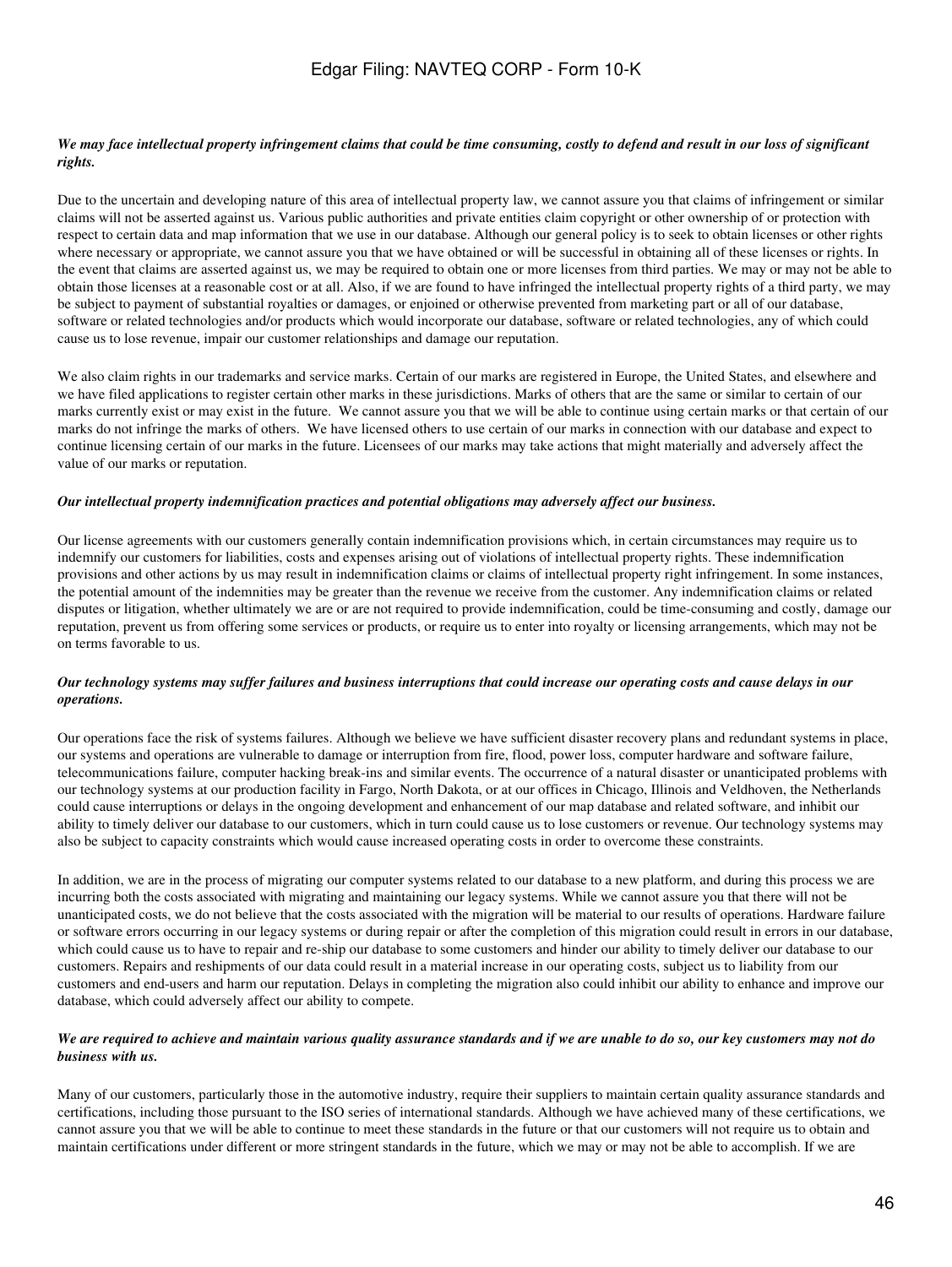***We may face intellectual property infringement claims that could be time consuming, costly to defend and result in our loss of significant rights.***

Due to the uncertain and developing nature of this area of intellectual property law, we cannot assure you that claims of infringement or similar claims will not be asserted against us. Various public authorities and private entities claim copyright or other ownership of or protection with respect to certain data and map information that we use in our database. Although our general policy is to seek to obtain licenses or other rights where necessary or appropriate, we cannot assure you that we have obtained or will be successful in obtaining all of these licenses or rights. In the event that claims are asserted against us, we may be required to obtain one or more licenses from third parties. We may or may not be able to obtain those licenses at a reasonable cost or at all. Also, if we are found to have infringed the intellectual property rights of a third party, we may be subject to payment of substantial royalties or damages, or enjoined or otherwise prevented from marketing part or all of our database, software or related technologies and/or products which would incorporate our database, software or related technologies, any of which could cause us to lose revenue, impair our customer relationships and damage our reputation.

We also claim rights in our trademarks and service marks. Certain of our marks are registered in Europe, the United States, and elsewhere and we have filed applications to register certain other marks in these jurisdictions. Marks of others that are the same or similar to certain of our marks currently exist or may exist in the future. We cannot assure you that we will be able to continue using certain marks or that certain of our marks do not infringe the marks of others. We have licensed others to use certain of our marks in connection with our database and expect to continue licensing certain of our marks in the future. Licensees of our marks may take actions that might materially and adversely affect the value of our marks or reputation.

***Our intellectual property indemnification practices and potential obligations may adversely affect our business.***

Our license agreements with our customers generally contain indemnification provisions which, in certain circumstances may require us to indemnify our customers for liabilities, costs and expenses arising out of violations of intellectual property rights. These indemnification provisions and other actions by us may result in indemnification claims or claims of intellectual property right infringement. In some instances, the potential amount of the indemnities may be greater than the revenue we receive from the customer. Any indemnification claims or related disputes or litigation, whether ultimately we are or are not required to provide indemnification, could be time-consuming and costly, damage our reputation, prevent us from offering some services or products, or require us to enter into royalty or licensing arrangements, which may not be on terms favorable to us.

***Our technology systems may suffer failures and business interruptions that could increase our operating costs and cause delays in our operations.***

Our operations face the risk of systems failures. Although we believe we have sufficient disaster recovery plans and redundant systems in place, our systems and operations are vulnerable to damage or interruption from fire, flood, power loss, computer hardware and software failure, telecommunications failure, computer hacking break-ins and similar events. The occurrence of a natural disaster or unanticipated problems with our technology systems at our production facility in Fargo, North Dakota, or at our offices in Chicago, Illinois and Veldhoven, the Netherlands could cause interruptions or delays in the ongoing development and enhancement of our map database and related software, and inhibit our ability to timely deliver our database to our customers, which in turn could cause us to lose customers or revenue. Our technology systems may also be subject to capacity constraints which would cause increased operating costs in order to overcome these constraints.

In addition, we are in the process of migrating our computer systems related to our database to a new platform, and during this process we are incurring both the costs associated with migrating and maintaining our legacy systems. While we cannot assure you that there will not be unanticipated costs, we do not believe that the costs associated with the migration will be material to our results of operations. Hardware failure or software errors occurring in our legacy systems or during repair or after the completion of this migration could result in errors in our database, which could cause us to have to repair and re-ship our database to some customers and hinder our ability to timely deliver our database to our customers. Repairs and reshipments of our data could result in a material increase in our operating costs, subject us to liability from our customers and end-users and harm our reputation. Delays in completing the migration also could inhibit our ability to enhance and improve our database, which could adversely affect our ability to compete.

***We are required to achieve and maintain various quality assurance standards and if we are unable to do so, our key customers may not do business with us.***

Many of our customers, particularly those in the automotive industry, require their suppliers to maintain certain quality assurance standards and certifications, including those pursuant to the ISO series of international standards. Although we have achieved many of these certifications, we cannot assure you that we will be able to continue to meet these standards in the future or that our customers will not require us to obtain and maintain certifications under different or more stringent standards in the future, which we may or may not be able to accomplish. If we are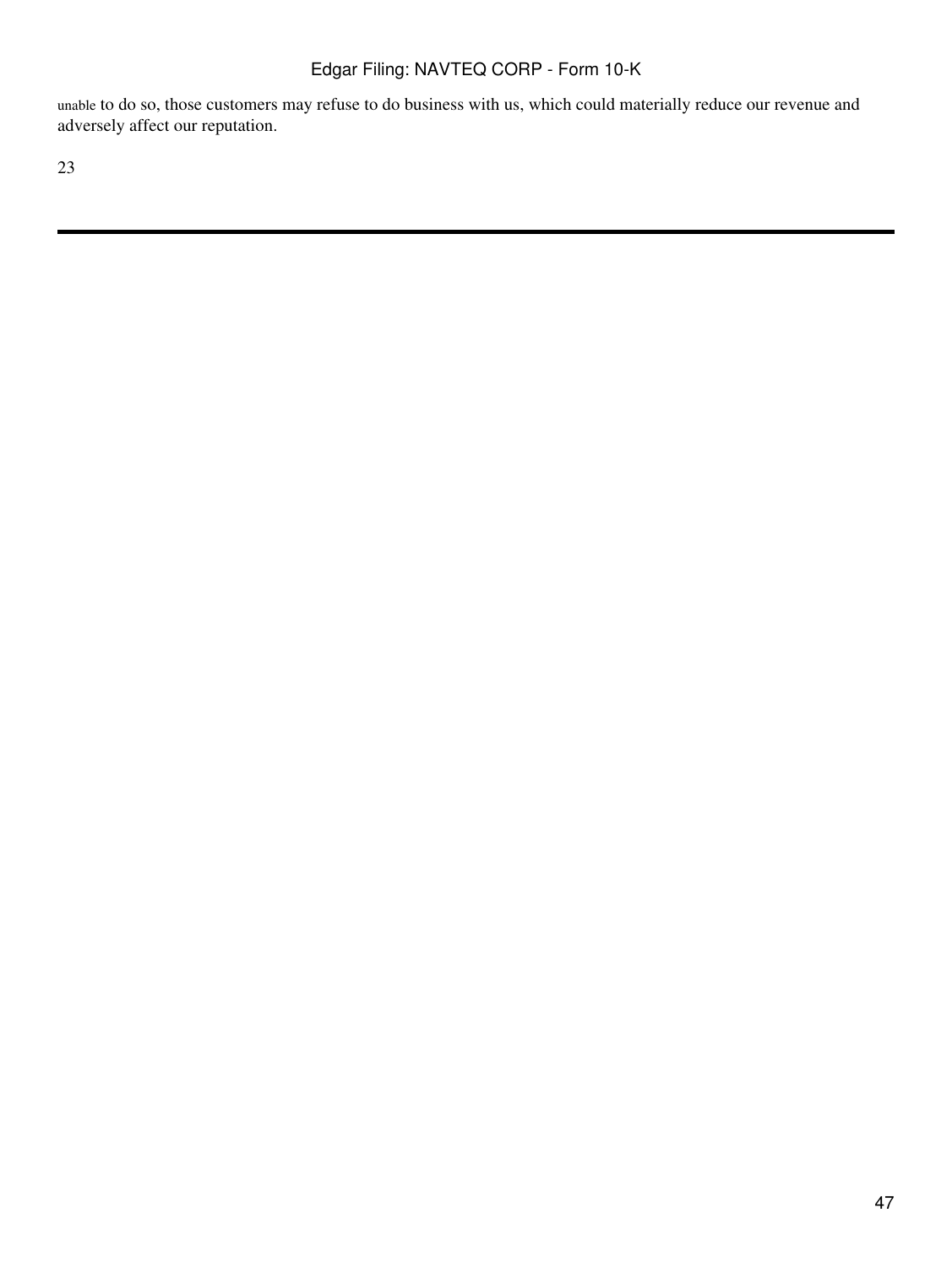unable to do so, those customers may refuse to do business with us, which could materially reduce our revenue and adversely affect our reputation.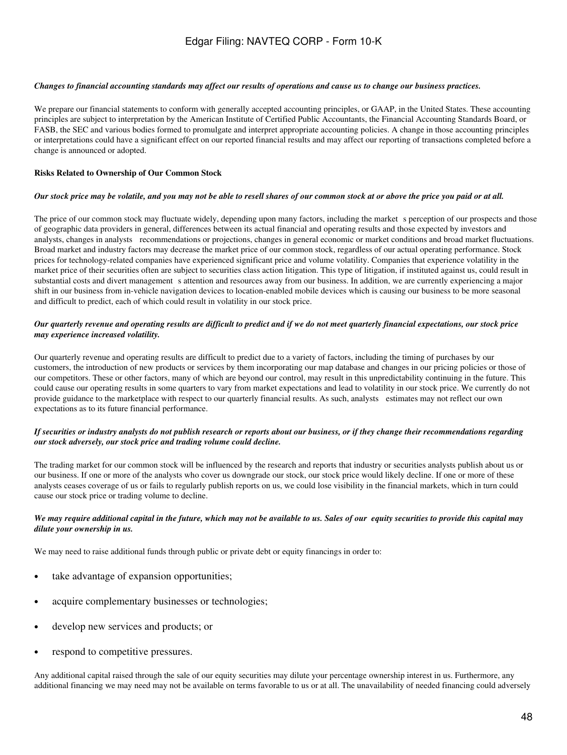*Changes to financial accounting standards may affect our results of operations and cause us to change our business practices.*

We prepare our financial statements to conform with generally accepted accounting principles, or GAAP, in the United States. These accounting principles are subject to interpretation by the American Institute of Certified Public Accountants, the Financial Accounting Standards Board, or FASB, the SEC and various bodies formed to promulgate and interpret appropriate accounting policies. A change in those accounting principles or interpretations could have a significant effect on our reported financial results and may affect our reporting of transactions completed before a change is announced or adopted.

**Risks Related to Ownership of Our Common Stock**

*Our stock price may be volatile, and you may not be able to resell shares of our common stock at or above the price you paid or at all.*

The price of our common stock may fluctuate widely, depending upon many factors, including the market s perception of our prospects and those of geographic data providers in general, differences between its actual financial and operating results and those expected by investors and analysts, changes in analysts recommendations or projections, changes in general economic or market conditions and broad market fluctuations. Broad market and industry factors may decrease the market price of our common stock, regardless of our actual operating performance. Stock prices for technology-related companies have experienced significant price and volume volatility. Companies that experience volatility in the market price of their securities often are subject to securities class action litigation. This type of litigation, if instituted against us, could result in substantial costs and divert management s attention and resources away from our business. In addition, we are currently experiencing a major shift in our business from in-vehicle navigation devices to location-enabled mobile devices which is causing our business to be more seasonal and difficult to predict, each of which could result in volatility in our stock price.

*Our quarterly revenue and operating results are difficult to predict and if we do not meet quarterly financial expectations, our stock price may experience increased volatility.*

Our quarterly revenue and operating results are difficult to predict due to a variety of factors, including the timing of purchases by our customers, the introduction of new products or services by them incorporating our map database and changes in our pricing policies or those of our competitors. These or other factors, many of which are beyond our control, may result in this unpredictability continuing in the future. This could cause our operating results in some quarters to vary from market expectations and lead to volatility in our stock price. We currently do not provide guidance to the marketplace with respect to our quarterly financial results. As such, analysts estimates may not reflect our own expectations as to its future financial performance.

*If securities or industry analysts do not publish research or reports about our business, or if they change their recommendations regarding our stock adversely, our stock price and trading volume could decline.*

The trading market for our common stock will be influenced by the research and reports that industry or securities analysts publish about us or our business. If one or more of the analysts who cover us downgrade our stock, our stock price would likely decline. If one or more of these analysts ceases coverage of us or fails to regularly publish reports on us, we could lose visibility in the financial markets, which in turn could cause our stock price or trading volume to decline.

*We may require additional capital in the future, which may not be available to us. Sales of our equity securities to provide this capital may dilute your ownership in us.*

We may need to raise additional funds through public or private debt or equity financings in order to:

- take advantage of expansion opportunities;
- acquire complementary businesses or technologies;
- develop new services and products; or
- respond to competitive pressures.

Any additional capital raised through the sale of our equity securities may dilute your percentage ownership interest in us. Furthermore, any additional financing we may need may not be available on terms favorable to us or at all. The unavailability of needed financing could adversely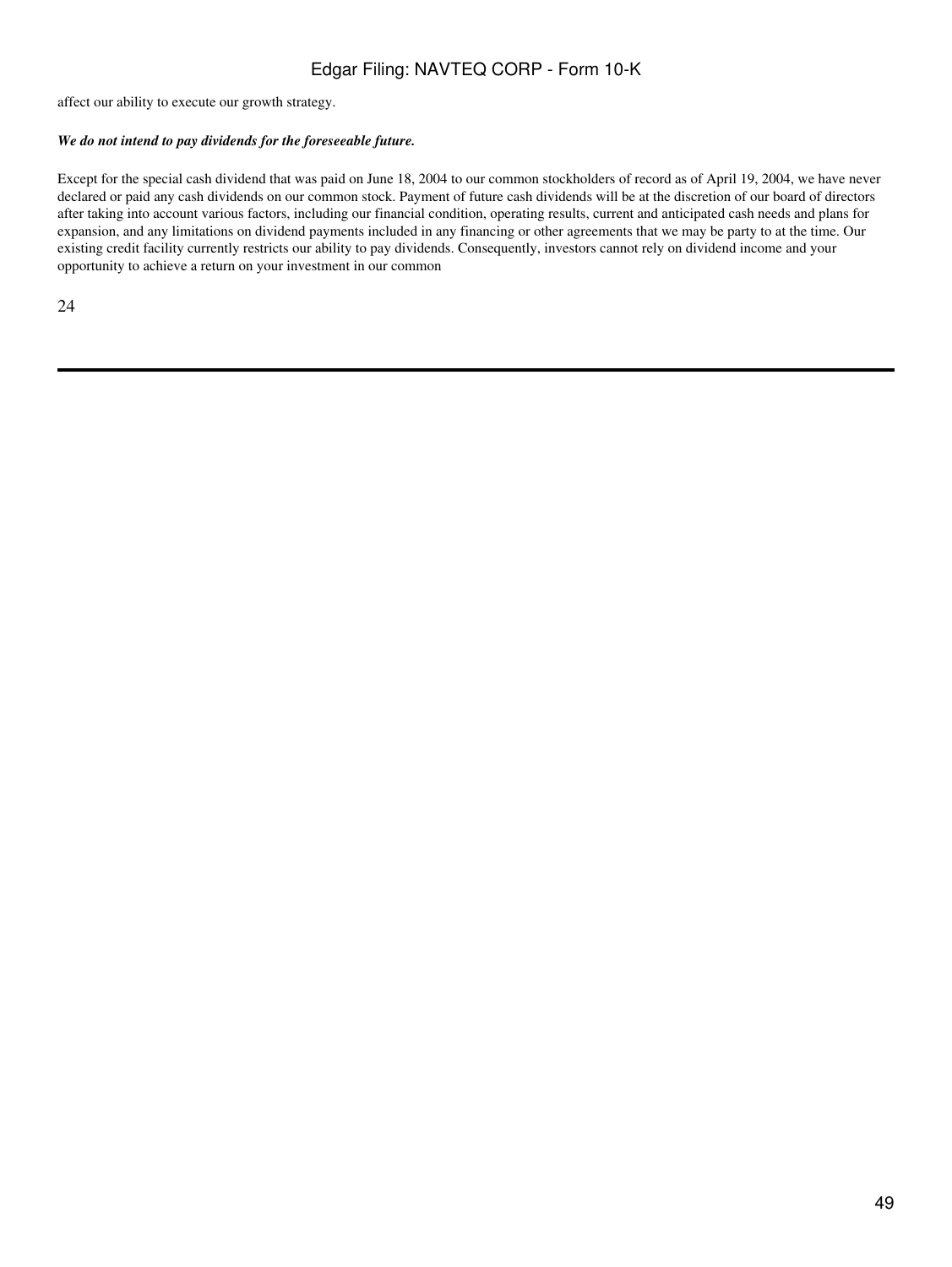affect our ability to execute our growth strategy.

***We do not intend to pay dividends for the foreseeable future.***

Except for the special cash dividend that was paid on June 18, 2004 to our common stockholders of record as of April 19, 2004, we have never declared or paid any cash dividends on our common stock. Payment of future cash dividends will be at the discretion of our board of directors after taking into account various factors, including our financial condition, operating results, current and anticipated cash needs and plans for expansion, and any limitations on dividend payments included in any financing or other agreements that we may be party to at the time. Our existing credit facility currently restricts our ability to pay dividends. Consequently, investors cannot rely on dividend income and your opportunity to achieve a return on your investment in our common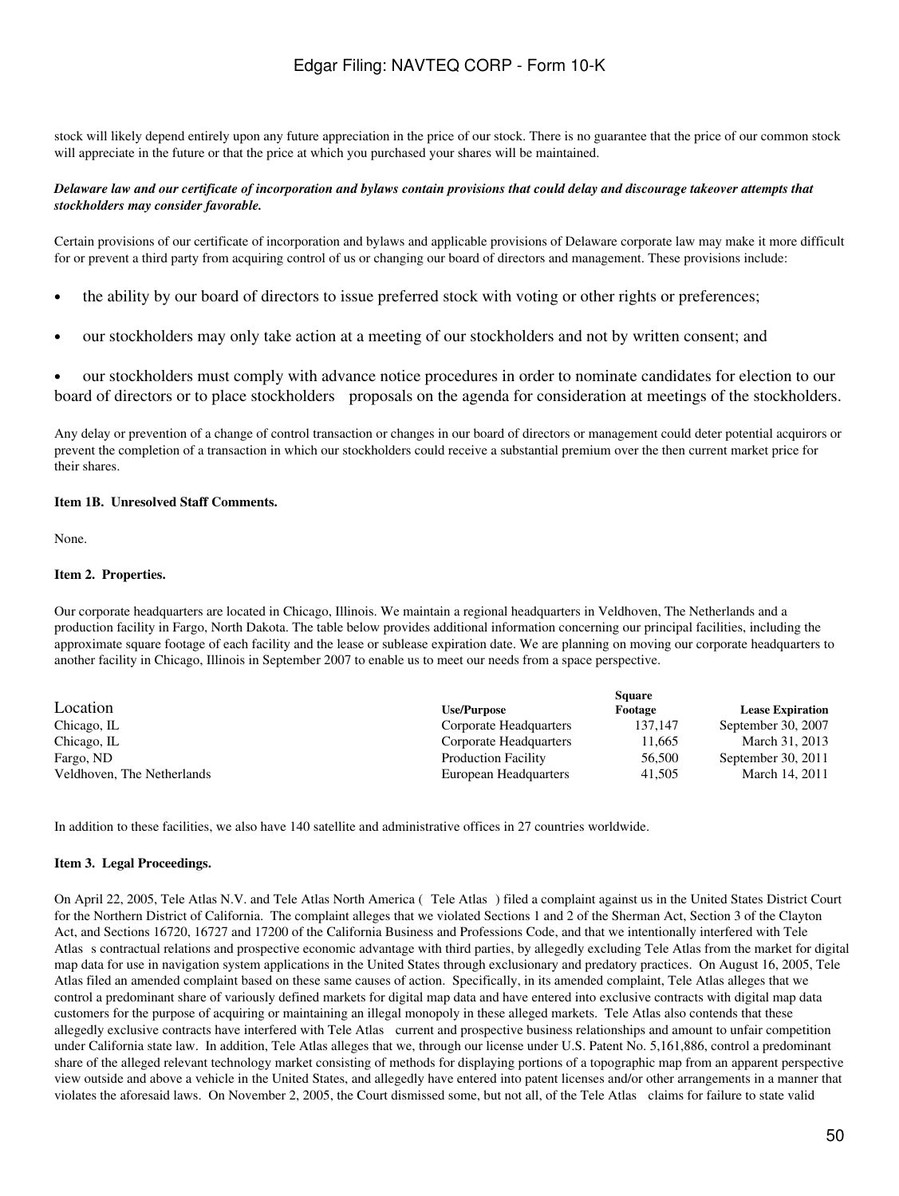stock will likely depend entirely upon any future appreciation in the price of our stock. There is no guarantee that the price of our common stock will appreciate in the future or that the price at which you purchased your shares will be maintained.

***Delaware law and our certificate of incorporation and bylaws contain provisions that could delay and discourage takeover attempts that stockholders may consider favorable.***

Certain provisions of our certificate of incorporation and bylaws and applicable provisions of Delaware corporate law may make it more difficult for or prevent a third party from acquiring control of us or changing our board of directors and management. These provisions include:

- the ability by our board of directors to issue preferred stock with voting or other rights or preferences;
- our stockholders may only take action at a meeting of our stockholders and not by written consent; and
- our stockholders must comply with advance notice procedures in order to nominate candidates for election to our board of directors or to place stockholders proposals on the agenda for consideration at meetings of the stockholders.

Any delay or prevention of a change of control transaction or changes in our board of directors or management could deter potential acquirors or prevent the completion of a transaction in which our stockholders could receive a substantial premium over the then current market price for their shares.

**Item 1B. Unresolved Staff Comments.**

None.

**Item 2. Properties.**

Our corporate headquarters are located in Chicago, Illinois. We maintain a regional headquarters in Veldhoven, The Netherlands and a production facility in Fargo, North Dakota. The table below provides additional information concerning our principal facilities, including the approximate square footage of each facility and the lease or sublease expiration date. We are planning on moving our corporate headquarters to another facility in Chicago, Illinois in September 2007 to enable us to meet our needs from a space perspective.

| Location | Use/Purpose | Square Footage | Lease Expiration |
|---|---|---|---|
| Chicago, IL | Corporate Headquarters | 137,147 | September 30, 2007 |
| Chicago, IL | Corporate Headquarters | 11,665 | March 31, 2013 |
| Fargo, ND | Production Facility | 56,500 | September 30, 2011 |
| Veldhoven, The Netherlands | European Headquarters | 41,505 | March 14, 2011 |

In addition to these facilities, we also have 140 satellite and administrative offices in 27 countries worldwide.

**Item 3. Legal Proceedings.**

On April 22, 2005, Tele Atlas N.V. and Tele Atlas North America ( Tele Atlas ) filed a complaint against us in the United States District Court for the Northern District of California. The complaint alleges that we violated Sections 1 and 2 of the Sherman Act, Section 3 of the Clayton Act, and Sections 16720, 16727 and 17200 of the California Business and Professions Code, and that we intentionally interfered with Tele Atlas s contractual relations and prospective economic advantage with third parties, by allegedly excluding Tele Atlas from the market for digital map data for use in navigation system applications in the United States through exclusionary and predatory practices. On August 16, 2005, Tele Atlas filed an amended complaint based on these same causes of action. Specifically, in its amended complaint, Tele Atlas alleges that we control a predominant share of variously defined markets for digital map data and have entered into exclusive contracts with digital map data customers for the purpose of acquiring or maintaining an illegal monopoly in these alleged markets. Tele Atlas also contends that these allegedly exclusive contracts have interfered with Tele Atlas current and prospective business relationships and amount to unfair competition under California state law. In addition, Tele Atlas alleges that we, through our license under U.S. Patent No. 5,161,886, control a predominant share of the alleged relevant technology market consisting of methods for displaying portions of a topographic map from an apparent perspective view outside and above a vehicle in the United States, and allegedly have entered into patent licenses and/or other arrangements in a manner that violates the aforesaid laws. On November 2, 2005, the Court dismissed some, but not all, of the Tele Atlas claims for failure to state valid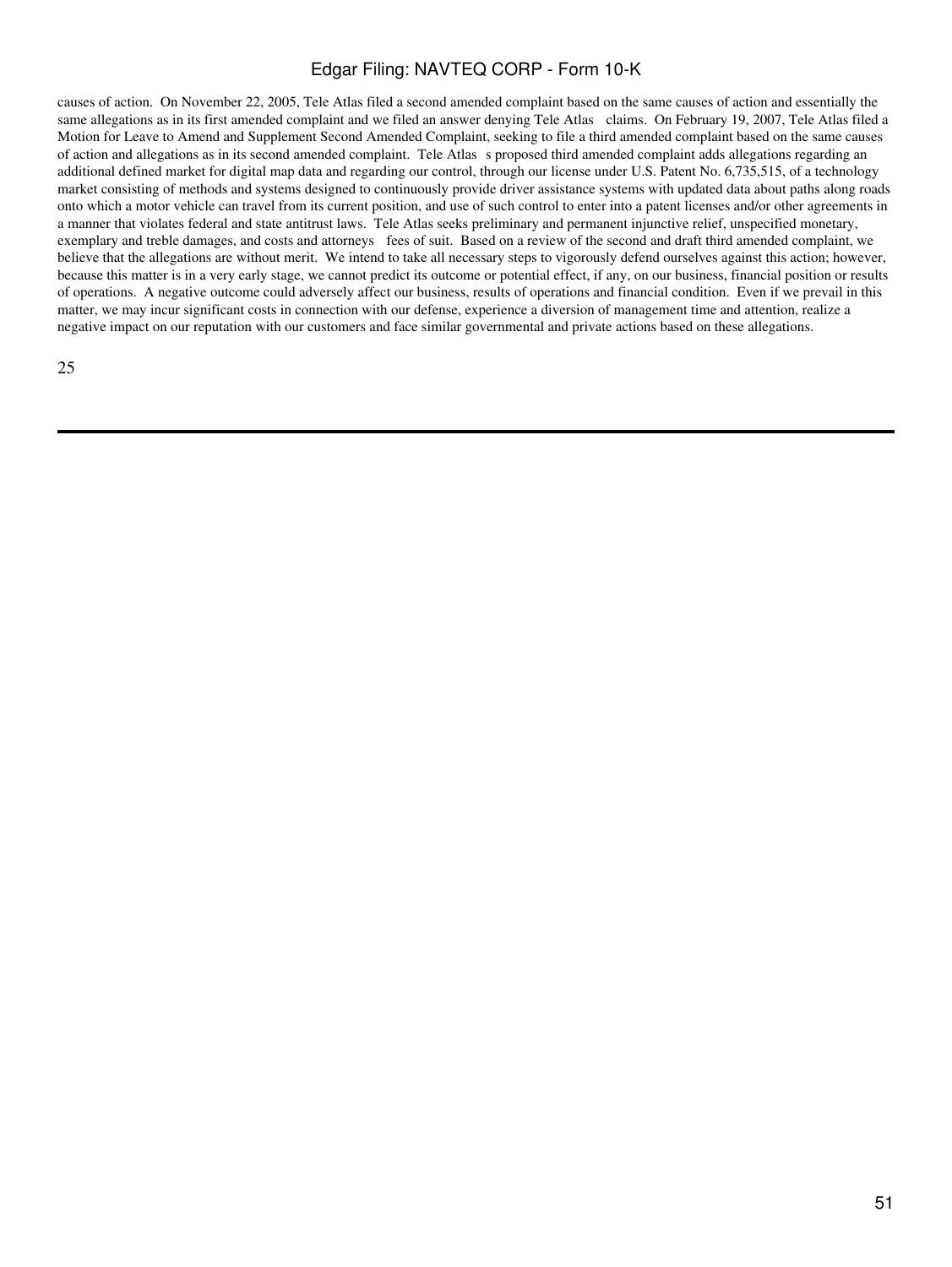causes of action. On November 22, 2005, Tele Atlas filed a second amended complaint based on the same causes of action and essentially the same allegations as in its first amended complaint and we filed an answer denying Tele Atlas claims. On February 19, 2007, Tele Atlas filed a Motion for Leave to Amend and Supplement Second Amended Complaint, seeking to file a third amended complaint based on the same causes of action and allegations as in its second amended complaint. Tele Atlas s proposed third amended complaint adds allegations regarding an additional defined market for digital map data and regarding our control, through our license under U.S. Patent No. 6,735,515, of a technology market consisting of methods and systems designed to continuously provide driver assistance systems with updated data about paths along roads onto which a motor vehicle can travel from its current position, and use of such control to enter into a patent licenses and/or other agreements in a manner that violates federal and state antitrust laws. Tele Atlas seeks preliminary and permanent injunctive relief, unspecified monetary, exemplary and treble damages, and costs and attorneys fees of suit. Based on a review of the second and draft third amended complaint, we believe that the allegations are without merit. We intend to take all necessary steps to vigorously defend ourselves against this action; however, because this matter is in a very early stage, we cannot predict its outcome or potential effect, if any, on our business, financial position or results of operations. A negative outcome could adversely affect our business, results of operations and financial condition. Even if we prevail in this matter, we may incur significant costs in connection with our defense, experience a diversion of management time and attention, realize a negative impact on our reputation with our customers and face similar governmental and private actions based on these allegations.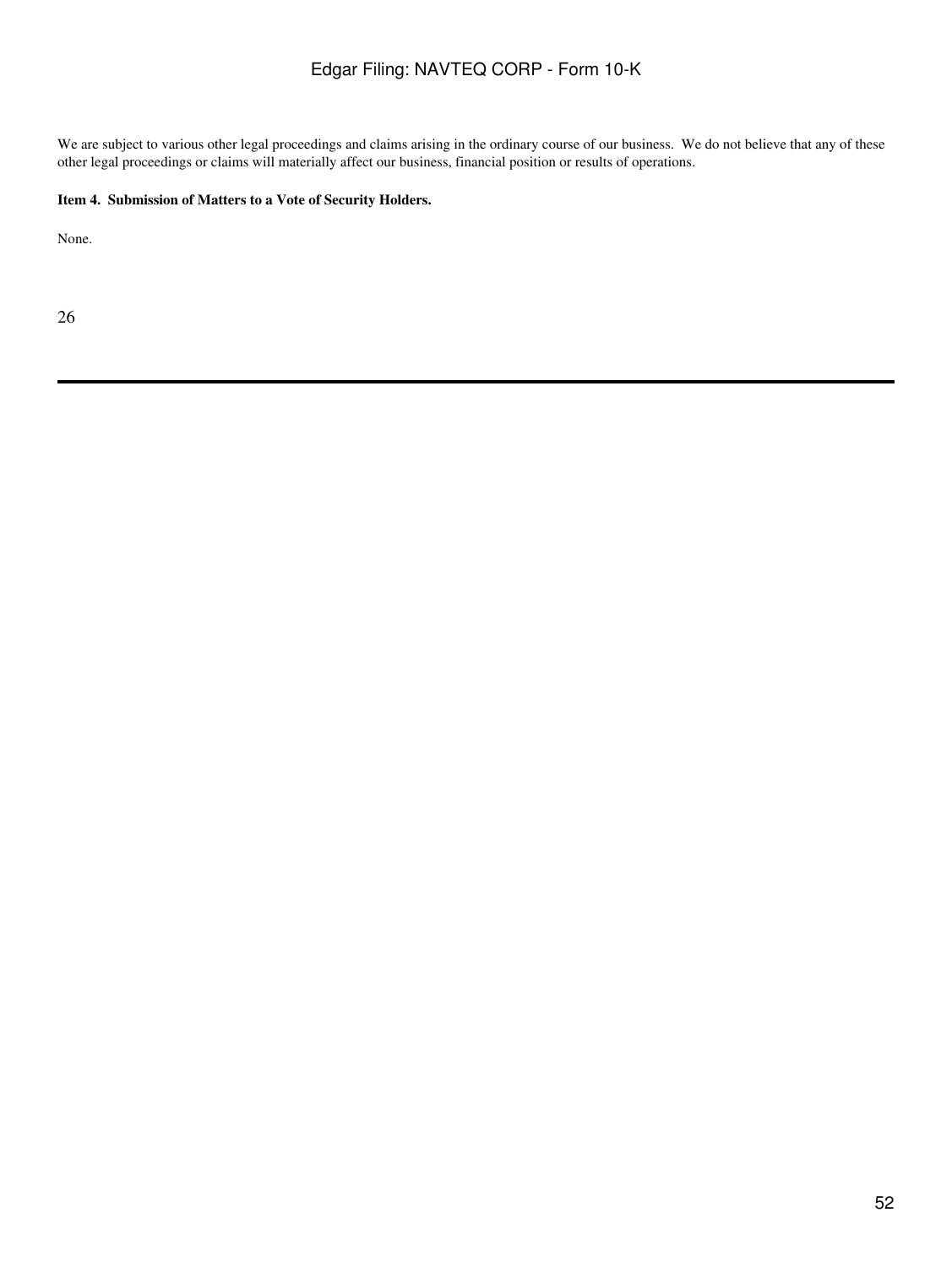We are subject to various other legal proceedings and claims arising in the ordinary course of our business. We do not believe that any of these other legal proceedings or claims will materially affect our business, financial position or results of operations.

**Item 4. Submission of Matters to a Vote of Security Holders.**

None.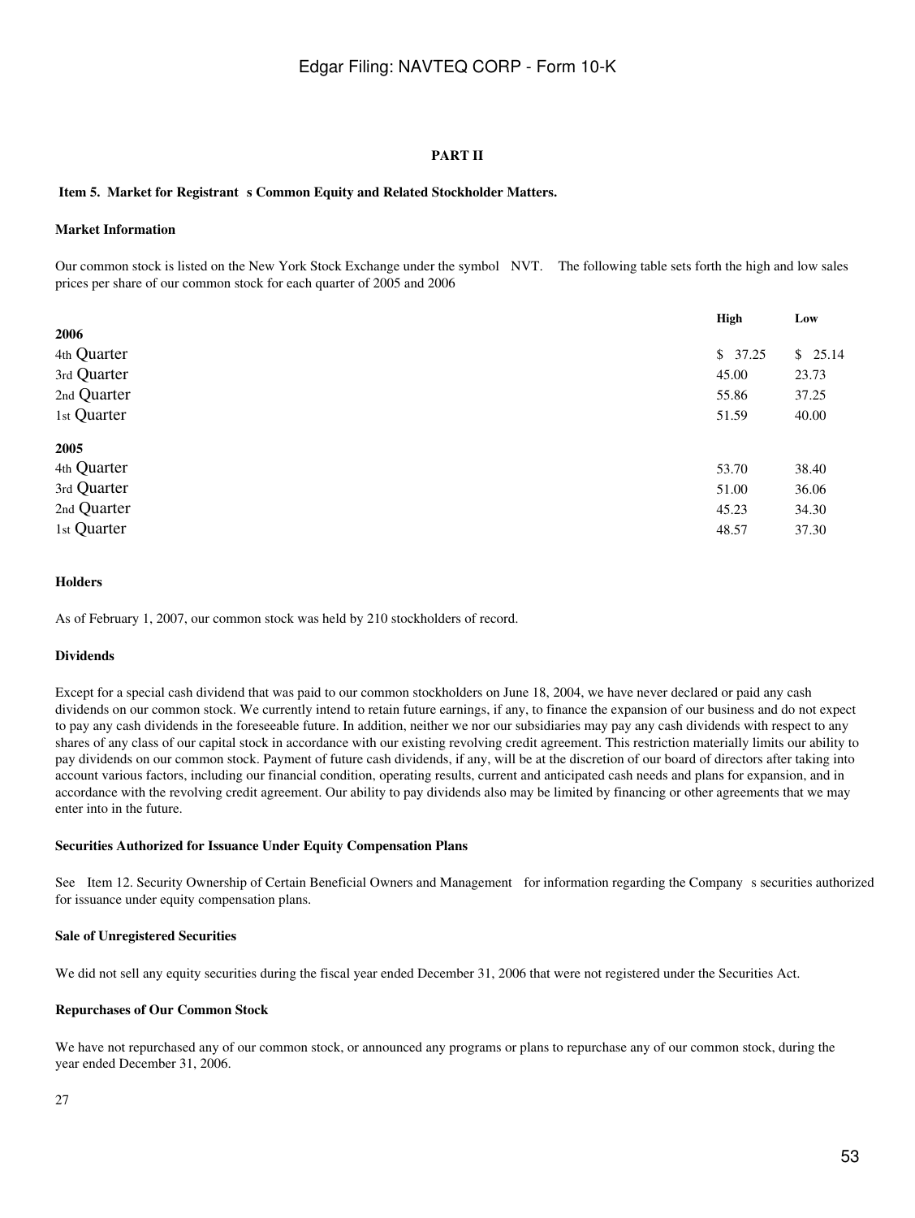## PART II

### Item 5. Market for Registrant s Common Equity and Related Stockholder Matters.

**Market Information**

Our common stock is listed on the New York Stock Exchange under the symbol NVT. The following table sets forth the high and low sales prices per share of our common stock for each quarter of 2005 and 2006

| | High | Low |
|---|---|---|
| **2006** | | |
| 4th Quarter | $ 37.25 | $ 25.14 |
| 3rd Quarter | 45.00 | 23.73 |
| 2nd Quarter | 55.86 | 37.25 |
| 1st Quarter | 51.59 | 40.00 |
| **2005** | | |
| 4th Quarter | 53.70 | 38.40 |
| 3rd Quarter | 51.00 | 36.06 |
| 2nd Quarter | 45.23 | 34.30 |
| 1st Quarter | 48.57 | 37.30 |

**Holders**

As of February 1, 2007, our common stock was held by 210 stockholders of record.

**Dividends**

Except for a special cash dividend that was paid to our common stockholders on June 18, 2004, we have never declared or paid any cash dividends on our common stock. We currently intend to retain future earnings, if any, to finance the expansion of our business and do not expect to pay any cash dividends in the foreseeable future. In addition, neither we nor our subsidiaries may pay any cash dividends with respect to any shares of any class of our capital stock in accordance with our existing revolving credit agreement. This restriction materially limits our ability to pay dividends on our common stock. Payment of future cash dividends, if any, will be at the discretion of our board of directors after taking into account various factors, including our financial condition, operating results, current and anticipated cash needs and plans for expansion, and in accordance with the revolving credit agreement. Our ability to pay dividends also may be limited by financing or other agreements that we may enter into in the future.

**Securities Authorized for Issuance Under Equity Compensation Plans**

See Item 12. Security Ownership of Certain Beneficial Owners and Management for information regarding the Company s securities authorized for issuance under equity compensation plans.

**Sale of Unregistered Securities**

We did not sell any equity securities during the fiscal year ended December 31, 2006 that were not registered under the Securities Act.

**Repurchases of Our Common Stock**

We have not repurchased any of our common stock, or announced any programs or plans to repurchase any of our common stock, during the year ended December 31, 2006.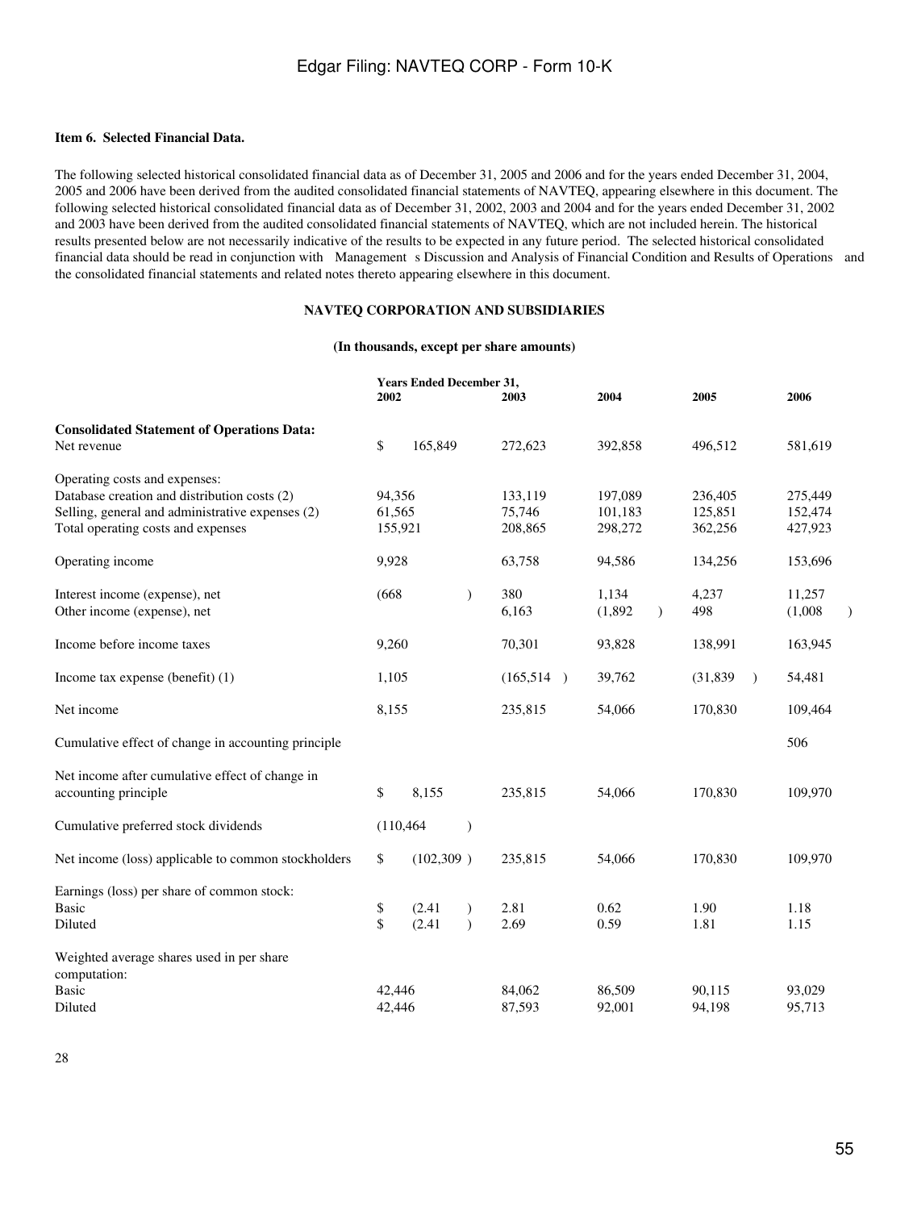**Item 6. Selected Financial Data.**

The following selected historical consolidated financial data as of December 31, 2005 and 2006 and for the years ended December 31, 2004, 2005 and 2006 have been derived from the audited consolidated financial statements of NAVTEQ, appearing elsewhere in this document. The following selected historical consolidated financial data as of December 31, 2002, 2003 and 2004 and for the years ended December 31, 2002 and 2003 have been derived from the audited consolidated financial statements of NAVTEQ, which are not included herein. The historical results presented below are not necessarily indicative of the results to be expected in any future period. The selected historical consolidated financial data should be read in conjunction with Management s Discussion and Analysis of Financial Condition and Results of Operations and the consolidated financial statements and related notes thereto appearing elsewhere in this document.

**NAVTEQ CORPORATION AND SUBSIDIARIES**

**(In thousands, except per share amounts)**

| | Years Ended December 31, | | | | |
|---|---|---|---|---|---|
| | 2002 | 2003 | 2004 | 2005 | 2006 |
| **Consolidated Statement of Operations Data:** | | | | | |
| Net revenue | $ 165,849 | 272,623 | 392,858 | 496,512 | 581,619 |
| Operating costs and expenses: | | | | | |
| Database creation and distribution costs (2) | 94,356 | 133,119 | 197,089 | 236,405 | 275,449 |
| Selling, general and administrative expenses (2) | 61,565 | 75,746 | 101,183 | 125,851 | 152,474 |
| Total operating costs and expenses | 155,921 | 208,865 | 298,272 | 362,256 | 427,923 |
| Operating income | 9,928 | 63,758 | 94,586 | 134,256 | 153,696 |
| Interest income (expense), net | (668 ) | 380 | 1,134 | 4,237 | 11,257 |
| Other income (expense), net | | 6,163 | (1,892 ) | 498 | (1,008 ) |
| Income before income taxes | 9,260 | 70,301 | 93,828 | 138,991 | 163,945 |
| Income tax expense (benefit) (1) | 1,105 | (165,514 ) | 39,762 | (31,839 ) | 54,481 |
| Net income | 8,155 | 235,815 | 54,066 | 170,830 | 109,464 |
| Cumulative effect of change in accounting principle | | | | | 506 |
| Net income after cumulative effect of change in accounting principle | $ 8,155 | 235,815 | 54,066 | 170,830 | 109,970 |
| Cumulative preferred stock dividends | (110,464 ) | | | | |
| Net income (loss) applicable to common stockholders | $ (102,309 ) | 235,815 | 54,066 | 170,830 | 109,970 |
| Earnings (loss) per share of common stock: | | | | | |
| Basic | $ (2.41 ) | 2.81 | 0.62 | 1.90 | 1.18 |
| Diluted | $ (2.41 ) | 2.69 | 0.59 | 1.81 | 1.15 |
| Weighted average shares used in per share computation: | | | | | |
| Basic | 42,446 | 84,062 | 86,509 | 90,115 | 93,029 |
| Diluted | 42,446 | 87,593 | 92,001 | 94,198 | 95,713 |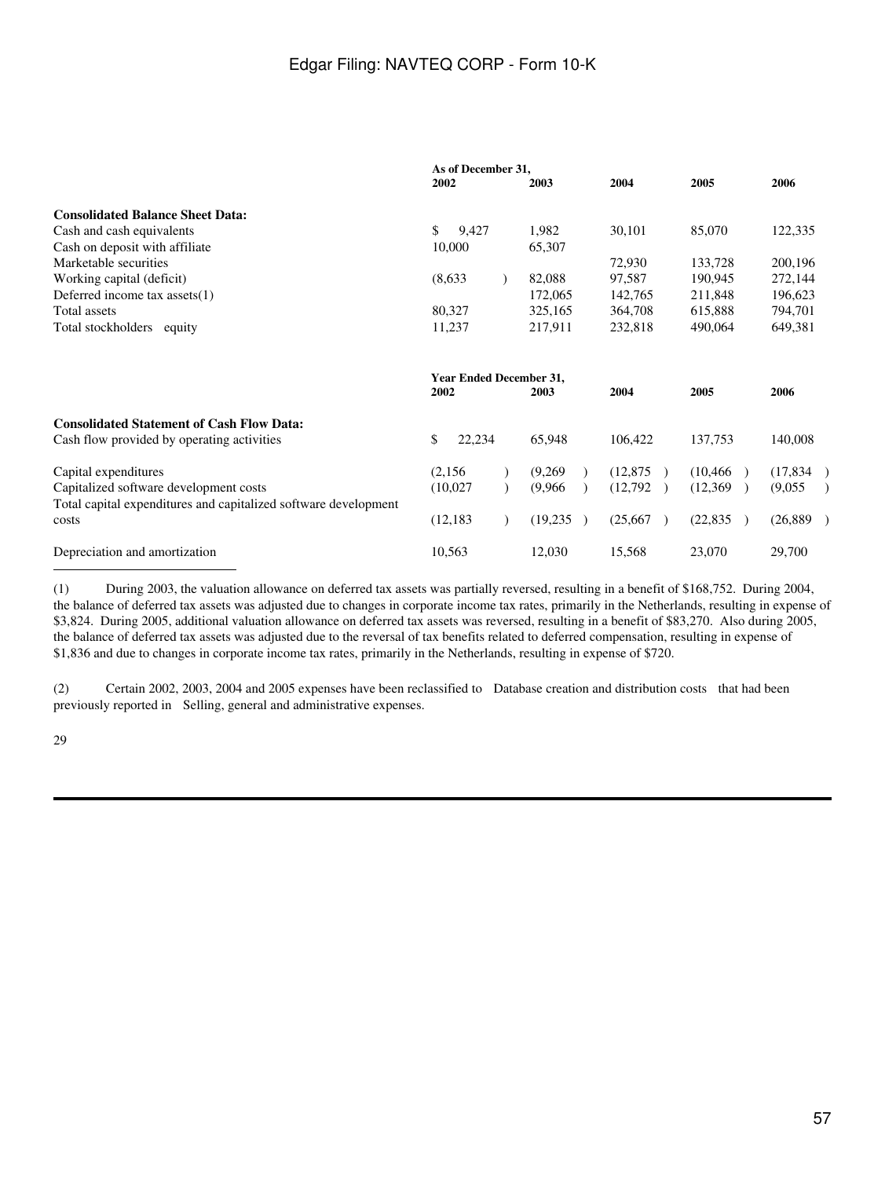| | As of December 31, | | | | |
|---|---|---|---|---|---|
| | 2002 | 2003 | 2004 | 2005 | 2006 |
| **Consolidated Balance Sheet Data:** | | | | | |
| Cash and cash equivalents | $ 9,427 | 1,982 | 30,101 | 85,070 | 122,335 |
| Cash on deposit with affiliate | 10,000 | 65,307 | | | |
| Marketable securities | | | 72,930 | 133,728 | 200,196 |
| Working capital (deficit) | (8,633) | 82,088 | 97,587 | 190,945 | 272,144 |
| Deferred income tax assets(1) | | 172,065 | 142,765 | 211,848 | 196,623 |
| Total assets | 80,327 | 325,165 | 364,708 | 615,888 | 794,701 |
| Total stockholders equity | 11,237 | 217,911 | 232,818 | 490,064 | 649,381 |

| | Year Ended December 31, | | | | |
|---|---|---|---|---|---|
| | 2002 | 2003 | 2004 | 2005 | 2006 |
| **Consolidated Statement of Cash Flow Data:** | | | | | |
| Cash flow provided by operating activities | $ 22,234 | 65,948 | 106,422 | 137,753 | 140,008 |
| Capital expenditures | (2,156) | (9,269) | (12,875) | (10,466) | (17,834) |
| Capitalized software development costs | (10,027) | (9,966) | (12,792) | (12,369) | (9,055) |
| Total capital expenditures and capitalized software development costs | (12,183) | (19,235) | (25,667) | (22,835) | (26,889) |
| Depreciation and amortization | 10,563 | 12,030 | 15,568 | 23,070 | 29,700 |

(1) During 2003, the valuation allowance on deferred tax assets was partially reversed, resulting in a benefit of $168,752. During 2004, the balance of deferred tax assets was adjusted due to changes in corporate income tax rates, primarily in the Netherlands, resulting in expense of $3,824. During 2005, additional valuation allowance on deferred tax assets was reversed, resulting in a benefit of $83,270. Also during 2005, the balance of deferred tax assets was adjusted due to the reversal of tax benefits related to deferred compensation, resulting in expense of $1,836 and due to changes in corporate income tax rates, primarily in the Netherlands, resulting in expense of $720.

(2) Certain 2002, 2003, 2004 and 2005 expenses have been reclassified to Database creation and distribution costs that had been previously reported in Selling, general and administrative expenses.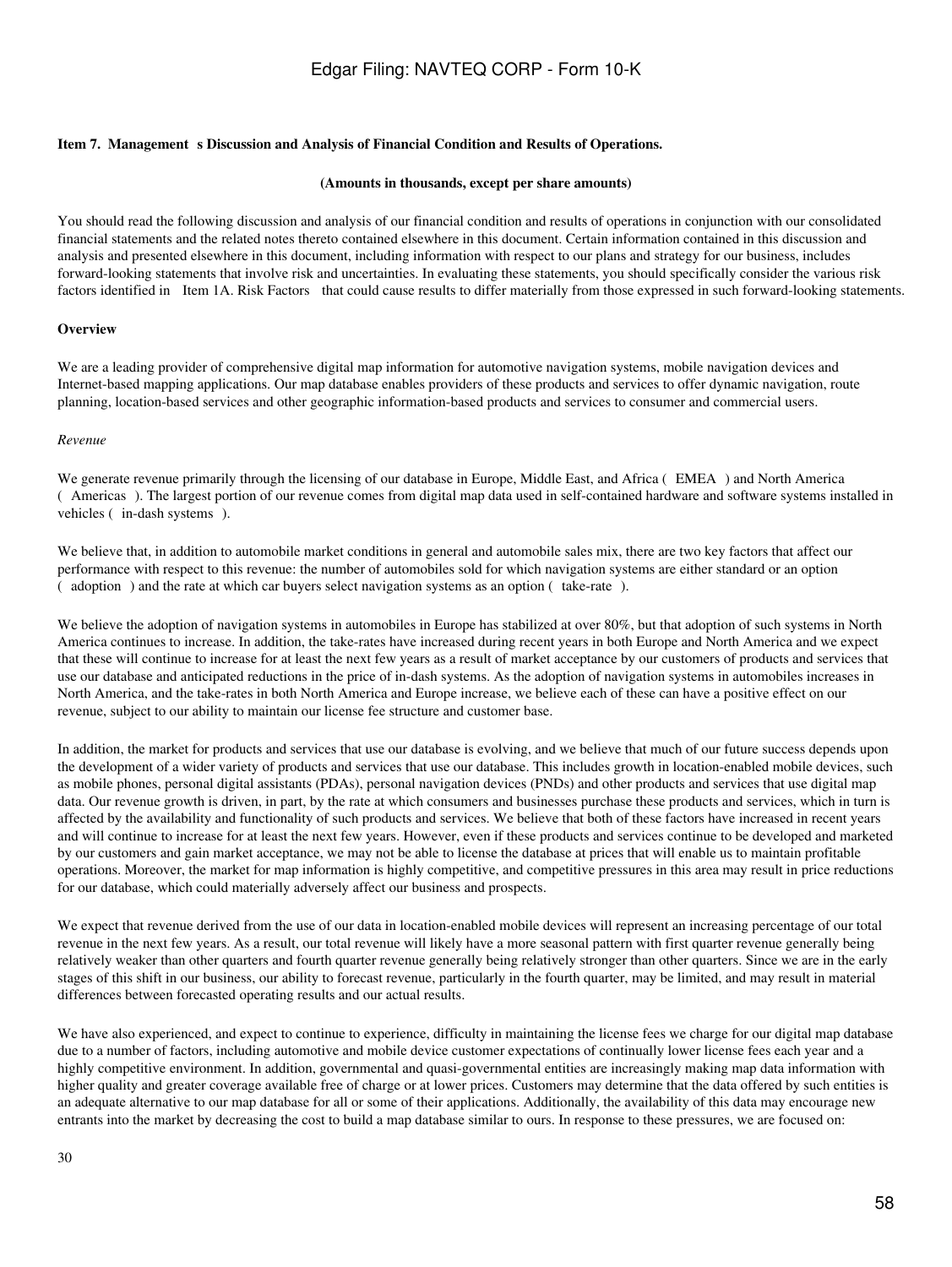**Item 7. Management s Discussion and Analysis of Financial Condition and Results of Operations.**

**(Amounts in thousands, except per share amounts)**

You should read the following discussion and analysis of our financial condition and results of operations in conjunction with our consolidated financial statements and the related notes thereto contained elsewhere in this document. Certain information contained in this discussion and analysis and presented elsewhere in this document, including information with respect to our plans and strategy for our business, includes forward-looking statements that involve risk and uncertainties. In evaluating these statements, you should specifically consider the various risk factors identified in Item 1A. Risk Factors that could cause results to differ materially from those expressed in such forward-looking statements.

**Overview**

We are a leading provider of comprehensive digital map information for automotive navigation systems, mobile navigation devices and Internet-based mapping applications. Our map database enables providers of these products and services to offer dynamic navigation, route planning, location-based services and other geographic information-based products and services to consumer and commercial users.

*Revenue*

We generate revenue primarily through the licensing of our database in Europe, Middle East, and Africa ( EMEA ) and North America ( Americas ). The largest portion of our revenue comes from digital map data used in self-contained hardware and software systems installed in vehicles ( in-dash systems ).

We believe that, in addition to automobile market conditions in general and automobile sales mix, there are two key factors that affect our performance with respect to this revenue: the number of automobiles sold for which navigation systems are either standard or an option ( adoption ) and the rate at which car buyers select navigation systems as an option ( take-rate ).

We believe the adoption of navigation systems in automobiles in Europe has stabilized at over 80%, but that adoption of such systems in North America continues to increase. In addition, the take-rates have increased during recent years in both Europe and North America and we expect that these will continue to increase for at least the next few years as a result of market acceptance by our customers of products and services that use our database and anticipated reductions in the price of in-dash systems. As the adoption of navigation systems in automobiles increases in North America, and the take-rates in both North America and Europe increase, we believe each of these can have a positive effect on our revenue, subject to our ability to maintain our license fee structure and customer base.

In addition, the market for products and services that use our database is evolving, and we believe that much of our future success depends upon the development of a wider variety of products and services that use our database. This includes growth in location-enabled mobile devices, such as mobile phones, personal digital assistants (PDAs), personal navigation devices (PNDs) and other products and services that use digital map data. Our revenue growth is driven, in part, by the rate at which consumers and businesses purchase these products and services, which in turn is affected by the availability and functionality of such products and services. We believe that both of these factors have increased in recent years and will continue to increase for at least the next few years. However, even if these products and services continue to be developed and marketed by our customers and gain market acceptance, we may not be able to license the database at prices that will enable us to maintain profitable operations. Moreover, the market for map information is highly competitive, and competitive pressures in this area may result in price reductions for our database, which could materially adversely affect our business and prospects.

We expect that revenue derived from the use of our data in location-enabled mobile devices will represent an increasing percentage of our total revenue in the next few years. As a result, our total revenue will likely have a more seasonal pattern with first quarter revenue generally being relatively weaker than other quarters and fourth quarter revenue generally being relatively stronger than other quarters. Since we are in the early stages of this shift in our business, our ability to forecast revenue, particularly in the fourth quarter, may be limited, and may result in material differences between forecasted operating results and our actual results.

We have also experienced, and expect to continue to experience, difficulty in maintaining the license fees we charge for our digital map database due to a number of factors, including automotive and mobile device customer expectations of continually lower license fees each year and a highly competitive environment. In addition, governmental and quasi-governmental entities are increasingly making map data information with higher quality and greater coverage available free of charge or at lower prices. Customers may determine that the data offered by such entities is an adequate alternative to our map database for all or some of their applications. Additionally, the availability of this data may encourage new entrants into the market by decreasing the cost to build a map database similar to ours. In response to these pressures, we are focused on: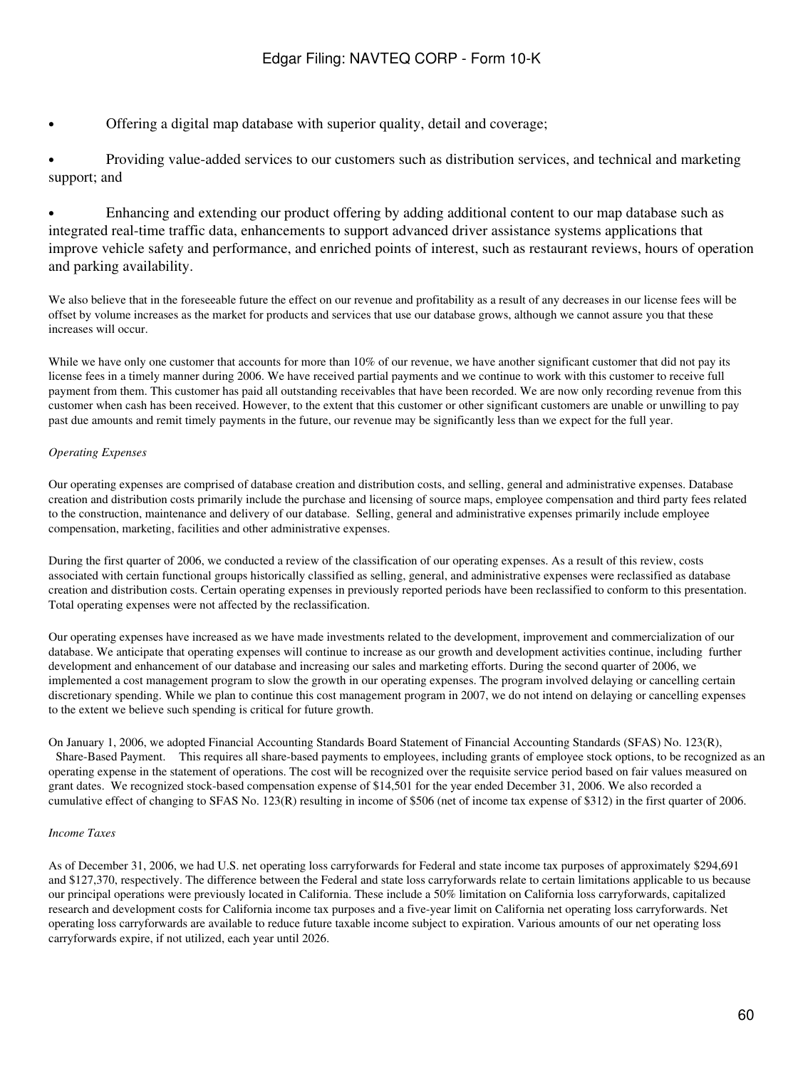- Offering a digital map database with superior quality, detail and coverage;
- Providing value-added services to our customers such as distribution services, and technical and marketing support; and
- Enhancing and extending our product offering by adding additional content to our map database such as integrated real-time traffic data, enhancements to support advanced driver assistance systems applications that improve vehicle safety and performance, and enriched points of interest, such as restaurant reviews, hours of operation and parking availability.

We also believe that in the foreseeable future the effect on our revenue and profitability as a result of any decreases in our license fees will be offset by volume increases as the market for products and services that use our database grows, although we cannot assure you that these increases will occur.

While we have only one customer that accounts for more than 10% of our revenue, we have another significant customer that did not pay its license fees in a timely manner during 2006. We have received partial payments and we continue to work with this customer to receive full payment from them. This customer has paid all outstanding receivables that have been recorded. We are now only recording revenue from this customer when cash has been received. However, to the extent that this customer or other significant customers are unable or unwilling to pay past due amounts and remit timely payments in the future, our revenue may be significantly less than we expect for the full year.

*Operating Expenses*

Our operating expenses are comprised of database creation and distribution costs, and selling, general and administrative expenses. Database creation and distribution costs primarily include the purchase and licensing of source maps, employee compensation and third party fees related to the construction, maintenance and delivery of our database. Selling, general and administrative expenses primarily include employee compensation, marketing, facilities and other administrative expenses.

During the first quarter of 2006, we conducted a review of the classification of our operating expenses. As a result of this review, costs associated with certain functional groups historically classified as selling, general, and administrative expenses were reclassified as database creation and distribution costs. Certain operating expenses in previously reported periods have been reclassified to conform to this presentation. Total operating expenses were not affected by the reclassification.

Our operating expenses have increased as we have made investments related to the development, improvement and commercialization of our database. We anticipate that operating expenses will continue to increase as our growth and development activities continue, including further development and enhancement of our database and increasing our sales and marketing efforts. During the second quarter of 2006, we implemented a cost management program to slow the growth in our operating expenses. The program involved delaying or cancelling certain discretionary spending. While we plan to continue this cost management program in 2007, we do not intend on delaying or cancelling expenses to the extent we believe such spending is critical for future growth.

On January 1, 2006, we adopted Financial Accounting Standards Board Statement of Financial Accounting Standards (SFAS) No. 123(R), *Share-Based Payment.* This requires all share-based payments to employees, including grants of employee stock options, to be recognized as an operating expense in the statement of operations. The cost will be recognized over the requisite service period based on fair values measured on grant dates. We recognized stock-based compensation expense of $14,501 for the year ended December 31, 2006. We also recorded a cumulative effect of changing to SFAS No. 123(R) resulting in income of $506 (net of income tax expense of $312) in the first quarter of 2006.

*Income Taxes*

As of December 31, 2006, we had U.S. net operating loss carryforwards for Federal and state income tax purposes of approximately $294,691 and $127,370, respectively. The difference between the Federal and state loss carryforwards relate to certain limitations applicable to us because our principal operations were previously located in California. These include a 50% limitation on California loss carryforwards, capitalized research and development costs for California income tax purposes and a five-year limit on California net operating loss carryforwards. Net operating loss carryforwards are available to reduce future taxable income subject to expiration. Various amounts of our net operating loss carryforwards expire, if not utilized, each year until 2026.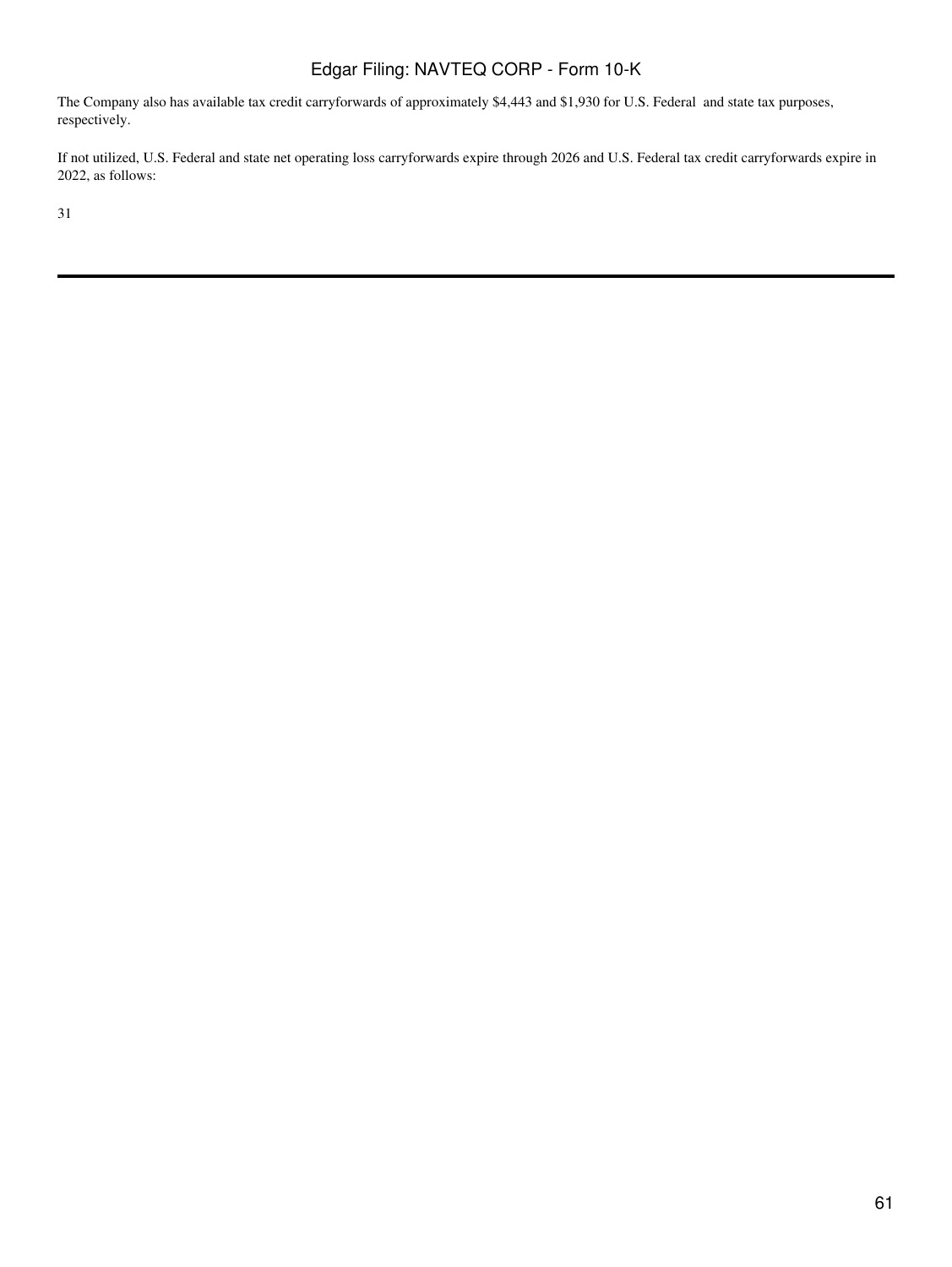The Company also has available tax credit carryforwards of approximately $4,443 and $1,930 for U.S. Federal and state tax purposes, respectively.

If not utilized, U.S. Federal and state net operating loss carryforwards expire through 2026 and U.S. Federal tax credit carryforwards expire in 2022, as follows: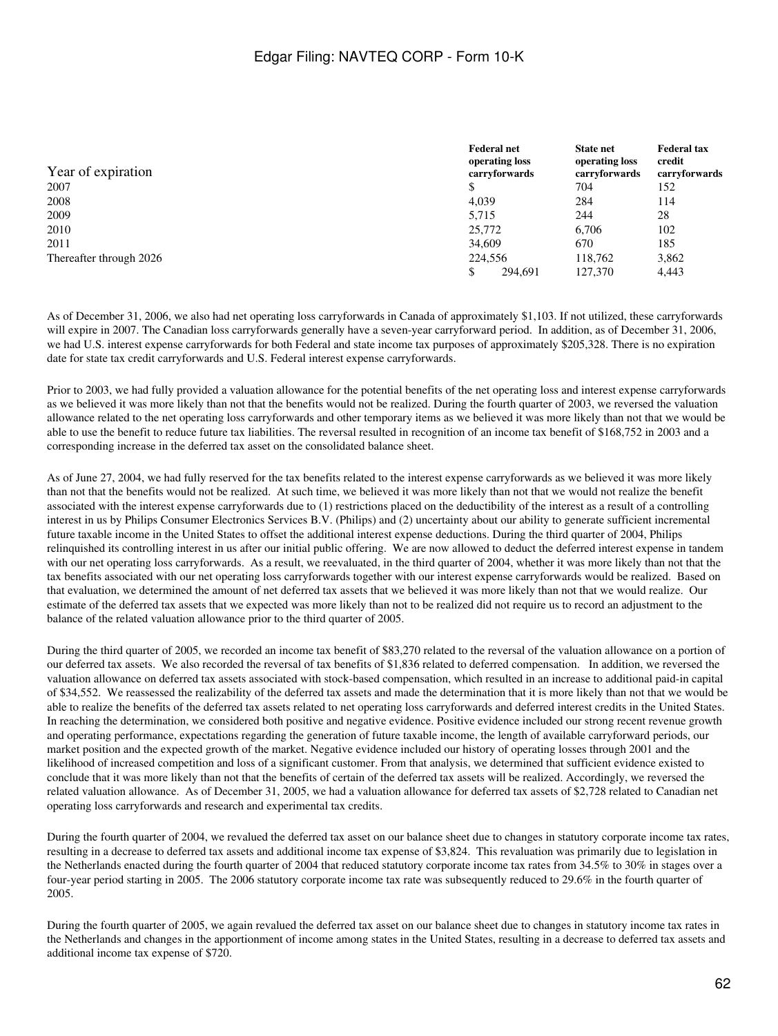| Year of expiration | Federal net operating loss carryforwards | State net operating loss carryforwards | Federal tax credit carryforwards |
|---|---|---|---|
| 2007 | $ | 704 | 152 |
| 2008 | 4,039 | 284 | 114 |
| 2009 | 5,715 | 244 | 28 |
| 2010 | 25,772 | 6,706 | 102 |
| 2011 | 34,609 | 670 | 185 |
| Thereafter through 2026 | 224,556 | 118,762 | 3,862 |
| | $ 294,691 | 127,370 | 4,443 |

As of December 31, 2006, we also had net operating loss carryforwards in Canada of approximately $1,103. If not utilized, these carryforwards will expire in 2007. The Canadian loss carryforwards generally have a seven-year carryforward period. In addition, as of December 31, 2006, we had U.S. interest expense carryforwards for both Federal and state income tax purposes of approximately $205,328. There is no expiration date for state tax credit carryforwards and U.S. Federal interest expense carryforwards.

Prior to 2003, we had fully provided a valuation allowance for the potential benefits of the net operating loss and interest expense carryforwards as we believed it was more likely than not that the benefits would not be realized. During the fourth quarter of 2003, we reversed the valuation allowance related to the net operating loss carryforwards and other temporary items as we believed it was more likely than not that we would be able to use the benefit to reduce future tax liabilities. The reversal resulted in recognition of an income tax benefit of $168,752 in 2003 and a corresponding increase in the deferred tax asset on the consolidated balance sheet.

As of June 27, 2004, we had fully reserved for the tax benefits related to the interest expense carryforwards as we believed it was more likely than not that the benefits would not be realized. At such time, we believed it was more likely than not that we would not realize the benefit associated with the interest expense carryforwards due to (1) restrictions placed on the deductibility of the interest as a result of a controlling interest in us by Philips Consumer Electronics Services B.V. (Philips) and (2) uncertainty about our ability to generate sufficient incremental future taxable income in the United States to offset the additional interest expense deductions. During the third quarter of 2004, Philips relinquished its controlling interest in us after our initial public offering. We are now allowed to deduct the deferred interest expense in tandem with our net operating loss carryforwards. As a result, we reevaluated, in the third quarter of 2004, whether it was more likely than not that the tax benefits associated with our net operating loss carryforwards together with our interest expense carryforwards would be realized. Based on that evaluation, we determined the amount of net deferred tax assets that we believed it was more likely than not that we would realize. Our estimate of the deferred tax assets that we expected was more likely than not to be realized did not require us to record an adjustment to the balance of the related valuation allowance prior to the third quarter of 2005.

During the third quarter of 2005, we recorded an income tax benefit of $83,270 related to the reversal of the valuation allowance on a portion of our deferred tax assets. We also recorded the reversal of tax benefits of $1,836 related to deferred compensation. In addition, we reversed the valuation allowance on deferred tax assets associated with stock-based compensation, which resulted in an increase to additional paid-in capital of $34,552. We reassessed the realizability of the deferred tax assets and made the determination that it is more likely than not that we would be able to realize the benefits of the deferred tax assets related to net operating loss carryforwards and deferred interest credits in the United States. In reaching the determination, we considered both positive and negative evidence. Positive evidence included our strong recent revenue growth and operating performance, expectations regarding the generation of future taxable income, the length of available carryforward periods, our market position and the expected growth of the market. Negative evidence included our history of operating losses through 2001 and the likelihood of increased competition and loss of a significant customer. From that analysis, we determined that sufficient evidence existed to conclude that it was more likely than not that the benefits of certain of the deferred tax assets will be realized. Accordingly, we reversed the related valuation allowance. As of December 31, 2005, we had a valuation allowance for deferred tax assets of $2,728 related to Canadian net operating loss carryforwards and research and experimental tax credits.

During the fourth quarter of 2004, we revalued the deferred tax asset on our balance sheet due to changes in statutory corporate income tax rates, resulting in a decrease to deferred tax assets and additional income tax expense of $3,824. This revaluation was primarily due to legislation in the Netherlands enacted during the fourth quarter of 2004 that reduced statutory corporate income tax rates from 34.5% to 30% in stages over a four-year period starting in 2005. The 2006 statutory corporate income tax rate was subsequently reduced to 29.6% in the fourth quarter of 2005.

During the fourth quarter of 2005, we again revalued the deferred tax asset on our balance sheet due to changes in statutory income tax rates in the Netherlands and changes in the apportionment of income among states in the United States, resulting in a decrease to deferred tax assets and additional income tax expense of $720.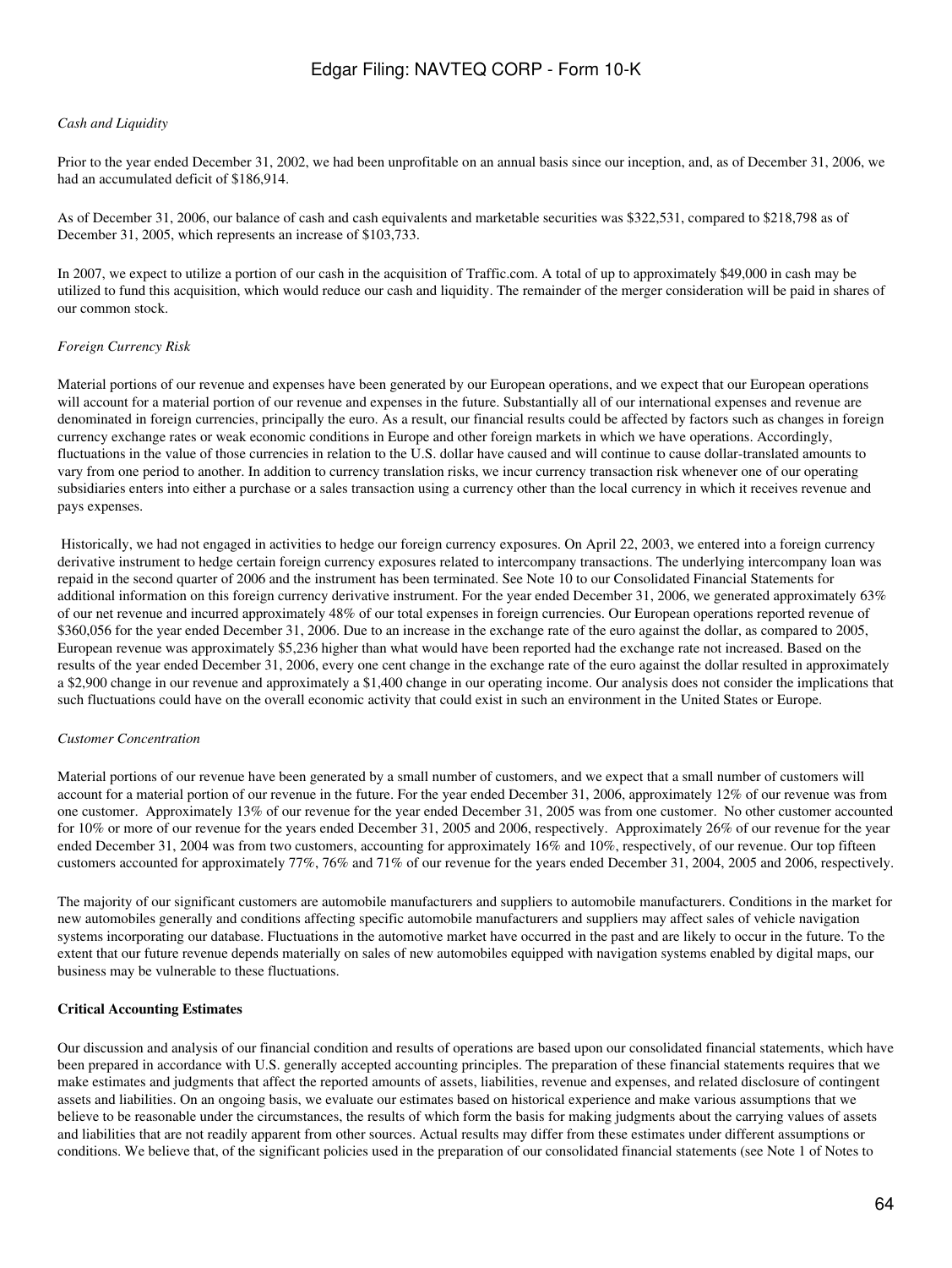*Cash and Liquidity*

Prior to the year ended December 31, 2002, we had been unprofitable on an annual basis since our inception, and, as of December 31, 2006, we had an accumulated deficit of $186,914.

As of December 31, 2006, our balance of cash and cash equivalents and marketable securities was $322,531, compared to $218,798 as of December 31, 2005, which represents an increase of $103,733.

In 2007, we expect to utilize a portion of our cash in the acquisition of Traffic.com. A total of up to approximately $49,000 in cash may be utilized to fund this acquisition, which would reduce our cash and liquidity. The remainder of the merger consideration will be paid in shares of our common stock.

*Foreign Currency Risk*

Material portions of our revenue and expenses have been generated by our European operations, and we expect that our European operations will account for a material portion of our revenue and expenses in the future. Substantially all of our international expenses and revenue are denominated in foreign currencies, principally the euro. As a result, our financial results could be affected by factors such as changes in foreign currency exchange rates or weak economic conditions in Europe and other foreign markets in which we have operations. Accordingly, fluctuations in the value of those currencies in relation to the U.S. dollar have caused and will continue to cause dollar-translated amounts to vary from one period to another. In addition to currency translation risks, we incur currency transaction risk whenever one of our operating subsidiaries enters into either a purchase or a sales transaction using a currency other than the local currency in which it receives revenue and pays expenses.

Historically, we had not engaged in activities to hedge our foreign currency exposures. On April 22, 2003, we entered into a foreign currency derivative instrument to hedge certain foreign currency exposures related to intercompany transactions. The underlying intercompany loan was repaid in the second quarter of 2006 and the instrument has been terminated. See Note 10 to our Consolidated Financial Statements for additional information on this foreign currency derivative instrument. For the year ended December 31, 2006, we generated approximately 63% of our net revenue and incurred approximately 48% of our total expenses in foreign currencies. Our European operations reported revenue of $360,056 for the year ended December 31, 2006. Due to an increase in the exchange rate of the euro against the dollar, as compared to 2005, European revenue was approximately $5,236 higher than what would have been reported had the exchange rate not increased. Based on the results of the year ended December 31, 2006, every one cent change in the exchange rate of the euro against the dollar resulted in approximately a $2,900 change in our revenue and approximately a $1,400 change in our operating income. Our analysis does not consider the implications that such fluctuations could have on the overall economic activity that could exist in such an environment in the United States or Europe.

*Customer Concentration*

Material portions of our revenue have been generated by a small number of customers, and we expect that a small number of customers will account for a material portion of our revenue in the future. For the year ended December 31, 2006, approximately 12% of our revenue was from one customer. Approximately 13% of our revenue for the year ended December 31, 2005 was from one customer. No other customer accounted for 10% or more of our revenue for the years ended December 31, 2005 and 2006, respectively. Approximately 26% of our revenue for the year ended December 31, 2004 was from two customers, accounting for approximately 16% and 10%, respectively, of our revenue. Our top fifteen customers accounted for approximately 77%, 76% and 71% of our revenue for the years ended December 31, 2004, 2005 and 2006, respectively.

The majority of our significant customers are automobile manufacturers and suppliers to automobile manufacturers. Conditions in the market for new automobiles generally and conditions affecting specific automobile manufacturers and suppliers may affect sales of vehicle navigation systems incorporating our database. Fluctuations in the automotive market have occurred in the past and are likely to occur in the future. To the extent that our future revenue depends materially on sales of new automobiles equipped with navigation systems enabled by digital maps, our business may be vulnerable to these fluctuations.

**Critical Accounting Estimates**

Our discussion and analysis of our financial condition and results of operations are based upon our consolidated financial statements, which have been prepared in accordance with U.S. generally accepted accounting principles. The preparation of these financial statements requires that we make estimates and judgments that affect the reported amounts of assets, liabilities, revenue and expenses, and related disclosure of contingent assets and liabilities. On an ongoing basis, we evaluate our estimates based on historical experience and make various assumptions that we believe to be reasonable under the circumstances, the results of which form the basis for making judgments about the carrying values of assets and liabilities that are not readily apparent from other sources. Actual results may differ from these estimates under different assumptions or conditions. We believe that, of the significant policies used in the preparation of our consolidated financial statements (see Note 1 of Notes to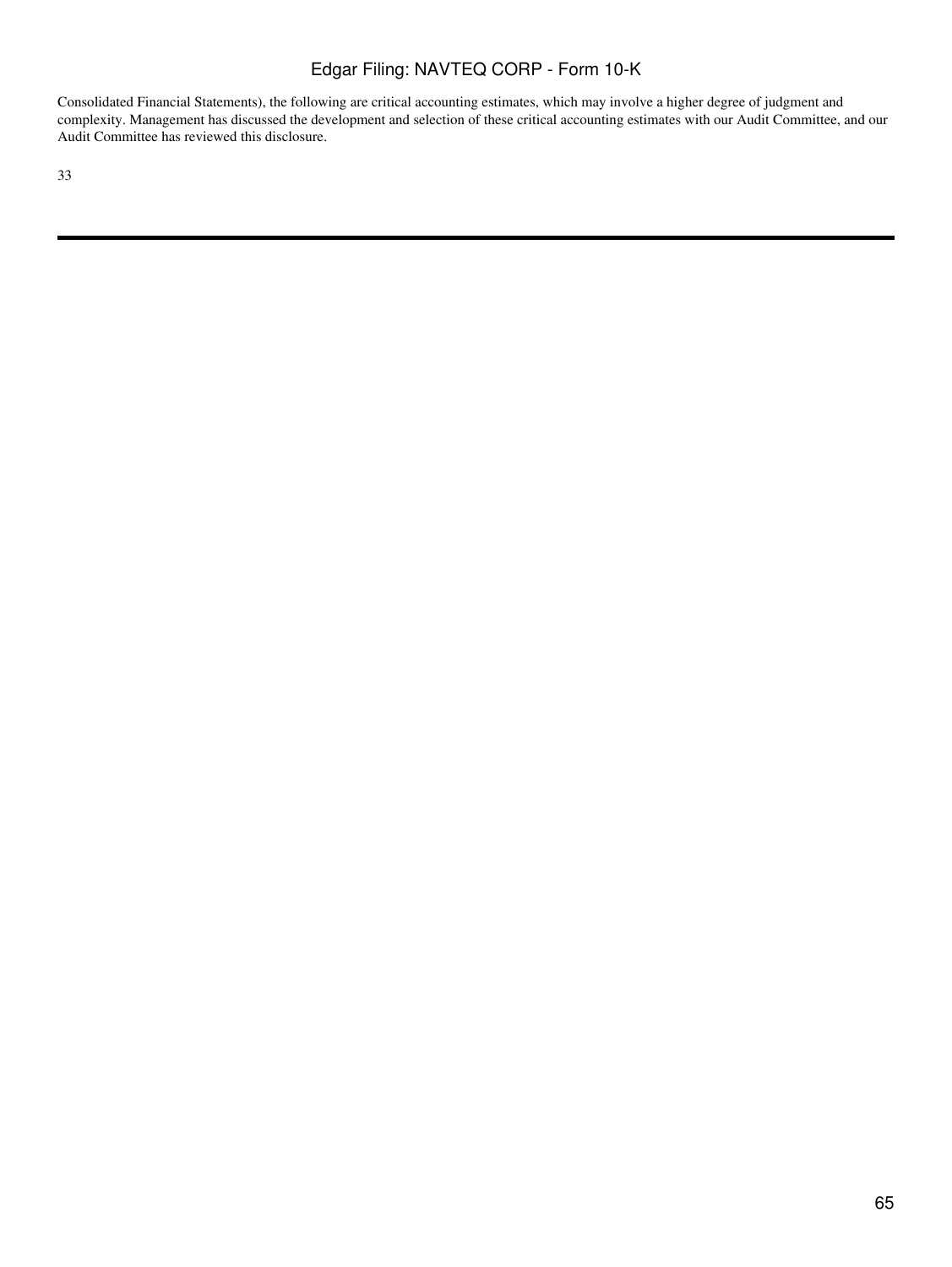Consolidated Financial Statements), the following are critical accounting estimates, which may involve a higher degree of judgment and complexity. Management has discussed the development and selection of these critical accounting estimates with our Audit Committee, and our Audit Committee has reviewed this disclosure.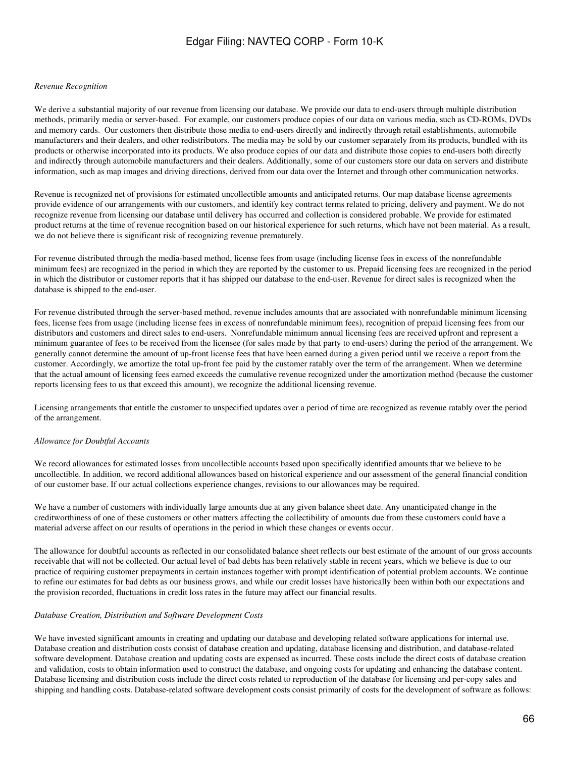*Revenue Recognition*

We derive a substantial majority of our revenue from licensing our database. We provide our data to end-users through multiple distribution methods, primarily media or server-based. For example, our customers produce copies of our data on various media, such as CD-ROMs, DVDs and memory cards. Our customers then distribute those media to end-users directly and indirectly through retail establishments, automobile manufacturers and their dealers, and other redistributors. The media may be sold by our customer separately from its products, bundled with its products or otherwise incorporated into its products. We also produce copies of our data and distribute those copies to end-users both directly and indirectly through automobile manufacturers and their dealers. Additionally, some of our customers store our data on servers and distribute information, such as map images and driving directions, derived from our data over the Internet and through other communication networks.

Revenue is recognized net of provisions for estimated uncollectible amounts and anticipated returns. Our map database license agreements provide evidence of our arrangements with our customers, and identify key contract terms related to pricing, delivery and payment. We do not recognize revenue from licensing our database until delivery has occurred and collection is considered probable. We provide for estimated product returns at the time of revenue recognition based on our historical experience for such returns, which have not been material. As a result, we do not believe there is significant risk of recognizing revenue prematurely.

For revenue distributed through the media-based method, license fees from usage (including license fees in excess of the nonrefundable minimum fees) are recognized in the period in which they are reported by the customer to us. Prepaid licensing fees are recognized in the period in which the distributor or customer reports that it has shipped our database to the end-user. Revenue for direct sales is recognized when the database is shipped to the end-user.

For revenue distributed through the server-based method, revenue includes amounts that are associated with nonrefundable minimum licensing fees, license fees from usage (including license fees in excess of nonrefundable minimum fees), recognition of prepaid licensing fees from our distributors and customers and direct sales to end-users. Nonrefundable minimum annual licensing fees are received upfront and represent a minimum guarantee of fees to be received from the licensee (for sales made by that party to end-users) during the period of the arrangement. We generally cannot determine the amount of up-front license fees that have been earned during a given period until we receive a report from the customer. Accordingly, we amortize the total up-front fee paid by the customer ratably over the term of the arrangement. When we determine that the actual amount of licensing fees earned exceeds the cumulative revenue recognized under the amortization method (because the customer reports licensing fees to us that exceed this amount), we recognize the additional licensing revenue.

Licensing arrangements that entitle the customer to unspecified updates over a period of time are recognized as revenue ratably over the period of the arrangement.

*Allowance for Doubtful Accounts*

We record allowances for estimated losses from uncollectible accounts based upon specifically identified amounts that we believe to be uncollectible. In addition, we record additional allowances based on historical experience and our assessment of the general financial condition of our customer base. If our actual collections experience changes, revisions to our allowances may be required.

We have a number of customers with individually large amounts due at any given balance sheet date. Any unanticipated change in the creditworthiness of one of these customers or other matters affecting the collectibility of amounts due from these customers could have a material adverse affect on our results of operations in the period in which these changes or events occur.

The allowance for doubtful accounts as reflected in our consolidated balance sheet reflects our best estimate of the amount of our gross accounts receivable that will not be collected. Our actual level of bad debts has been relatively stable in recent years, which we believe is due to our practice of requiring customer prepayments in certain instances together with prompt identification of potential problem accounts. We continue to refine our estimates for bad debts as our business grows, and while our credit losses have historically been within both our expectations and the provision recorded, fluctuations in credit loss rates in the future may affect our financial results.

*Database Creation, Distribution and Software Development Costs*

We have invested significant amounts in creating and updating our database and developing related software applications for internal use. Database creation and distribution costs consist of database creation and updating, database licensing and distribution, and database-related software development. Database creation and updating costs are expensed as incurred. These costs include the direct costs of database creation and validation, costs to obtain information used to construct the database, and ongoing costs for updating and enhancing the database content. Database licensing and distribution costs include the direct costs related to reproduction of the database for licensing and per-copy sales and shipping and handling costs. Database-related software development costs consist primarily of costs for the development of software as follows: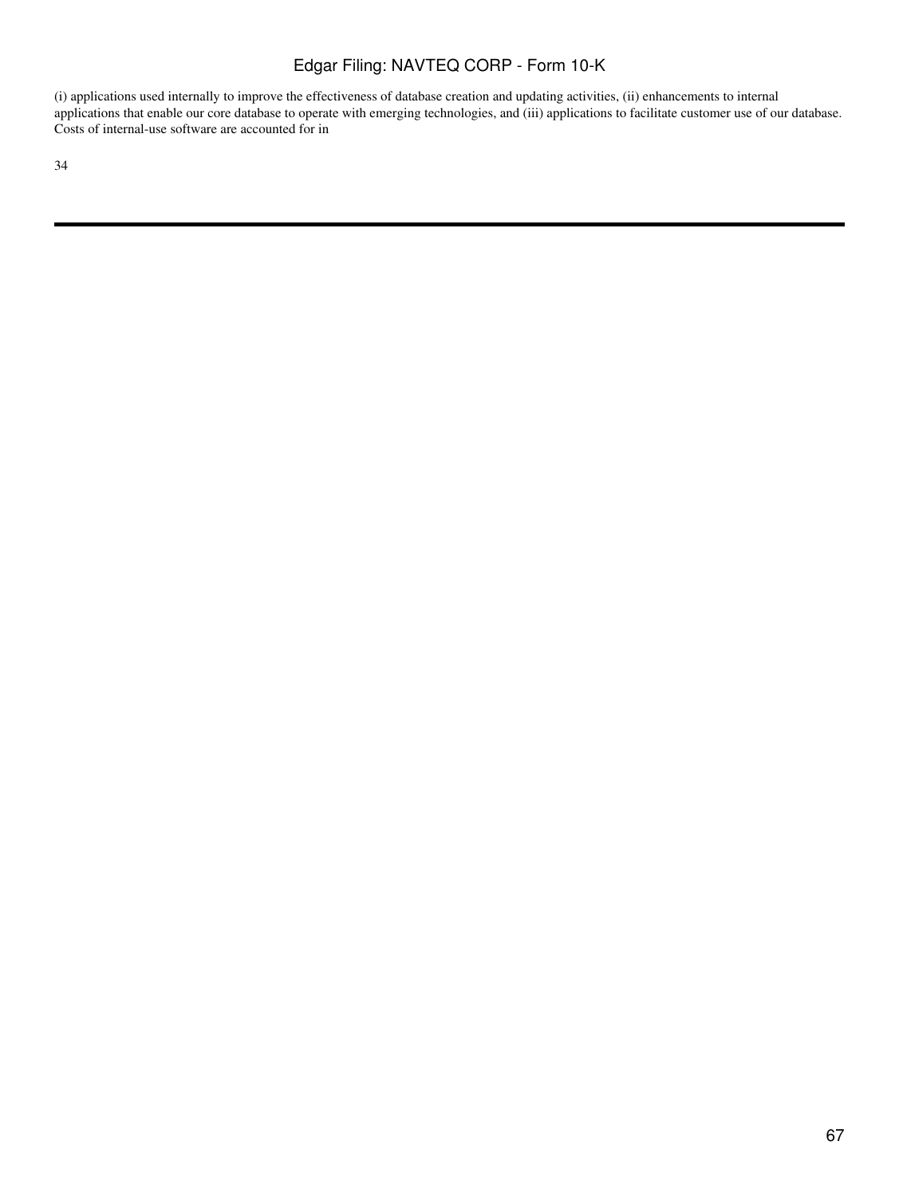(i) applications used internally to improve the effectiveness of database creation and updating activities, (ii) enhancements to internal applications that enable our core database to operate with emerging technologies, and (iii) applications to facilitate customer use of our database. Costs of internal-use software are accounted for in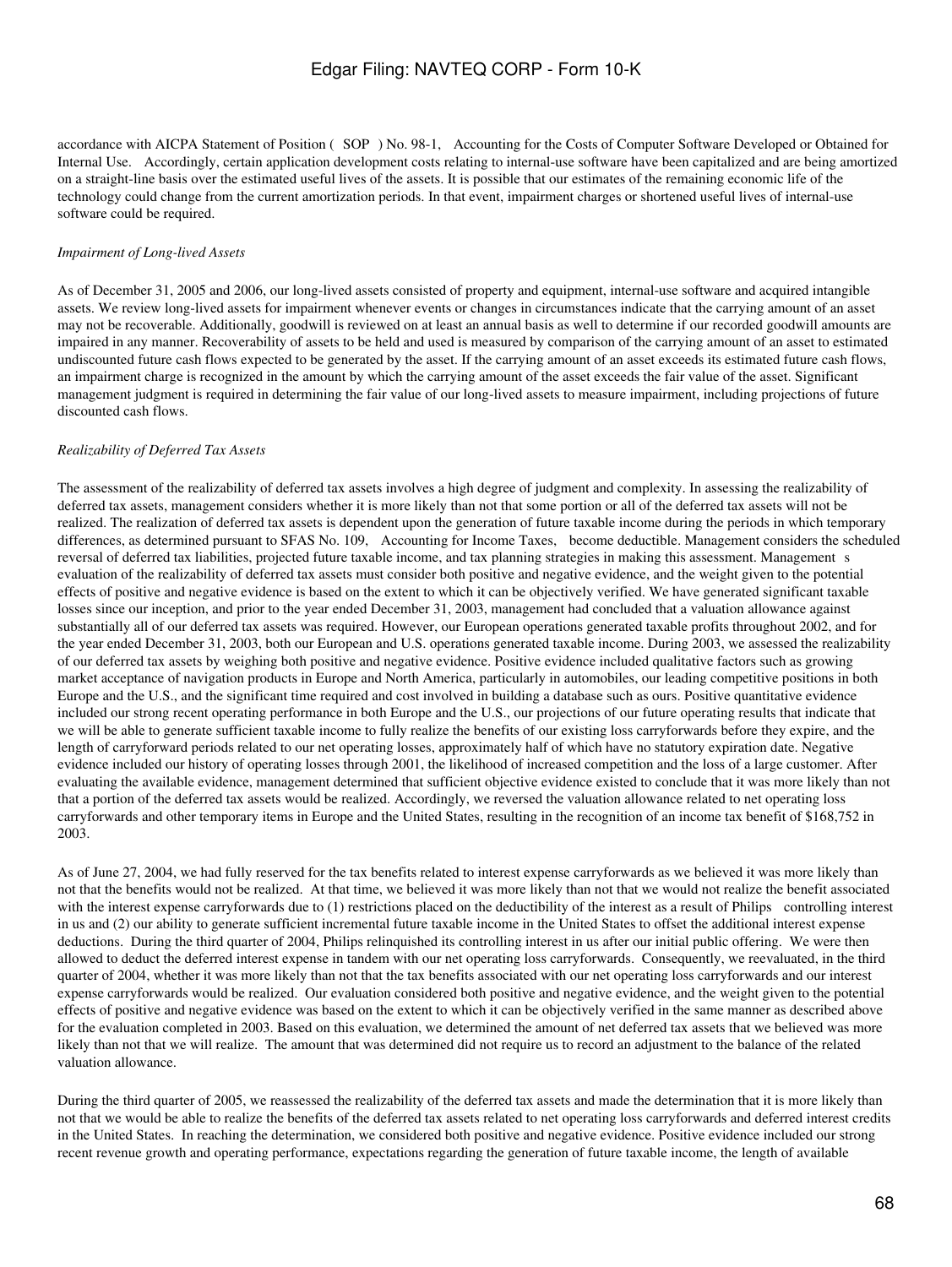accordance with AICPA Statement of Position ( SOP ) No. 98-1, Accounting for the Costs of Computer Software Developed or Obtained for Internal Use. Accordingly, certain application development costs relating to internal-use software have been capitalized and are being amortized on a straight-line basis over the estimated useful lives of the assets. It is possible that our estimates of the remaining economic life of the technology could change from the current amortization periods. In that event, impairment charges or shortened useful lives of internal-use software could be required.

*Impairment of Long-lived Assets*

As of December 31, 2005 and 2006, our long-lived assets consisted of property and equipment, internal-use software and acquired intangible assets. We review long-lived assets for impairment whenever events or changes in circumstances indicate that the carrying amount of an asset may not be recoverable. Additionally, goodwill is reviewed on at least an annual basis as well to determine if our recorded goodwill amounts are impaired in any manner. Recoverability of assets to be held and used is measured by comparison of the carrying amount of an asset to estimated undiscounted future cash flows expected to be generated by the asset. If the carrying amount of an asset exceeds its estimated future cash flows, an impairment charge is recognized in the amount by which the carrying amount of the asset exceeds the fair value of the asset. Significant management judgment is required in determining the fair value of our long-lived assets to measure impairment, including projections of future discounted cash flows.

*Realizability of Deferred Tax Assets*

The assessment of the realizability of deferred tax assets involves a high degree of judgment and complexity. In assessing the realizability of deferred tax assets, management considers whether it is more likely than not that some portion or all of the deferred tax assets will not be realized. The realization of deferred tax assets is dependent upon the generation of future taxable income during the periods in which temporary differences, as determined pursuant to SFAS No. 109, Accounting for Income Taxes, become deductible. Management considers the scheduled reversal of deferred tax liabilities, projected future taxable income, and tax planning strategies in making this assessment. Management s evaluation of the realizability of deferred tax assets must consider both positive and negative evidence, and the weight given to the potential effects of positive and negative evidence is based on the extent to which it can be objectively verified. We have generated significant taxable losses since our inception, and prior to the year ended December 31, 2003, management had concluded that a valuation allowance against substantially all of our deferred tax assets was required. However, our European operations generated taxable profits throughout 2002, and for the year ended December 31, 2003, both our European and U.S. operations generated taxable income. During 2003, we assessed the realizability of our deferred tax assets by weighing both positive and negative evidence. Positive evidence included qualitative factors such as growing market acceptance of navigation products in Europe and North America, particularly in automobiles, our leading competitive positions in both Europe and the U.S., and the significant time required and cost involved in building a database such as ours. Positive quantitative evidence included our strong recent operating performance in both Europe and the U.S., our projections of our future operating results that indicate that we will be able to generate sufficient taxable income to fully realize the benefits of our existing loss carryforwards before they expire, and the length of carryforward periods related to our net operating losses, approximately half of which have no statutory expiration date. Negative evidence included our history of operating losses through 2001, the likelihood of increased competition and the loss of a large customer. After evaluating the available evidence, management determined that sufficient objective evidence existed to conclude that it was more likely than not that a portion of the deferred tax assets would be realized. Accordingly, we reversed the valuation allowance related to net operating loss carryforwards and other temporary items in Europe and the United States, resulting in the recognition of an income tax benefit of $168,752 in 2003.

As of June 27, 2004, we had fully reserved for the tax benefits related to interest expense carryforwards as we believed it was more likely than not that the benefits would not be realized. At that time, we believed it was more likely than not that we would not realize the benefit associated with the interest expense carryforwards due to (1) restrictions placed on the deductibility of the interest as a result of Philips controlling interest in us and (2) our ability to generate sufficient incremental future taxable income in the United States to offset the additional interest expense deductions. During the third quarter of 2004, Philips relinquished its controlling interest in us after our initial public offering. We were then allowed to deduct the deferred interest expense in tandem with our net operating loss carryforwards. Consequently, we reevaluated, in the third quarter of 2004, whether it was more likely than not that the tax benefits associated with our net operating loss carryforwards and our interest expense carryforwards would be realized. Our evaluation considered both positive and negative evidence, and the weight given to the potential effects of positive and negative evidence was based on the extent to which it can be objectively verified in the same manner as described above for the evaluation completed in 2003. Based on this evaluation, we determined the amount of net deferred tax assets that we believed was more likely than not that we will realize. The amount that was determined did not require us to record an adjustment to the balance of the related valuation allowance.

During the third quarter of 2005, we reassessed the realizability of the deferred tax assets and made the determination that it is more likely than not that we would be able to realize the benefits of the deferred tax assets related to net operating loss carryforwards and deferred interest credits in the United States. In reaching the determination, we considered both positive and negative evidence. Positive evidence included our strong recent revenue growth and operating performance, expectations regarding the generation of future taxable income, the length of available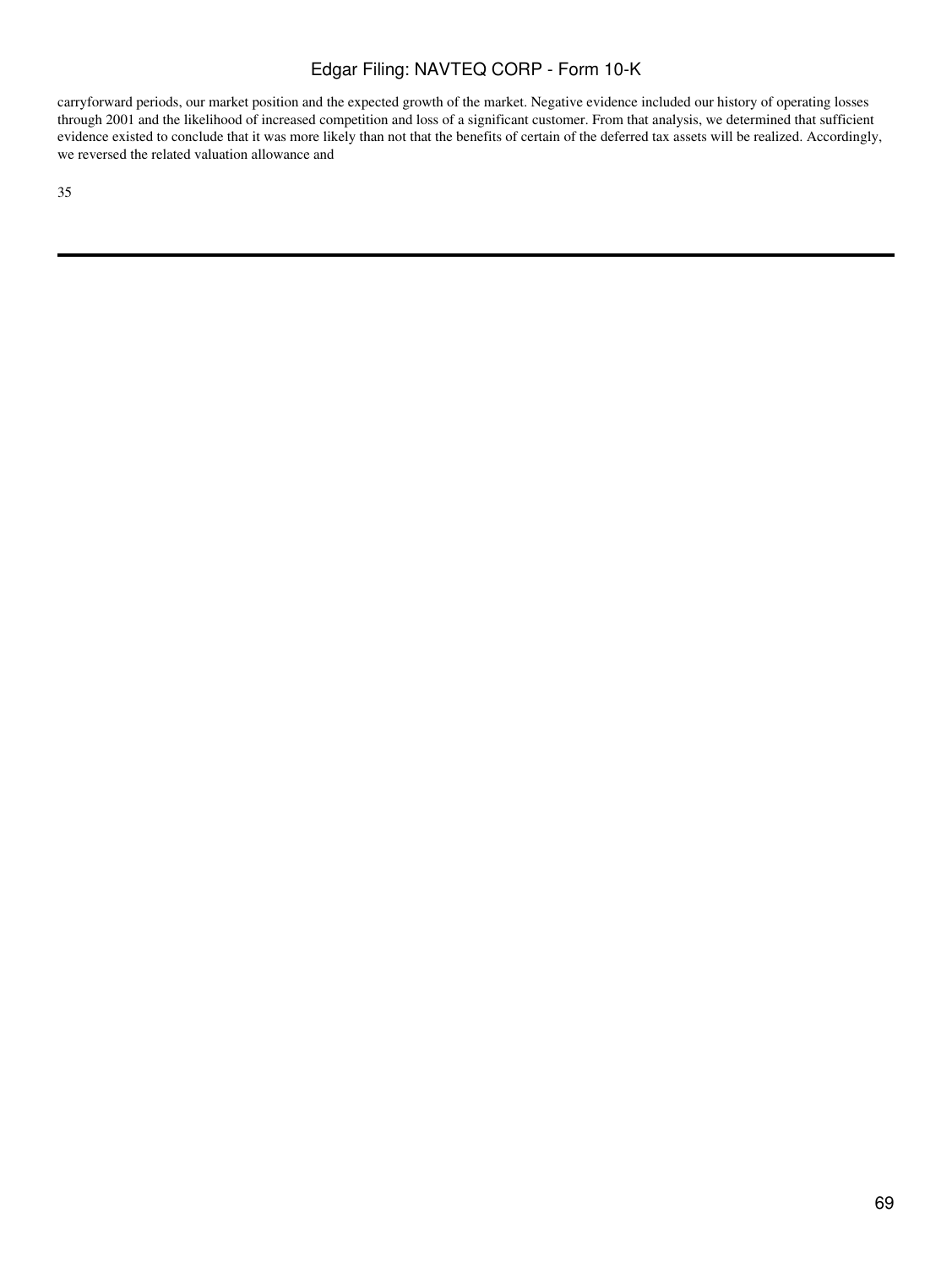carryforward periods, our market position and the expected growth of the market. Negative evidence included our history of operating losses through 2001 and the likelihood of increased competition and loss of a significant customer. From that analysis, we determined that sufficient evidence existed to conclude that it was more likely than not that the benefits of certain of the deferred tax assets will be realized. Accordingly, we reversed the related valuation allowance and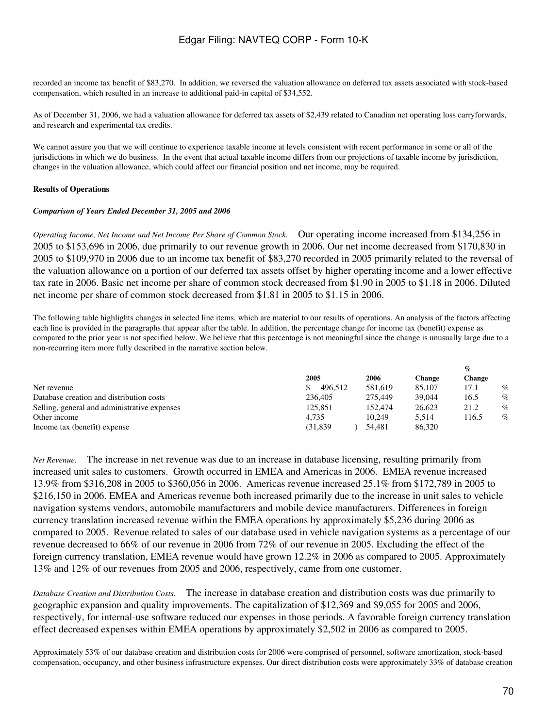recorded an income tax benefit of $83,270. In addition, we reversed the valuation allowance on deferred tax assets associated with stock-based compensation, which resulted in an increase to additional paid-in capital of $34,552.

As of December 31, 2006, we had a valuation allowance for deferred tax assets of $2,439 related to Canadian net operating loss carryforwards, and research and experimental tax credits.

We cannot assure you that we will continue to experience taxable income at levels consistent with recent performance in some or all of the jurisdictions in which we do business. In the event that actual taxable income differs from our projections of taxable income by jurisdiction, changes in the valuation allowance, which could affect our financial position and net income, may be required.

**Results of Operations**

***Comparison of Years Ended December 31, 2005 and 2006***

*Operating Income, Net Income and Net Income Per Share of Common Stock.* Our operating income increased from $134,256 in 2005 to $153,696 in 2006, due primarily to our revenue growth in 2006. Our net income decreased from $170,830 in 2005 to $109,970 in 2006 due to an income tax benefit of $83,270 recorded in 2005 primarily related to the reversal of the valuation allowance on a portion of our deferred tax assets offset by higher operating income and a lower effective tax rate in 2006. Basic net income per share of common stock decreased from $1.90 in 2005 to $1.18 in 2006. Diluted net income per share of common stock decreased from $1.81 in 2005 to $1.15 in 2006.

The following table highlights changes in selected line items, which are material to our results of operations. An analysis of the factors affecting each line is provided in the paragraphs that appear after the table. In addition, the percentage change for income tax (benefit) expense as compared to the prior year is not specified below. We believe that this percentage is not meaningful since the change is unusually large due to a non-recurring item more fully described in the narrative section below.

| | 2005 | 2006 | Change | % Change |
|---|---|---|---|---|
| Net revenue | $ 496,512 | 581,619 | 85,107 | 17.1 % |
| Database creation and distribution costs | 236,405 | 275,449 | 39,044 | 16.5 % |
| Selling, general and administrative expenses | 125,851 | 152,474 | 26,623 | 21.2 % |
| Other income | 4,735 | 10,249 | 5,514 | 116.5 % |
| Income tax (benefit) expense | (31,839 ) | 54,481 | 86,320 | |

*Net Revenue.* The increase in net revenue was due to an increase in database licensing, resulting primarily from increased unit sales to customers. Growth occurred in EMEA and Americas in 2006. EMEA revenue increased 13.9% from $316,208 in 2005 to $360,056 in 2006. Americas revenue increased 25.1% from $172,789 in 2005 to $216,150 in 2006. EMEA and Americas revenue both increased primarily due to the increase in unit sales to vehicle navigation systems vendors, automobile manufacturers and mobile device manufacturers. Differences in foreign currency translation increased revenue within the EMEA operations by approximately $5,236 during 2006 as compared to 2005. Revenue related to sales of our database used in vehicle navigation systems as a percentage of our revenue decreased to 66% of our revenue in 2006 from 72% of our revenue in 2005. Excluding the effect of the foreign currency translation, EMEA revenue would have grown 12.2% in 2006 as compared to 2005. Approximately 13% and 12% of our revenues from 2005 and 2006, respectively, came from one customer.

*Database Creation and Distribution Costs.* The increase in database creation and distribution costs was due primarily to geographic expansion and quality improvements. The capitalization of $12,369 and $9,055 for 2005 and 2006, respectively, for internal-use software reduced our expenses in those periods. A favorable foreign currency translation effect decreased expenses within EMEA operations by approximately $2,502 in 2006 as compared to 2005.

Approximately 53% of our database creation and distribution costs for 2006 were comprised of personnel, software amortization, stock-based compensation, occupancy, and other business infrastructure expenses. Our direct distribution costs were approximately 33% of database creation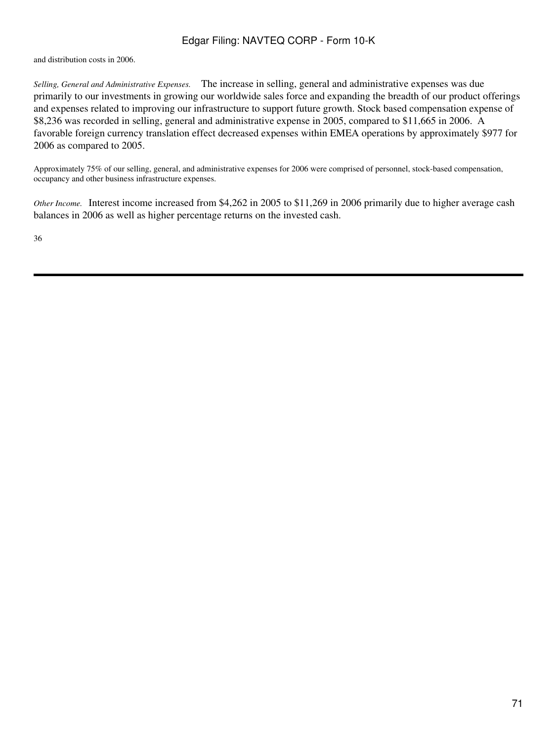and distribution costs in 2006.

*Selling, General and Administrative Expenses.* The increase in selling, general and administrative expenses was due primarily to our investments in growing our worldwide sales force and expanding the breadth of our product offerings and expenses related to improving our infrastructure to support future growth. Stock based compensation expense of $8,236 was recorded in selling, general and administrative expense in 2005, compared to $11,665 in 2006. A favorable foreign currency translation effect decreased expenses within EMEA operations by approximately $977 for 2006 as compared to 2005.

Approximately 75% of our selling, general, and administrative expenses for 2006 were comprised of personnel, stock-based compensation, occupancy and other business infrastructure expenses.

*Other Income.* Interest income increased from $4,262 in 2005 to $11,269 in 2006 primarily due to higher average cash balances in 2006 as well as higher percentage returns on the invested cash.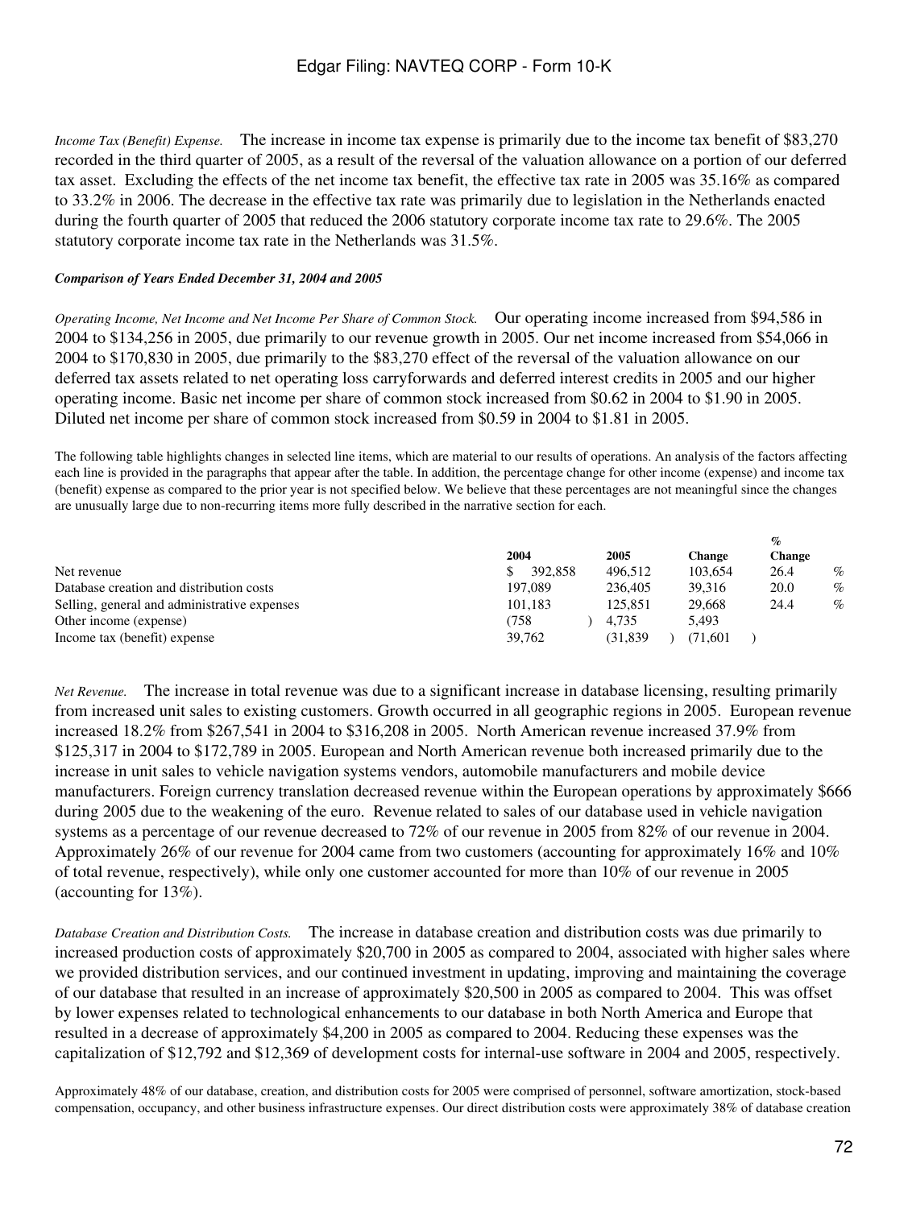*Income Tax (Benefit) Expense.* The increase in income tax expense is primarily due to the income tax benefit of $83,270 recorded in the third quarter of 2005, as a result of the reversal of the valuation allowance on a portion of our deferred tax asset. Excluding the effects of the net income tax benefit, the effective tax rate in 2005 was 35.16% as compared to 33.2% in 2006. The decrease in the effective tax rate was primarily due to legislation in the Netherlands enacted during the fourth quarter of 2005 that reduced the 2006 statutory corporate income tax rate to 29.6%. The 2005 statutory corporate income tax rate in the Netherlands was 31.5%.

***Comparison of Years Ended December 31, 2004 and 2005***

*Operating Income, Net Income and Net Income Per Share of Common Stock.* Our operating income increased from $94,586 in 2004 to $134,256 in 2005, due primarily to our revenue growth in 2005. Our net income increased from $54,066 in 2004 to $170,830 in 2005, due primarily to the $83,270 effect of the reversal of the valuation allowance on our deferred tax assets related to net operating loss carryforwards and deferred interest credits in 2005 and our higher operating income. Basic net income per share of common stock increased from $0.62 in 2004 to $1.90 in 2005. Diluted net income per share of common stock increased from $0.59 in 2004 to $1.81 in 2005.

The following table highlights changes in selected line items, which are material to our results of operations. An analysis of the factors affecting each line is provided in the paragraphs that appear after the table. In addition, the percentage change for other income (expense) and income tax (benefit) expense as compared to the prior year is not specified below. We believe that these percentages are not meaningful since the changes are unusually large due to non-recurring items more fully described in the narrative section for each.

| | 2004 | 2005 | Change | % Change |
|---|---|---|---|---|
| Net revenue | $ 392,858 | 496,512 | 103,654 | 26.4 % |
| Database creation and distribution costs | 197,089 | 236,405 | 39,316 | 20.0 % |
| Selling, general and administrative expenses | 101,183 | 125,851 | 29,668 | 24.4 % |
| Other income (expense) | (758 ) | 4,735 | 5,493 | |
| Income tax (benefit) expense | 39,762 | (31,839 ) | (71,601 ) | |

*Net Revenue.* The increase in total revenue was due to a significant increase in database licensing, resulting primarily from increased unit sales to existing customers. Growth occurred in all geographic regions in 2005. European revenue increased 18.2% from $267,541 in 2004 to $316,208 in 2005. North American revenue increased 37.9% from $125,317 in 2004 to $172,789 in 2005. European and North American revenue both increased primarily due to the increase in unit sales to vehicle navigation systems vendors, automobile manufacturers and mobile device manufacturers. Foreign currency translation decreased revenue within the European operations by approximately $666 during 2005 due to the weakening of the euro. Revenue related to sales of our database used in vehicle navigation systems as a percentage of our revenue decreased to 72% of our revenue in 2005 from 82% of our revenue in 2004. Approximately 26% of our revenue for 2004 came from two customers (accounting for approximately 16% and 10% of total revenue, respectively), while only one customer accounted for more than 10% of our revenue in 2005 (accounting for 13%).

*Database Creation and Distribution Costs.* The increase in database creation and distribution costs was due primarily to increased production costs of approximately $20,700 in 2005 as compared to 2004, associated with higher sales where we provided distribution services, and our continued investment in updating, improving and maintaining the coverage of our database that resulted in an increase of approximately $20,500 in 2005 as compared to 2004. This was offset by lower expenses related to technological enhancements to our database in both North America and Europe that resulted in a decrease of approximately $4,200 in 2005 as compared to 2004. Reducing these expenses was the capitalization of $12,792 and $12,369 of development costs for internal-use software in 2004 and 2005, respectively.

Approximately 48% of our database, creation, and distribution costs for 2005 were comprised of personnel, software amortization, stock-based compensation, occupancy, and other business infrastructure expenses. Our direct distribution costs were approximately 38% of database creation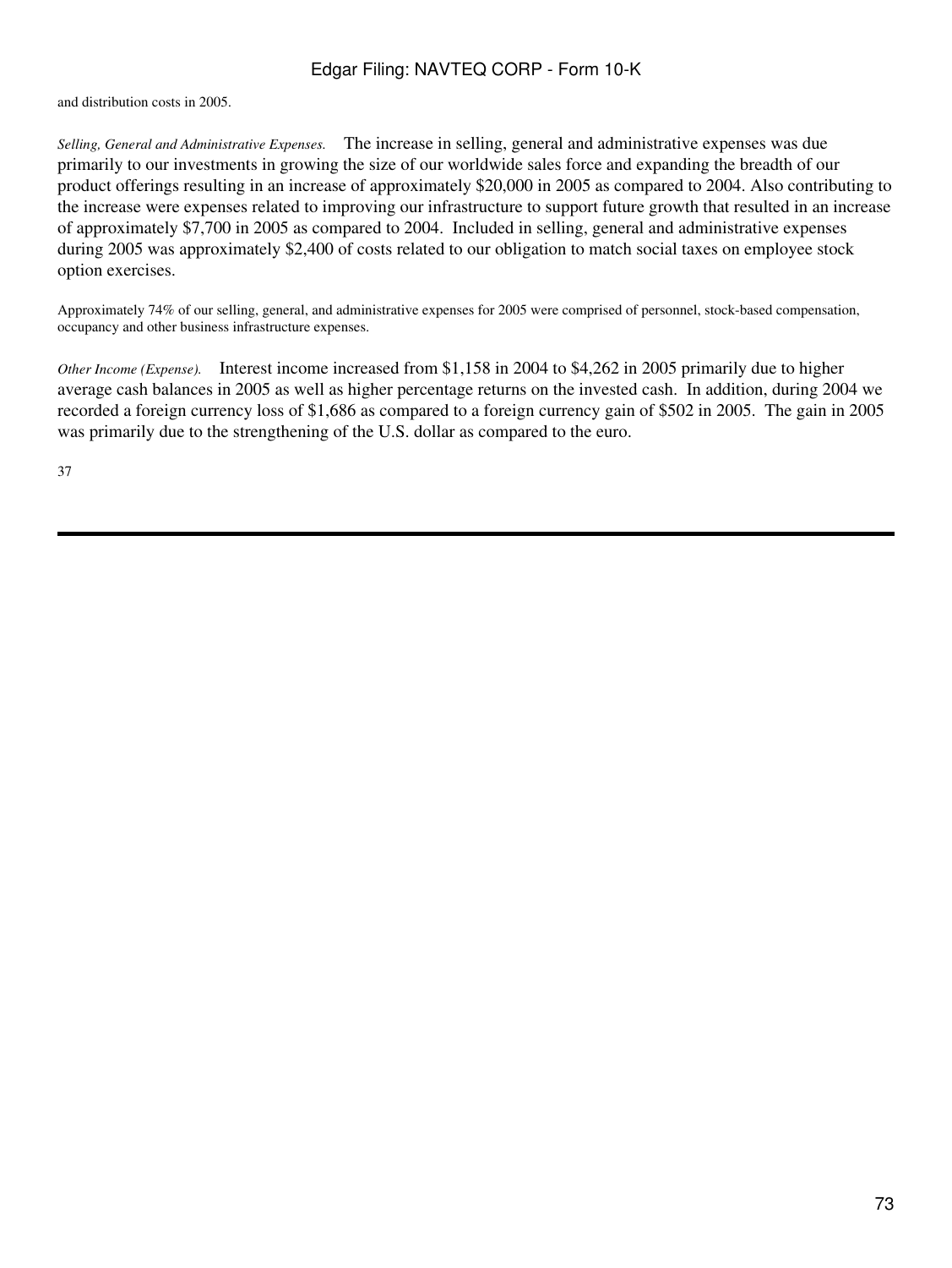and distribution costs in 2005.

*Selling, General and Administrative Expenses.* The increase in selling, general and administrative expenses was due primarily to our investments in growing the size of our worldwide sales force and expanding the breadth of our product offerings resulting in an increase of approximately $20,000 in 2005 as compared to 2004. Also contributing to the increase were expenses related to improving our infrastructure to support future growth that resulted in an increase of approximately $7,700 in 2005 as compared to 2004. Included in selling, general and administrative expenses during 2005 was approximately $2,400 of costs related to our obligation to match social taxes on employee stock option exercises.

Approximately 74% of our selling, general, and administrative expenses for 2005 were comprised of personnel, stock-based compensation, occupancy and other business infrastructure expenses.

*Other Income (Expense).* Interest income increased from $1,158 in 2004 to $4,262 in 2005 primarily due to higher average cash balances in 2005 as well as higher percentage returns on the invested cash. In addition, during 2004 we recorded a foreign currency loss of $1,686 as compared to a foreign currency gain of $502 in 2005. The gain in 2005 was primarily due to the strengthening of the U.S. dollar as compared to the euro.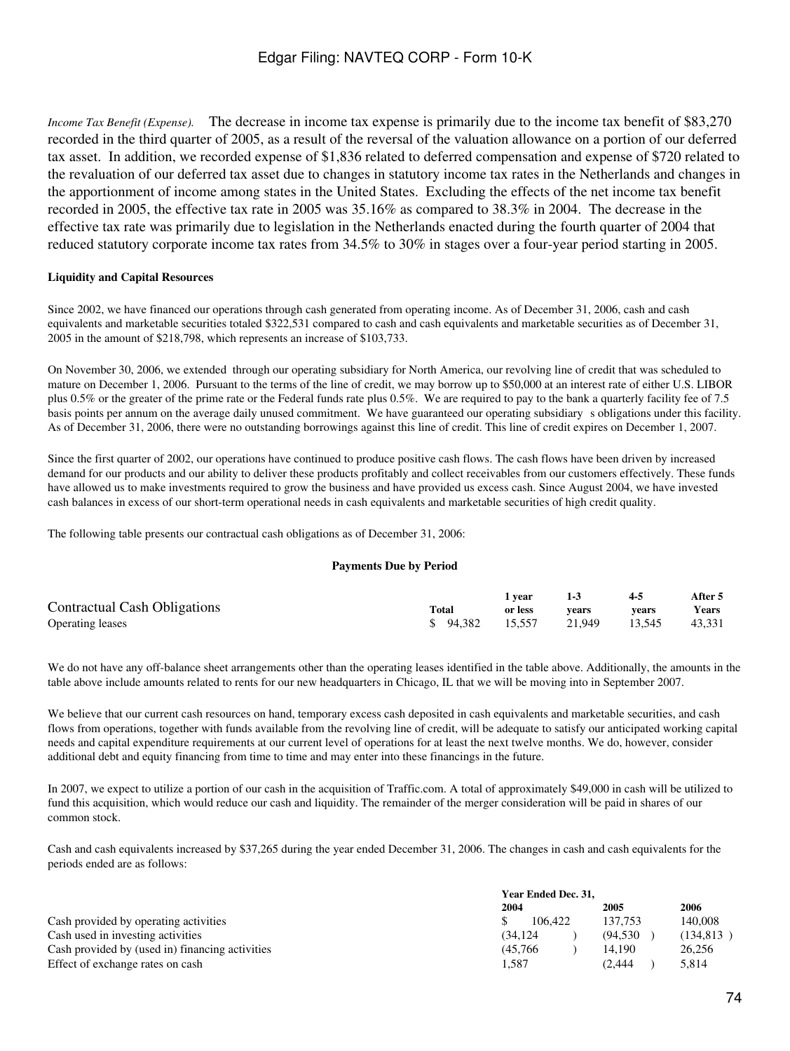*Income Tax Benefit (Expense).* The decrease in income tax expense is primarily due to the income tax benefit of $83,270 recorded in the third quarter of 2005, as a result of the reversal of the valuation allowance on a portion of our deferred tax asset. In addition, we recorded expense of $1,836 related to deferred compensation and expense of $720 related to the revaluation of our deferred tax asset due to changes in statutory income tax rates in the Netherlands and changes in the apportionment of income among states in the United States. Excluding the effects of the net income tax benefit recorded in 2005, the effective tax rate in 2005 was 35.16% as compared to 38.3% in 2004. The decrease in the effective tax rate was primarily due to legislation in the Netherlands enacted during the fourth quarter of 2004 that reduced statutory corporate income tax rates from 34.5% to 30% in stages over a four-year period starting in 2005.

**Liquidity and Capital Resources**

Since 2002, we have financed our operations through cash generated from operating income. As of December 31, 2006, cash and cash equivalents and marketable securities totaled $322,531 compared to cash and cash equivalents and marketable securities as of December 31, 2005 in the amount of $218,798, which represents an increase of $103,733.

On November 30, 2006, we extended through our operating subsidiary for North America, our revolving line of credit that was scheduled to mature on December 1, 2006. Pursuant to the terms of the line of credit, we may borrow up to $50,000 at an interest rate of either U.S. LIBOR plus 0.5% or the greater of the prime rate or the Federal funds rate plus 0.5%. We are required to pay to the bank a quarterly facility fee of 7.5 basis points per annum on the average daily unused commitment. We have guaranteed our operating subsidiary s obligations under this facility. As of December 31, 2006, there were no outstanding borrowings against this line of credit. This line of credit expires on December 1, 2007.

Since the first quarter of 2002, our operations have continued to produce positive cash flows. The cash flows have been driven by increased demand for our products and our ability to deliver these products profitably and collect receivables from our customers effectively. These funds have allowed us to make investments required to grow the business and have provided us excess cash. Since August 2004, we have invested cash balances in excess of our short-term operational needs in cash equivalents and marketable securities of high credit quality.

The following table presents our contractual cash obligations as of December 31, 2006:

**Payments Due by Period**

| Contractual Cash Obligations | Total | 1 year or less | 1-3 years | 4-5 years | After 5 Years |
|---|---|---|---|---|---|
| Operating leases | $ 94,382 | 15,557 | 21,949 | 13,545 | 43,331 |

We do not have any off-balance sheet arrangements other than the operating leases identified in the table above. Additionally, the amounts in the table above include amounts related to rents for our new headquarters in Chicago, IL that we will be moving into in September 2007.

We believe that our current cash resources on hand, temporary excess cash deposited in cash equivalents and marketable securities, and cash flows from operations, together with funds available from the revolving line of credit, will be adequate to satisfy our anticipated working capital needs and capital expenditure requirements at our current level of operations for at least the next twelve months. We do, however, consider additional debt and equity financing from time to time and may enter into these financings in the future.

In 2007, we expect to utilize a portion of our cash in the acquisition of Traffic.com. A total of approximately $49,000 in cash will be utilized to fund this acquisition, which would reduce our cash and liquidity. The remainder of the merger consideration will be paid in shares of our common stock.

Cash and cash equivalents increased by $37,265 during the year ended December 31, 2006. The changes in cash and cash equivalents for the periods ended are as follows:

| | Year Ended Dec. 31, 2004 | 2005 | 2006 |
|---|---|---|---|
| Cash provided by operating activities | $ 106,422 | 137,753 | 140,008 |
| Cash used in investing activities | (34,124) | (94,530) | (134,813) |
| Cash provided by (used in) financing activities | (45,766) | 14,190 | 26,256 |
| Effect of exchange rates on cash | 1,587 | (2,444) | 5,814 |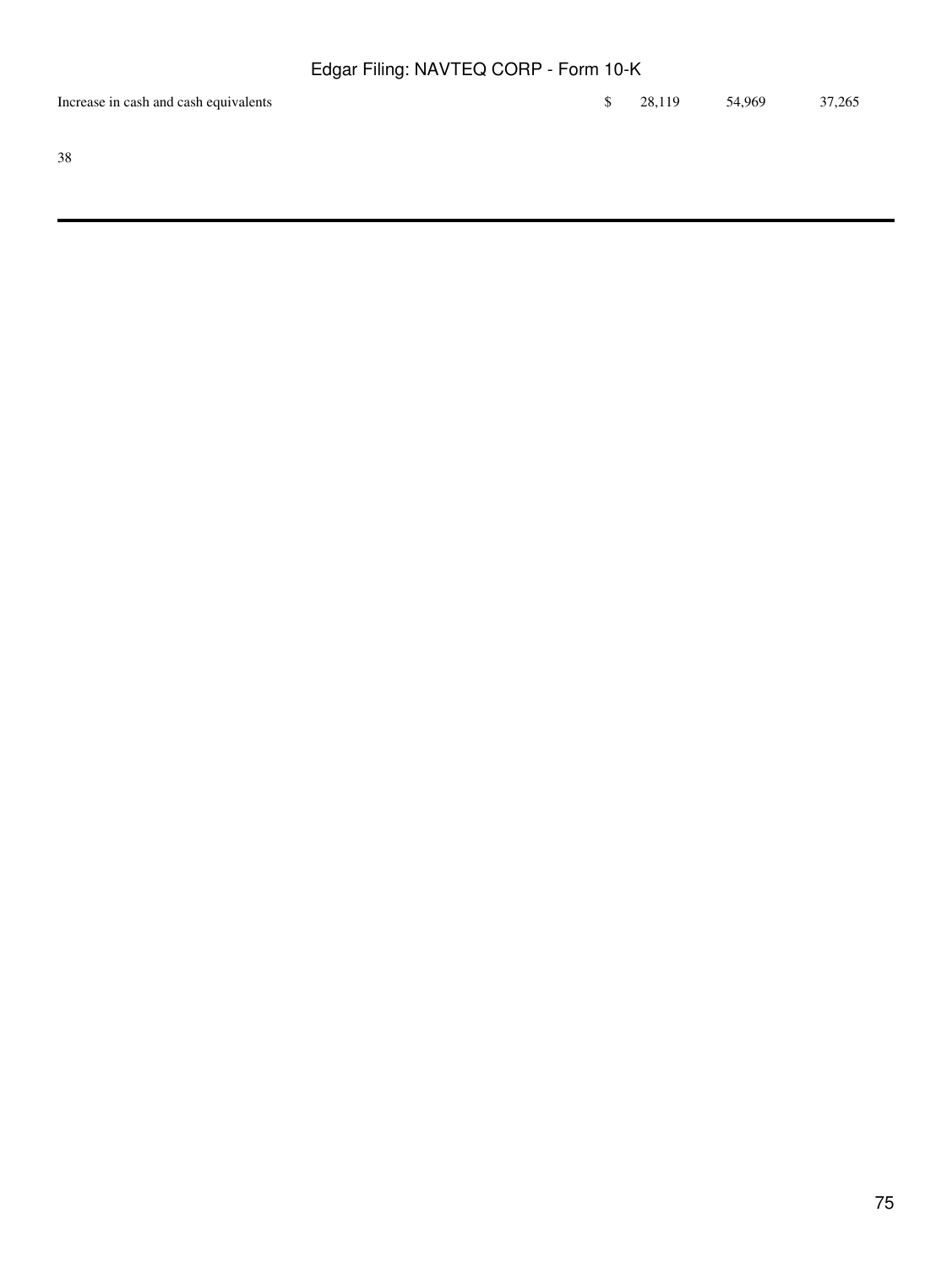| | | | | |
|---|---|---|---|---|
| Increase in cash and cash equivalents | $ | 28,119 | 54,969 | 37,265 |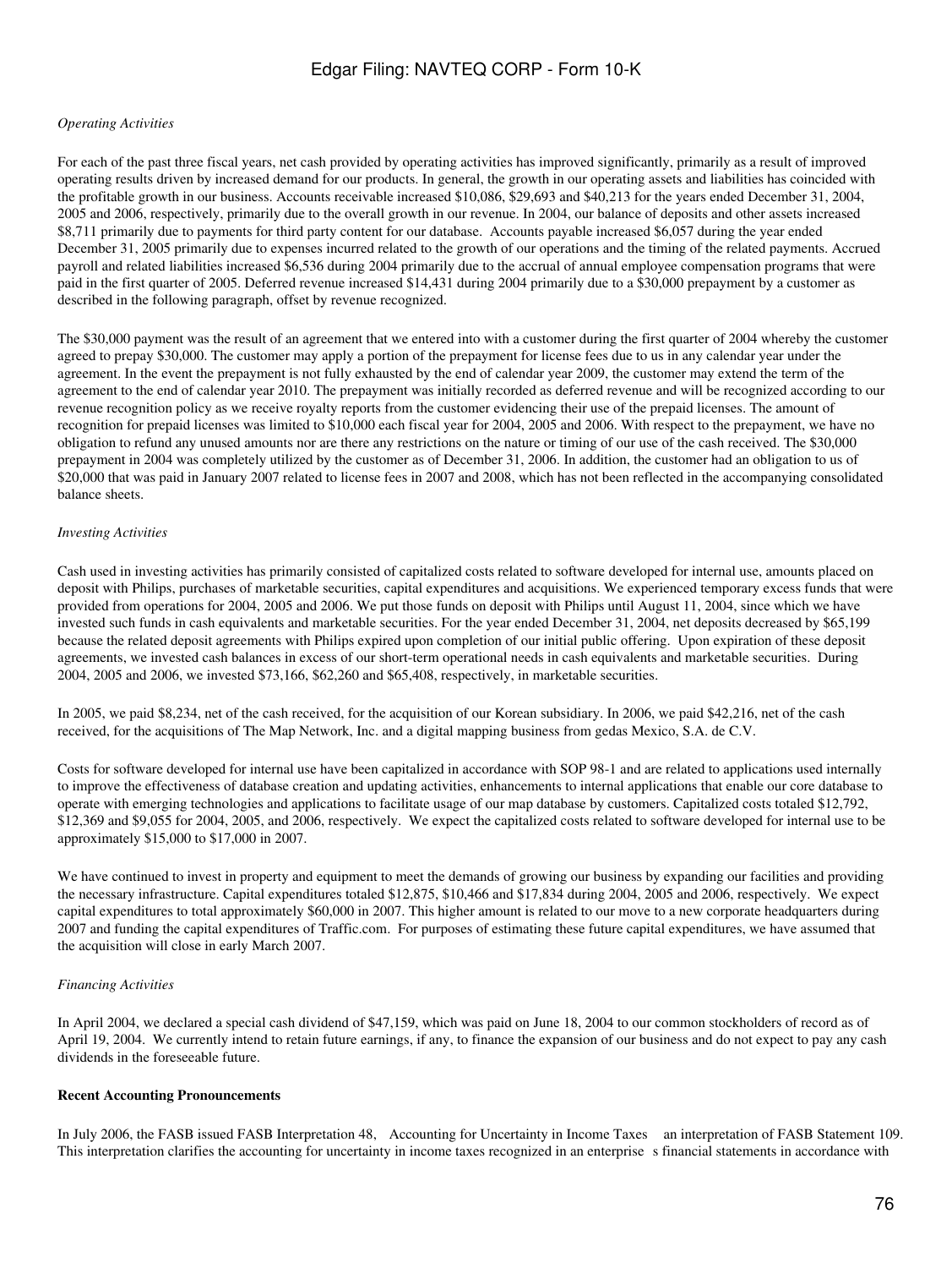*Operating Activities*

For each of the past three fiscal years, net cash provided by operating activities has improved significantly, primarily as a result of improved operating results driven by increased demand for our products. In general, the growth in our operating assets and liabilities has coincided with the profitable growth in our business. Accounts receivable increased $10,086, $29,693 and $40,213 for the years ended December 31, 2004, 2005 and 2006, respectively, primarily due to the overall growth in our revenue. In 2004, our balance of deposits and other assets increased $8,711 primarily due to payments for third party content for our database. Accounts payable increased $6,057 during the year ended December 31, 2005 primarily due to expenses incurred related to the growth of our operations and the timing of the related payments. Accrued payroll and related liabilities increased $6,536 during 2004 primarily due to the accrual of annual employee compensation programs that were paid in the first quarter of 2005. Deferred revenue increased $14,431 during 2004 primarily due to a $30,000 prepayment by a customer as described in the following paragraph, offset by revenue recognized.

The $30,000 payment was the result of an agreement that we entered into with a customer during the first quarter of 2004 whereby the customer agreed to prepay $30,000. The customer may apply a portion of the prepayment for license fees due to us in any calendar year under the agreement. In the event the prepayment is not fully exhausted by the end of calendar year 2009, the customer may extend the term of the agreement to the end of calendar year 2010. The prepayment was initially recorded as deferred revenue and will be recognized according to our revenue recognition policy as we receive royalty reports from the customer evidencing their use of the prepaid licenses. The amount of recognition for prepaid licenses was limited to $10,000 each fiscal year for 2004, 2005 and 2006. With respect to the prepayment, we have no obligation to refund any unused amounts nor are there any restrictions on the nature or timing of our use of the cash received. The $30,000 prepayment in 2004 was completely utilized by the customer as of December 31, 2006. In addition, the customer had an obligation to us of $20,000 that was paid in January 2007 related to license fees in 2007 and 2008, which has not been reflected in the accompanying consolidated balance sheets.

*Investing Activities*

Cash used in investing activities has primarily consisted of capitalized costs related to software developed for internal use, amounts placed on deposit with Philips, purchases of marketable securities, capital expenditures and acquisitions. We experienced temporary excess funds that were provided from operations for 2004, 2005 and 2006. We put those funds on deposit with Philips until August 11, 2004, since which we have invested such funds in cash equivalents and marketable securities. For the year ended December 31, 2004, net deposits decreased by $65,199 because the related deposit agreements with Philips expired upon completion of our initial public offering. Upon expiration of these deposit agreements, we invested cash balances in excess of our short-term operational needs in cash equivalents and marketable securities. During 2004, 2005 and 2006, we invested $73,166, $62,260 and $65,408, respectively, in marketable securities.

In 2005, we paid $8,234, net of the cash received, for the acquisition of our Korean subsidiary. In 2006, we paid $42,216, net of the cash received, for the acquisitions of The Map Network, Inc. and a digital mapping business from gedas Mexico, S.A. de C.V.

Costs for software developed for internal use have been capitalized in accordance with SOP 98-1 and are related to applications used internally to improve the effectiveness of database creation and updating activities, enhancements to internal applications that enable our core database to operate with emerging technologies and applications to facilitate usage of our map database by customers. Capitalized costs totaled $12,792, $12,369 and $9,055 for 2004, 2005, and 2006, respectively. We expect the capitalized costs related to software developed for internal use to be approximately $15,000 to $17,000 in 2007.

We have continued to invest in property and equipment to meet the demands of growing our business by expanding our facilities and providing the necessary infrastructure. Capital expenditures totaled $12,875, $10,466 and $17,834 during 2004, 2005 and 2006, respectively. We expect capital expenditures to total approximately $60,000 in 2007. This higher amount is related to our move to a new corporate headquarters during 2007 and funding the capital expenditures of Traffic.com. For purposes of estimating these future capital expenditures, we have assumed that the acquisition will close in early March 2007.

*Financing Activities*

In April 2004, we declared a special cash dividend of $47,159, which was paid on June 18, 2004 to our common stockholders of record as of April 19, 2004. We currently intend to retain future earnings, if any, to finance the expansion of our business and do not expect to pay any cash dividends in the foreseeable future.

**Recent Accounting Pronouncements**

In July 2006, the FASB issued FASB Interpretation 48, Accounting for Uncertainty in Income Taxes an interpretation of FASB Statement 109. This interpretation clarifies the accounting for uncertainty in income taxes recognized in an enterprise s financial statements in accordance with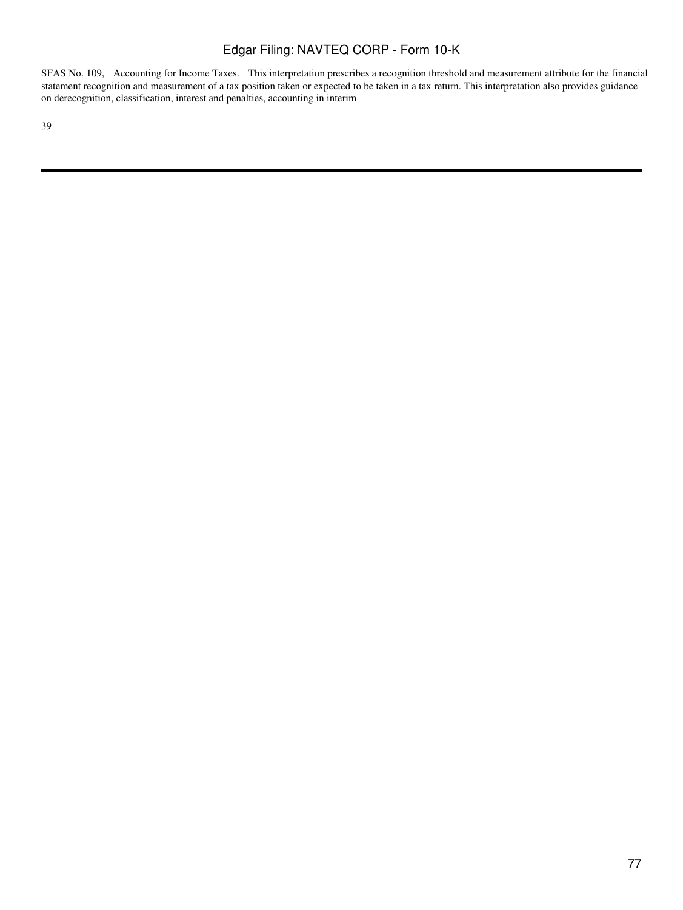SFAS No. 109, Accounting for Income Taxes. This interpretation prescribes a recognition threshold and measurement attribute for the financial statement recognition and measurement of a tax position taken or expected to be taken in a tax return. This interpretation also provides guidance on derecognition, classification, interest and penalties, accounting in interim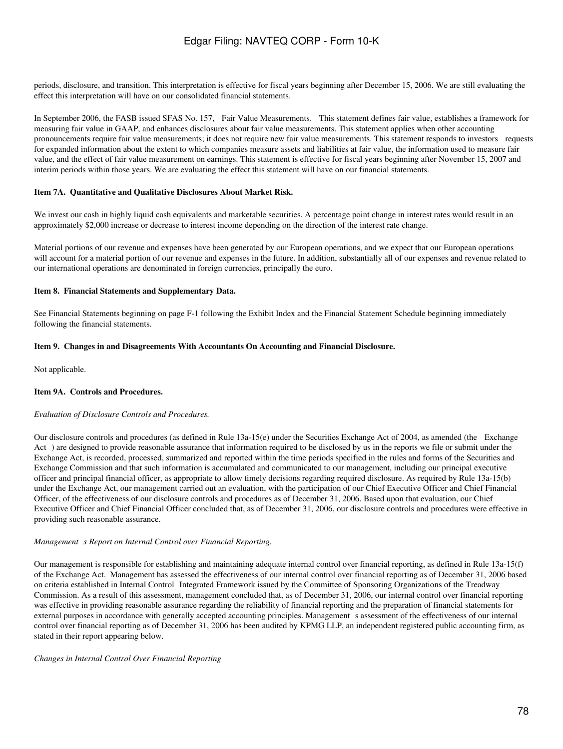periods, disclosure, and transition. This interpretation is effective for fiscal years beginning after December 15, 2006. We are still evaluating the effect this interpretation will have on our consolidated financial statements.

In September 2006, the FASB issued SFAS No. 157, Fair Value Measurements. This statement defines fair value, establishes a framework for measuring fair value in GAAP, and enhances disclosures about fair value measurements. This statement applies when other accounting pronouncements require fair value measurements; it does not require new fair value measurements. This statement responds to investors requests for expanded information about the extent to which companies measure assets and liabilities at fair value, the information used to measure fair value, and the effect of fair value measurement on earnings. This statement is effective for fiscal years beginning after November 15, 2007 and interim periods within those years. We are evaluating the effect this statement will have on our financial statements.

**Item 7A. Quantitative and Qualitative Disclosures About Market Risk.**

We invest our cash in highly liquid cash equivalents and marketable securities. A percentage point change in interest rates would result in an approximately $2,000 increase or decrease to interest income depending on the direction of the interest rate change.

Material portions of our revenue and expenses have been generated by our European operations, and we expect that our European operations will account for a material portion of our revenue and expenses in the future. In addition, substantially all of our expenses and revenue related to our international operations are denominated in foreign currencies, principally the euro.

**Item 8. Financial Statements and Supplementary Data.**

See Financial Statements beginning on page F-1 following the Exhibit Index and the Financial Statement Schedule beginning immediately following the financial statements.

**Item 9. Changes in and Disagreements With Accountants On Accounting and Financial Disclosure.**

Not applicable.

**Item 9A. Controls and Procedures.**

*Evaluation of Disclosure Controls and Procedures.*

Our disclosure controls and procedures (as defined in Rule 13a-15(e) under the Securities Exchange Act of 2004, as amended (the Exchange Act ) are designed to provide reasonable assurance that information required to be disclosed by us in the reports we file or submit under the Exchange Act, is recorded, processed, summarized and reported within the time periods specified in the rules and forms of the Securities and Exchange Commission and that such information is accumulated and communicated to our management, including our principal executive officer and principal financial officer, as appropriate to allow timely decisions regarding required disclosure. As required by Rule 13a-15(b) under the Exchange Act, our management carried out an evaluation, with the participation of our Chief Executive Officer and Chief Financial Officer, of the effectiveness of our disclosure controls and procedures as of December 31, 2006. Based upon that evaluation, our Chief Executive Officer and Chief Financial Officer concluded that, as of December 31, 2006, our disclosure controls and procedures were effective in providing such reasonable assurance.

*Management s Report on Internal Control over Financial Reporting.*

Our management is responsible for establishing and maintaining adequate internal control over financial reporting, as defined in Rule 13a-15(f) of the Exchange Act. Management has assessed the effectiveness of our internal control over financial reporting as of December 31, 2006 based on criteria established in Internal Control Integrated Framework issued by the Committee of Sponsoring Organizations of the Treadway Commission. As a result of this assessment, management concluded that, as of December 31, 2006, our internal control over financial reporting was effective in providing reasonable assurance regarding the reliability of financial reporting and the preparation of financial statements for external purposes in accordance with generally accepted accounting principles. Management s assessment of the effectiveness of our internal control over financial reporting as of December 31, 2006 has been audited by KPMG LLP, an independent registered public accounting firm, as stated in their report appearing below.

*Changes in Internal Control Over Financial Reporting*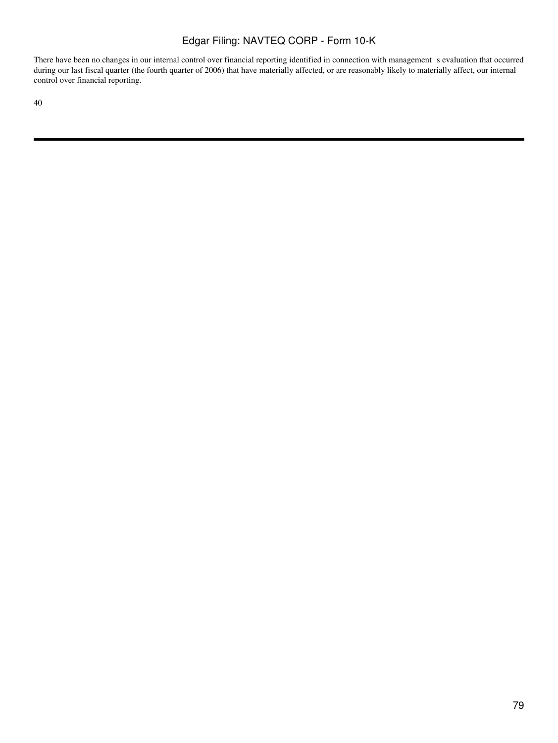There have been no changes in our internal control over financial reporting identified in connection with management s evaluation that occurred during our last fiscal quarter (the fourth quarter of 2006) that have materially affected, or are reasonably likely to materially affect, our internal control over financial reporting.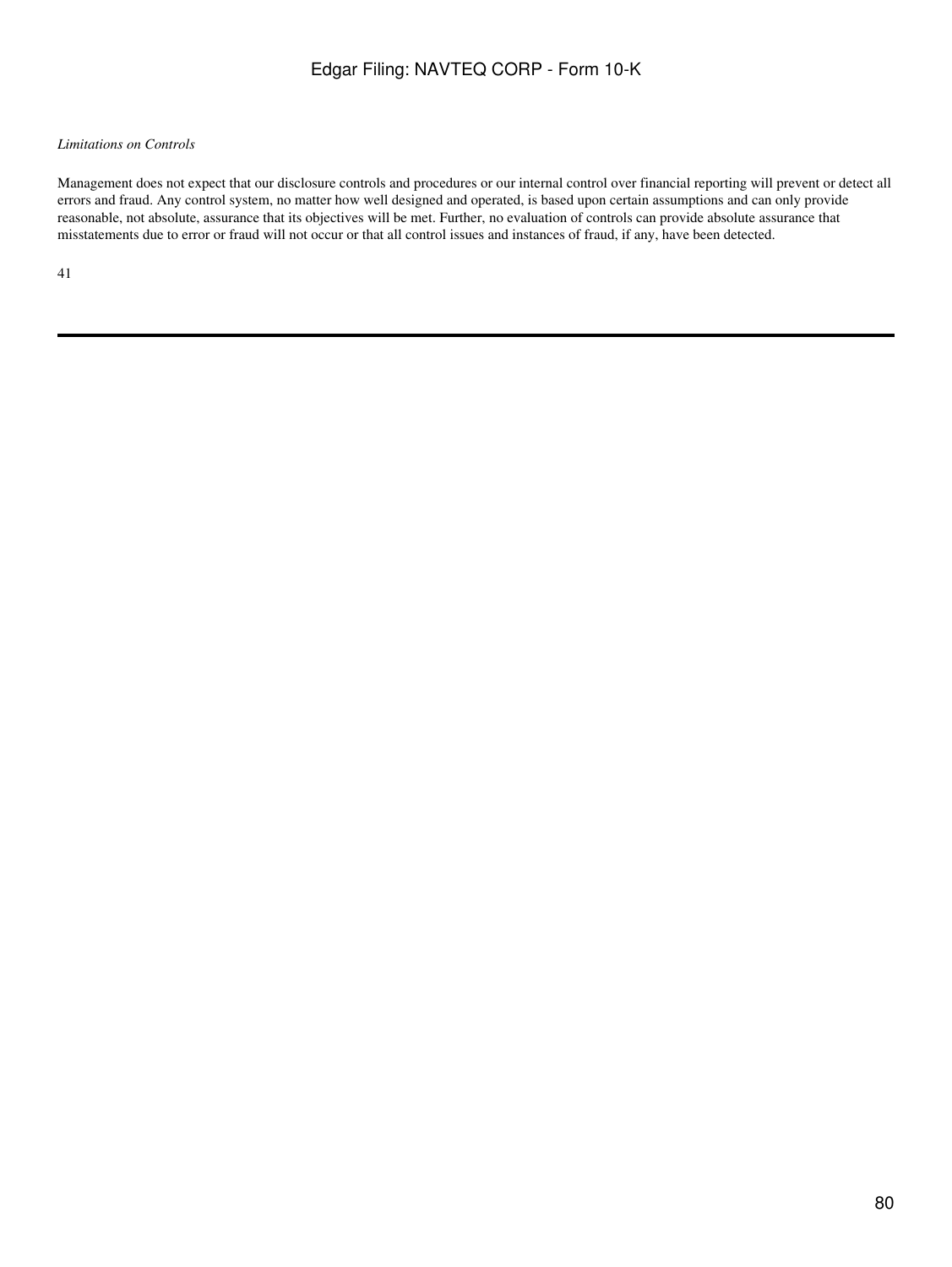*Limitations on Controls*

Management does not expect that our disclosure controls and procedures or our internal control over financial reporting will prevent or detect all errors and fraud. Any control system, no matter how well designed and operated, is based upon certain assumptions and can only provide reasonable, not absolute, assurance that its objectives will be met. Further, no evaluation of controls can provide absolute assurance that misstatements due to error or fraud will not occur or that all control issues and instances of fraud, if any, have been detected.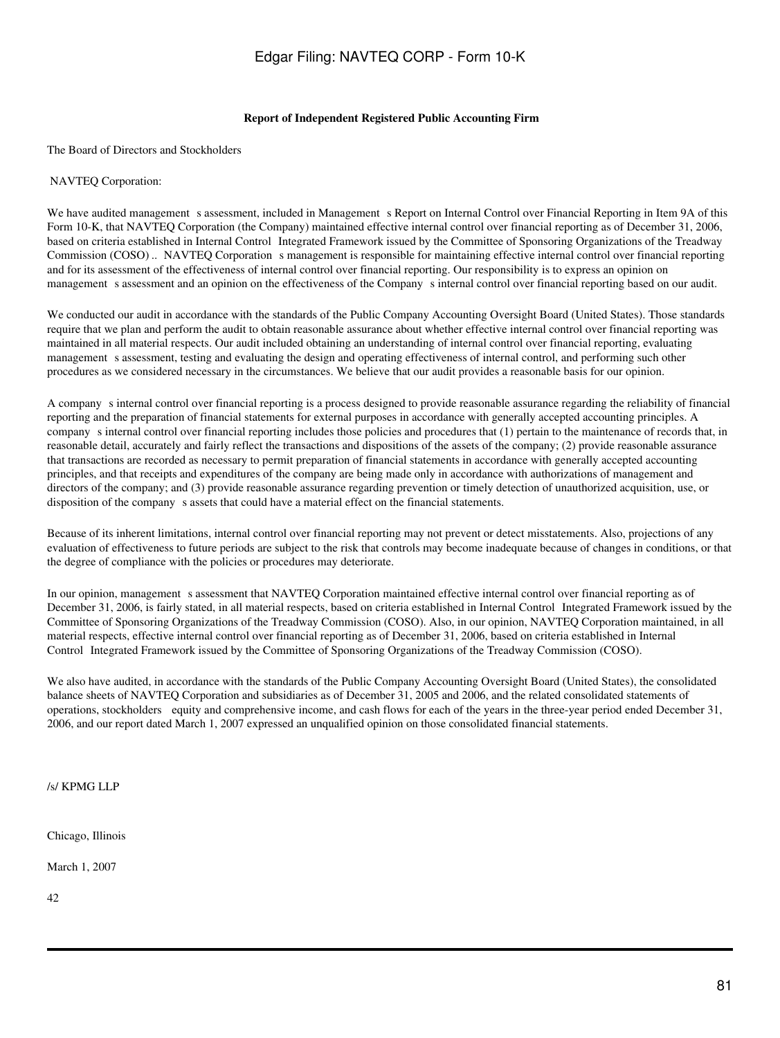**Report of Independent Registered Public Accounting Firm**

The Board of Directors and Stockholders

NAVTEQ Corporation:

We have audited management s assessment, included in Management s Report on Internal Control over Financial Reporting in Item 9A of this Form 10-K, that NAVTEQ Corporation (the Company) maintained effective internal control over financial reporting as of December 31, 2006, based on criteria established in Internal Control Integrated Framework issued by the Committee of Sponsoring Organizations of the Treadway Commission (COSO) .. NAVTEQ Corporation s management is responsible for maintaining effective internal control over financial reporting and for its assessment of the effectiveness of internal control over financial reporting. Our responsibility is to express an opinion on management s assessment and an opinion on the effectiveness of the Company s internal control over financial reporting based on our audit.

We conducted our audit in accordance with the standards of the Public Company Accounting Oversight Board (United States). Those standards require that we plan and perform the audit to obtain reasonable assurance about whether effective internal control over financial reporting was maintained in all material respects. Our audit included obtaining an understanding of internal control over financial reporting, evaluating management s assessment, testing and evaluating the design and operating effectiveness of internal control, and performing such other procedures as we considered necessary in the circumstances. We believe that our audit provides a reasonable basis for our opinion.

A company s internal control over financial reporting is a process designed to provide reasonable assurance regarding the reliability of financial reporting and the preparation of financial statements for external purposes in accordance with generally accepted accounting principles. A company s internal control over financial reporting includes those policies and procedures that (1) pertain to the maintenance of records that, in reasonable detail, accurately and fairly reflect the transactions and dispositions of the assets of the company; (2) provide reasonable assurance that transactions are recorded as necessary to permit preparation of financial statements in accordance with generally accepted accounting principles, and that receipts and expenditures of the company are being made only in accordance with authorizations of management and directors of the company; and (3) provide reasonable assurance regarding prevention or timely detection of unauthorized acquisition, use, or disposition of the company s assets that could have a material effect on the financial statements.

Because of its inherent limitations, internal control over financial reporting may not prevent or detect misstatements. Also, projections of any evaluation of effectiveness to future periods are subject to the risk that controls may become inadequate because of changes in conditions, or that the degree of compliance with the policies or procedures may deteriorate.

In our opinion, management s assessment that NAVTEQ Corporation maintained effective internal control over financial reporting as of December 31, 2006, is fairly stated, in all material respects, based on criteria established in Internal Control Integrated Framework issued by the Committee of Sponsoring Organizations of the Treadway Commission (COSO). Also, in our opinion, NAVTEQ Corporation maintained, in all material respects, effective internal control over financial reporting as of December 31, 2006, based on criteria established in Internal Control Integrated Framework issued by the Committee of Sponsoring Organizations of the Treadway Commission (COSO).

We also have audited, in accordance with the standards of the Public Company Accounting Oversight Board (United States), the consolidated balance sheets of NAVTEQ Corporation and subsidiaries as of December 31, 2005 and 2006, and the related consolidated statements of operations, stockholders equity and comprehensive income, and cash flows for each of the years in the three-year period ended December 31, 2006, and our report dated March 1, 2007 expressed an unqualified opinion on those consolidated financial statements.

/s/ KPMG LLP

Chicago, Illinois

March 1, 2007

42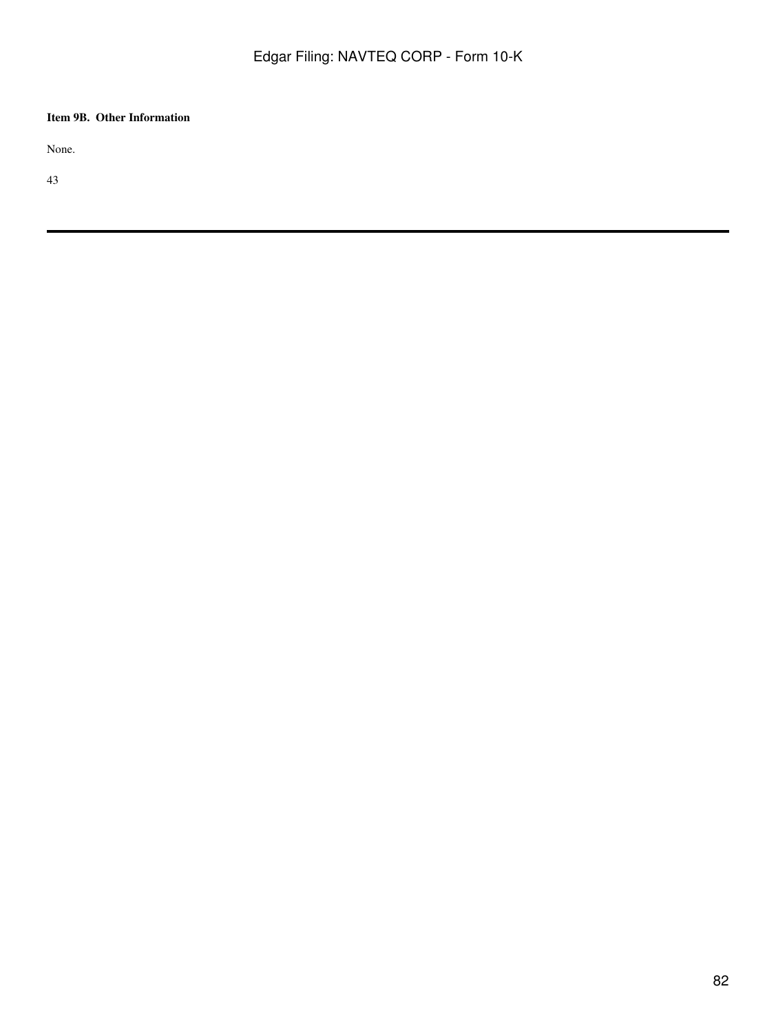**Item 9B. Other Information**

None.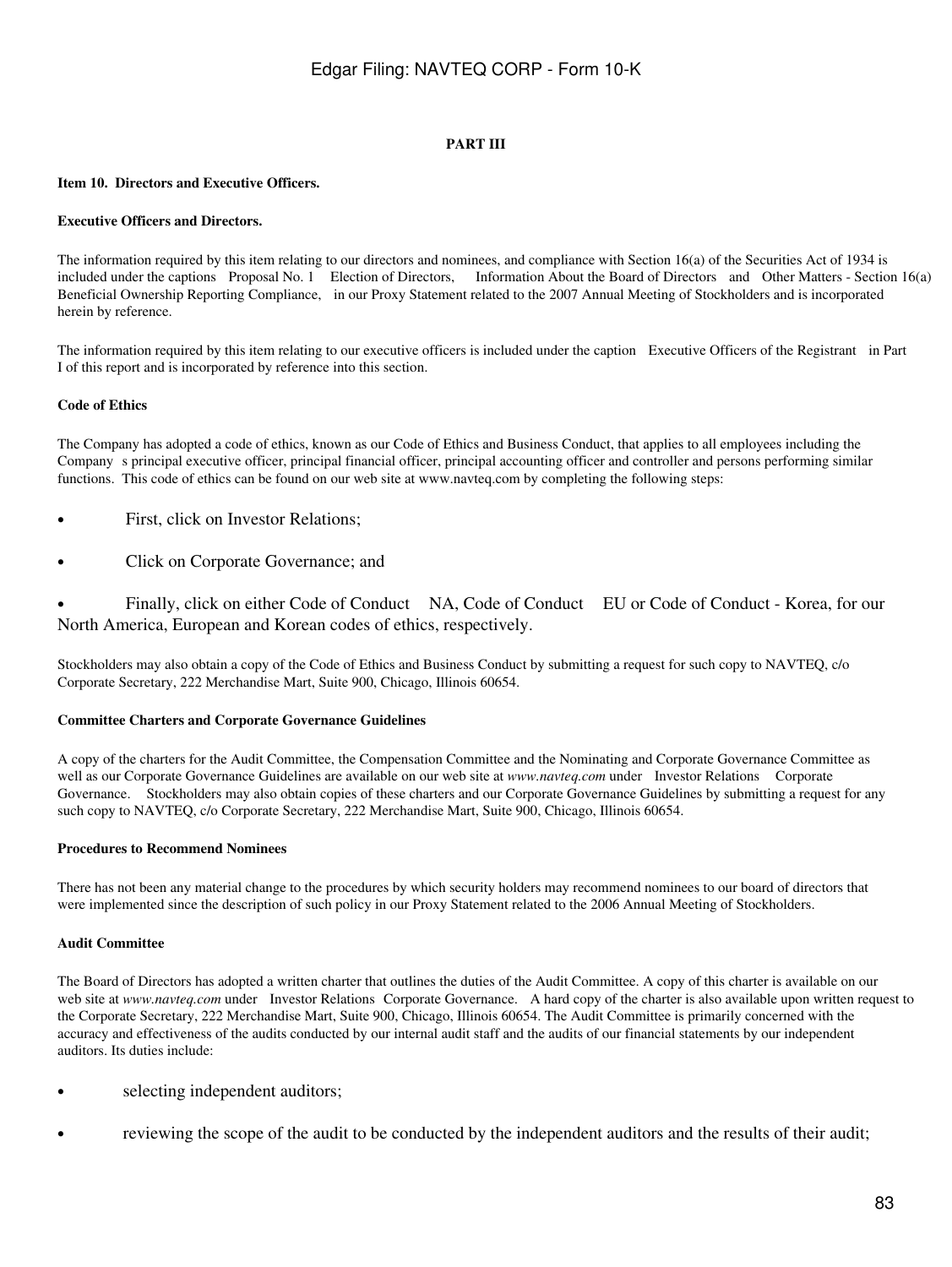## PART III

### Item 10. Directors and Executive Officers.

#### Executive Officers and Directors.

The information required by this item relating to our directors and nominees, and compliance with Section 16(a) of the Securities Act of 1934 is included under the captions Proposal No. 1 Election of Directors, Information About the Board of Directors and Other Matters - Section 16(a) Beneficial Ownership Reporting Compliance, in our Proxy Statement related to the 2007 Annual Meeting of Stockholders and is incorporated herein by reference.

The information required by this item relating to our executive officers is included under the caption Executive Officers of the Registrant in Part I of this report and is incorporated by reference into this section.

#### Code of Ethics

The Company has adopted a code of ethics, known as our Code of Ethics and Business Conduct, that applies to all employees including the Company s principal executive officer, principal financial officer, principal accounting officer and controller and persons performing similar functions. This code of ethics can be found on our web site at www.navteq.com by completing the following steps:

- First, click on Investor Relations;
- Click on Corporate Governance; and
- Finally, click on either Code of Conduct NA, Code of Conduct EU or Code of Conduct - Korea, for our North America, European and Korean codes of ethics, respectively.

Stockholders may also obtain a copy of the Code of Ethics and Business Conduct by submitting a request for such copy to NAVTEQ, c/o Corporate Secretary, 222 Merchandise Mart, Suite 900, Chicago, Illinois 60654.

#### Committee Charters and Corporate Governance Guidelines

A copy of the charters for the Audit Committee, the Compensation Committee and the Nominating and Corporate Governance Committee as well as our Corporate Governance Guidelines are available on our web site at *www.navteq.com* under Investor Relations Corporate Governance. Stockholders may also obtain copies of these charters and our Corporate Governance Guidelines by submitting a request for any such copy to NAVTEQ, c/o Corporate Secretary, 222 Merchandise Mart, Suite 900, Chicago, Illinois 60654.

#### Procedures to Recommend Nominees

There has not been any material change to the procedures by which security holders may recommend nominees to our board of directors that were implemented since the description of such policy in our Proxy Statement related to the 2006 Annual Meeting of Stockholders.

#### Audit Committee

The Board of Directors has adopted a written charter that outlines the duties of the Audit Committee. A copy of this charter is available on our web site at *www.navteq.com* under Investor Relations Corporate Governance. A hard copy of the charter is also available upon written request to the Corporate Secretary, 222 Merchandise Mart, Suite 900, Chicago, Illinois 60654. The Audit Committee is primarily concerned with the accuracy and effectiveness of the audits conducted by our internal audit staff and the audits of our financial statements by our independent auditors. Its duties include:

- selecting independent auditors;
- reviewing the scope of the audit to be conducted by the independent auditors and the results of their audit;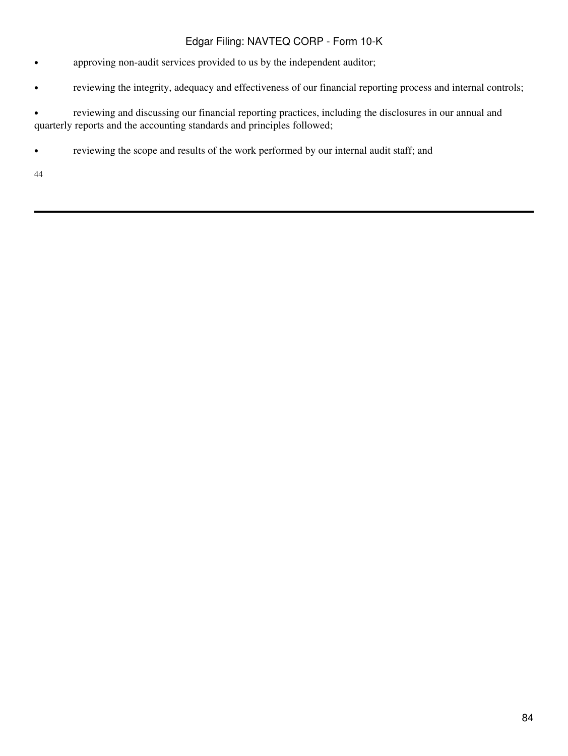- approving non-audit services provided to us by the independent auditor;
- reviewing the integrity, adequacy and effectiveness of our financial reporting process and internal controls;
- reviewing and discussing our financial reporting practices, including the disclosures in our annual and quarterly reports and the accounting standards and principles followed;
- reviewing the scope and results of the work performed by our internal audit staff; and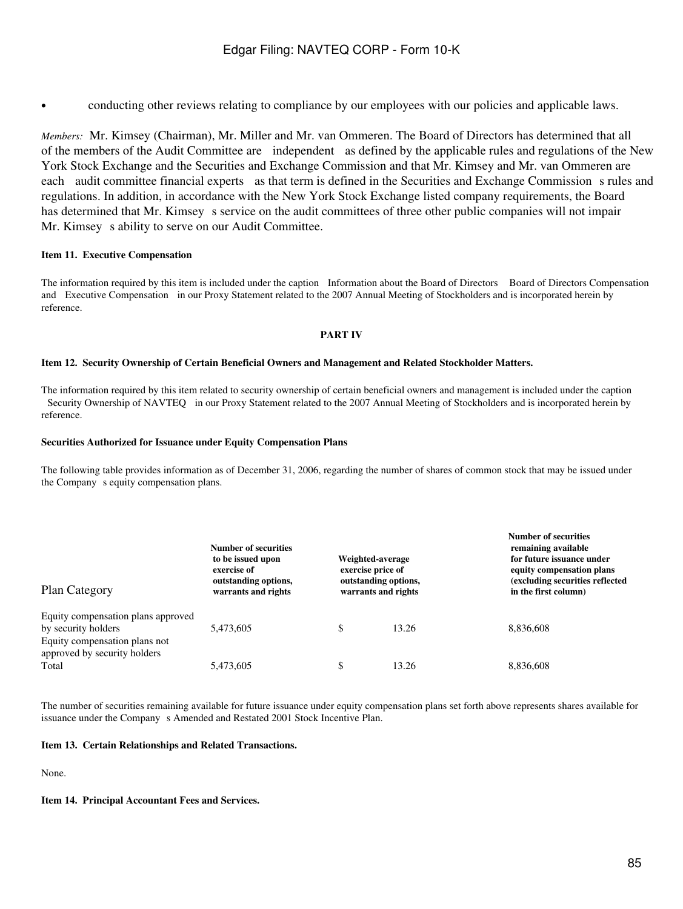- conducting other reviews relating to compliance by our employees with our policies and applicable laws.

*Members:* Mr. Kimsey (Chairman), Mr. Miller and Mr. van Ommeren. The Board of Directors has determined that all of the members of the Audit Committee are independent as defined by the applicable rules and regulations of the New York Stock Exchange and the Securities and Exchange Commission and that Mr. Kimsey and Mr. van Ommeren are each audit committee financial experts as that term is defined in the Securities and Exchange Commission s rules and regulations. In addition, in accordance with the New York Stock Exchange listed company requirements, the Board has determined that Mr. Kimsey s service on the audit committees of three other public companies will not impair Mr. Kimsey s ability to serve on our Audit Committee.

**Item 11. Executive Compensation**

The information required by this item is included under the caption Information about the Board of Directors Board of Directors Compensation and Executive Compensation in our Proxy Statement related to the 2007 Annual Meeting of Stockholders and is incorporated herein by reference.

**PART IV**

**Item 12. Security Ownership of Certain Beneficial Owners and Management and Related Stockholder Matters.**

The information required by this item related to security ownership of certain beneficial owners and management is included under the caption Security Ownership of NAVTEQ in our Proxy Statement related to the 2007 Annual Meeting of Stockholders and is incorporated herein by reference.

**Securities Authorized for Issuance under Equity Compensation Plans**

The following table provides information as of December 31, 2006, regarding the number of shares of common stock that may be issued under the Company s equity compensation plans.

| Plan Category | Number of securities to be issued upon exercise of outstanding options, warrants and rights | Weighted-average exercise price of outstanding options, warrants and rights | Number of securities remaining available for future issuance under equity compensation plans (excluding securities reflected in the first column) |
|---|---|---|---|
| Equity compensation plans approved by security holders | 5,473,605 | $ 13.26 | 8,836,608 |
| Equity compensation plans not approved by security holders | | | |
| Total | 5,473,605 | $ 13.26 | 8,836,608 |

The number of securities remaining available for future issuance under equity compensation plans set forth above represents shares available for issuance under the Company s Amended and Restated 2001 Stock Incentive Plan.

**Item 13. Certain Relationships and Related Transactions.**

None.

**Item 14. Principal Accountant Fees and Services.**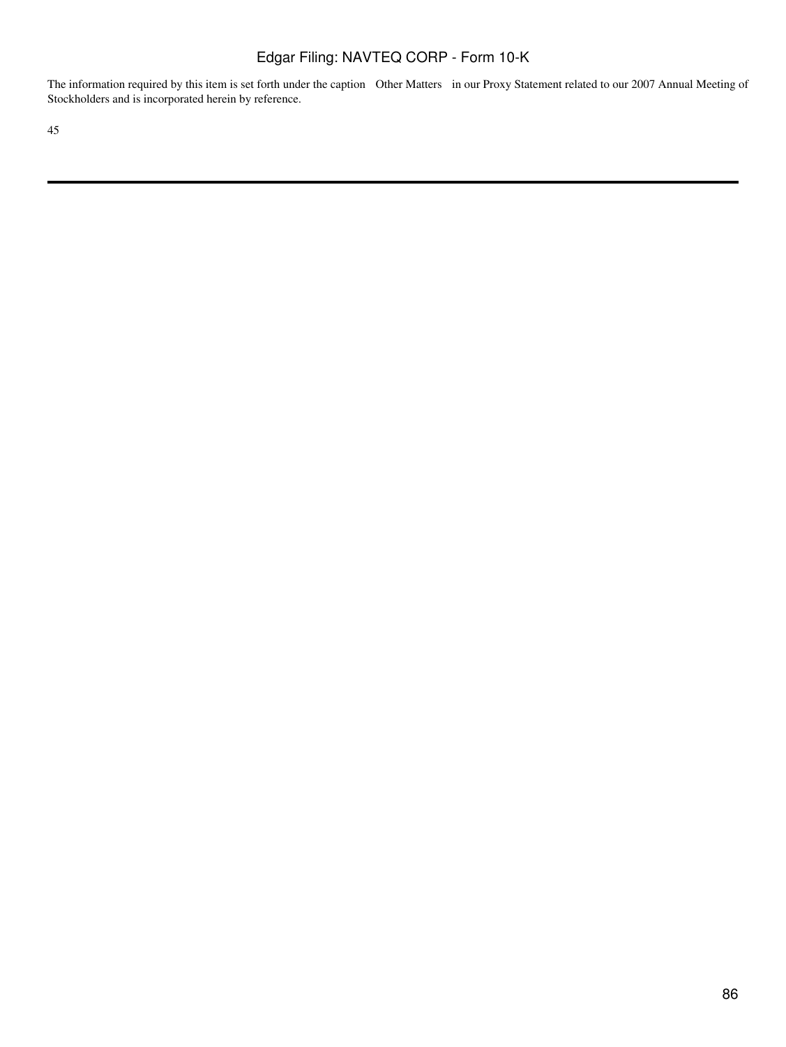The information required by this item is set forth under the caption Other Matters in our Proxy Statement related to our 2007 Annual Meeting of Stockholders and is incorporated herein by reference.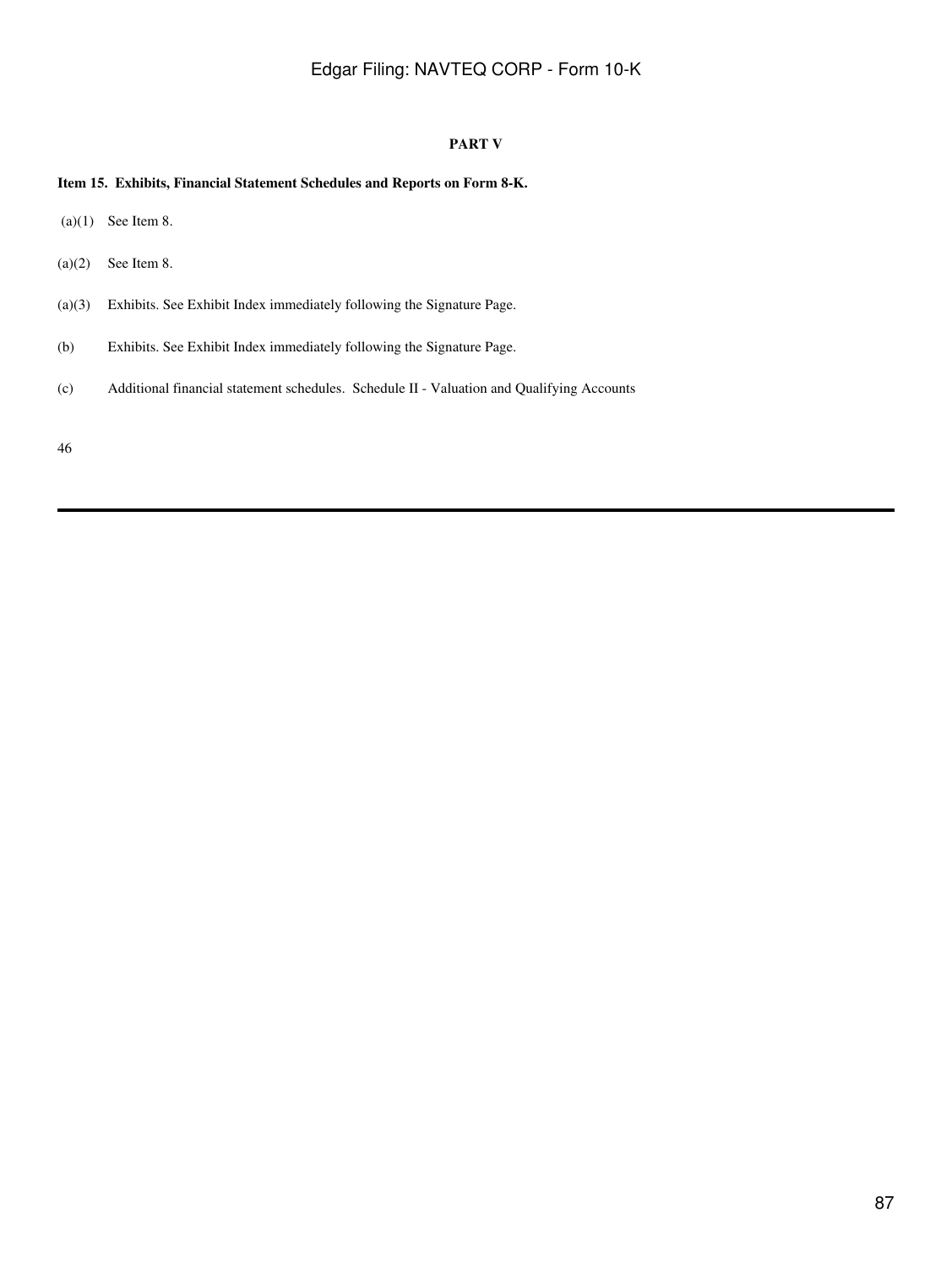## PART V

**Item 15. Exhibits, Financial Statement Schedules and Reports on Form 8-K.**

(a)(1) See Item 8.

(a)(2) See Item 8.

(a)(3) Exhibits. See Exhibit Index immediately following the Signature Page.

(b) Exhibits. See Exhibit Index immediately following the Signature Page.

(c) Additional financial statement schedules. Schedule II - Valuation and Qualifying Accounts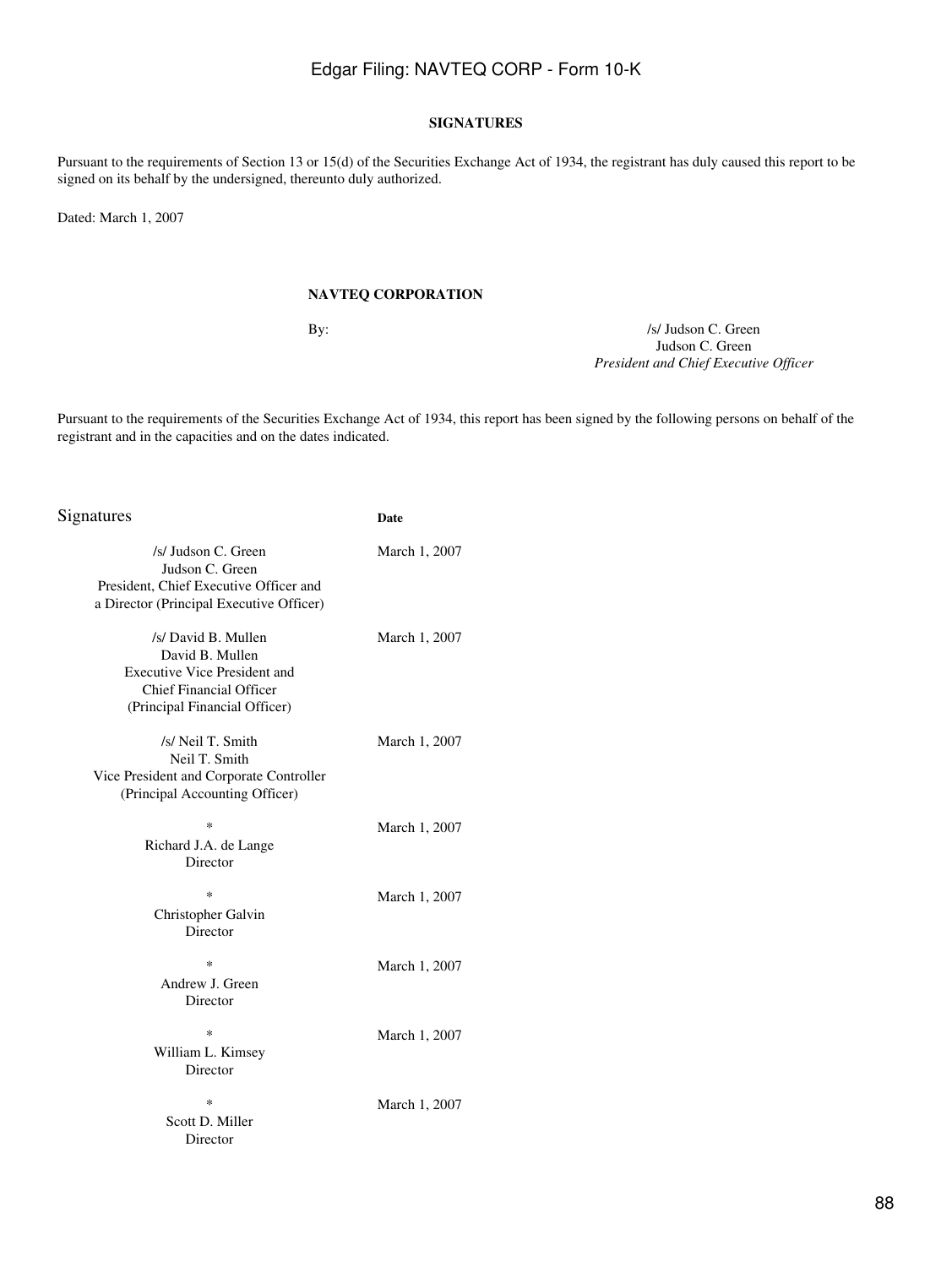## SIGNATURES

Pursuant to the requirements of Section 13 or 15(d) of the Securities Exchange Act of 1934, the registrant has duly caused this report to be signed on its behalf by the undersigned, thereunto duly authorized.

Dated: March 1, 2007

**NAVTEQ CORPORATION**

By: /s/ Judson C. Green
Judson C. Green
*President and Chief Executive Officer*

Pursuant to the requirements of the Securities Exchange Act of 1934, this report has been signed by the following persons on behalf of the registrant and in the capacities and on the dates indicated.

| Signatures | Date |
|---|---|
| /s/ Judson C. Green<br>Judson C. Green<br>President, Chief Executive Officer and a Director (Principal Executive Officer) | March 1, 2007 |
| /s/ David B. Mullen<br>David B. Mullen<br>Executive Vice President and Chief Financial Officer<br>(Principal Financial Officer) | March 1, 2007 |
| /s/ Neil T. Smith<br>Neil T. Smith<br>Vice President and Corporate Controller<br>(Principal Accounting Officer) | March 1, 2007 |
| *<br>Richard J.A. de Lange<br>Director | March 1, 2007 |
| *<br>Christopher Galvin<br>Director | March 1, 2007 |
| *<br>Andrew J. Green<br>Director | March 1, 2007 |
| *<br>William L. Kimsey<br>Director | March 1, 2007 |
| *<br>Scott D. Miller<br>Director | March 1, 2007 |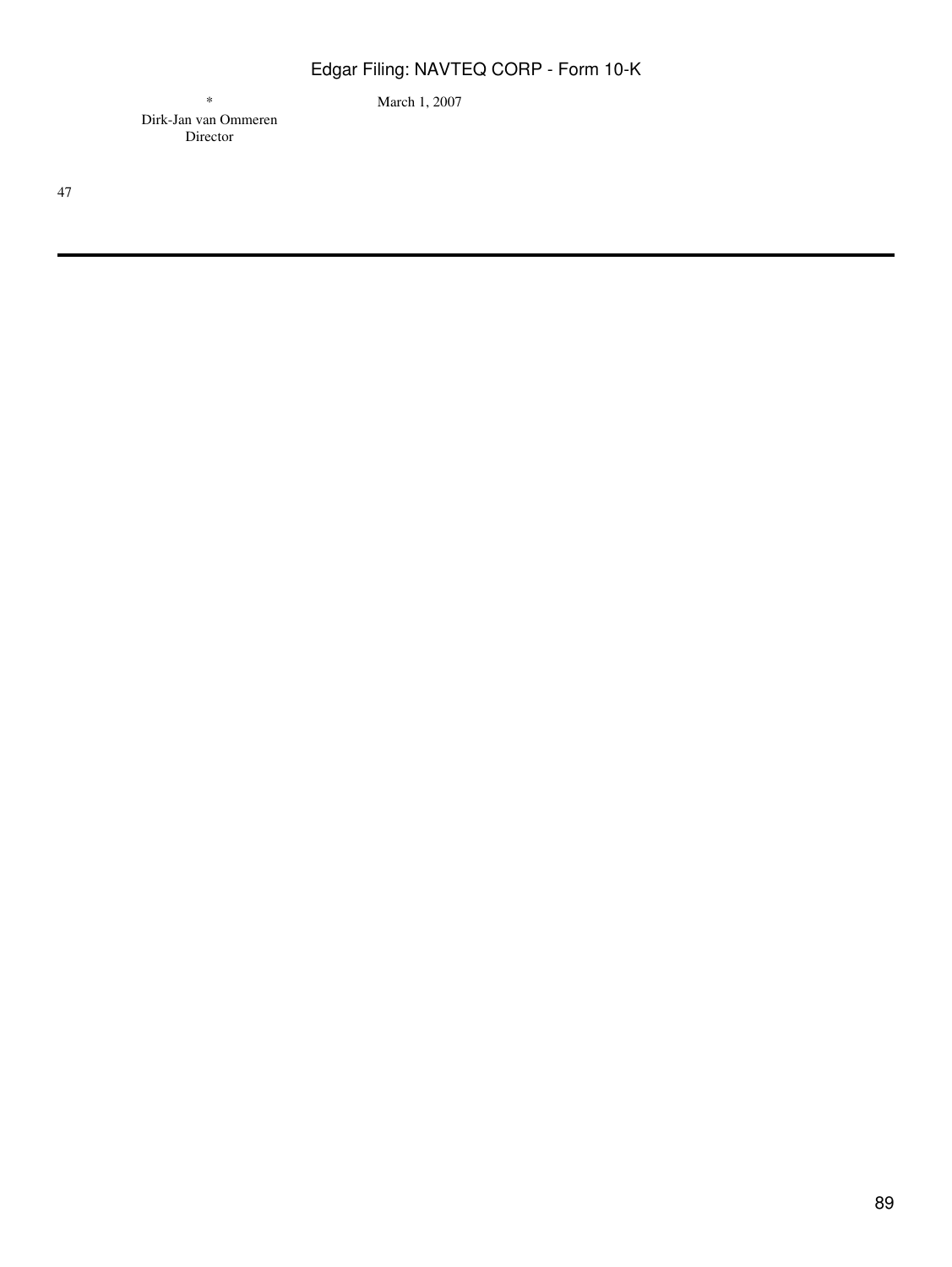| * | March 1, 2007 |
| --- | --- |
| Dirk-Jan van Ommeren<br>Director | |

47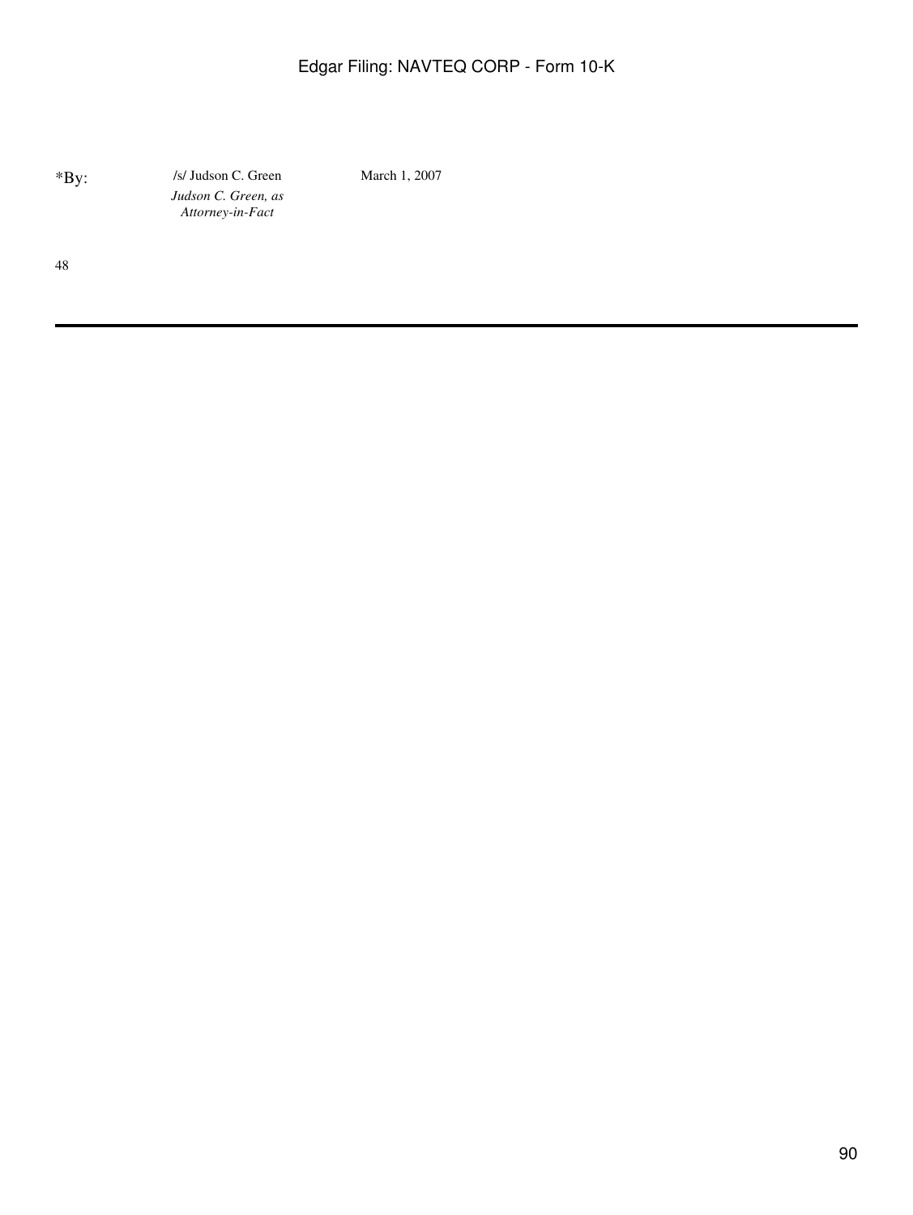| *By: | /s/ Judson C. Green | March 1, 2007 |
| --- | --- | --- |
| | *Judson C. Green, as Attorney-in-Fact* | |

48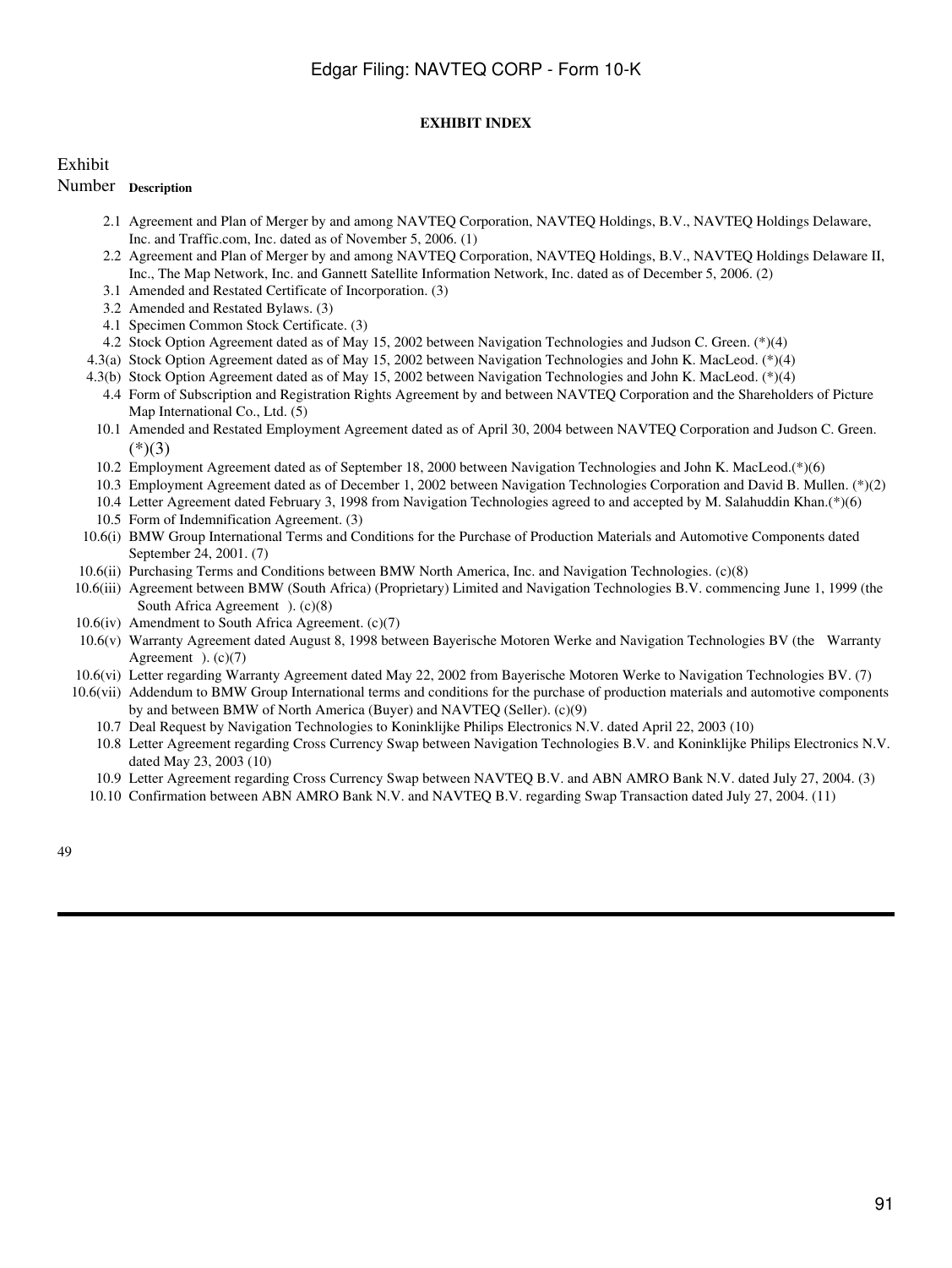## EXHIBIT INDEX

| Exhibit Number | Description |
|---|---|
| 2.1 | Agreement and Plan of Merger by and among NAVTEQ Corporation, NAVTEQ Holdings, B.V., NAVTEQ Holdings Delaware, Inc. and Traffic.com, Inc. dated as of November 5, 2006. (1) |
| 2.2 | Agreement and Plan of Merger by and among NAVTEQ Corporation, NAVTEQ Holdings, B.V., NAVTEQ Holdings Delaware II, Inc., The Map Network, Inc. and Gannett Satellite Information Network, Inc. dated as of December 5, 2006. (2) |
| 3.1 | Amended and Restated Certificate of Incorporation. (3) |
| 3.2 | Amended and Restated Bylaws. (3) |
| 4.1 | Specimen Common Stock Certificate. (3) |
| 4.2 | Stock Option Agreement dated as of May 15, 2002 between Navigation Technologies and Judson C. Green. (*)(4) |
| 4.3(a) | Stock Option Agreement dated as of May 15, 2002 between Navigation Technologies and John K. MacLeod. (*)(4) |
| 4.3(b) | Stock Option Agreement dated as of May 15, 2002 between Navigation Technologies and John K. MacLeod. (*)(4) |
| 4.4 | Form of Subscription and Registration Rights Agreement by and between NAVTEQ Corporation and the Shareholders of Picture Map International Co., Ltd. (5) |
| 10.1 | Amended and Restated Employment Agreement dated as of April 30, 2004 between NAVTEQ Corporation and Judson C. Green. (*)(3) |
| 10.2 | Employment Agreement dated as of September 18, 2000 between Navigation Technologies and John K. MacLeod.(*)(6) |
| 10.3 | Employment Agreement dated as of December 1, 2002 between Navigation Technologies Corporation and David B. Mullen. (*)(2) |
| 10.4 | Letter Agreement dated February 3, 1998 from Navigation Technologies agreed to and accepted by M. Salahuddin Khan.(*)(6) |
| 10.5 | Form of Indemnification Agreement. (3) |
| 10.6(i) | BMW Group International Terms and Conditions for the Purchase of Production Materials and Automotive Components dated September 24, 2001. (7) |
| 10.6(ii) | Purchasing Terms and Conditions between BMW North America, Inc. and Navigation Technologies. (c)(8) |
| 10.6(iii) | Agreement between BMW (South Africa) (Proprietary) Limited and Navigation Technologies B.V. commencing June 1, 1999 (the South Africa Agreement ). (c)(8) |
| 10.6(iv) | Amendment to South Africa Agreement. (c)(7) |
| 10.6(v) | Warranty Agreement dated August 8, 1998 between Bayerische Motoren Werke and Navigation Technologies BV (the Warranty Agreement ). (c)(7) |
| 10.6(vi) | Letter regarding Warranty Agreement dated May 22, 2002 from Bayerische Motoren Werke to Navigation Technologies BV. (7) |
| 10.6(vii) | Addendum to BMW Group International terms and conditions for the purchase of production materials and automotive components by and between BMW of North America (Buyer) and NAVTEQ (Seller). (c)(9) |
| 10.7 | Deal Request by Navigation Technologies to Koninklijke Philips Electronics N.V. dated April 22, 2003 (10) |
| 10.8 | Letter Agreement regarding Cross Currency Swap between Navigation Technologies B.V. and Koninklijke Philips Electronics N.V. dated May 23, 2003 (10) |
| 10.9 | Letter Agreement regarding Cross Currency Swap between NAVTEQ B.V. and ABN AMRO Bank N.V. dated July 27, 2004. (3) |
| 10.10 | Confirmation between ABN AMRO Bank N.V. and NAVTEQ B.V. regarding Swap Transaction dated July 27, 2004. (11) |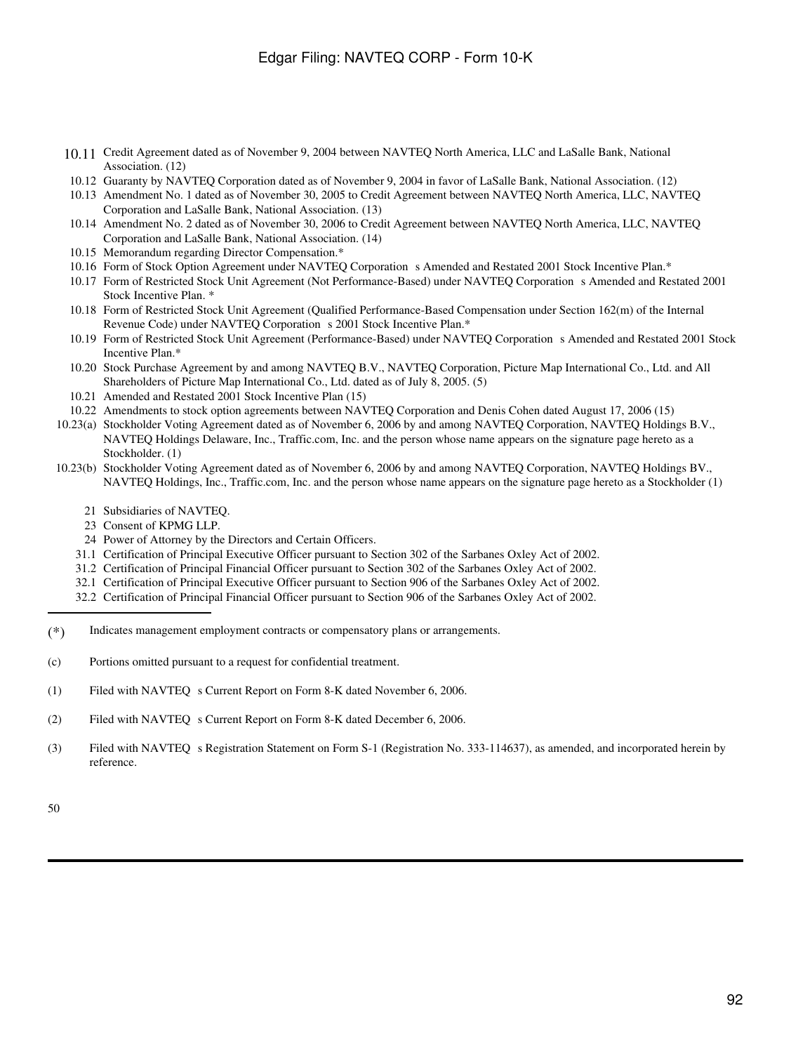| | |
|---|---|
| 10.11 | Credit Agreement dated as of November 9, 2004 between NAVTEQ North America, LLC and LaSalle Bank, National Association. (12) |
| 10.12 | Guaranty by NAVTEQ Corporation dated as of November 9, 2004 in favor of LaSalle Bank, National Association. (12) |
| 10.13 | Amendment No. 1 dated as of November 30, 2005 to Credit Agreement between NAVTEQ North America, LLC, NAVTEQ Corporation and LaSalle Bank, National Association. (13) |
| 10.14 | Amendment No. 2 dated as of November 30, 2006 to Credit Agreement between NAVTEQ North America, LLC, NAVTEQ Corporation and LaSalle Bank, National Association. (14) |
| 10.15 | Memorandum regarding Director Compensation.* |
| 10.16 | Form of Stock Option Agreement under NAVTEQ Corporation s Amended and Restated 2001 Stock Incentive Plan.* |
| 10.17 | Form of Restricted Stock Unit Agreement (Not Performance-Based) under NAVTEQ Corporation s Amended and Restated 2001 Stock Incentive Plan. * |
| 10.18 | Form of Restricted Stock Unit Agreement (Qualified Performance-Based Compensation under Section 162(m) of the Internal Revenue Code) under NAVTEQ Corporation s 2001 Stock Incentive Plan.* |
| 10.19 | Form of Restricted Stock Unit Agreement (Performance-Based) under NAVTEQ Corporation s Amended and Restated 2001 Stock Incentive Plan.* |
| 10.20 | Stock Purchase Agreement by and among NAVTEQ B.V., NAVTEQ Corporation, Picture Map International Co., Ltd. and All Shareholders of Picture Map International Co., Ltd. dated as of July 8, 2005. (5) |
| 10.21 | Amended and Restated 2001 Stock Incentive Plan (15) |
| 10.22 | Amendments to stock option agreements between NAVTEQ Corporation and Denis Cohen dated August 17, 2006 (15) |
| 10.23(a) | Stockholder Voting Agreement dated as of November 6, 2006 by and among NAVTEQ Corporation, NAVTEQ Holdings B.V., NAVTEQ Holdings Delaware, Inc., Traffic.com, Inc. and the person whose name appears on the signature page hereto as a Stockholder. (1) |
| 10.23(b) | Stockholder Voting Agreement dated as of November 6, 2006 by and among NAVTEQ Corporation, NAVTEQ Holdings BV., NAVTEQ Holdings, Inc., Traffic.com, Inc. and the person whose name appears on the signature page hereto as a Stockholder (1) |
| 21 | Subsidiaries of NAVTEQ. |
| 23 | Consent of KPMG LLP. |
| 24 | Power of Attorney by the Directors and Certain Officers. |
| 31.1 | Certification of Principal Executive Officer pursuant to Section 302 of the Sarbanes Oxley Act of 2002. |
| 31.2 | Certification of Principal Financial Officer pursuant to Section 302 of the Sarbanes Oxley Act of 2002. |
| 32.1 | Certification of Principal Executive Officer pursuant to Section 906 of the Sarbanes Oxley Act of 2002. |
| 32.2 | Certification of Principal Financial Officer pursuant to Section 906 of the Sarbanes Oxley Act of 2002. |

---

(*) Indicates management employment contracts or compensatory plans or arrangements.

(c) Portions omitted pursuant to a request for confidential treatment.

(1) Filed with NAVTEQ s Current Report on Form 8-K dated November 6, 2006.

(2) Filed with NAVTEQ s Current Report on Form 8-K dated December 6, 2006.

(3) Filed with NAVTEQ s Registration Statement on Form S-1 (Registration No. 333-114637), as amended, and incorporated herein by reference.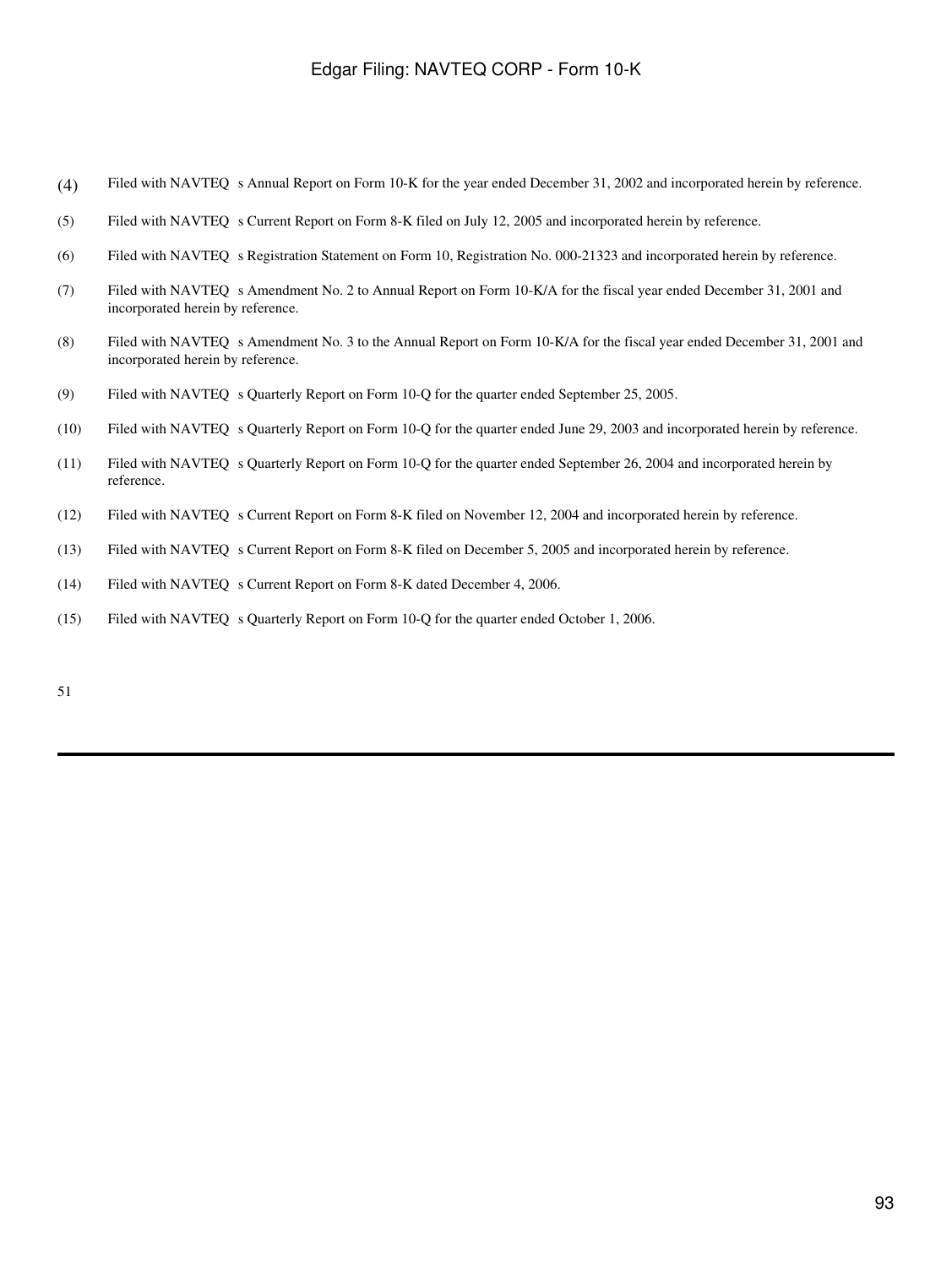(4) Filed with NAVTEQ s Annual Report on Form 10-K for the year ended December 31, 2002 and incorporated herein by reference.

(5) Filed with NAVTEQ s Current Report on Form 8-K filed on July 12, 2005 and incorporated herein by reference.

(6) Filed with NAVTEQ s Registration Statement on Form 10, Registration No. 000-21323 and incorporated herein by reference.

(7) Filed with NAVTEQ s Amendment No. 2 to Annual Report on Form 10-K/A for the fiscal year ended December 31, 2001 and incorporated herein by reference.

(8) Filed with NAVTEQ s Amendment No. 3 to the Annual Report on Form 10-K/A for the fiscal year ended December 31, 2001 and incorporated herein by reference.

(9) Filed with NAVTEQ s Quarterly Report on Form 10-Q for the quarter ended September 25, 2005.

(10) Filed with NAVTEQ s Quarterly Report on Form 10-Q for the quarter ended June 29, 2003 and incorporated herein by reference.

(11) Filed with NAVTEQ s Quarterly Report on Form 10-Q for the quarter ended September 26, 2004 and incorporated herein by reference.

(12) Filed with NAVTEQ s Current Report on Form 8-K filed on November 12, 2004 and incorporated herein by reference.

(13) Filed with NAVTEQ s Current Report on Form 8-K filed on December 5, 2005 and incorporated herein by reference.

(14) Filed with NAVTEQ s Current Report on Form 8-K dated December 4, 2006.

(15) Filed with NAVTEQ s Quarterly Report on Form 10-Q for the quarter ended October 1, 2006.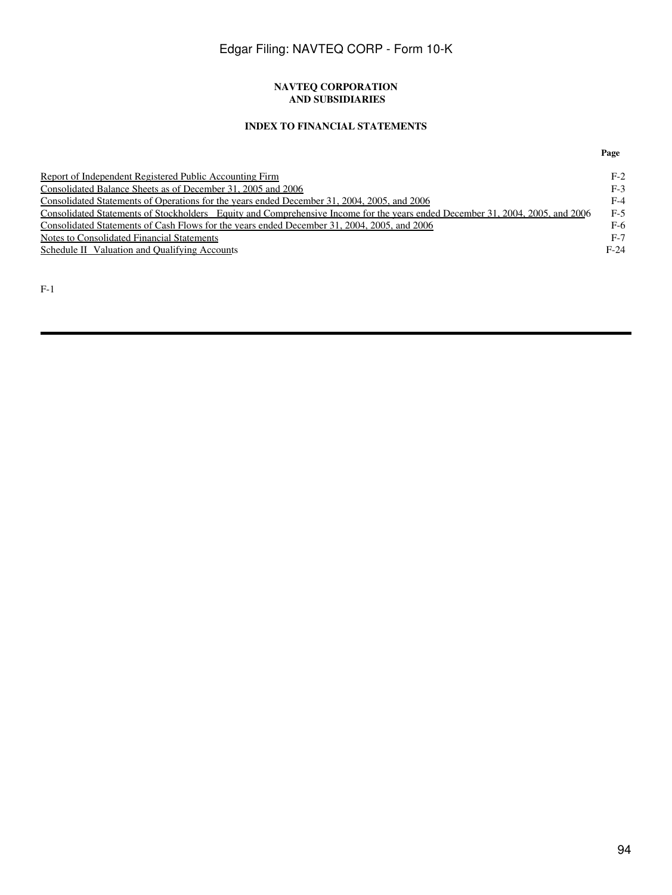**NAVTEQ CORPORATION**
**AND SUBSIDIARIES**

**INDEX TO FINANCIAL STATEMENTS**

| | **Page** |
|---|---|
| Report of Independent Registered Public Accounting Firm | F-2 |
| Consolidated Balance Sheets as of December 31, 2005 and 2006 | F-3 |
| Consolidated Statements of Operations for the years ended December 31, 2004, 2005, and 2006 | F-4 |
| Consolidated Statements of Stockholders Equity and Comprehensive Income for the years ended December 31, 2004, 2005, and 2006 | F-5 |
| Consolidated Statements of Cash Flows for the years ended December 31, 2004, 2005, and 2006 | F-6 |
| Notes to Consolidated Financial Statements | F-7 |
| Schedule II Valuation and Qualifying Accounts | F-24 |

F-1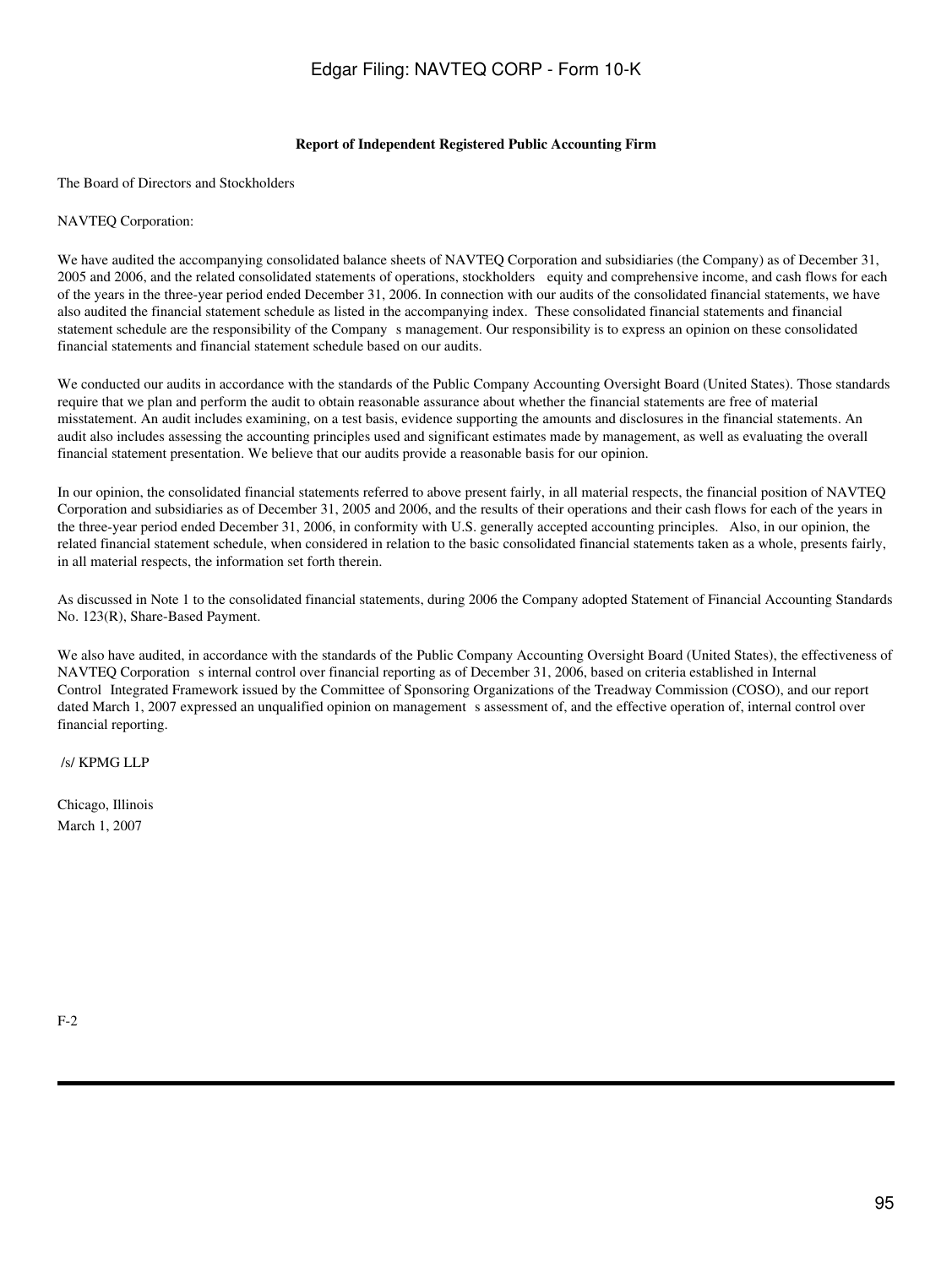**Report of Independent Registered Public Accounting Firm**

The Board of Directors and Stockholders

NAVTEQ Corporation:

We have audited the accompanying consolidated balance sheets of NAVTEQ Corporation and subsidiaries (the Company) as of December 31, 2005 and 2006, and the related consolidated statements of operations, stockholders equity and comprehensive income, and cash flows for each of the years in the three-year period ended December 31, 2006. In connection with our audits of the consolidated financial statements, we have also audited the financial statement schedule as listed in the accompanying index. These consolidated financial statements and financial statement schedule are the responsibility of the Company s management. Our responsibility is to express an opinion on these consolidated financial statements and financial statement schedule based on our audits.

We conducted our audits in accordance with the standards of the Public Company Accounting Oversight Board (United States). Those standards require that we plan and perform the audit to obtain reasonable assurance about whether the financial statements are free of material misstatement. An audit includes examining, on a test basis, evidence supporting the amounts and disclosures in the financial statements. An audit also includes assessing the accounting principles used and significant estimates made by management, as well as evaluating the overall financial statement presentation. We believe that our audits provide a reasonable basis for our opinion.

In our opinion, the consolidated financial statements referred to above present fairly, in all material respects, the financial position of NAVTEQ Corporation and subsidiaries as of December 31, 2005 and 2006, and the results of their operations and their cash flows for each of the years in the three-year period ended December 31, 2006, in conformity with U.S. generally accepted accounting principles. Also, in our opinion, the related financial statement schedule, when considered in relation to the basic consolidated financial statements taken as a whole, presents fairly, in all material respects, the information set forth therein.

As discussed in Note 1 to the consolidated financial statements, during 2006 the Company adopted Statement of Financial Accounting Standards No. 123(R), Share-Based Payment.

We also have audited, in accordance with the standards of the Public Company Accounting Oversight Board (United States), the effectiveness of NAVTEQ Corporation s internal control over financial reporting as of December 31, 2006, based on criteria established in Internal Control Integrated Framework issued by the Committee of Sponsoring Organizations of the Treadway Commission (COSO), and our report dated March 1, 2007 expressed an unqualified opinion on management s assessment of, and the effective operation of, internal control over financial reporting.

/s/ KPMG LLP

Chicago, Illinois
March 1, 2007

F-2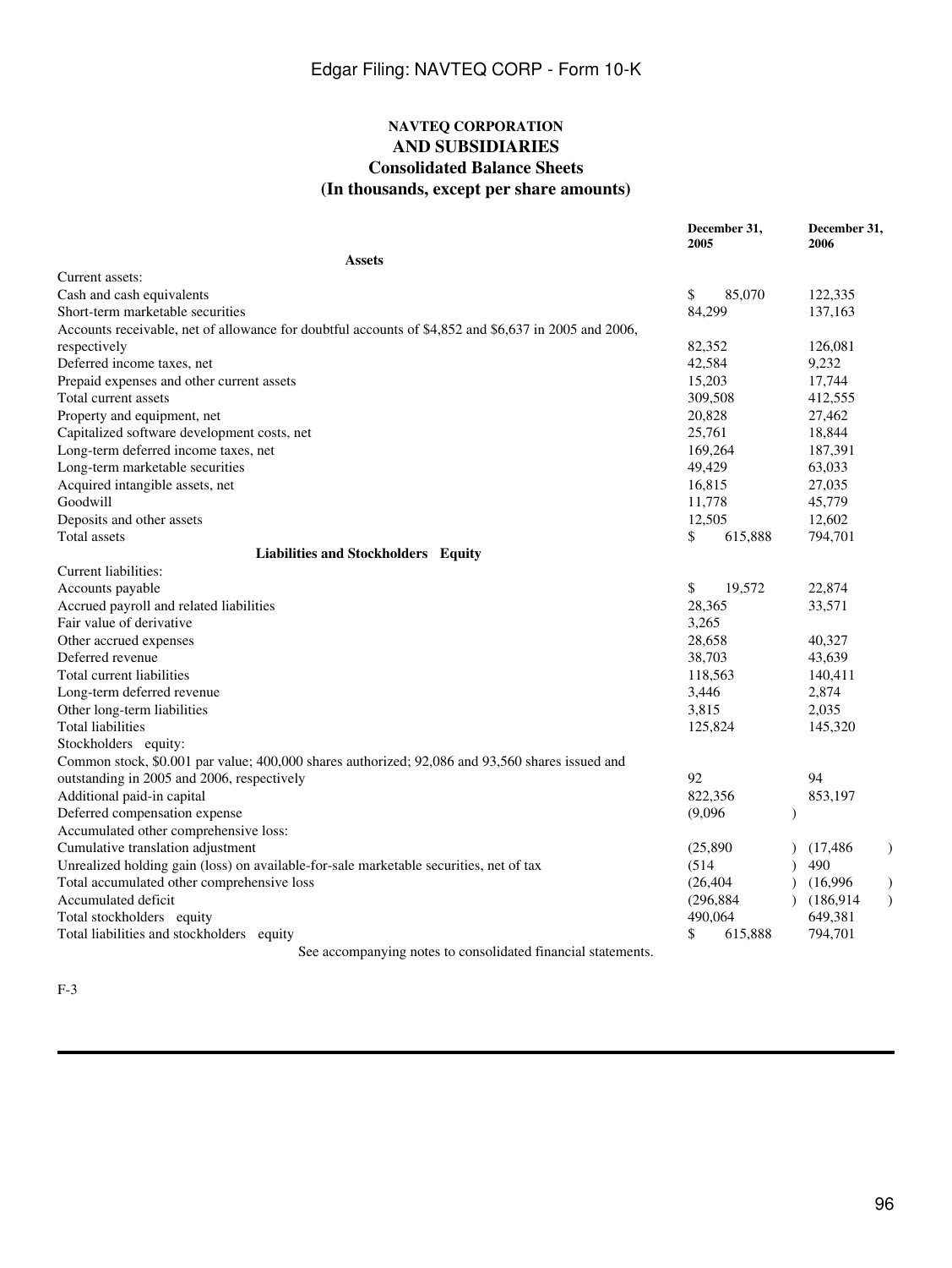**NAVTEQ CORPORATION**
**AND SUBSIDIARIES**
**Consolidated Balance Sheets**
**(In thousands, except per share amounts)**

| | December 31, 2005 | December 31, 2006 |
|---|---|---|
| **Assets** | | |
| Current assets: | | |
| Cash and cash equivalents | $ 85,070 | 122,335 |
| Short-term marketable securities | 84,299 | 137,163 |
| Accounts receivable, net of allowance for doubtful accounts of $4,852 and $6,637 in 2005 and 2006, respectively | 82,352 | 126,081 |
| Deferred income taxes, net | 42,584 | 9,232 |
| Prepaid expenses and other current assets | 15,203 | 17,744 |
| Total current assets | 309,508 | 412,555 |
| Property and equipment, net | 20,828 | 27,462 |
| Capitalized software development costs, net | 25,761 | 18,844 |
| Long-term deferred income taxes, net | 169,264 | 187,391 |
| Long-term marketable securities | 49,429 | 63,033 |
| Acquired intangible assets, net | 16,815 | 27,035 |
| Goodwill | 11,778 | 45,779 |
| Deposits and other assets | 12,505 | 12,602 |
| Total assets | $ 615,888 | 794,701 |
| **Liabilities and Stockholders Equity** | | |
| Current liabilities: | | |
| Accounts payable | $ 19,572 | 22,874 |
| Accrued payroll and related liabilities | 28,365 | 33,571 |
| Fair value of derivative | 3,265 | |
| Other accrued expenses | 28,658 | 40,327 |
| Deferred revenue | 38,703 | 43,639 |
| Total current liabilities | 118,563 | 140,411 |
| Long-term deferred revenue | 3,446 | 2,874 |
| Other long-term liabilities | 3,815 | 2,035 |
| Total liabilities | 125,824 | 145,320 |
| Stockholders equity: | | |
| Common stock, $0.001 par value; 400,000 shares authorized; 92,086 and 93,560 shares issued and outstanding in 2005 and 2006, respectively | 92 | 94 |
| Additional paid-in capital | 822,356 | 853,197 |
| Deferred compensation expense | (9,096) | |
| Accumulated other comprehensive loss: | | |
| Cumulative translation adjustment | (25,890) | (17,486) |
| Unrealized holding gain (loss) on available-for-sale marketable securities, net of tax | (514) | 490 |
| Total accumulated other comprehensive loss | (26,404) | (16,996) |
| Accumulated deficit | (296,884) | (186,914) |
| Total stockholders equity | 490,064 | 649,381 |
| Total liabilities and stockholders equity | $ 615,888 | 794,701 |

See accompanying notes to consolidated financial statements.

F-3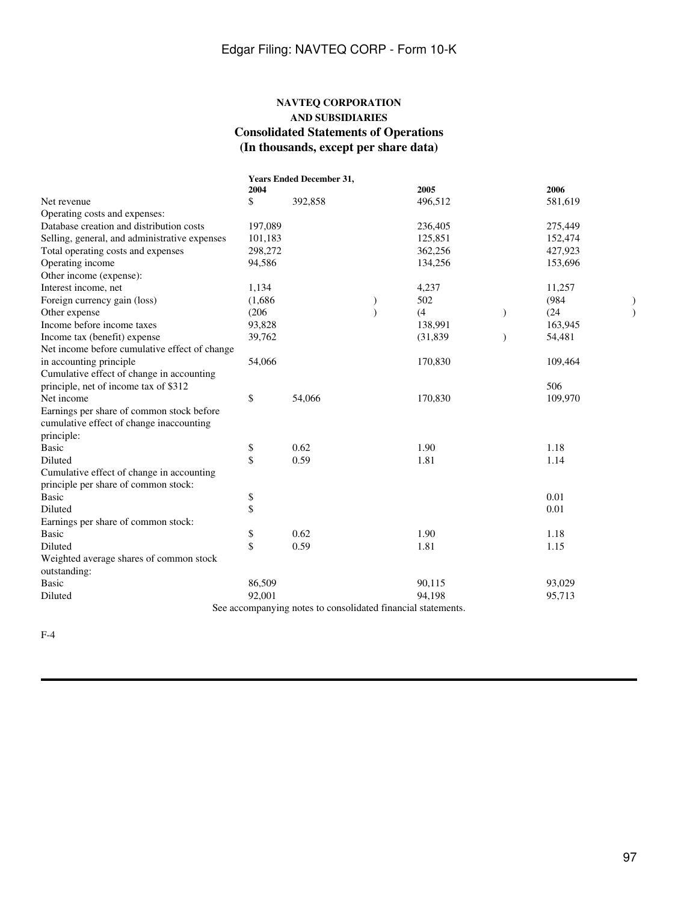**NAVTEQ CORPORATION**
**AND SUBSIDIARIES**

## Consolidated Statements of Operations
## (In thousands, except per share data)

| | Years Ended December 31, 2004 | 2005 | 2006 |
|---|---|---|---|
| Net revenue | $ 392,858 | 496,512 | 581,619 |
| Operating costs and expenses: | | | |
| Database creation and distribution costs | 197,089 | 236,405 | 275,449 |
| Selling, general, and administrative expenses | 101,183 | 125,851 | 152,474 |
| Total operating costs and expenses | 298,272 | 362,256 | 427,923 |
| Operating income | 94,586 | 134,256 | 153,696 |
| Other income (expense): | | | |
| Interest income, net | 1,134 | 4,237 | 11,257 |
| Foreign currency gain (loss) | (1,686) | 502 | (984) |
| Other expense | (206) | (4) | (24) |
| Income before income taxes | 93,828 | 138,991 | 163,945 |
| Income tax (benefit) expense | 39,762 | (31,839) | 54,481 |
| Net income before cumulative effect of change in accounting principle | 54,066 | 170,830 | 109,464 |
| Cumulative effect of change in accounting principle, net of income tax of $312 | | | 506 |
| Net income | $ 54,066 | 170,830 | 109,970 |
| Earnings per share of common stock before cumulative effect of change inaccounting principle: | | | |
| Basic | $ 0.62 | 1.90 | 1.18 |
| Diluted | $ 0.59 | 1.81 | 1.14 |
| Cumulative effect of change in accounting principle per share of common stock: | | | |
| Basic | $ | | 0.01 |
| Diluted | $ | | 0.01 |
| Earnings per share of common stock: | | | |
| Basic | $ 0.62 | 1.90 | 1.18 |
| Diluted | $ 0.59 | 1.81 | 1.15 |
| Weighted average shares of common stock outstanding: | | | |
| Basic | 86,509 | 90,115 | 93,029 |
| Diluted | 92,001 | 94,198 | 95,713 |

See accompanying notes to consolidated financial statements.

F-4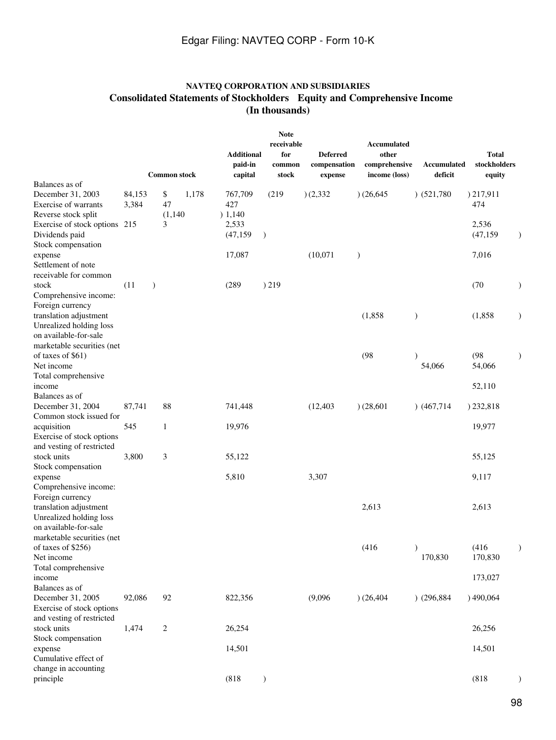**NAVTEQ CORPORATION AND SUBSIDIARIES**

**Consolidated Statements of Stockholders Equity and Comprehensive Income**

**(In thousands)**

| | Common stock | | Additional paid-in capital | Note receivable for common stock | Deferred compensation expense | Accumulated other comprehensive income (loss) | Accumulated deficit | Total stockholders equity |
|---|---|---|---|---|---|---|---|---|
| Balances as of December 31, 2003 | 84,153 | $ 1,178 | 767,709 | (219) | (2,332) | (26,645) | (521,780) | 217,911 |
| Exercise of warrants | 3,384 | 47 | 427 | | | | | 474 |
| Reverse stock split | | (1,140) | 1,140 | | | | | |
| Exercise of stock options | 215 | 3 | 2,533 | | | | | 2,536 |
| Dividends paid | | | (47,159) | | | | | (47,159) |
| Stock compensation expense | | | 17,087 | | (10,071) | | | 7,016 |
| Settlement of note receivable for common stock | (11) | | (289) | 219 | | | | (70) |
| Comprehensive income: | | | | | | | | |
| Foreign currency translation adjustment | | | | | | (1,858) | | (1,858) |
| Unrealized holding loss on available-for-sale marketable securities (net of taxes of $61) | | | | | | (98) | | (98) |
| Net income | | | | | | | 54,066 | 54,066 |
| Total comprehensive income | | | | | | | | 52,110 |
| Balances as of December 31, 2004 | 87,741 | 88 | 741,448 | | (12,403) | (28,601) | (467,714) | 232,818 |
| Common stock issued for acquisition | 545 | 1 | 19,976 | | | | | 19,977 |
| Exercise of stock options and vesting of restricted stock units | 3,800 | 3 | 55,122 | | | | | 55,125 |
| Stock compensation expense | | | 5,810 | | 3,307 | | | 9,117 |
| Comprehensive income: | | | | | | | | |
| Foreign currency translation adjustment | | | | | | 2,613 | | 2,613 |
| Unrealized holding loss on available-for-sale marketable securities (net of taxes of $256) | | | | | | (416) | | (416) |
| Net income | | | | | | | 170,830 | 170,830 |
| Total comprehensive income | | | | | | | | 173,027 |
| Balances as of December 31, 2005 | 92,086 | 92 | 822,356 | | (9,096) | (26,404) | (296,884) | 490,064 |
| Exercise of stock options and vesting of restricted stock units | 1,474 | 2 | 26,254 | | | | | 26,256 |
| Stock compensation expense | | | 14,501 | | | | | 14,501 |
| Cumulative effect of change in accounting principle | | | (818) | | | | | (818) |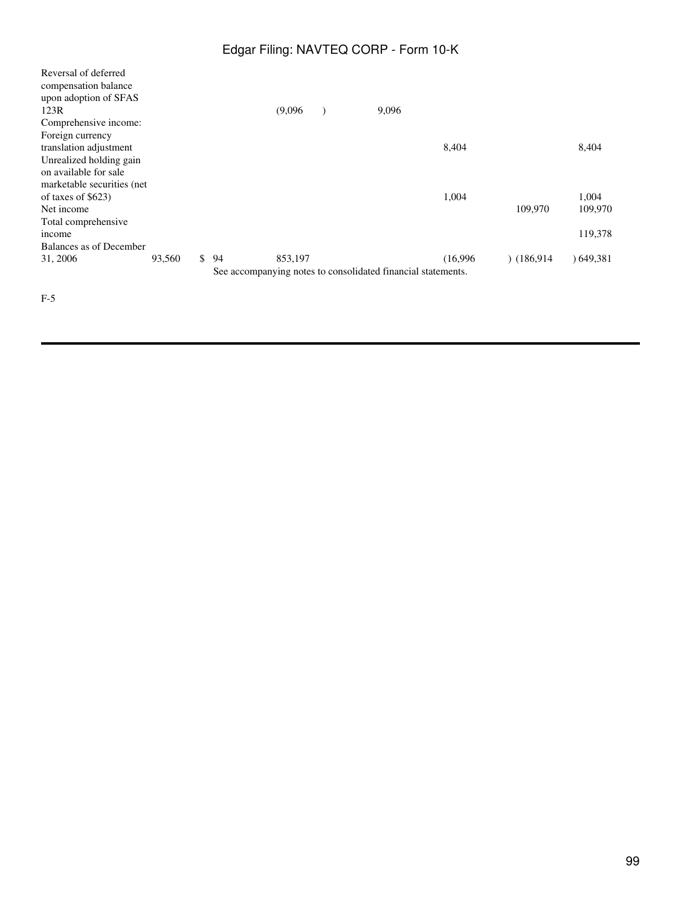| | | | | | | | |
|---|---|---|---|---|---|---|---|
| Reversal of deferred compensation balance upon adoption of SFAS 123R | | | (9,096) | 9,096 | | | |
| Comprehensive income: | | | | | | | |
| Foreign currency translation adjustment | | | | | 8,404 | | 8,404 |
| Unrealized holding gain on available for sale marketable securities (net of taxes of $623) | | | | | 1,004 | | 1,004 |
| Net income | | | | | | 109,970 | 109,970 |
| Total comprehensive income | | | | | | | 119,378 |
| Balances as of December 31, 2006 | 93,560 | $ 94 | 853,197 | | (16,996) | (186,914) | 649,381 |

See accompanying notes to consolidated financial statements.

F-5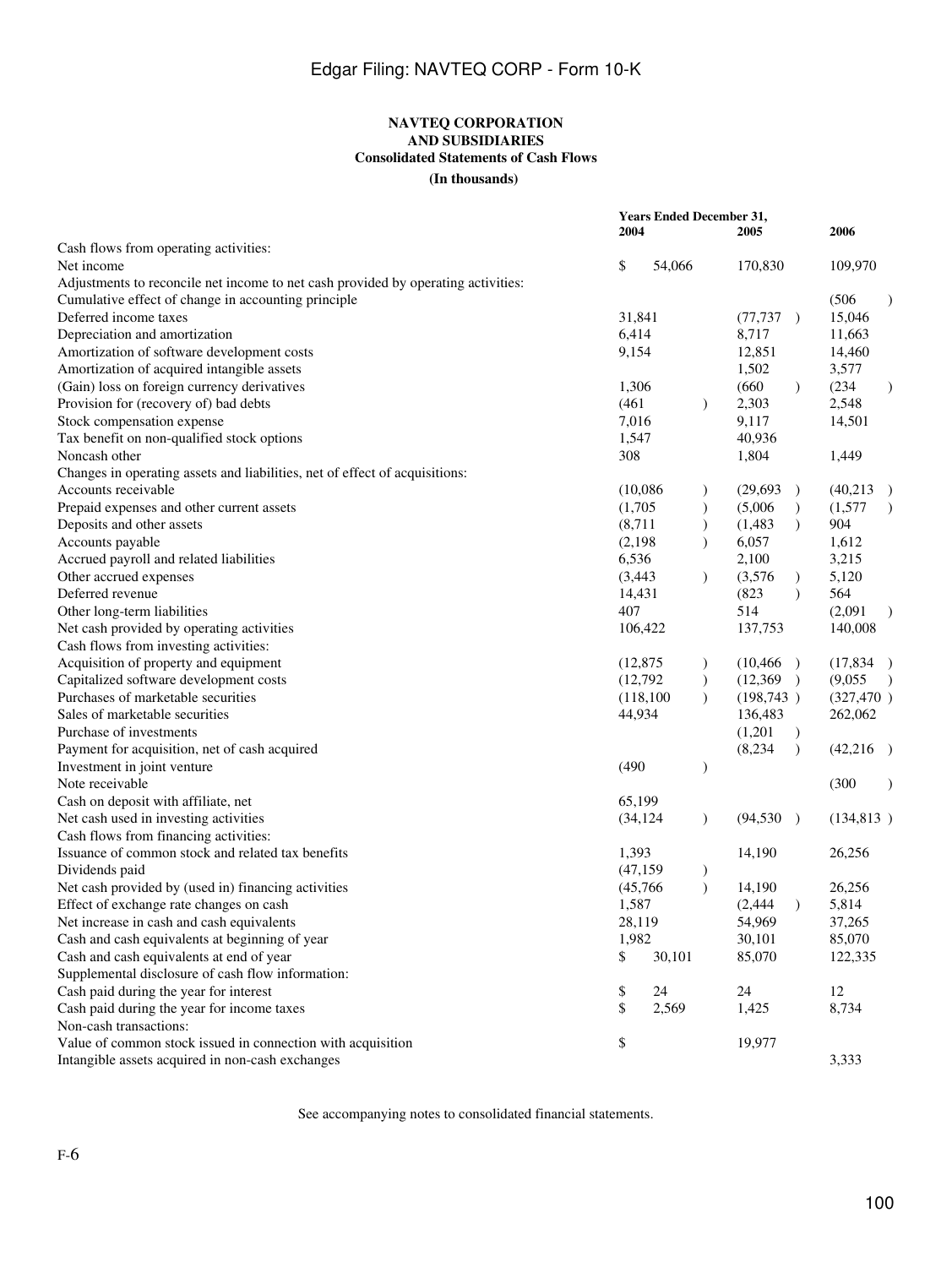**NAVTEQ CORPORATION**
**AND SUBSIDIARIES**
**Consolidated Statements of Cash Flows**
**(In thousands)**

| | Years Ended December 31, 2004 | 2005 | 2006 |
|---|---|---|---|
| Cash flows from operating activities: | | | |
| Net income | $ 54,066 | 170,830 | 109,970 |
| Adjustments to reconcile net income to net cash provided by operating activities: | | | |
| Cumulative effect of change in accounting principle | | | (506) |
| Deferred income taxes | 31,841 | (77,737) | 15,046 |
| Depreciation and amortization | 6,414 | 8,717 | 11,663 |
| Amortization of software development costs | 9,154 | 12,851 | 14,460 |
| Amortization of acquired intangible assets | | 1,502 | 3,577 |
| (Gain) loss on foreign currency derivatives | 1,306 | (660) | (234) |
| Provision for (recovery of) bad debts | (461) | 2,303 | 2,548 |
| Stock compensation expense | 7,016 | 9,117 | 14,501 |
| Tax benefit on non-qualified stock options | 1,547 | 40,936 | |
| Noncash other | 308 | 1,804 | 1,449 |
| Changes in operating assets and liabilities, net of effect of acquisitions: | | | |
| Accounts receivable | (10,086) | (29,693) | (40,213) |
| Prepaid expenses and other current assets | (1,705) | (5,006) | (1,577) |
| Deposits and other assets | (8,711) | (1,483) | 904 |
| Accounts payable | (2,198) | 6,057 | 1,612 |
| Accrued payroll and related liabilities | 6,536 | 2,100 | 3,215 |
| Other accrued expenses | (3,443) | (3,576) | 5,120 |
| Deferred revenue | 14,431 | (823) | 564 |
| Other long-term liabilities | 407 | 514 | (2,091) |
| Net cash provided by operating activities | 106,422 | 137,753 | 140,008 |
| Cash flows from investing activities: | | | |
| Acquisition of property and equipment | (12,875) | (10,466) | (17,834) |
| Capitalized software development costs | (12,792) | (12,369) | (9,055) |
| Purchases of marketable securities | (118,100) | (198,743) | (327,470) |
| Sales of marketable securities | 44,934 | 136,483 | 262,062 |
| Purchase of investments | | (1,201) | |
| Payment for acquisition, net of cash acquired | | (8,234) | (42,216) |
| Investment in joint venture | (490) | | |
| Note receivable | | | (300) |
| Cash on deposit with affiliate, net | 65,199 | | |
| Net cash used in investing activities | (34,124) | (94,530) | (134,813) |
| Cash flows from financing activities: | | | |
| Issuance of common stock and related tax benefits | 1,393 | 14,190 | 26,256 |
| Dividends paid | (47,159) | | |
| Net cash provided by (used in) financing activities | (45,766) | 14,190 | 26,256 |
| Effect of exchange rate changes on cash | 1,587 | (2,444) | 5,814 |
| Net increase in cash and cash equivalents | 28,119 | 54,969 | 37,265 |
| Cash and cash equivalents at beginning of year | 1,982 | 30,101 | 85,070 |
| Cash and cash equivalents at end of year | $ 30,101 | 85,070 | 122,335 |
| Supplemental disclosure of cash flow information: | | | |
| Cash paid during the year for interest | $ 24 | 24 | 12 |
| Cash paid during the year for income taxes | $ 2,569 | 1,425 | 8,734 |
| Non-cash transactions: | | | |
| Value of common stock issued in connection with acquisition | $ | 19,977 | |
| Intangible assets acquired in non-cash exchanges | | | 3,333 |

See accompanying notes to consolidated financial statements.

F-6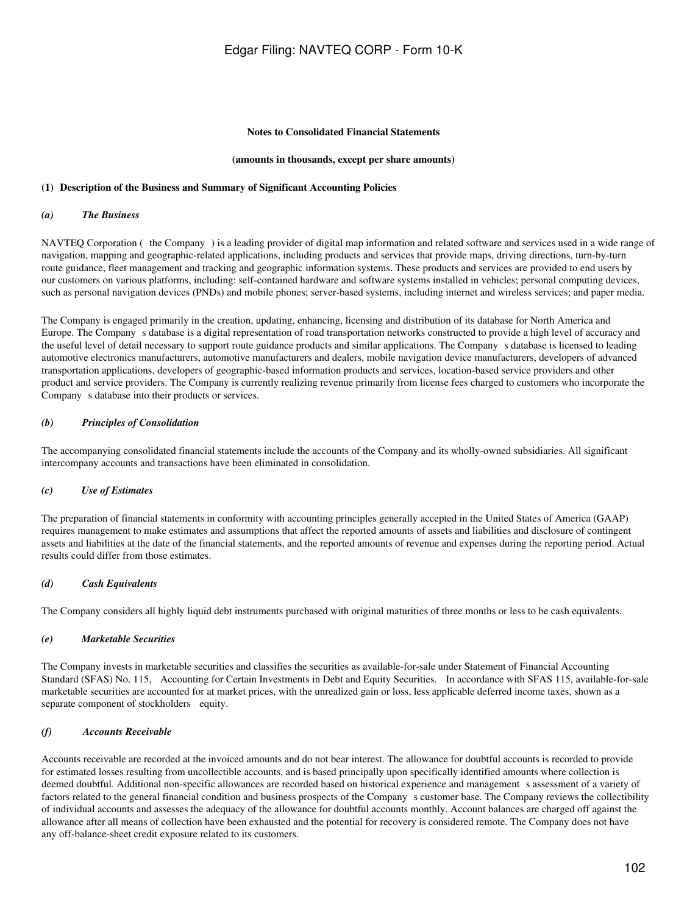**Notes to Consolidated Financial Statements**

**(amounts in thousands, except per share amounts)**

## (1) Description of the Business and Summary of Significant Accounting Policies

### *(a) The Business*

NAVTEQ Corporation ( the Company ) is a leading provider of digital map information and related software and services used in a wide range of navigation, mapping and geographic-related applications, including products and services that provide maps, driving directions, turn-by-turn route guidance, fleet management and tracking and geographic information systems. These products and services are provided to end users by our customers on various platforms, including: self-contained hardware and software systems installed in vehicles; personal computing devices, such as personal navigation devices (PNDs) and mobile phones; server-based systems, including internet and wireless services; and paper media.

The Company is engaged primarily in the creation, updating, enhancing, licensing and distribution of its database for North America and Europe. The Company s database is a digital representation of road transportation networks constructed to provide a high level of accuracy and the useful level of detail necessary to support route guidance products and similar applications. The Company s database is licensed to leading automotive electronics manufacturers, automotive manufacturers and dealers, mobile navigation device manufacturers, developers of advanced transportation applications, developers of geographic-based information products and services, location-based service providers and other product and service providers. The Company is currently realizing revenue primarily from license fees charged to customers who incorporate the Company s database into their products or services.

### *(b) Principles of Consolidation*

The accompanying consolidated financial statements include the accounts of the Company and its wholly-owned subsidiaries. All significant intercompany accounts and transactions have been eliminated in consolidation.

### *(c) Use of Estimates*

The preparation of financial statements in conformity with accounting principles generally accepted in the United States of America (GAAP) requires management to make estimates and assumptions that affect the reported amounts of assets and liabilities and disclosure of contingent assets and liabilities at the date of the financial statements, and the reported amounts of revenue and expenses during the reporting period. Actual results could differ from those estimates.

### *(d) Cash Equivalents*

The Company considers all highly liquid debt instruments purchased with original maturities of three months or less to be cash equivalents.

### *(e) Marketable Securities*

The Company invests in marketable securities and classifies the securities as available-for-sale under Statement of Financial Accounting Standard (SFAS) No. 115, Accounting for Certain Investments in Debt and Equity Securities. In accordance with SFAS 115, available-for-sale marketable securities are accounted for at market prices, with the unrealized gain or loss, less applicable deferred income taxes, shown as a separate component of stockholders equity.

### *(f) Accounts Receivable*

Accounts receivable are recorded at the invoiced amounts and do not bear interest. The allowance for doubtful accounts is recorded to provide for estimated losses resulting from uncollectible accounts, and is based principally upon specifically identified amounts where collection is deemed doubtful. Additional non-specific allowances are recorded based on historical experience and management s assessment of a variety of factors related to the general financial condition and business prospects of the Company s customer base. The Company reviews the collectibility of individual accounts and assesses the adequacy of the allowance for doubtful accounts monthly. Account balances are charged off against the allowance after all means of collection have been exhausted and the potential for recovery is considered remote. The Company does not have any off-balance-sheet credit exposure related to its customers.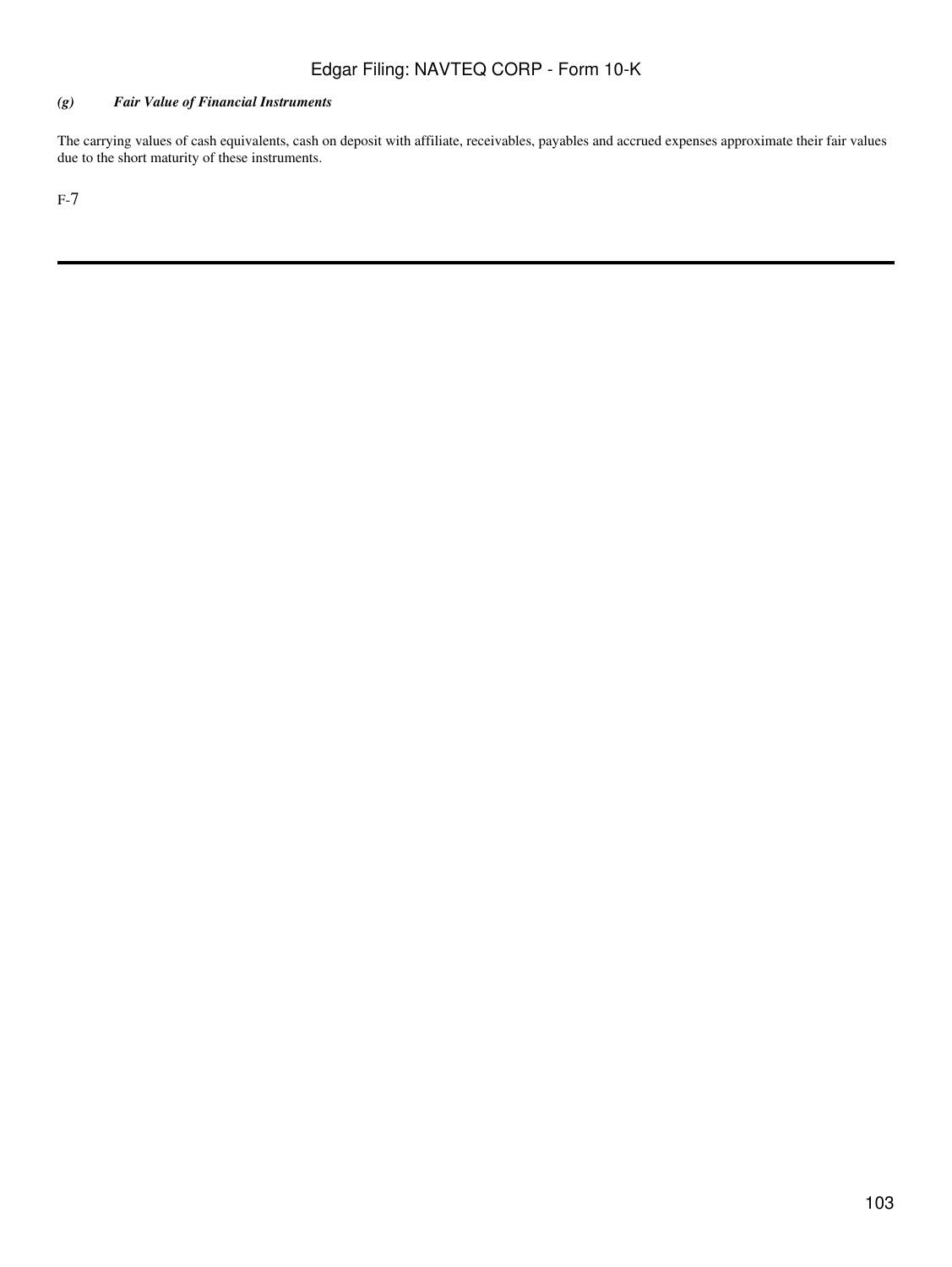*(g) Fair Value of Financial Instruments*

The carrying values of cash equivalents, cash on deposit with affiliate, receivables, payables and accrued expenses approximate their fair values due to the short maturity of these instruments.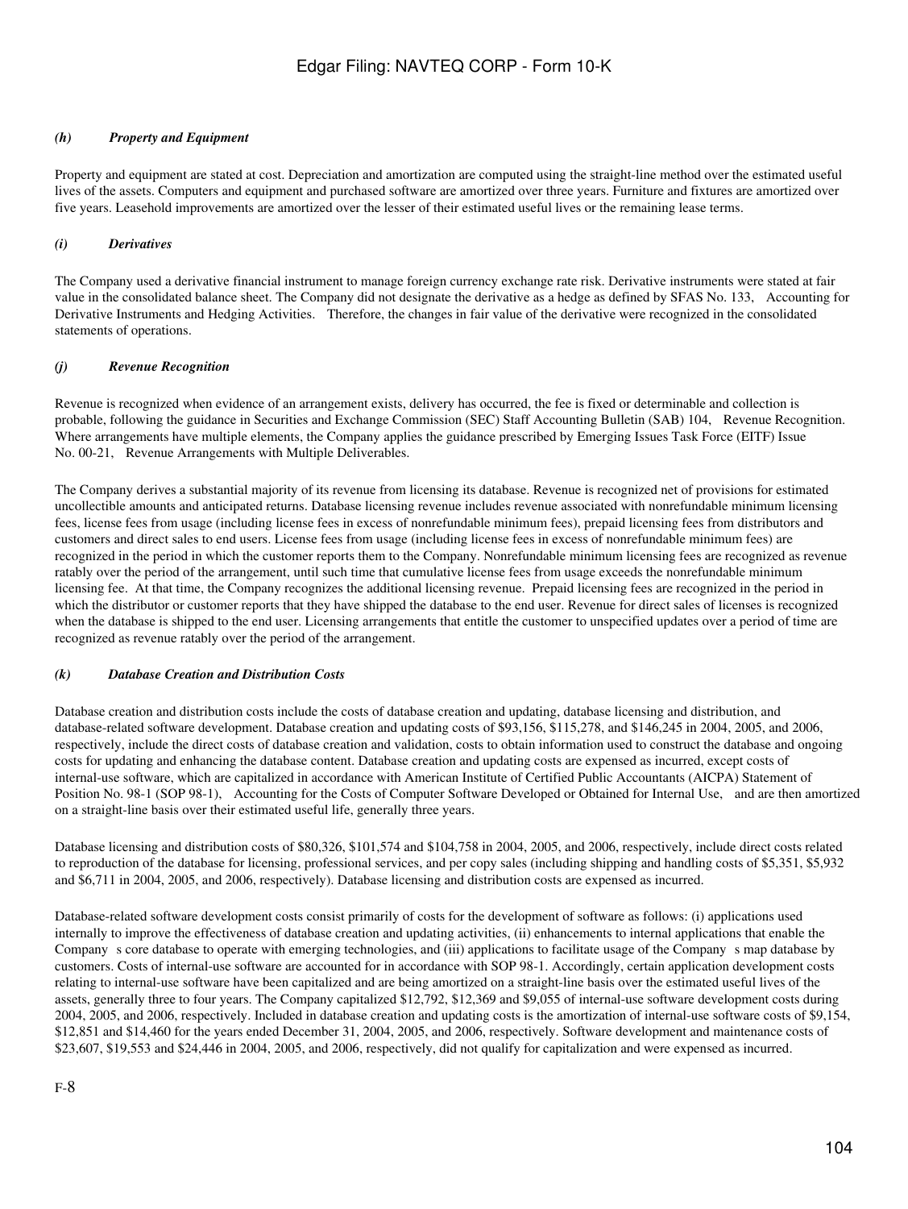#### *(h) Property and Equipment*

Property and equipment are stated at cost. Depreciation and amortization are computed using the straight-line method over the estimated useful lives of the assets. Computers and equipment and purchased software are amortized over three years. Furniture and fixtures are amortized over five years. Leasehold improvements are amortized over the lesser of their estimated useful lives or the remaining lease terms.

#### *(i) Derivatives*

The Company used a derivative financial instrument to manage foreign currency exchange rate risk. Derivative instruments were stated at fair value in the consolidated balance sheet. The Company did not designate the derivative as a hedge as defined by SFAS No. 133, Accounting for Derivative Instruments and Hedging Activities. Therefore, the changes in fair value of the derivative were recognized in the consolidated statements of operations.

#### *(j) Revenue Recognition*

Revenue is recognized when evidence of an arrangement exists, delivery has occurred, the fee is fixed or determinable and collection is probable, following the guidance in Securities and Exchange Commission (SEC) Staff Accounting Bulletin (SAB) 104, Revenue Recognition. Where arrangements have multiple elements, the Company applies the guidance prescribed by Emerging Issues Task Force (EITF) Issue No. 00-21, Revenue Arrangements with Multiple Deliverables.

The Company derives a substantial majority of its revenue from licensing its database. Revenue is recognized net of provisions for estimated uncollectible amounts and anticipated returns. Database licensing revenue includes revenue associated with nonrefundable minimum licensing fees, license fees from usage (including license fees in excess of nonrefundable minimum fees), prepaid licensing fees from distributors and customers and direct sales to end users. License fees from usage (including license fees in excess of nonrefundable minimum fees) are recognized in the period in which the customer reports them to the Company. Nonrefundable minimum licensing fees are recognized as revenue ratably over the period of the arrangement, until such time that cumulative license fees from usage exceeds the nonrefundable minimum licensing fee. At that time, the Company recognizes the additional licensing revenue. Prepaid licensing fees are recognized in the period in which the distributor or customer reports that they have shipped the database to the end user. Revenue for direct sales of licenses is recognized when the database is shipped to the end user. Licensing arrangements that entitle the customer to unspecified updates over a period of time are recognized as revenue ratably over the period of the arrangement.

#### *(k) Database Creation and Distribution Costs*

Database creation and distribution costs include the costs of database creation and updating, database licensing and distribution, and database-related software development. Database creation and updating costs of $93,156, $115,278, and $146,245 in 2004, 2005, and 2006, respectively, include the direct costs of database creation and validation, costs to obtain information used to construct the database and ongoing costs for updating and enhancing the database content. Database creation and updating costs are expensed as incurred, except costs of internal-use software, which are capitalized in accordance with American Institute of Certified Public Accountants (AICPA) Statement of Position No. 98-1 (SOP 98-1), Accounting for the Costs of Computer Software Developed or Obtained for Internal Use, and are then amortized on a straight-line basis over their estimated useful life, generally three years.

Database licensing and distribution costs of $80,326, $101,574 and $104,758 in 2004, 2005, and 2006, respectively, include direct costs related to reproduction of the database for licensing, professional services, and per copy sales (including shipping and handling costs of $5,351, $5,932 and $6,711 in 2004, 2005, and 2006, respectively). Database licensing and distribution costs are expensed as incurred.

Database-related software development costs consist primarily of costs for the development of software as follows: (i) applications used internally to improve the effectiveness of database creation and updating activities, (ii) enhancements to internal applications that enable the Company s core database to operate with emerging technologies, and (iii) applications to facilitate usage of the Company s map database by customers. Costs of internal-use software are accounted for in accordance with SOP 98-1. Accordingly, certain application development costs relating to internal-use software have been capitalized and are being amortized on a straight-line basis over the estimated useful lives of the assets, generally three to four years. The Company capitalized $12,792, $12,369 and $9,055 of internal-use software development costs during 2004, 2005, and 2006, respectively. Included in database creation and updating costs is the amortization of internal-use software costs of $9,154, $12,851 and $14,460 for the years ended December 31, 2004, 2005, and 2006, respectively. Software development and maintenance costs of $23,607, $19,553 and $24,446 in 2004, 2005, and 2006, respectively, did not qualify for capitalization and were expensed as incurred.

F-8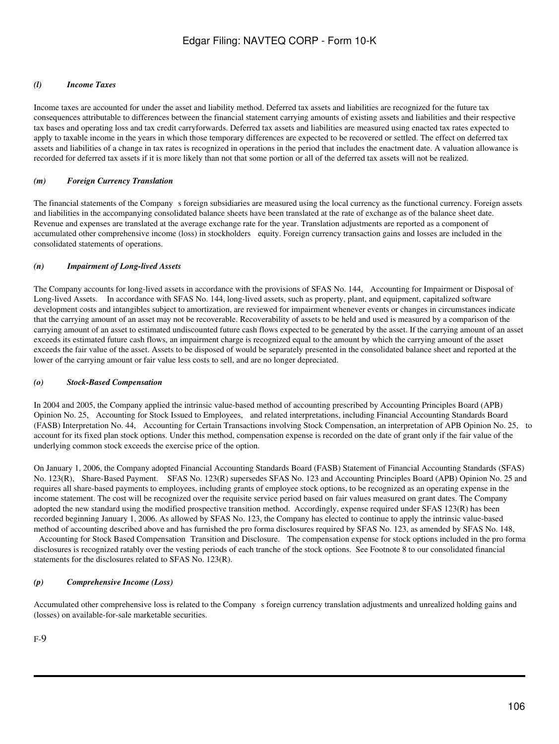*(l) Income Taxes*

Income taxes are accounted for under the asset and liability method. Deferred tax assets and liabilities are recognized for the future tax consequences attributable to differences between the financial statement carrying amounts of existing assets and liabilities and their respective tax bases and operating loss and tax credit carryforwards. Deferred tax assets and liabilities are measured using enacted tax rates expected to apply to taxable income in the years in which those temporary differences are expected to be recovered or settled. The effect on deferred tax assets and liabilities of a change in tax rates is recognized in operations in the period that includes the enactment date. A valuation allowance is recorded for deferred tax assets if it is more likely than not that some portion or all of the deferred tax assets will not be realized.

*(m) Foreign Currency Translation*

The financial statements of the Company s foreign subsidiaries are measured using the local currency as the functional currency. Foreign assets and liabilities in the accompanying consolidated balance sheets have been translated at the rate of exchange as of the balance sheet date. Revenue and expenses are translated at the average exchange rate for the year. Translation adjustments are reported as a component of accumulated other comprehensive income (loss) in stockholders equity. Foreign currency transaction gains and losses are included in the consolidated statements of operations.

*(n) Impairment of Long-lived Assets*

The Company accounts for long-lived assets in accordance with the provisions of SFAS No. 144, Accounting for Impairment or Disposal of Long-lived Assets. In accordance with SFAS No. 144, long-lived assets, such as property, plant, and equipment, capitalized software development costs and intangibles subject to amortization, are reviewed for impairment whenever events or changes in circumstances indicate that the carrying amount of an asset may not be recoverable. Recoverability of assets to be held and used is measured by a comparison of the carrying amount of an asset to estimated undiscounted future cash flows expected to be generated by the asset. If the carrying amount of an asset exceeds its estimated future cash flows, an impairment charge is recognized equal to the amount by which the carrying amount of the asset exceeds the fair value of the asset. Assets to be disposed of would be separately presented in the consolidated balance sheet and reported at the lower of the carrying amount or fair value less costs to sell, and are no longer depreciated.

*(o) Stock-Based Compensation*

In 2004 and 2005, the Company applied the intrinsic value-based method of accounting prescribed by Accounting Principles Board (APB) Opinion No. 25, Accounting for Stock Issued to Employees, and related interpretations, including Financial Accounting Standards Board (FASB) Interpretation No. 44, Accounting for Certain Transactions involving Stock Compensation, an interpretation of APB Opinion No. 25, to account for its fixed plan stock options. Under this method, compensation expense is recorded on the date of grant only if the fair value of the underlying common stock exceeds the exercise price of the option.

On January 1, 2006, the Company adopted Financial Accounting Standards Board (FASB) Statement of Financial Accounting Standards (SFAS) No. 123(R), Share-Based Payment. SFAS No. 123(R) supersedes SFAS No. 123 and Accounting Principles Board (APB) Opinion No. 25 and requires all share-based payments to employees, including grants of employee stock options, to be recognized as an operating expense in the income statement. The cost will be recognized over the requisite service period based on fair values measured on grant dates. The Company adopted the new standard using the modified prospective transition method. Accordingly, expense required under SFAS 123(R) has been recorded beginning January 1, 2006. As allowed by SFAS No. 123, the Company has elected to continue to apply the intrinsic value-based method of accounting described above and has furnished the pro forma disclosures required by SFAS No. 123, as amended by SFAS No. 148, Accounting for Stock Based Compensation Transition and Disclosure. The compensation expense for stock options included in the pro forma disclosures is recognized ratably over the vesting periods of each tranche of the stock options. See Footnote 8 to our consolidated financial statements for the disclosures related to SFAS No. 123(R).

*(p) Comprehensive Income (Loss)*

Accumulated other comprehensive loss is related to the Company s foreign currency translation adjustments and unrealized holding gains and (losses) on available-for-sale marketable securities.

F-9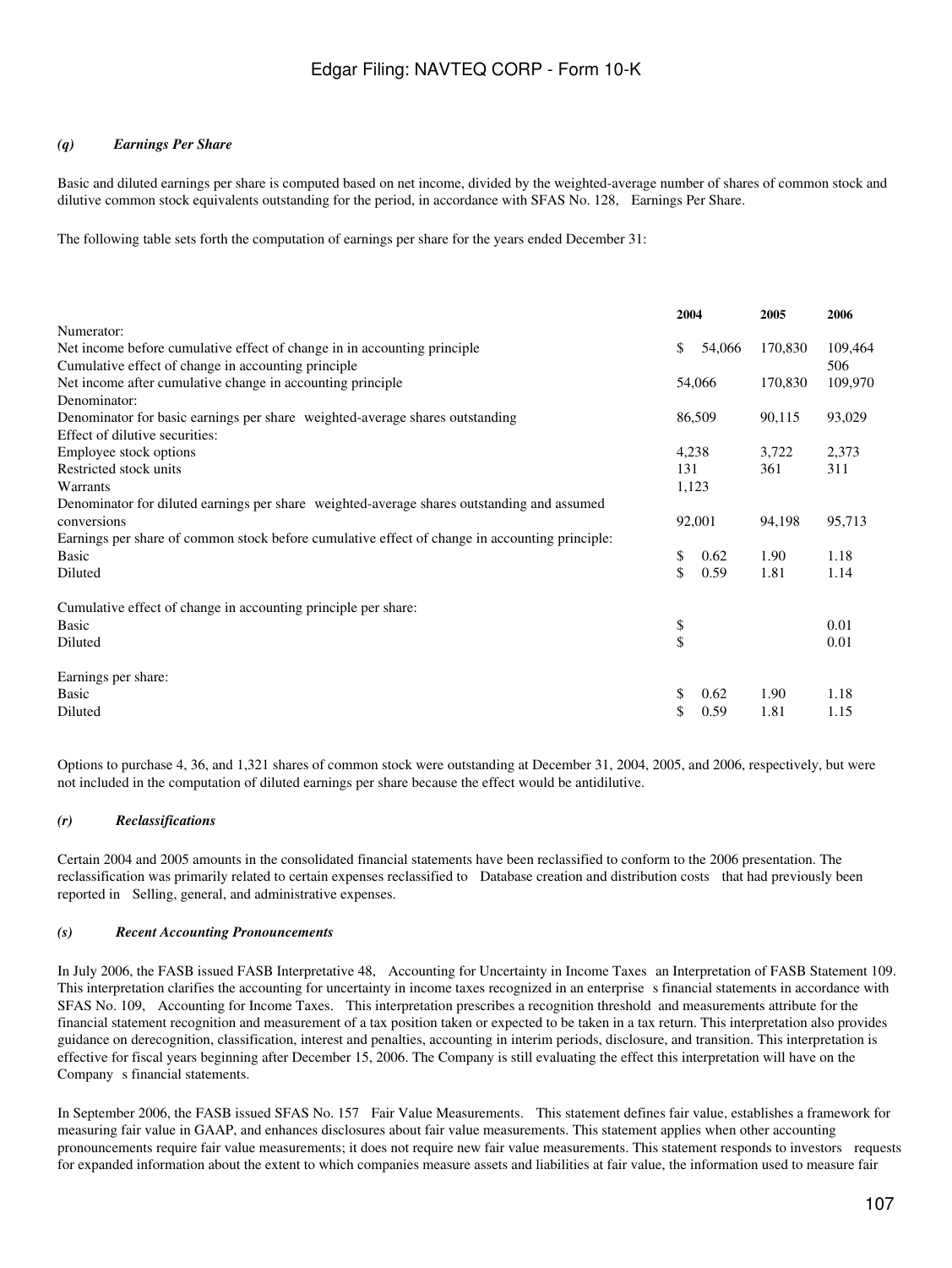### *(q) Earnings Per Share*

Basic and diluted earnings per share is computed based on net income, divided by the weighted-average number of shares of common stock and dilutive common stock equivalents outstanding for the period, in accordance with SFAS No. 128, Earnings Per Share.

The following table sets forth the computation of earnings per share for the years ended December 31:

| | 2004 | 2005 | 2006 |
|---|---|---|---|
| Numerator: | | | |
| Net income before cumulative effect of change in in accounting principle | $ 54,066 | 170,830 | 109,464 |
| Cumulative effect of change in accounting principle | | | 506 |
| Net income after cumulative change in accounting principle | 54,066 | 170,830 | 109,970 |
| Denominator: | | | |
| Denominator for basic earnings per share weighted-average shares outstanding | 86,509 | 90,115 | 93,029 |
| Effect of dilutive securities: | | | |
| Employee stock options | 4,238 | 3,722 | 2,373 |
| Restricted stock units | 131 | 361 | 311 |
| Warrants | 1,123 | | |
| Denominator for diluted earnings per share weighted-average shares outstanding and assumed conversions | 92,001 | 94,198 | 95,713 |
| Earnings per share of common stock before cumulative effect of change in accounting principle: | | | |
| Basic | $ 0.62 | 1.90 | 1.18 |
| Diluted | $ 0.59 | 1.81 | 1.14 |
| Cumulative effect of change in accounting principle per share: | | | |
| Basic | $ | | 0.01 |
| Diluted | $ | | 0.01 |
| Earnings per share: | | | |
| Basic | $ 0.62 | 1.90 | 1.18 |
| Diluted | $ 0.59 | 1.81 | 1.15 |

Options to purchase 4, 36, and 1,321 shares of common stock were outstanding at December 31, 2004, 2005, and 2006, respectively, but were not included in the computation of diluted earnings per share because the effect would be antidilutive.

### *(r) Reclassifications*

Certain 2004 and 2005 amounts in the consolidated financial statements have been reclassified to conform to the 2006 presentation. The reclassification was primarily related to certain expenses reclassified to Database creation and distribution costs that had previously been reported in Selling, general, and administrative expenses.

### *(s) Recent Accounting Pronouncements*

In July 2006, the FASB issued FASB Interpretative 48, Accounting for Uncertainty in Income Taxes an Interpretation of FASB Statement 109. This interpretation clarifies the accounting for uncertainty in income taxes recognized in an enterprise s financial statements in accordance with SFAS No. 109, Accounting for Income Taxes. This interpretation prescribes a recognition threshold and measurements attribute for the financial statement recognition and measurement of a tax position taken or expected to be taken in a tax return. This interpretation also provides guidance on derecognition, classification, interest and penalties, accounting in interim periods, disclosure, and transition. This interpretation is effective for fiscal years beginning after December 15, 2006. The Company is still evaluating the effect this interpretation will have on the Company s financial statements.

In September 2006, the FASB issued SFAS No. 157 Fair Value Measurements. This statement defines fair value, establishes a framework for measuring fair value in GAAP, and enhances disclosures about fair value measurements. This statement applies when other accounting pronouncements require fair value measurements; it does not require new fair value measurements. This statement responds to investors requests for expanded information about the extent to which companies measure assets and liabilities at fair value, the information used to measure fair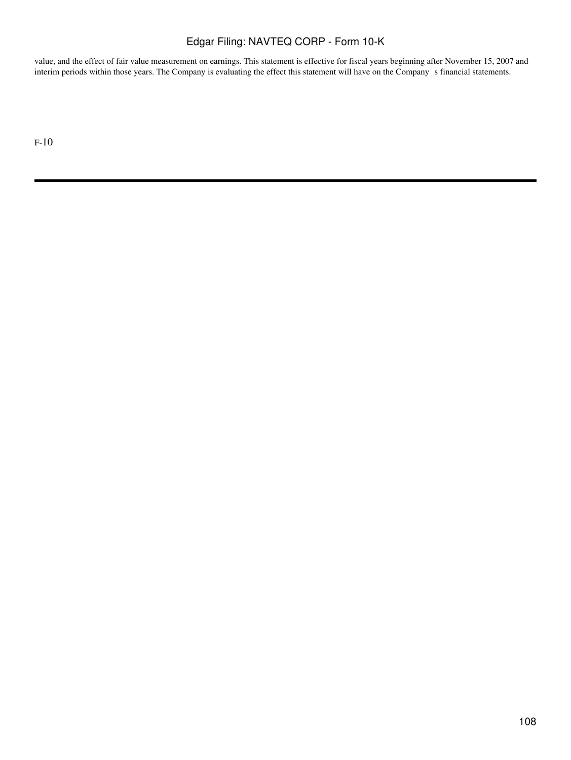value, and the effect of fair value measurement on earnings. This statement is effective for fiscal years beginning after November 15, 2007 and interim periods within those years. The Company is evaluating the effect this statement will have on the Company s financial statements.

F-10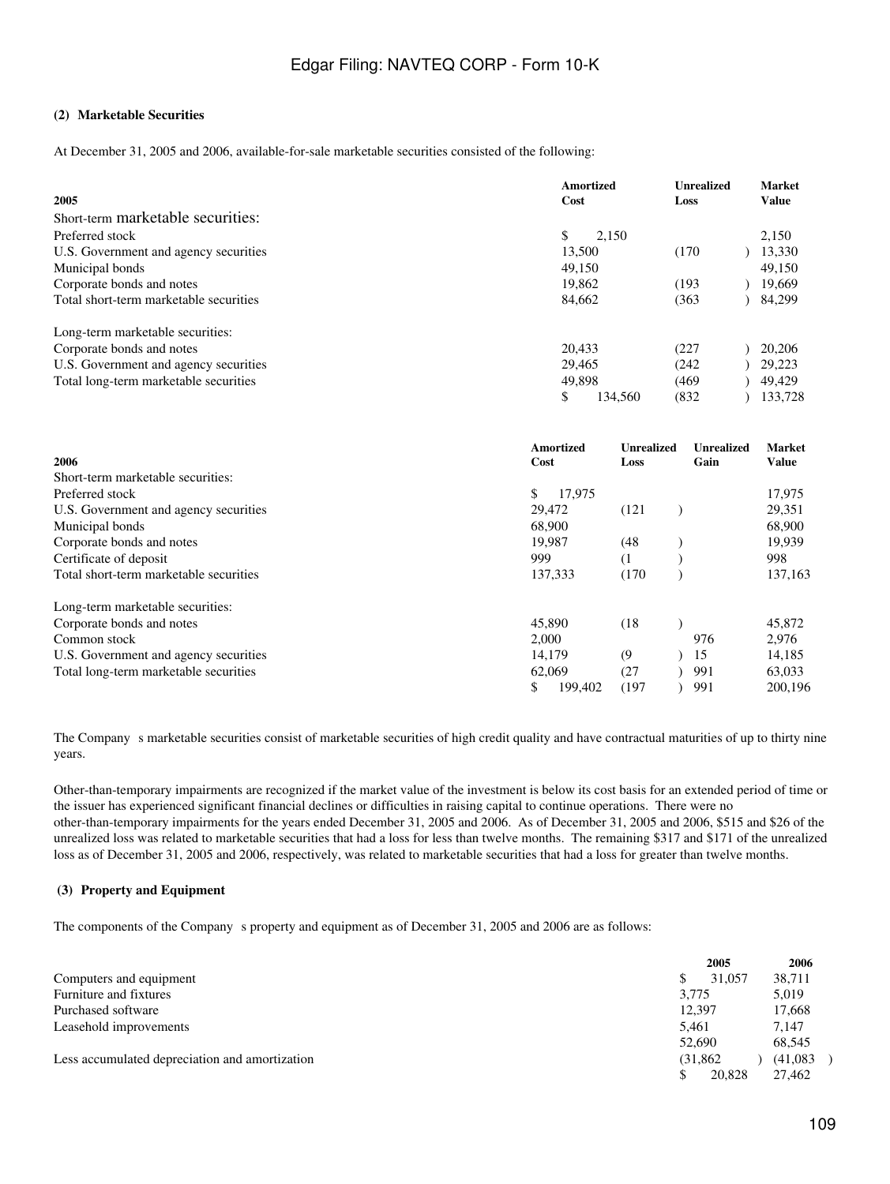**(2) Marketable Securities**

At December 31, 2005 and 2006, available-for-sale marketable securities consisted of the following:

| 2005 | Amortized Cost | Unrealized Loss | Market Value |
|---|---|---|---|
| Short-term marketable securities: | | | |
| Preferred stock | $ 2,150 | | 2,150 |
| U.S. Government and agency securities | 13,500 | (170) | 13,330 |
| Municipal bonds | 49,150 | | 49,150 |
| Corporate bonds and notes | 19,862 | (193) | 19,669 |
| Total short-term marketable securities | 84,662 | (363) | 84,299 |
| Long-term marketable securities: | | | |
| Corporate bonds and notes | 20,433 | (227) | 20,206 |
| U.S. Government and agency securities | 29,465 | (242) | 29,223 |
| Total long-term marketable securities | 49,898 | (469) | 49,429 |
| | $ 134,560 | (832) | 133,728 |

| 2006 | Amortized Cost | Unrealized Loss | Unrealized Gain | Market Value |
|---|---|---|---|---|
| Short-term marketable securities: | | | | |
| Preferred stock | $ 17,975 | | | 17,975 |
| U.S. Government and agency securities | 29,472 | (121) | | 29,351 |
| Municipal bonds | 68,900 | | | 68,900 |
| Corporate bonds and notes | 19,987 | (48) | | 19,939 |
| Certificate of deposit | 999 | (1) | | 998 |
| Total short-term marketable securities | 137,333 | (170) | | 137,163 |
| Long-term marketable securities: | | | | |
| Corporate bonds and notes | 45,890 | (18) | | 45,872 |
| Common stock | 2,000 | | 976 | 2,976 |
| U.S. Government and agency securities | 14,179 | (9) | 15 | 14,185 |
| Total long-term marketable securities | 62,069 | (27) | 991 | 63,033 |
| | $ 199,402 | (197) | 991 | 200,196 |

The Company s marketable securities consist of marketable securities of high credit quality and have contractual maturities of up to thirty nine years.

Other-than-temporary impairments are recognized if the market value of the investment is below its cost basis for an extended period of time or the issuer has experienced significant financial declines or difficulties in raising capital to continue operations. There were no other-than-temporary impairments for the years ended December 31, 2005 and 2006. As of December 31, 2005 and 2006, $515 and $26 of the unrealized loss was related to marketable securities that had a loss for less than twelve months. The remaining $317 and $171 of the unrealized loss as of December 31, 2005 and 2006, respectively, was related to marketable securities that had a loss for greater than twelve months.

**(3) Property and Equipment**

The components of the Company s property and equipment as of December 31, 2005 and 2006 are as follows:

| | 2005 | 2006 |
|---|---|---|
| Computers and equipment | $ 31,057 | 38,711 |
| Furniture and fixtures | 3,775 | 5,019 |
| Purchased software | 12,397 | 17,668 |
| Leasehold improvements | 5,461 | 7,147 |
| | 52,690 | 68,545 |
| Less accumulated depreciation and amortization | (31,862) | (41,083) |
| | $ 20,828 | 27,462 |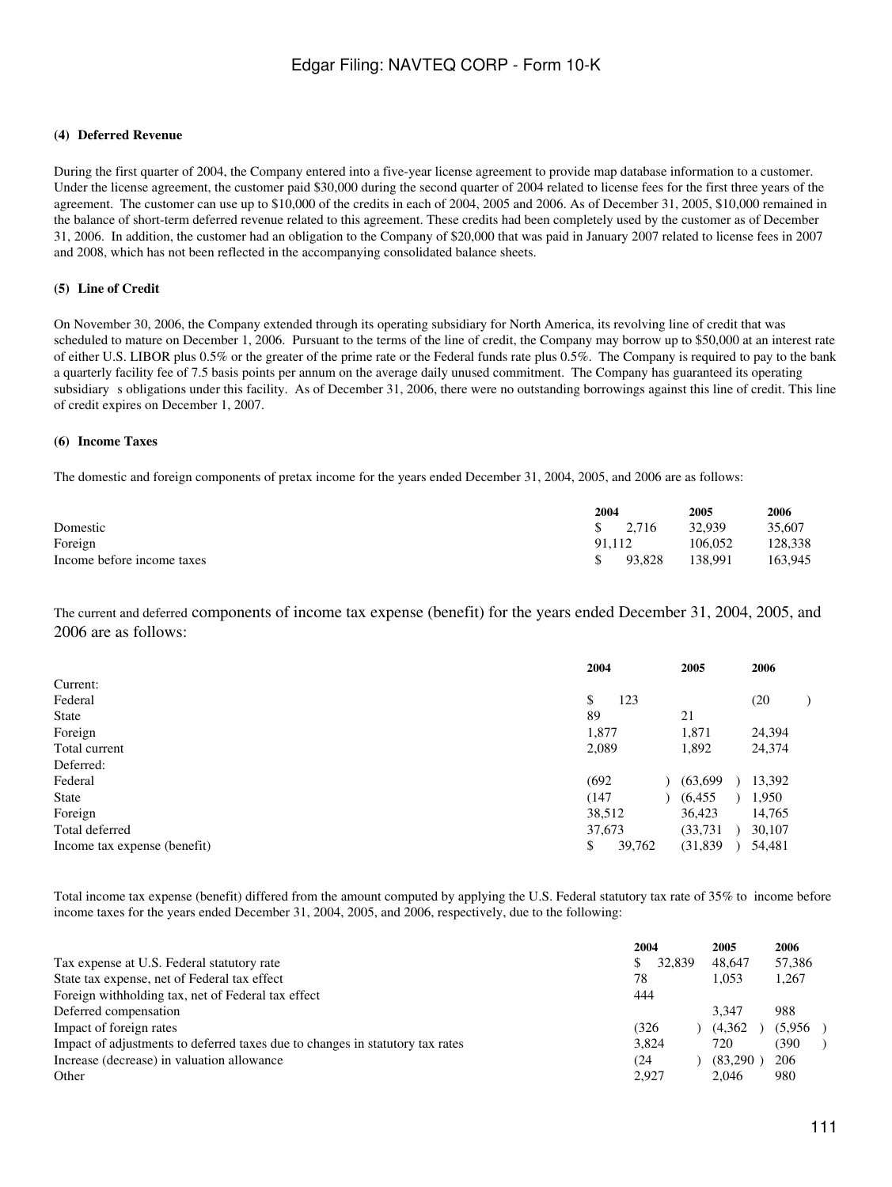### (4) Deferred Revenue

During the first quarter of 2004, the Company entered into a five-year license agreement to provide map database information to a customer. Under the license agreement, the customer paid $30,000 during the second quarter of 2004 related to license fees for the first three years of the agreement. The customer can use up to $10,000 of the credits in each of 2004, 2005 and 2006. As of December 31, 2005, $10,000 remained in the balance of short-term deferred revenue related to this agreement. These credits had been completely used by the customer as of December 31, 2006. In addition, the customer had an obligation to the Company of $20,000 that was paid in January 2007 related to license fees in 2007 and 2008, which has not been reflected in the accompanying consolidated balance sheets.

### (5) Line of Credit

On November 30, 2006, the Company extended through its operating subsidiary for North America, its revolving line of credit that was scheduled to mature on December 1, 2006. Pursuant to the terms of the line of credit, the Company may borrow up to $50,000 at an interest rate of either U.S. LIBOR plus 0.5% or the greater of the prime rate or the Federal funds rate plus 0.5%. The Company is required to pay to the bank a quarterly facility fee of 7.5 basis points per annum on the average daily unused commitment. The Company has guaranteed its operating subsidiary s obligations under this facility. As of December 31, 2006, there were no outstanding borrowings against this line of credit. This line of credit expires on December 1, 2007.

### (6) Income Taxes

The domestic and foreign components of pretax income for the years ended December 31, 2004, 2005, and 2006 are as follows:

| | 2004 | 2005 | 2006 |
|---|---|---|---|
| Domestic | $ 2,716 | 32,939 | 35,607 |
| Foreign | 91,112 | 106,052 | 128,338 |
| Income before income taxes | $ 93,828 | 138,991 | 163,945 |

The current and deferred components of income tax expense (benefit) for the years ended December 31, 2004, 2005, and 2006 are as follows:

| | 2004 | 2005 | 2006 |
|---|---|---|---|
| Current: | | | |
| Federal | $ 123 | | (20) |
| State | 89 | 21 | |
| Foreign | 1,877 | 1,871 | 24,394 |
| Total current | 2,089 | 1,892 | 24,374 |
| Deferred: | | | |
| Federal | (692) | (63,699) | 13,392 |
| State | (147) | (6,455) | 1,950 |
| Foreign | 38,512 | 36,423 | 14,765 |
| Total deferred | 37,673 | (33,731) | 30,107 |
| Income tax expense (benefit) | $ 39,762 | (31,839) | 54,481 |

Total income tax expense (benefit) differed from the amount computed by applying the U.S. Federal statutory tax rate of 35% to income before income taxes for the years ended December 31, 2004, 2005, and 2006, respectively, due to the following:

| | 2004 | 2005 | 2006 |
|---|---|---|---|
| Tax expense at U.S. Federal statutory rate | $ 32,839 | 48,647 | 57,386 |
| State tax expense, net of Federal tax effect | 78 | 1,053 | 1,267 |
| Foreign withholding tax, net of Federal tax effect | 444 | | |
| Deferred compensation | | 3,347 | 988 |
| Impact of foreign rates | (326) | (4,362) | (5,956) |
| Impact of adjustments to deferred taxes due to changes in statutory tax rates | 3,824 | 720 | (390) |
| Increase (decrease) in valuation allowance | (24) | (83,290) | 206 |
| Other | 2,927 | 2,046 | 980 |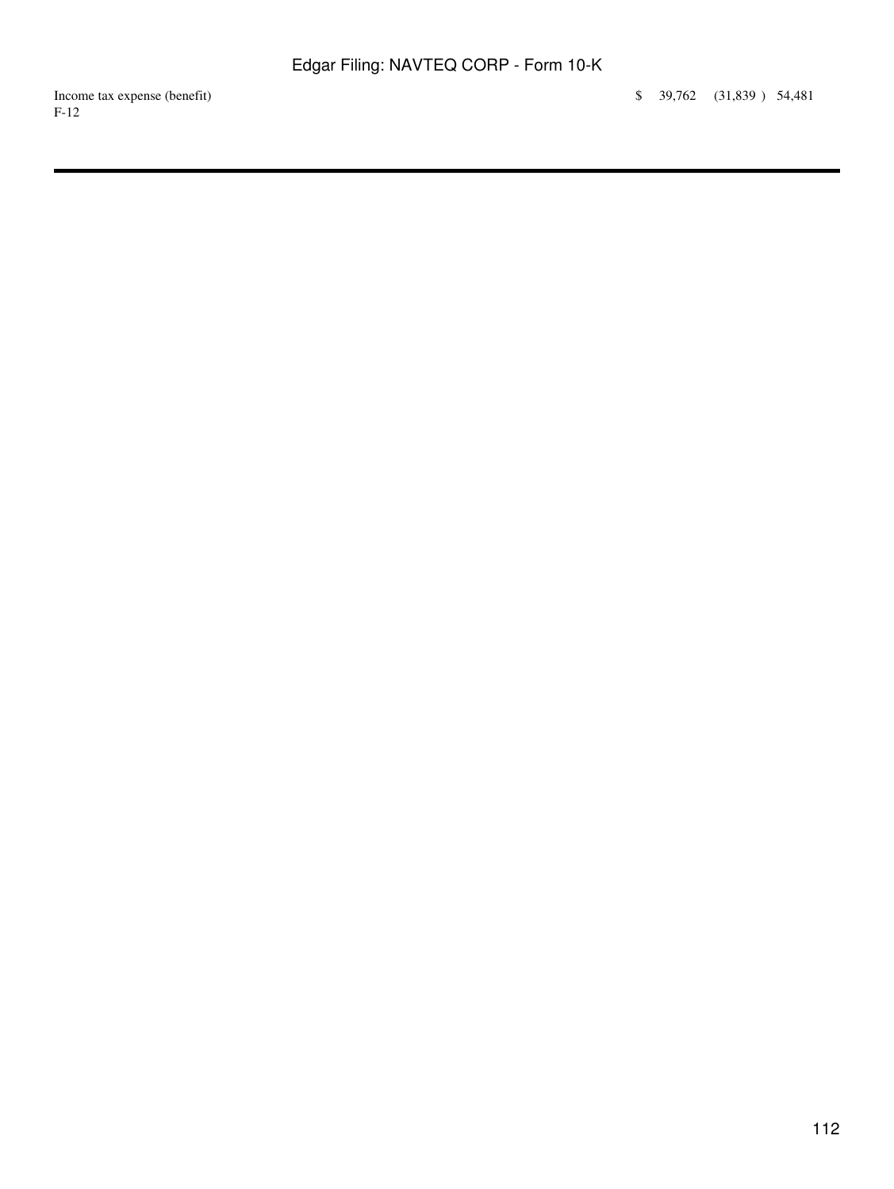| | | | |
|---|---|---|---|
| Income tax expense (benefit) | $ 39,762 | (31,839 ) | 54,481 |

F-12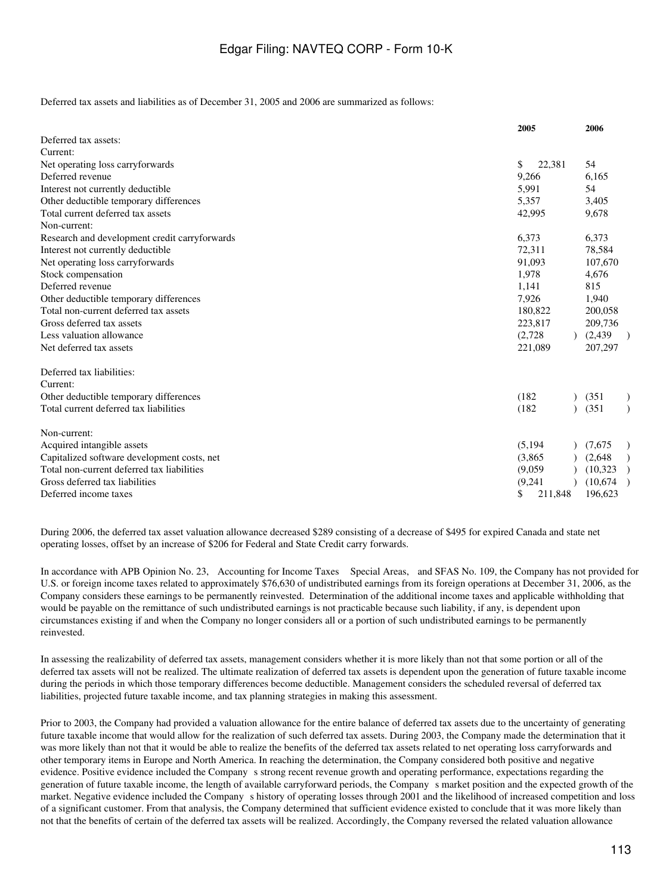Deferred tax assets and liabilities as of December 31, 2005 and 2006 are summarized as follows:

| | 2005 | 2006 |
|---|---|---|
| Deferred tax assets: | | |
| Current: | | |
| Net operating loss carryforwards | $ 22,381 | 54 |
| Deferred revenue | 9,266 | 6,165 |
| Interest not currently deductible | 5,991 | 54 |
| Other deductible temporary differences | 5,357 | 3,405 |
| Total current deferred tax assets | 42,995 | 9,678 |
| Non-current: | | |
| Research and development credit carryforwards | 6,373 | 6,373 |
| Interest not currently deductible | 72,311 | 78,584 |
| Net operating loss carryforwards | 91,093 | 107,670 |
| Stock compensation | 1,978 | 4,676 |
| Deferred revenue | 1,141 | 815 |
| Other deductible temporary differences | 7,926 | 1,940 |
| Total non-current deferred tax assets | 180,822 | 200,058 |
| Gross deferred tax assets | 223,817 | 209,736 |
| Less valuation allowance | (2,728) | (2,439) |
| Net deferred tax assets | 221,089 | 207,297 |
| | | |
| Deferred tax liabilities: | | |
| Current: | | |
| Other deductible temporary differences | (182) | (351) |
| Total current deferred tax liabilities | (182) | (351) |
| | | |
| Non-current: | | |
| Acquired intangible assets | (5,194) | (7,675) |
| Capitalized software development costs, net | (3,865) | (2,648) |
| Total non-current deferred tax liabilities | (9,059) | (10,323) |
| Gross deferred tax liabilities | (9,241) | (10,674) |
| Deferred income taxes | $ 211,848 | 196,623 |

During 2006, the deferred tax asset valuation allowance decreased $289 consisting of a decrease of $495 for expired Canada and state net operating losses, offset by an increase of $206 for Federal and State Credit carry forwards.

In accordance with APB Opinion No. 23, Accounting for Income Taxes Special Areas, and SFAS No. 109, the Company has not provided for U.S. or foreign income taxes related to approximately $76,630 of undistributed earnings from its foreign operations at December 31, 2006, as the Company considers these earnings to be permanently reinvested. Determination of the additional income taxes and applicable withholding that would be payable on the remittance of such undistributed earnings is not practicable because such liability, if any, is dependent upon circumstances existing if and when the Company no longer considers all or a portion of such undistributed earnings to be permanently reinvested.

In assessing the realizability of deferred tax assets, management considers whether it is more likely than not that some portion or all of the deferred tax assets will not be realized. The ultimate realization of deferred tax assets is dependent upon the generation of future taxable income during the periods in which those temporary differences become deductible. Management considers the scheduled reversal of deferred tax liabilities, projected future taxable income, and tax planning strategies in making this assessment.

Prior to 2003, the Company had provided a valuation allowance for the entire balance of deferred tax assets due to the uncertainty of generating future taxable income that would allow for the realization of such deferred tax assets. During 2003, the Company made the determination that it was more likely than not that it would be able to realize the benefits of the deferred tax assets related to net operating loss carryforwards and other temporary items in Europe and North America. In reaching the determination, the Company considered both positive and negative evidence. Positive evidence included the Company s strong recent revenue growth and operating performance, expectations regarding the generation of future taxable income, the length of available carryforward periods, the Company s market position and the expected growth of the market. Negative evidence included the Company s history of operating losses through 2001 and the likelihood of increased competition and loss of a significant customer. From that analysis, the Company determined that sufficient evidence existed to conclude that it was more likely than not that the benefits of certain of the deferred tax assets will be realized. Accordingly, the Company reversed the related valuation allowance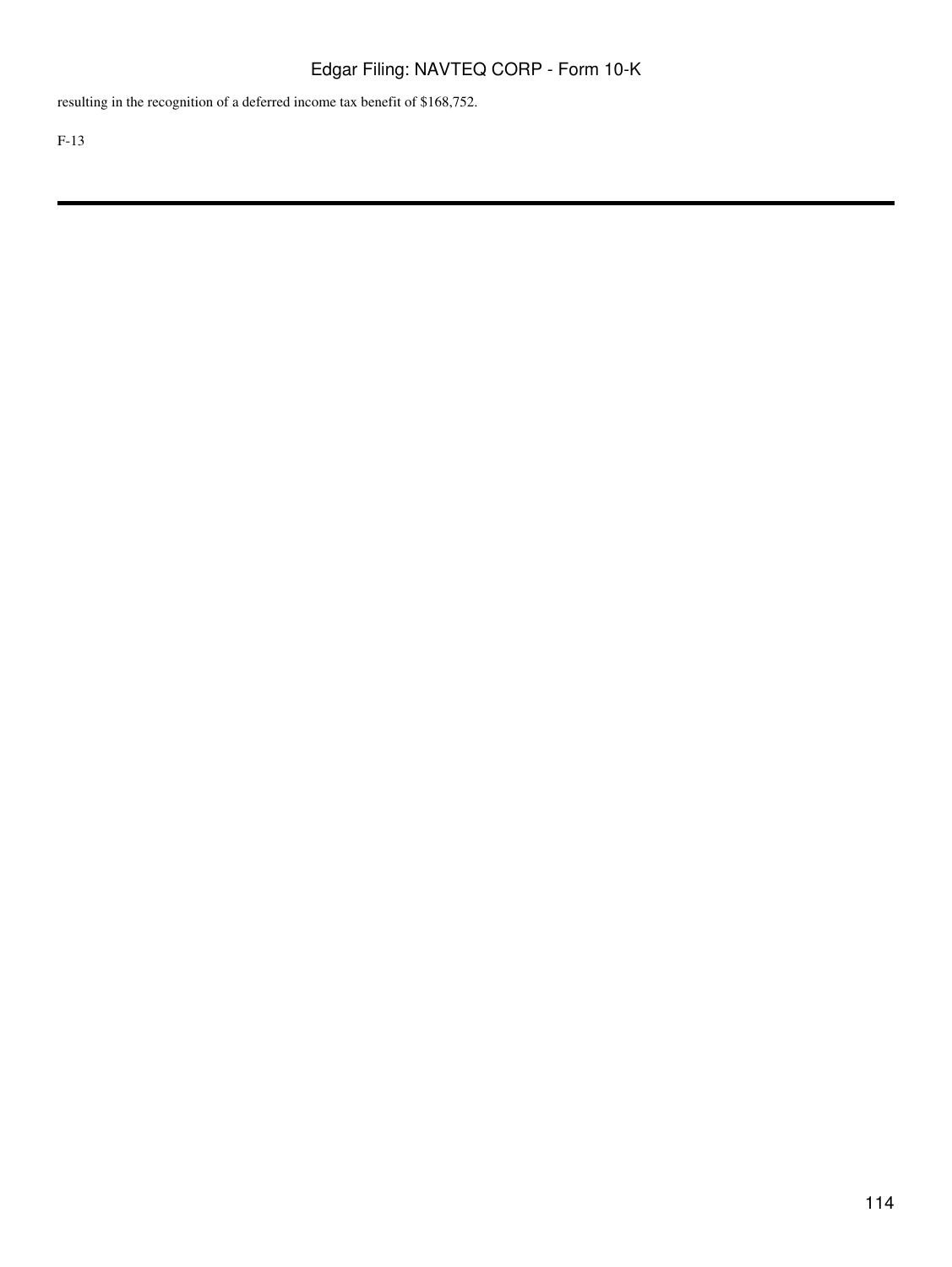resulting in the recognition of a deferred income tax benefit of $168,752.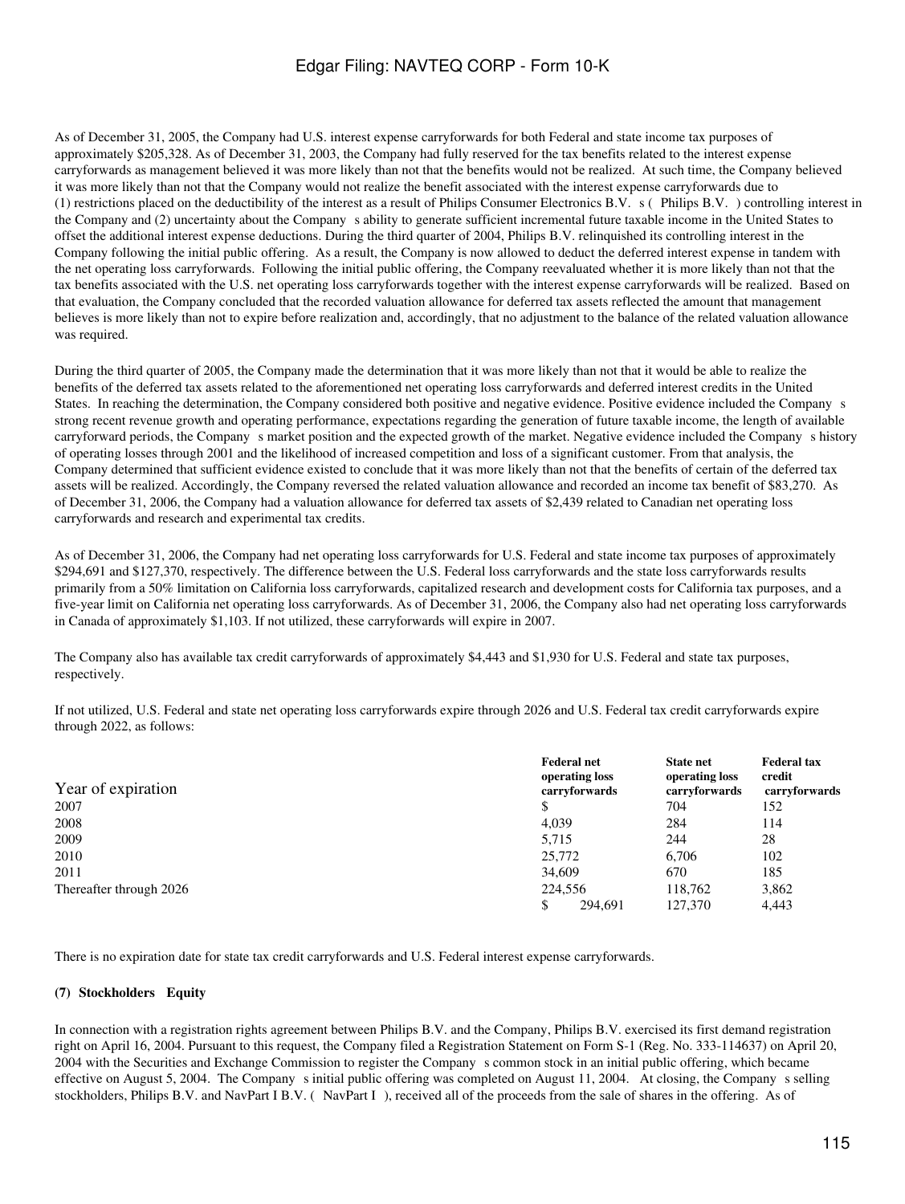As of December 31, 2005, the Company had U.S. interest expense carryforwards for both Federal and state income tax purposes of approximately $205,328. As of December 31, 2003, the Company had fully reserved for the tax benefits related to the interest expense carryforwards as management believed it was more likely than not that the benefits would not be realized. At such time, the Company believed it was more likely than not that the Company would not realize the benefit associated with the interest expense carryforwards due to (1) restrictions placed on the deductibility of the interest as a result of Philips Consumer Electronics B.V. s ( Philips B.V. ) controlling interest in the Company and (2) uncertainty about the Company s ability to generate sufficient incremental future taxable income in the United States to offset the additional interest expense deductions. During the third quarter of 2004, Philips B.V. relinquished its controlling interest in the Company following the initial public offering. As a result, the Company is now allowed to deduct the deferred interest expense in tandem with the net operating loss carryforwards. Following the initial public offering, the Company reevaluated whether it is more likely than not that the tax benefits associated with the U.S. net operating loss carryforwards together with the interest expense carryforwards will be realized. Based on that evaluation, the Company concluded that the recorded valuation allowance for deferred tax assets reflected the amount that management believes is more likely than not to expire before realization and, accordingly, that no adjustment to the balance of the related valuation allowance was required.

During the third quarter of 2005, the Company made the determination that it was more likely than not that it would be able to realize the benefits of the deferred tax assets related to the aforementioned net operating loss carryforwards and deferred interest credits in the United States. In reaching the determination, the Company considered both positive and negative evidence. Positive evidence included the Company s strong recent revenue growth and operating performance, expectations regarding the generation of future taxable income, the length of available carryforward periods, the Company s market position and the expected growth of the market. Negative evidence included the Company s history of operating losses through 2001 and the likelihood of increased competition and loss of a significant customer. From that analysis, the Company determined that sufficient evidence existed to conclude that it was more likely than not that the benefits of certain of the deferred tax assets will be realized. Accordingly, the Company reversed the related valuation allowance and recorded an income tax benefit of $83,270. As of December 31, 2006, the Company had a valuation allowance for deferred tax assets of $2,439 related to Canadian net operating loss carryforwards and research and experimental tax credits.

As of December 31, 2006, the Company had net operating loss carryforwards for U.S. Federal and state income tax purposes of approximately $294,691 and $127,370, respectively. The difference between the U.S. Federal loss carryforwards and the state loss carryforwards results primarily from a 50% limitation on California loss carryforwards, capitalized research and development costs for California tax purposes, and a five-year limit on California net operating loss carryforwards. As of December 31, 2006, the Company also had net operating loss carryforwards in Canada of approximately $1,103. If not utilized, these carryforwards will expire in 2007.

The Company also has available tax credit carryforwards of approximately $4,443 and $1,930 for U.S. Federal and state tax purposes, respectively.

If not utilized, U.S. Federal and state net operating loss carryforwards expire through 2026 and U.S. Federal tax credit carryforwards expire through 2022, as follows:

| Year of expiration | Federal net operating loss carryforwards | State net operating loss carryforwards | Federal tax credit carryforwards |
|---|---|---|---|
| 2007 | $ | 704 | 152 |
| 2008 | 4,039 | 284 | 114 |
| 2009 | 5,715 | 244 | 28 |
| 2010 | 25,772 | 6,706 | 102 |
| 2011 | 34,609 | 670 | 185 |
| Thereafter through 2026 | 224,556 | 118,762 | 3,862 |
| | $ 294,691 | 127,370 | 4,443 |

There is no expiration date for state tax credit carryforwards and U.S. Federal interest expense carryforwards.

**(7) Stockholders Equity**

In connection with a registration rights agreement between Philips B.V. and the Company, Philips B.V. exercised its first demand registration right on April 16, 2004. Pursuant to this request, the Company filed a Registration Statement on Form S-1 (Reg. No. 333-114637) on April 20, 2004 with the Securities and Exchange Commission to register the Company s common stock in an initial public offering, which became effective on August 5, 2004. The Company s initial public offering was completed on August 11, 2004. At closing, the Company s selling stockholders, Philips B.V. and NavPart I B.V. ( NavPart I ), received all of the proceeds from the sale of shares in the offering. As of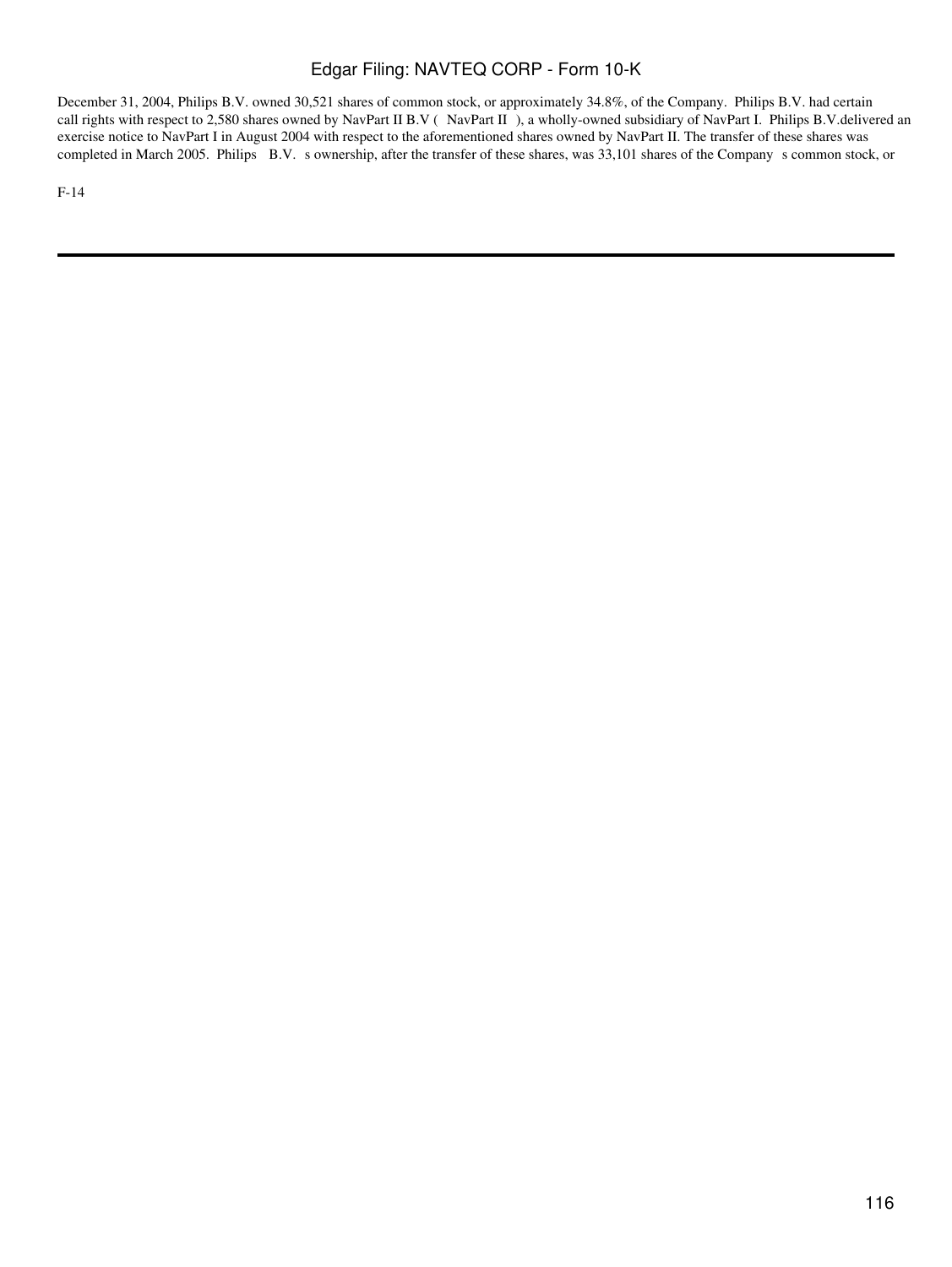December 31, 2004, Philips B.V. owned 30,521 shares of common stock, or approximately 34.8%, of the Company. Philips B.V. had certain call rights with respect to 2,580 shares owned by NavPart II B.V ( NavPart II ), a wholly-owned subsidiary of NavPart I. Philips B.V.delivered an exercise notice to NavPart I in August 2004 with respect to the aforementioned shares owned by NavPart II. The transfer of these shares was completed in March 2005. Philips B.V. s ownership, after the transfer of these shares, was 33,101 shares of the Company s common stock, or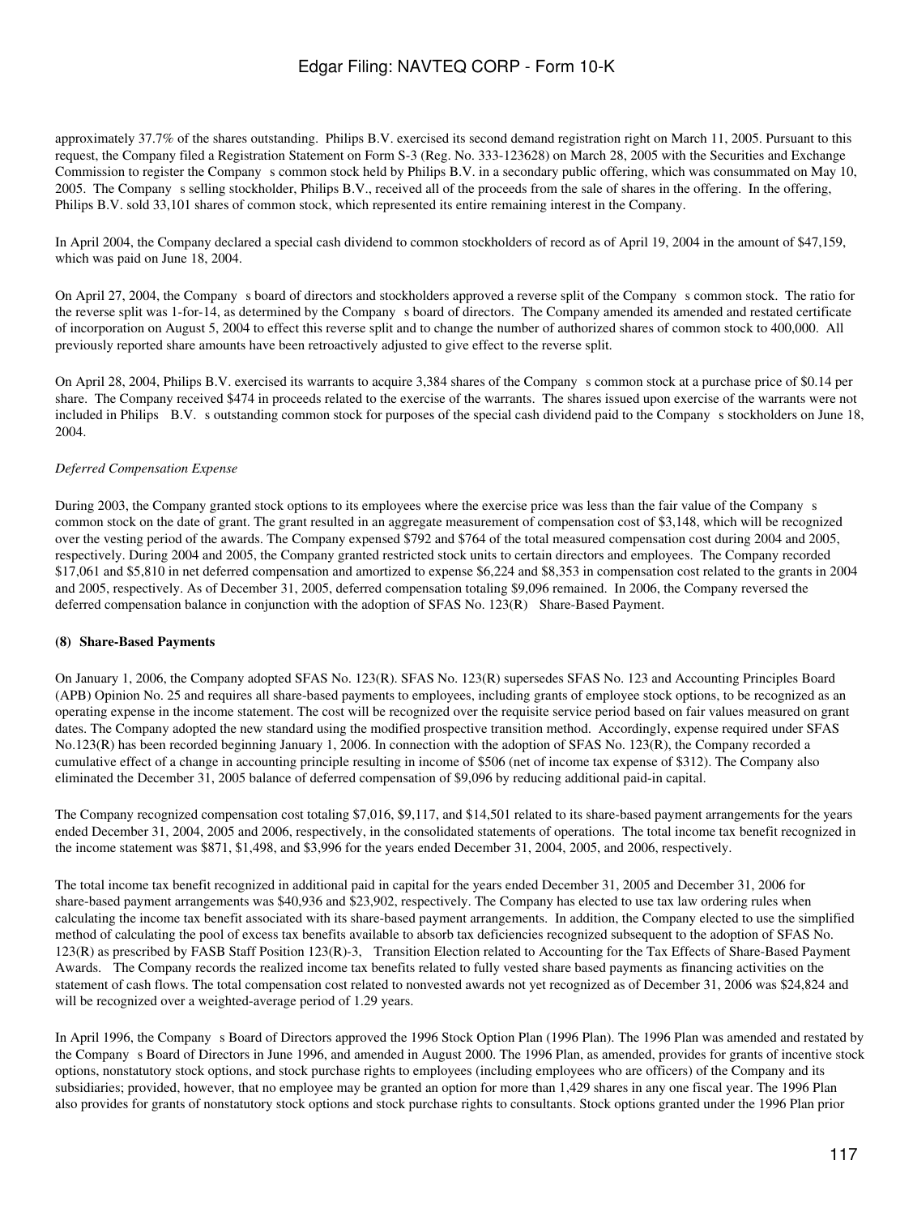approximately 37.7% of the shares outstanding. Philips B.V. exercised its second demand registration right on March 11, 2005. Pursuant to this request, the Company filed a Registration Statement on Form S-3 (Reg. No. 333-123628) on March 28, 2005 with the Securities and Exchange Commission to register the Company s common stock held by Philips B.V. in a secondary public offering, which was consummated on May 10, 2005. The Company s selling stockholder, Philips B.V., received all of the proceeds from the sale of shares in the offering. In the offering, Philips B.V. sold 33,101 shares of common stock, which represented its entire remaining interest in the Company.

In April 2004, the Company declared a special cash dividend to common stockholders of record as of April 19, 2004 in the amount of $47,159, which was paid on June 18, 2004.

On April 27, 2004, the Company s board of directors and stockholders approved a reverse split of the Company s common stock. The ratio for the reverse split was 1-for-14, as determined by the Company s board of directors. The Company amended its amended and restated certificate of incorporation on August 5, 2004 to effect this reverse split and to change the number of authorized shares of common stock to 400,000. All previously reported share amounts have been retroactively adjusted to give effect to the reverse split.

On April 28, 2004, Philips B.V. exercised its warrants to acquire 3,384 shares of the Company s common stock at a purchase price of $0.14 per share. The Company received $474 in proceeds related to the exercise of the warrants. The shares issued upon exercise of the warrants were not included in Philips B.V. s outstanding common stock for purposes of the special cash dividend paid to the Company s stockholders on June 18, 2004.

*Deferred Compensation Expense*

During 2003, the Company granted stock options to its employees where the exercise price was less than the fair value of the Company s common stock on the date of grant. The grant resulted in an aggregate measurement of compensation cost of $3,148, which will be recognized over the vesting period of the awards. The Company expensed $792 and $764 of the total measured compensation cost during 2004 and 2005, respectively. During 2004 and 2005, the Company granted restricted stock units to certain directors and employees. The Company recorded $17,061 and $5,810 in net deferred compensation and amortized to expense $6,224 and $8,353 in compensation cost related to the grants in 2004 and 2005, respectively. As of December 31, 2005, deferred compensation totaling $9,096 remained. In 2006, the Company reversed the deferred compensation balance in conjunction with the adoption of SFAS No. 123(R) Share-Based Payment.

**(8) Share-Based Payments**

On January 1, 2006, the Company adopted SFAS No. 123(R). SFAS No. 123(R) supersedes SFAS No. 123 and Accounting Principles Board (APB) Opinion No. 25 and requires all share-based payments to employees, including grants of employee stock options, to be recognized as an operating expense in the income statement. The cost will be recognized over the requisite service period based on fair values measured on grant dates. The Company adopted the new standard using the modified prospective transition method. Accordingly, expense required under SFAS No.123(R) has been recorded beginning January 1, 2006. In connection with the adoption of SFAS No. 123(R), the Company recorded a cumulative effect of a change in accounting principle resulting in income of $506 (net of income tax expense of $312). The Company also eliminated the December 31, 2005 balance of deferred compensation of $9,096 by reducing additional paid-in capital.

The Company recognized compensation cost totaling $7,016, $9,117, and $14,501 related to its share-based payment arrangements for the years ended December 31, 2004, 2005 and 2006, respectively, in the consolidated statements of operations. The total income tax benefit recognized in the income statement was $871, $1,498, and $3,996 for the years ended December 31, 2004, 2005, and 2006, respectively.

The total income tax benefit recognized in additional paid in capital for the years ended December 31, 2005 and December 31, 2006 for share-based payment arrangements was $40,936 and $23,902, respectively. The Company has elected to use tax law ordering rules when calculating the income tax benefit associated with its share-based payment arrangements. In addition, the Company elected to use the simplified method of calculating the pool of excess tax benefits available to absorb tax deficiencies recognized subsequent to the adoption of SFAS No. 123(R) as prescribed by FASB Staff Position 123(R)-3, Transition Election related to Accounting for the Tax Effects of Share-Based Payment Awards. The Company records the realized income tax benefits related to fully vested share based payments as financing activities on the statement of cash flows. The total compensation cost related to nonvested awards not yet recognized as of December 31, 2006 was $24,824 and will be recognized over a weighted-average period of 1.29 years.

In April 1996, the Company s Board of Directors approved the 1996 Stock Option Plan (1996 Plan). The 1996 Plan was amended and restated by the Company s Board of Directors in June 1996, and amended in August 2000. The 1996 Plan, as amended, provides for grants of incentive stock options, nonstatutory stock options, and stock purchase rights to employees (including employees who are officers) of the Company and its subsidiaries; provided, however, that no employee may be granted an option for more than 1,429 shares in any one fiscal year. The 1996 Plan also provides for grants of nonstatutory stock options and stock purchase rights to consultants. Stock options granted under the 1996 Plan prior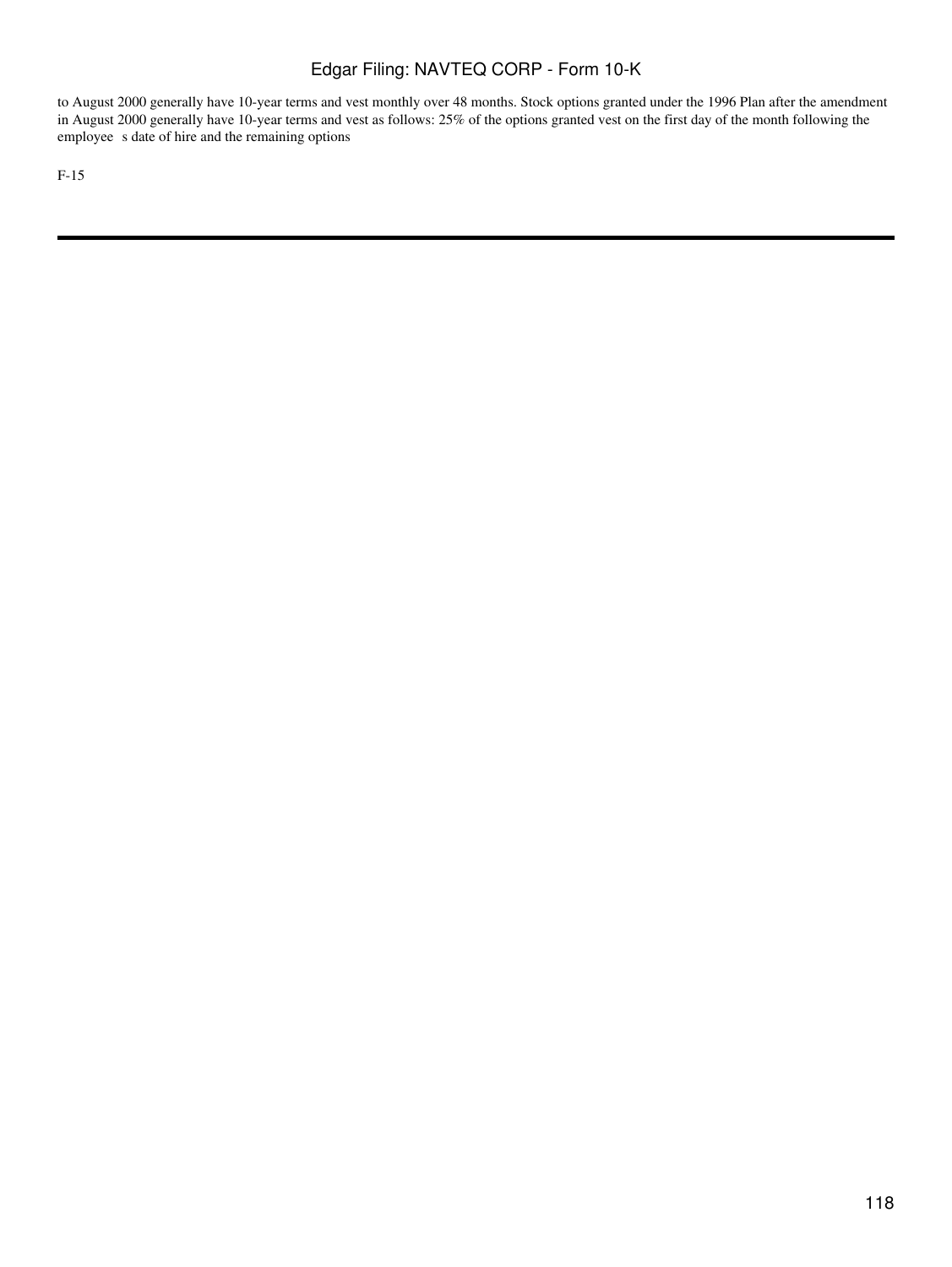to August 2000 generally have 10-year terms and vest monthly over 48 months. Stock options granted under the 1996 Plan after the amendment in August 2000 generally have 10-year terms and vest as follows: 25% of the options granted vest on the first day of the month following the employee s date of hire and the remaining options

F-15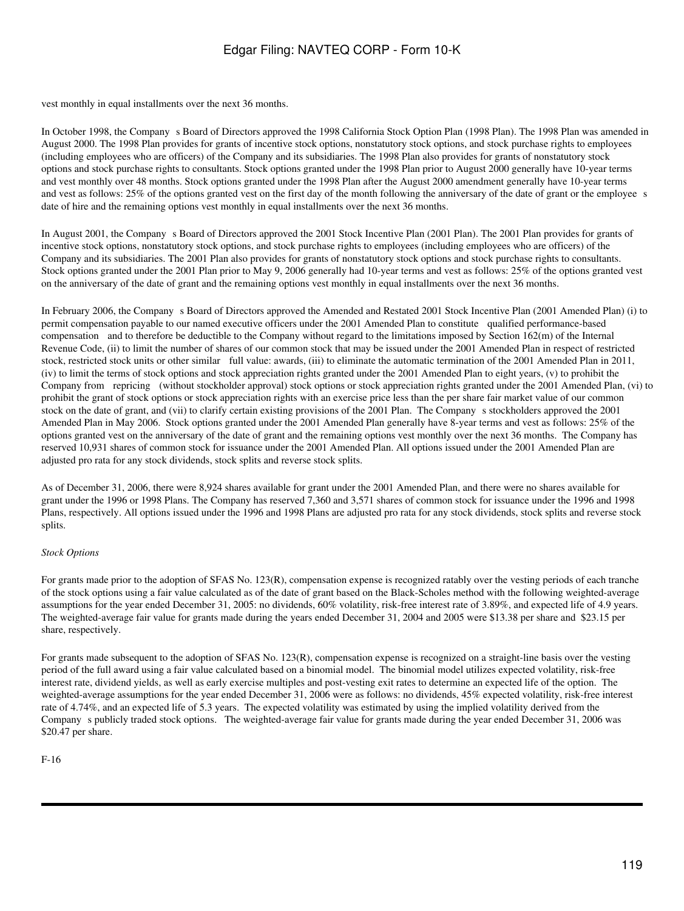vest monthly in equal installments over the next 36 months.

In October 1998, the Company s Board of Directors approved the 1998 California Stock Option Plan (1998 Plan). The 1998 Plan was amended in August 2000. The 1998 Plan provides for grants of incentive stock options, nonstatutory stock options, and stock purchase rights to employees (including employees who are officers) of the Company and its subsidiaries. The 1998 Plan also provides for grants of nonstatutory stock options and stock purchase rights to consultants. Stock options granted under the 1998 Plan prior to August 2000 generally have 10-year terms and vest monthly over 48 months. Stock options granted under the 1998 Plan after the August 2000 amendment generally have 10-year terms and vest as follows: 25% of the options granted vest on the first day of the month following the anniversary of the date of grant or the employee s date of hire and the remaining options vest monthly in equal installments over the next 36 months.

In August 2001, the Company s Board of Directors approved the 2001 Stock Incentive Plan (2001 Plan). The 2001 Plan provides for grants of incentive stock options, nonstatutory stock options, and stock purchase rights to employees (including employees who are officers) of the Company and its subsidiaries. The 2001 Plan also provides for grants of nonstatutory stock options and stock purchase rights to consultants. Stock options granted under the 2001 Plan prior to May 9, 2006 generally had 10-year terms and vest as follows: 25% of the options granted vest on the anniversary of the date of grant and the remaining options vest monthly in equal installments over the next 36 months.

In February 2006, the Company s Board of Directors approved the Amended and Restated 2001 Stock Incentive Plan (2001 Amended Plan) (i) to permit compensation payable to our named executive officers under the 2001 Amended Plan to constitute qualified performance-based compensation and to therefore be deductible to the Company without regard to the limitations imposed by Section 162(m) of the Internal Revenue Code, (ii) to limit the number of shares of our common stock that may be issued under the 2001 Amended Plan in respect of restricted stock, restricted stock units or other similar full value: awards, (iii) to eliminate the automatic termination of the 2001 Amended Plan in 2011, (iv) to limit the terms of stock options and stock appreciation rights granted under the 2001 Amended Plan to eight years, (v) to prohibit the Company from repricing (without stockholder approval) stock options or stock appreciation rights granted under the 2001 Amended Plan, (vi) to prohibit the grant of stock options or stock appreciation rights with an exercise price less than the per share fair market value of our common stock on the date of grant, and (vii) to clarify certain existing provisions of the 2001 Plan. The Company s stockholders approved the 2001 Amended Plan in May 2006. Stock options granted under the 2001 Amended Plan generally have 8-year terms and vest as follows: 25% of the options granted vest on the anniversary of the date of grant and the remaining options vest monthly over the next 36 months. The Company has reserved 10,931 shares of common stock for issuance under the 2001 Amended Plan. All options issued under the 2001 Amended Plan are adjusted pro rata for any stock dividends, stock splits and reverse stock splits.

As of December 31, 2006, there were 8,924 shares available for grant under the 2001 Amended Plan, and there were no shares available for grant under the 1996 or 1998 Plans. The Company has reserved 7,360 and 3,571 shares of common stock for issuance under the 1996 and 1998 Plans, respectively. All options issued under the 1996 and 1998 Plans are adjusted pro rata for any stock dividends, stock splits and reverse stock splits.

*Stock Options*

For grants made prior to the adoption of SFAS No. 123(R), compensation expense is recognized ratably over the vesting periods of each tranche of the stock options using a fair value calculated as of the date of grant based on the Black-Scholes method with the following weighted-average assumptions for the year ended December 31, 2005: no dividends, 60% volatility, risk-free interest rate of 3.89%, and expected life of 4.9 years. The weighted-average fair value for grants made during the years ended December 31, 2004 and 2005 were $13.38 per share and $23.15 per share, respectively.

For grants made subsequent to the adoption of SFAS No. 123(R), compensation expense is recognized on a straight-line basis over the vesting period of the full award using a fair value calculated based on a binomial model. The binomial model utilizes expected volatility, risk-free interest rate, dividend yields, as well as early exercise multiples and post-vesting exit rates to determine an expected life of the option. The weighted-average assumptions for the year ended December 31, 2006 were as follows: no dividends, 45% expected volatility, risk-free interest rate of 4.74%, and an expected life of 5.3 years. The expected volatility was estimated by using the implied volatility derived from the Company s publicly traded stock options. The weighted-average fair value for grants made during the year ended December 31, 2006 was $20.47 per share.

F-16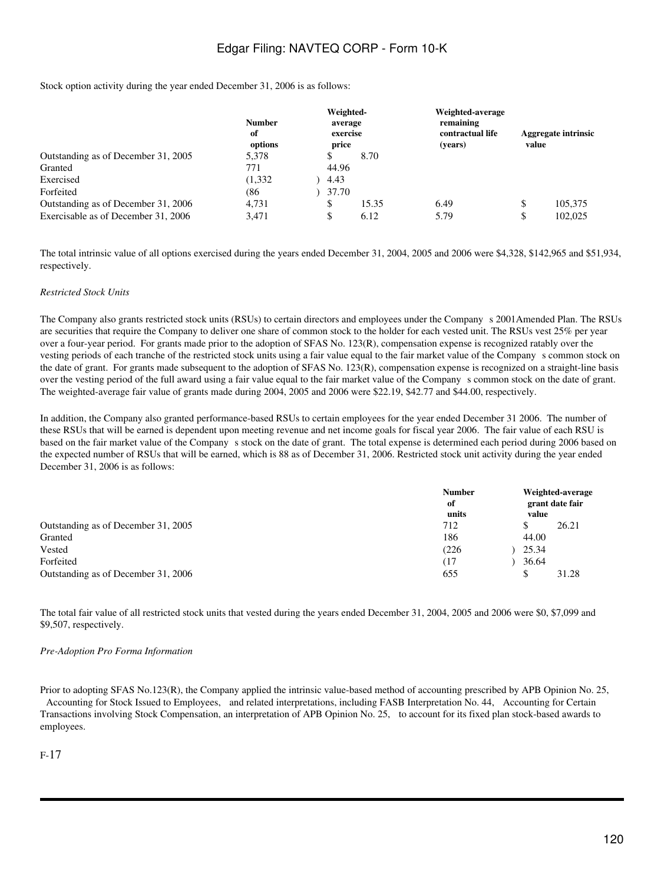Stock option activity during the year ended December 31, 2006 is as follows:

| | Number of options | Weighted-average exercise price | Weighted-average remaining contractual life (years) | Aggregate intrinsic value |
|---|---|---|---|---|
| Outstanding as of December 31, 2005 | 5,378 | $ 8.70 | | |
| Granted | 771 | 44.96 | | |
| Exercised | (1,332) | 4.43 | | |
| Forfeited | (86) | 37.70 | | |
| Outstanding as of December 31, 2006 | 4,731 | $ 15.35 | 6.49 | $ 105,375 |
| Exercisable as of December 31, 2006 | 3,471 | $ 6.12 | 5.79 | $ 102,025 |

The total intrinsic value of all options exercised during the years ended December 31, 2004, 2005 and 2006 were $4,328, $142,965 and $51,934, respectively.

*Restricted Stock Units*

The Company also grants restricted stock units (RSUs) to certain directors and employees under the Company s 2001Amended Plan. The RSUs are securities that require the Company to deliver one share of common stock to the holder for each vested unit. The RSUs vest 25% per year over a four-year period. For grants made prior to the adoption of SFAS No. 123(R), compensation expense is recognized ratably over the vesting periods of each tranche of the restricted stock units using a fair value equal to the fair market value of the Company s common stock on the date of grant. For grants made subsequent to the adoption of SFAS No. 123(R), compensation expense is recognized on a straight-line basis over the vesting period of the full award using a fair value equal to the fair market value of the Company s common stock on the date of grant. The weighted-average fair value of grants made during 2004, 2005 and 2006 were $22.19, $42.77 and $44.00, respectively.

In addition, the Company also granted performance-based RSUs to certain employees for the year ended December 31 2006. The number of these RSUs that will be earned is dependent upon meeting revenue and net income goals for fiscal year 2006. The fair value of each RSU is based on the fair market value of the Company s stock on the date of grant. The total expense is determined each period during 2006 based on the expected number of RSUs that will be earned, which is 88 as of December 31, 2006. Restricted stock unit activity during the year ended December 31, 2006 is as follows:

| | Number of units | Weighted-average grant date fair value |
|---|---|---|
| Outstanding as of December 31, 2005 | 712 | $ 26.21 |
| Granted | 186 | 44.00 |
| Vested | (226) | 25.34 |
| Forfeited | (17) | 36.64 |
| Outstanding as of December 31, 2006 | 655 | $ 31.28 |

The total fair value of all restricted stock units that vested during the years ended December 31, 2004, 2005 and 2006 were $0, $7,099 and $9,507, respectively.

*Pre-Adoption Pro Forma Information*

Prior to adopting SFAS No.123(R), the Company applied the intrinsic value-based method of accounting prescribed by APB Opinion No. 25, Accounting for Stock Issued to Employees, and related interpretations, including FASB Interpretation No. 44, Accounting for Certain Transactions involving Stock Compensation, an interpretation of APB Opinion No. 25, to account for its fixed plan stock-based awards to employees.

F-17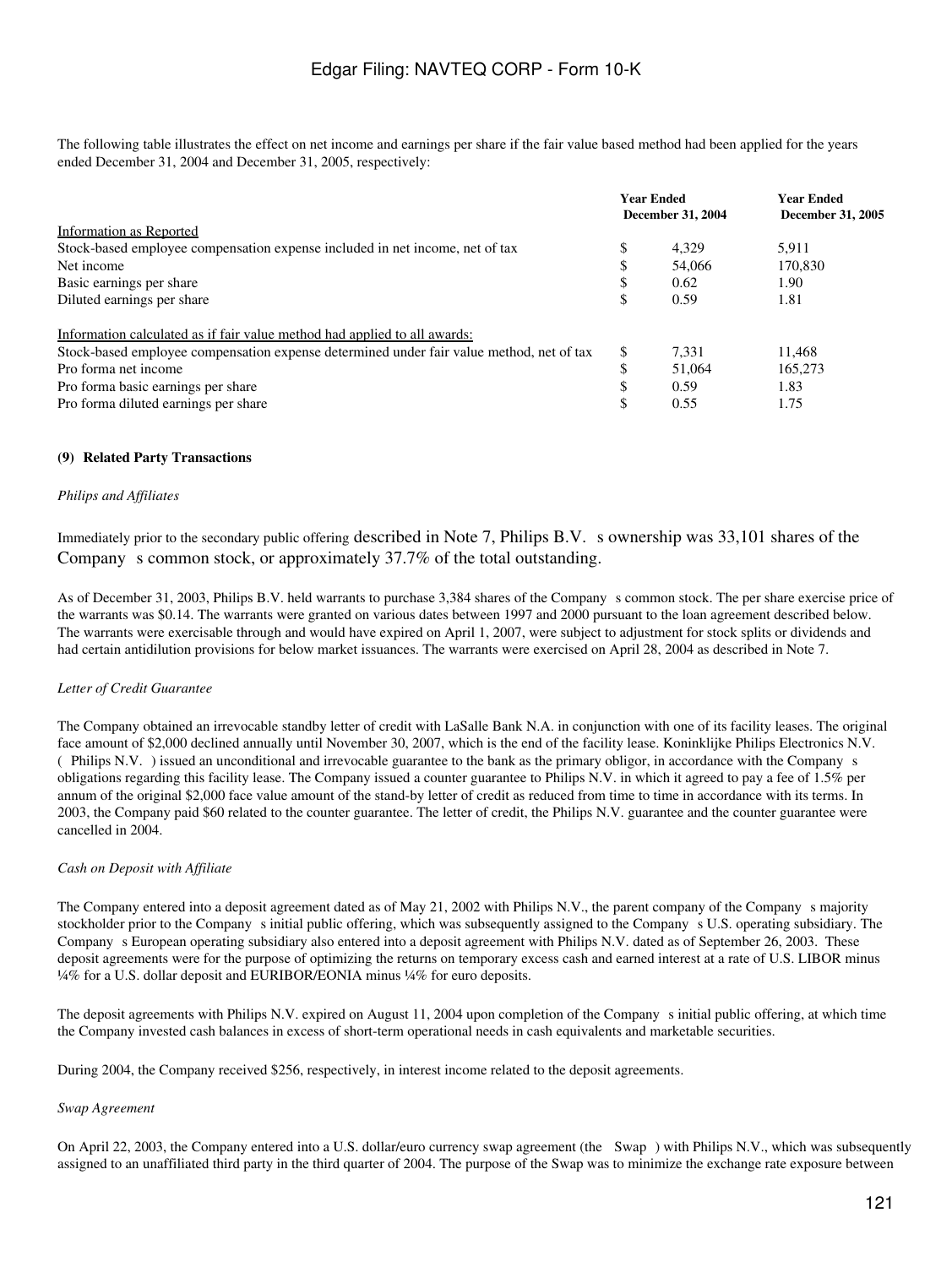The following table illustrates the effect on net income and earnings per share if the fair value based method had been applied for the years ended December 31, 2004 and December 31, 2005, respectively:

| | Year Ended December 31, 2004 | Year Ended December 31, 2005 |
|---|---|---|
| Information as Reported | | |
| Stock-based employee compensation expense included in net income, net of tax | $ 4,329 | 5,911 |
| Net income | $ 54,066 | 170,830 |
| Basic earnings per share | $ 0.62 | 1.90 |
| Diluted earnings per share | $ 0.59 | 1.81 |
| | | |
| Information calculated as if fair value method had applied to all awards: | | |
| Stock-based employee compensation expense determined under fair value method, net of tax | $ 7,331 | 11,468 |
| Pro forma net income | $ 51,064 | 165,273 |
| Pro forma basic earnings per share | $ 0.59 | 1.83 |
| Pro forma diluted earnings per share | $ 0.55 | 1.75 |

**(9) Related Party Transactions**

*Philips and Affiliates*

Immediately prior to the secondary public offering described in Note 7, Philips B.V. s ownership was 33,101 shares of the Company s common stock, or approximately 37.7% of the total outstanding.

As of December 31, 2003, Philips B.V. held warrants to purchase 3,384 shares of the Company s common stock. The per share exercise price of the warrants was $0.14. The warrants were granted on various dates between 1997 and 2000 pursuant to the loan agreement described below. The warrants were exercisable through and would have expired on April 1, 2007, were subject to adjustment for stock splits or dividends and had certain antidilution provisions for below market issuances. The warrants were exercised on April 28, 2004 as described in Note 7.

*Letter of Credit Guarantee*

The Company obtained an irrevocable standby letter of credit with LaSalle Bank N.A. in conjunction with one of its facility leases. The original face amount of $2,000 declined annually until November 30, 2007, which is the end of the facility lease. Koninklijke Philips Electronics N.V. ( Philips N.V. ) issued an unconditional and irrevocable guarantee to the bank as the primary obligor, in accordance with the Company s obligations regarding this facility lease. The Company issued a counter guarantee to Philips N.V. in which it agreed to pay a fee of 1.5% per annum of the original $2,000 face value amount of the stand-by letter of credit as reduced from time to time in accordance with its terms. In 2003, the Company paid $60 related to the counter guarantee. The letter of credit, the Philips N.V. guarantee and the counter guarantee were cancelled in 2004.

*Cash on Deposit with Affiliate*

The Company entered into a deposit agreement dated as of May 21, 2002 with Philips N.V., the parent company of the Company s majority stockholder prior to the Company s initial public offering, which was subsequently assigned to the Company s U.S. operating subsidiary. The Company s European operating subsidiary also entered into a deposit agreement with Philips N.V. dated as of September 26, 2003. These deposit agreements were for the purpose of optimizing the returns on temporary excess cash and earned interest at a rate of U.S. LIBOR minus ¼% for a U.S. dollar deposit and EURIBOR/EONIA minus ¼% for euro deposits.

The deposit agreements with Philips N.V. expired on August 11, 2004 upon completion of the Company s initial public offering, at which time the Company invested cash balances in excess of short-term operational needs in cash equivalents and marketable securities.

During 2004, the Company received $256, respectively, in interest income related to the deposit agreements.

*Swap Agreement*

On April 22, 2003, the Company entered into a U.S. dollar/euro currency swap agreement (the Swap ) with Philips N.V., which was subsequently assigned to an unaffiliated third party in the third quarter of 2004. The purpose of the Swap was to minimize the exchange rate exposure between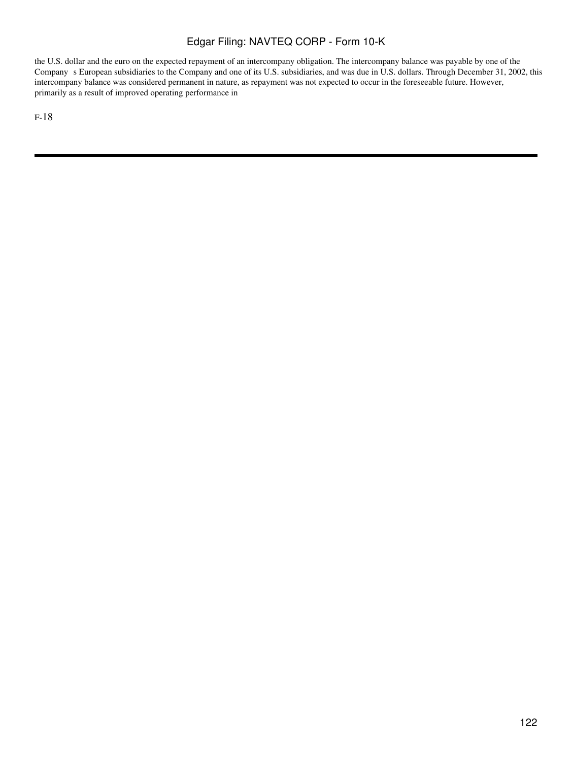the U.S. dollar and the euro on the expected repayment of an intercompany obligation. The intercompany balance was payable by one of the Company s European subsidiaries to the Company and one of its U.S. subsidiaries, and was due in U.S. dollars. Through December 31, 2002, this intercompany balance was considered permanent in nature, as repayment was not expected to occur in the foreseeable future. However, primarily as a result of improved operating performance in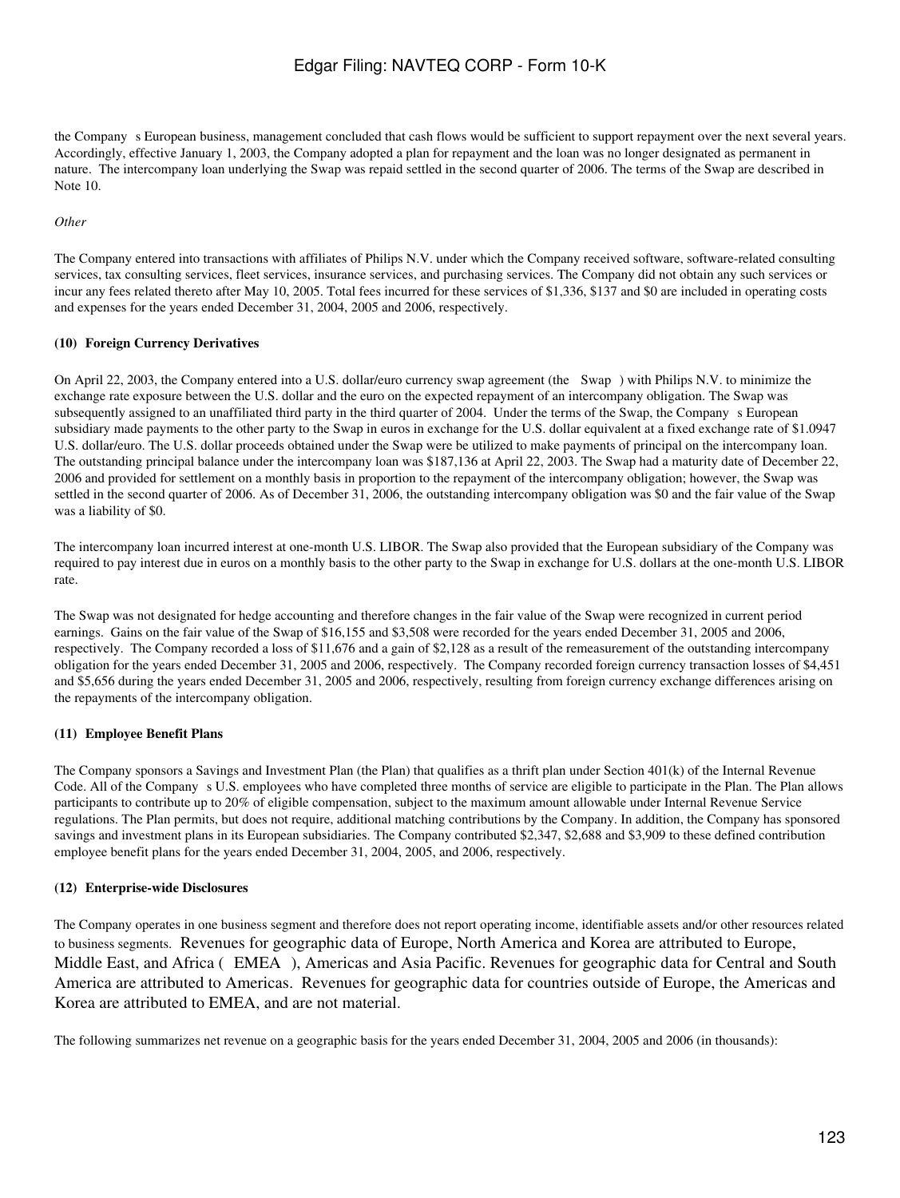the Company s European business, management concluded that cash flows would be sufficient to support repayment over the next several years. Accordingly, effective January 1, 2003, the Company adopted a plan for repayment and the loan was no longer designated as permanent in nature. The intercompany loan underlying the Swap was repaid settled in the second quarter of 2006. The terms of the Swap are described in Note 10.

*Other*

The Company entered into transactions with affiliates of Philips N.V. under which the Company received software, software-related consulting services, tax consulting services, fleet services, insurance services, and purchasing services. The Company did not obtain any such services or incur any fees related thereto after May 10, 2005. Total fees incurred for these services of $1,336, $137 and $0 are included in operating costs and expenses for the years ended December 31, 2004, 2005 and 2006, respectively.

**(10) Foreign Currency Derivatives**

On April 22, 2003, the Company entered into a U.S. dollar/euro currency swap agreement (the Swap ) with Philips N.V. to minimize the exchange rate exposure between the U.S. dollar and the euro on the expected repayment of an intercompany obligation. The Swap was subsequently assigned to an unaffiliated third party in the third quarter of 2004. Under the terms of the Swap, the Company s European subsidiary made payments to the other party to the Swap in euros in exchange for the U.S. dollar equivalent at a fixed exchange rate of $1.0947 U.S. dollar/euro. The U.S. dollar proceeds obtained under the Swap were be utilized to make payments of principal on the intercompany loan. The outstanding principal balance under the intercompany loan was $187,136 at April 22, 2003. The Swap had a maturity date of December 22, 2006 and provided for settlement on a monthly basis in proportion to the repayment of the intercompany obligation; however, the Swap was settled in the second quarter of 2006. As of December 31, 2006, the outstanding intercompany obligation was $0 and the fair value of the Swap was a liability of $0.

The intercompany loan incurred interest at one-month U.S. LIBOR. The Swap also provided that the European subsidiary of the Company was required to pay interest due in euros on a monthly basis to the other party to the Swap in exchange for U.S. dollars at the one-month U.S. LIBOR rate.

The Swap was not designated for hedge accounting and therefore changes in the fair value of the Swap were recognized in current period earnings. Gains on the fair value of the Swap of $16,155 and $3,508 were recorded for the years ended December 31, 2005 and 2006, respectively. The Company recorded a loss of $11,676 and a gain of $2,128 as a result of the remeasurement of the outstanding intercompany obligation for the years ended December 31, 2005 and 2006, respectively. The Company recorded foreign currency transaction losses of $4,451 and $5,656 during the years ended December 31, 2005 and 2006, respectively, resulting from foreign currency exchange differences arising on the repayments of the intercompany obligation.

**(11) Employee Benefit Plans**

The Company sponsors a Savings and Investment Plan (the Plan) that qualifies as a thrift plan under Section 401(k) of the Internal Revenue Code. All of the Company s U.S. employees who have completed three months of service are eligible to participate in the Plan. The Plan allows participants to contribute up to 20% of eligible compensation, subject to the maximum amount allowable under Internal Revenue Service regulations. The Plan permits, but does not require, additional matching contributions by the Company. In addition, the Company has sponsored savings and investment plans in its European subsidiaries. The Company contributed $2,347, $2,688 and $3,909 to these defined contribution employee benefit plans for the years ended December 31, 2004, 2005, and 2006, respectively.

**(12) Enterprise-wide Disclosures**

The Company operates in one business segment and therefore does not report operating income, identifiable assets and/or other resources related to business segments. Revenues for geographic data of Europe, North America and Korea are attributed to Europe, Middle East, and Africa ( EMEA ), Americas and Asia Pacific. Revenues for geographic data for Central and South America are attributed to Americas. Revenues for geographic data for countries outside of Europe, the Americas and Korea are attributed to EMEA, and are not material.

The following summarizes net revenue on a geographic basis for the years ended December 31, 2004, 2005 and 2006 (in thousands):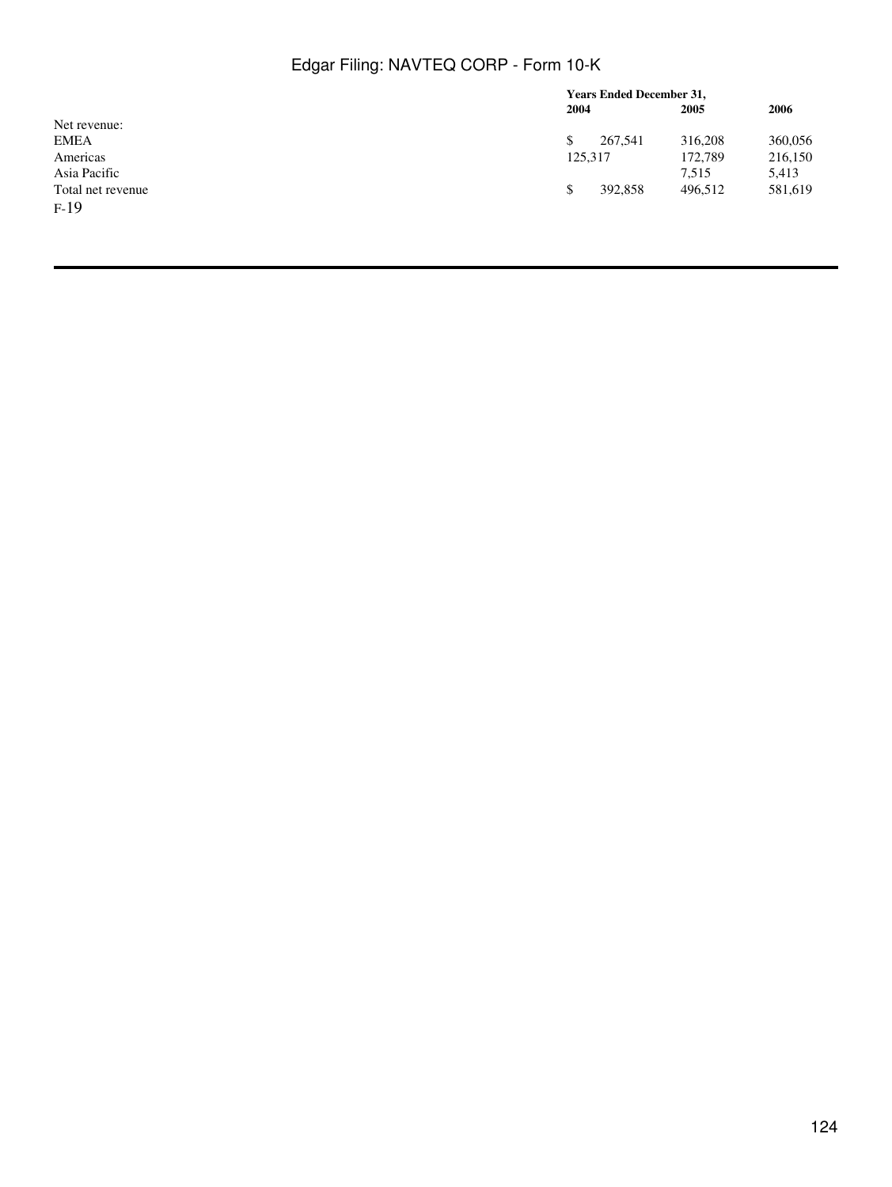| | Years Ended December 31, | | |
|---|---|---|---|
| | 2004 | 2005 | 2006 |
| Net revenue: | | | |
| EMEA | $ 267,541 | 316,208 | 360,056 |
| Americas | 125,317 | 172,789 | 216,150 |
| Asia Pacific | | 7,515 | 5,413 |
| Total net revenue | $ 392,858 | 496,512 | 581,619 |

F-19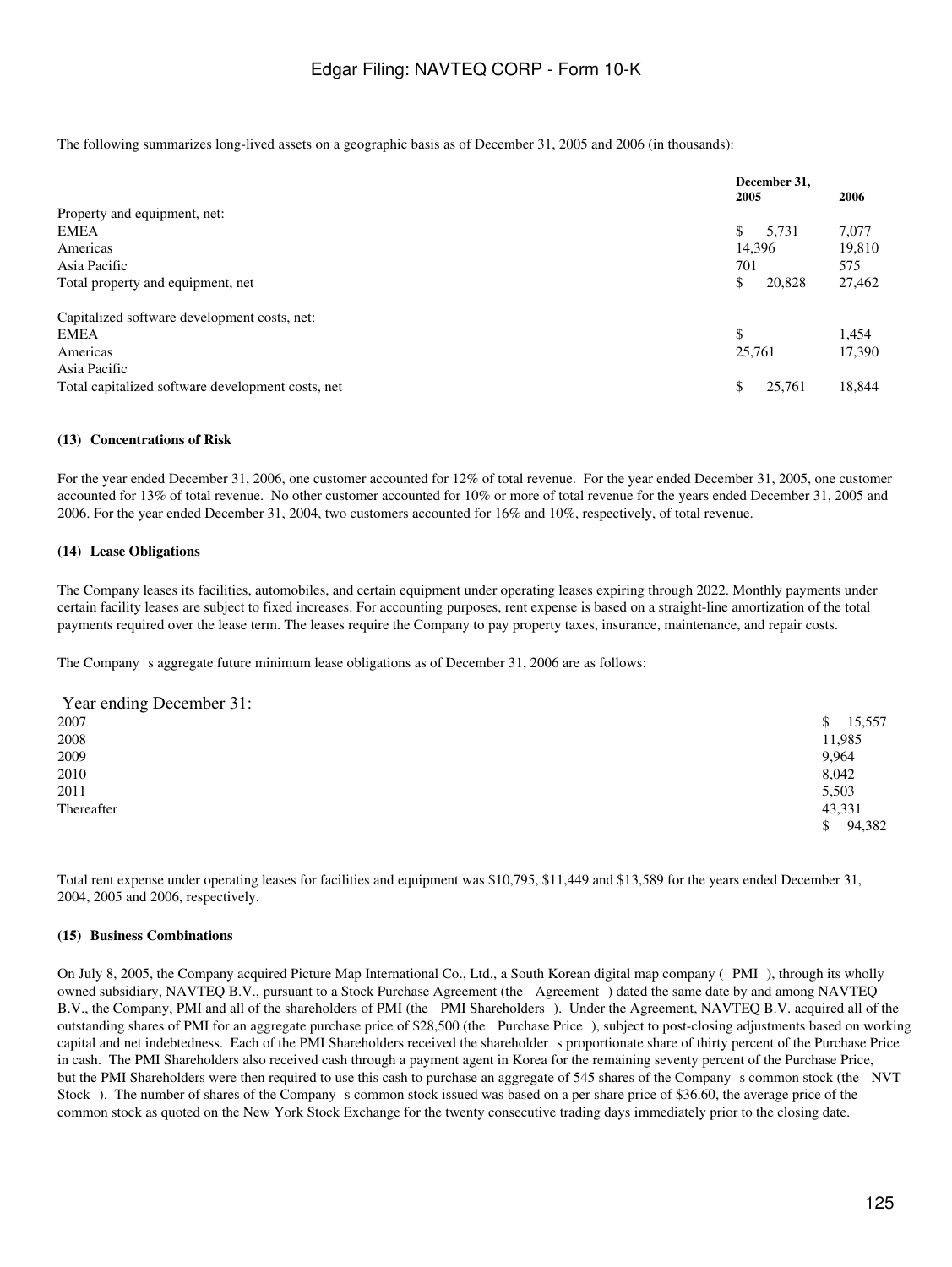The following summarizes long-lived assets on a geographic basis as of December 31, 2005 and 2006 (in thousands):

| | December 31, 2005 | 2006 |
|---|---|---|
| Property and equipment, net: | | |
| EMEA | $ 5,731 | 7,077 |
| Americas | 14,396 | 19,810 |
| Asia Pacific | 701 | 575 |
| Total property and equipment, net | $ 20,828 | 27,462 |
| | | |
| Capitalized software development costs, net: | | |
| EMEA | $ | 1,454 |
| Americas | 25,761 | 17,390 |
| Asia Pacific | | |
| Total capitalized software development costs, net | $ 25,761 | 18,844 |

#### (13) Concentrations of Risk

For the year ended December 31, 2006, one customer accounted for 12% of total revenue. For the year ended December 31, 2005, one customer accounted for 13% of total revenue. No other customer accounted for 10% or more of total revenue for the years ended December 31, 2005 and 2006. For the year ended December 31, 2004, two customers accounted for 16% and 10%, respectively, of total revenue.

#### (14) Lease Obligations

The Company leases its facilities, automobiles, and certain equipment under operating leases expiring through 2022. Monthly payments under certain facility leases are subject to fixed increases. For accounting purposes, rent expense is based on a straight-line amortization of the total payments required over the lease term. The leases require the Company to pay property taxes, insurance, maintenance, and repair costs.

The Company s aggregate future minimum lease obligations as of December 31, 2006 are as follows:

| Year ending December 31: | |
|---|---|
| 2007 | $ 15,557 |
| 2008 | 11,985 |
| 2009 | 9,964 |
| 2010 | 8,042 |
| 2011 | 5,503 |
| Thereafter | 43,331 |
| | $ 94,382 |

Total rent expense under operating leases for facilities and equipment was $10,795, $11,449 and $13,589 for the years ended December 31, 2004, 2005 and 2006, respectively.

#### (15) Business Combinations

On July 8, 2005, the Company acquired Picture Map International Co., Ltd., a South Korean digital map company ( PMI ), through its wholly owned subsidiary, NAVTEQ B.V., pursuant to a Stock Purchase Agreement (the Agreement ) dated the same date by and among NAVTEQ B.V., the Company, PMI and all of the shareholders of PMI (the PMI Shareholders ). Under the Agreement, NAVTEQ B.V. acquired all of the outstanding shares of PMI for an aggregate purchase price of $28,500 (the Purchase Price ), subject to post-closing adjustments based on working capital and net indebtedness. Each of the PMI Shareholders received the shareholder s proportionate share of thirty percent of the Purchase Price in cash. The PMI Shareholders also received cash through a payment agent in Korea for the remaining seventy percent of the Purchase Price, but the PMI Shareholders were then required to use this cash to purchase an aggregate of 545 shares of the Company s common stock (the NVT Stock ). The number of shares of the Company s common stock issued was based on a per share price of $36.60, the average price of the common stock as quoted on the New York Stock Exchange for the twenty consecutive trading days immediately prior to the closing date.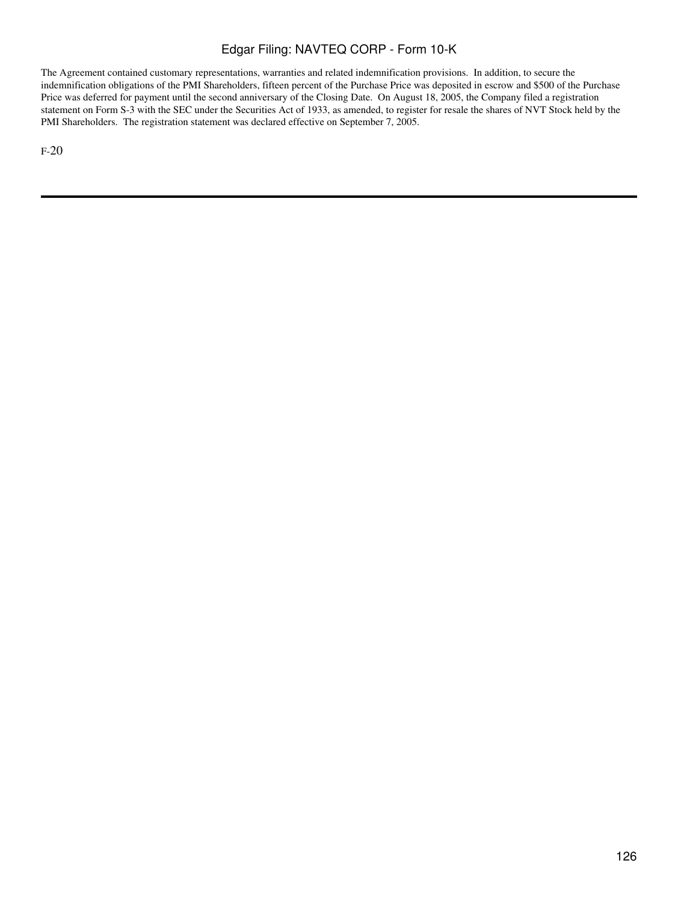The Agreement contained customary representations, warranties and related indemnification provisions. In addition, to secure the indemnification obligations of the PMI Shareholders, fifteen percent of the Purchase Price was deposited in escrow and $500 of the Purchase Price was deferred for payment until the second anniversary of the Closing Date. On August 18, 2005, the Company filed a registration statement on Form S-3 with the SEC under the Securities Act of 1933, as amended, to register for resale the shares of NVT Stock held by the PMI Shareholders. The registration statement was declared effective on September 7, 2005.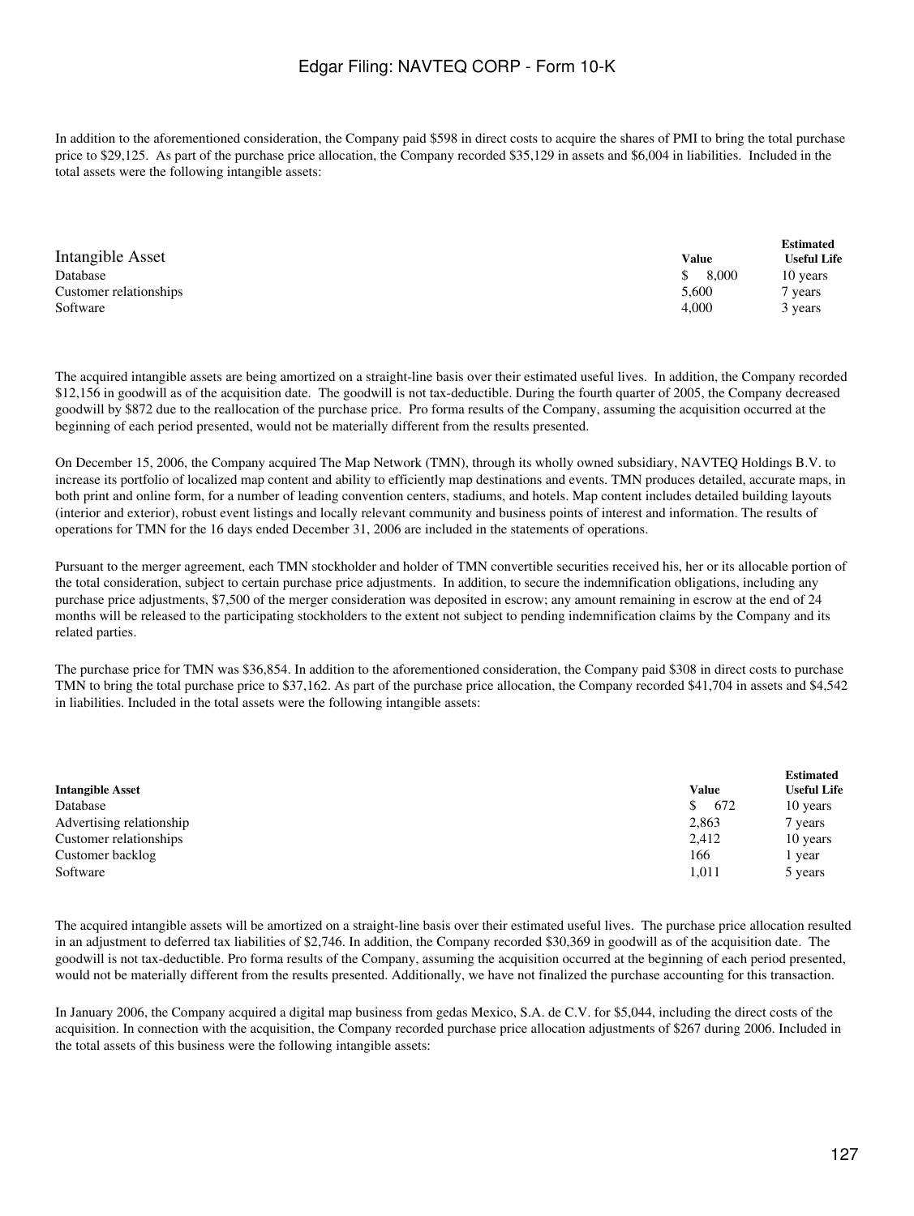In addition to the aforementioned consideration, the Company paid $598 in direct costs to acquire the shares of PMI to bring the total purchase price to $29,125. As part of the purchase price allocation, the Company recorded $35,129 in assets and $6,004 in liabilities. Included in the total assets were the following intangible assets:

| Intangible Asset | Value | Estimated Useful Life |
|---|---|---|
| Database | $ 8,000 | 10 years |
| Customer relationships | 5,600 | 7 years |
| Software | 4,000 | 3 years |

The acquired intangible assets are being amortized on a straight-line basis over their estimated useful lives. In addition, the Company recorded $12,156 in goodwill as of the acquisition date. The goodwill is not tax-deductible. During the fourth quarter of 2005, the Company decreased goodwill by $872 due to the reallocation of the purchase price. Pro forma results of the Company, assuming the acquisition occurred at the beginning of each period presented, would not be materially different from the results presented.

On December 15, 2006, the Company acquired The Map Network (TMN), through its wholly owned subsidiary, NAVTEQ Holdings B.V. to increase its portfolio of localized map content and ability to efficiently map destinations and events. TMN produces detailed, accurate maps, in both print and online form, for a number of leading convention centers, stadiums, and hotels. Map content includes detailed building layouts (interior and exterior), robust event listings and locally relevant community and business points of interest and information. The results of operations for TMN for the 16 days ended December 31, 2006 are included in the statements of operations.

Pursuant to the merger agreement, each TMN stockholder and holder of TMN convertible securities received his, her or its allocable portion of the total consideration, subject to certain purchase price adjustments. In addition, to secure the indemnification obligations, including any purchase price adjustments, $7,500 of the merger consideration was deposited in escrow; any amount remaining in escrow at the end of 24 months will be released to the participating stockholders to the extent not subject to pending indemnification claims by the Company and its related parties.

The purchase price for TMN was $36,854. In addition to the aforementioned consideration, the Company paid $308 in direct costs to purchase TMN to bring the total purchase price to $37,162. As part of the purchase price allocation, the Company recorded $41,704 in assets and $4,542 in liabilities. Included in the total assets were the following intangible assets:

| Intangible Asset | Value | Estimated Useful Life |
|---|---|---|
| Database | $ 672 | 10 years |
| Advertising relationship | 2,863 | 7 years |
| Customer relationships | 2,412 | 10 years |
| Customer backlog | 166 | 1 year |
| Software | 1,011 | 5 years |

The acquired intangible assets will be amortized on a straight-line basis over their estimated useful lives. The purchase price allocation resulted in an adjustment to deferred tax liabilities of $2,746. In addition, the Company recorded $30,369 in goodwill as of the acquisition date. The goodwill is not tax-deductible. Pro forma results of the Company, assuming the acquisition occurred at the beginning of each period presented, would not be materially different from the results presented. Additionally, we have not finalized the purchase accounting for this transaction.

In January 2006, the Company acquired a digital map business from gedas Mexico, S.A. de C.V. for $5,044, including the direct costs of the acquisition. In connection with the acquisition, the Company recorded purchase price allocation adjustments of $267 during 2006. Included in the total assets of this business were the following intangible assets: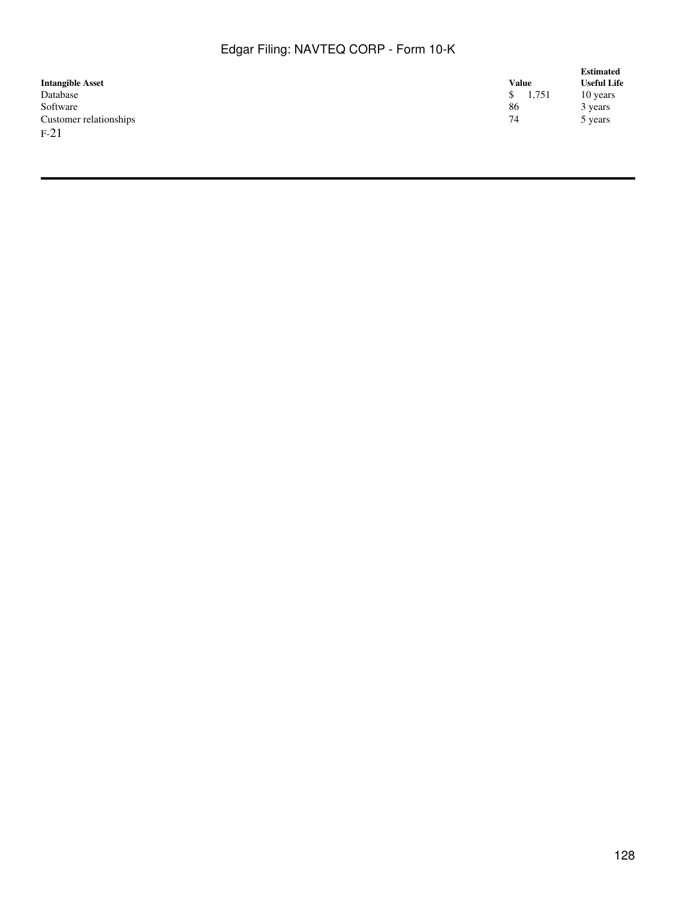| Intangible Asset | Value | Estimated Useful Life |
| --- | --- | --- |
| Database | $ 1,751 | 10 years |
| Software | 86 | 3 years |
| Customer relationships | 74 | 5 years |

F-21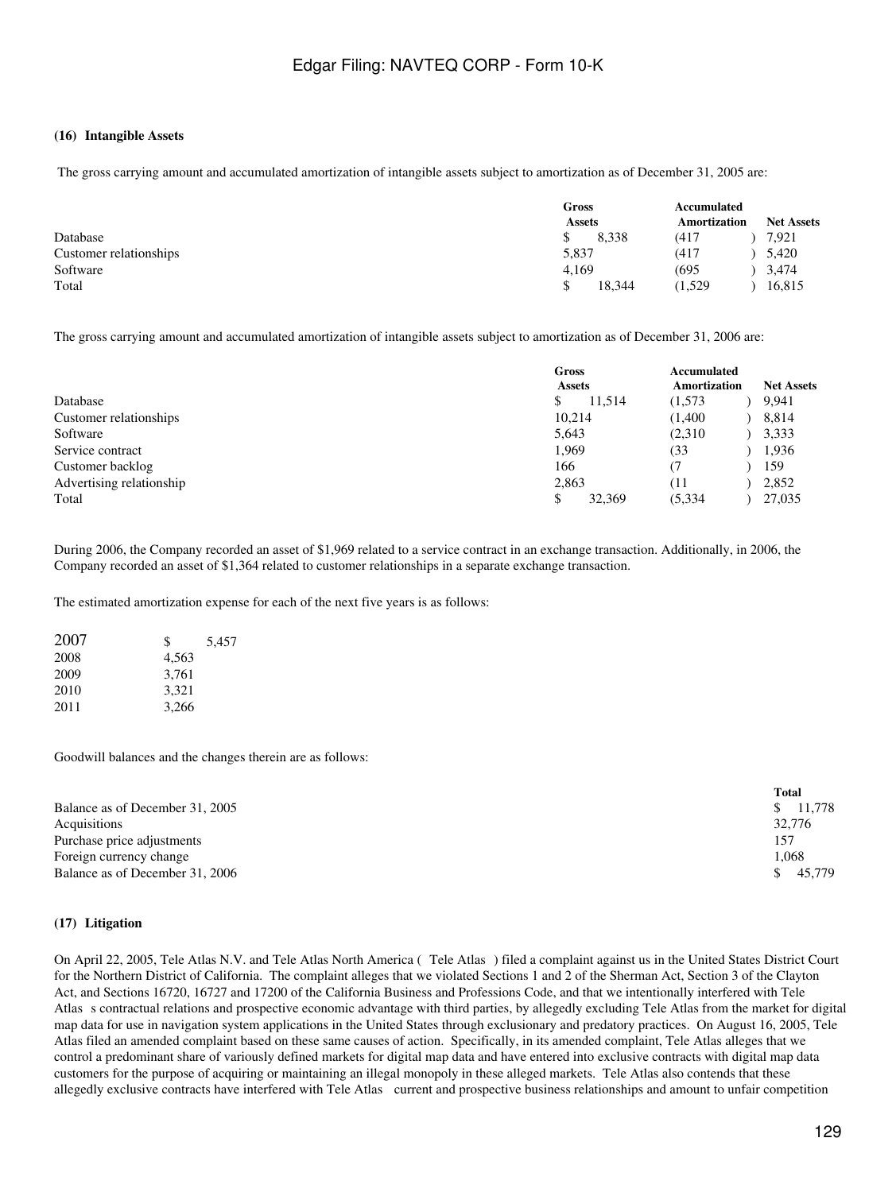**(16) Intangible Assets**

The gross carrying amount and accumulated amortization of intangible assets subject to amortization as of December 31, 2005 are:

| | Gross Assets | Accumulated Amortization | Net Assets |
|---|---|---|---|
| Database | $ 8,338 | (417 ) | 7,921 |
| Customer relationships | 5,837 | (417 ) | 5,420 |
| Software | 4,169 | (695 ) | 3,474 |
| Total | $ 18,344 | (1,529 ) | 16,815 |

The gross carrying amount and accumulated amortization of intangible assets subject to amortization as of December 31, 2006 are:

| | Gross Assets | Accumulated Amortization | Net Assets |
|---|---|---|---|
| Database | $ 11,514 | (1,573 ) | 9,941 |
| Customer relationships | 10,214 | (1,400 ) | 8,814 |
| Software | 5,643 | (2,310 ) | 3,333 |
| Service contract | 1,969 | (33 ) | 1,936 |
| Customer backlog | 166 | (7 ) | 159 |
| Advertising relationship | 2,863 | (11 ) | 2,852 |
| Total | $ 32,369 | (5,334 ) | 27,035 |

During 2006, the Company recorded an asset of $1,969 related to a service contract in an exchange transaction. Additionally, in 2006, the Company recorded an asset of $1,364 related to customer relationships in a separate exchange transaction.

The estimated amortization expense for each of the next five years is as follows:

| | |
|---|---|
| 2007 | $ 5,457 |
| 2008 | 4,563 |
| 2009 | 3,761 |
| 2010 | 3,321 |
| 2011 | 3,266 |

Goodwill balances and the changes therein are as follows:

| | Total |
|---|---|
| Balance as of December 31, 2005 | $ 11,778 |
| Acquisitions | 32,776 |
| Purchase price adjustments | 157 |
| Foreign currency change | 1,068 |
| Balance as of December 31, 2006 | $ 45,779 |

**(17) Litigation**

On April 22, 2005, Tele Atlas N.V. and Tele Atlas North America ( Tele Atlas ) filed a complaint against us in the United States District Court for the Northern District of California. The complaint alleges that we violated Sections 1 and 2 of the Sherman Act, Section 3 of the Clayton Act, and Sections 16720, 16727 and 17200 of the California Business and Professions Code, and that we intentionally interfered with Tele Atlas s contractual relations and prospective economic advantage with third parties, by allegedly excluding Tele Atlas from the market for digital map data for use in navigation system applications in the United States through exclusionary and predatory practices. On August 16, 2005, Tele Atlas filed an amended complaint based on these same causes of action. Specifically, in its amended complaint, Tele Atlas alleges that we control a predominant share of variously defined markets for digital map data and have entered into exclusive contracts with digital map data customers for the purpose of acquiring or maintaining an illegal monopoly in these alleged markets. Tele Atlas also contends that these allegedly exclusive contracts have interfered with Tele Atlas current and prospective business relationships and amount to unfair competition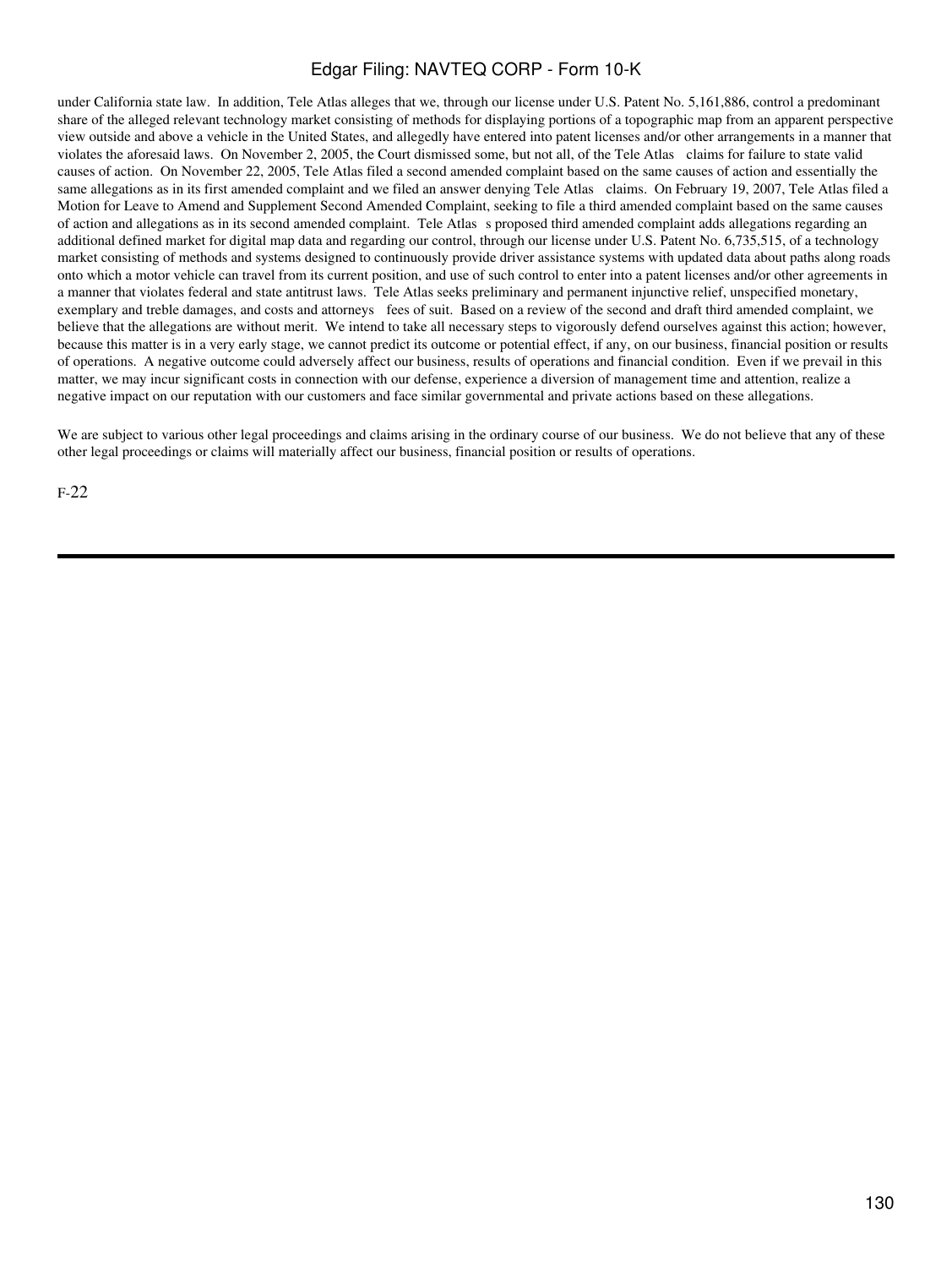under California state law. In addition, Tele Atlas alleges that we, through our license under U.S. Patent No. 5,161,886, control a predominant share of the alleged relevant technology market consisting of methods for displaying portions of a topographic map from an apparent perspective view outside and above a vehicle in the United States, and allegedly have entered into patent licenses and/or other arrangements in a manner that violates the aforesaid laws. On November 2, 2005, the Court dismissed some, but not all, of the Tele Atlas claims for failure to state valid causes of action. On November 22, 2005, Tele Atlas filed a second amended complaint based on the same causes of action and essentially the same allegations as in its first amended complaint and we filed an answer denying Tele Atlas claims. On February 19, 2007, Tele Atlas filed a Motion for Leave to Amend and Supplement Second Amended Complaint, seeking to file a third amended complaint based on the same causes of action and allegations as in its second amended complaint. Tele Atlas s proposed third amended complaint adds allegations regarding an additional defined market for digital map data and regarding our control, through our license under U.S. Patent No. 6,735,515, of a technology market consisting of methods and systems designed to continuously provide driver assistance systems with updated data about paths along roads onto which a motor vehicle can travel from its current position, and use of such control to enter into a patent licenses and/or other agreements in a manner that violates federal and state antitrust laws. Tele Atlas seeks preliminary and permanent injunctive relief, unspecified monetary, exemplary and treble damages, and costs and attorneys fees of suit. Based on a review of the second and draft third amended complaint, we believe that the allegations are without merit. We intend to take all necessary steps to vigorously defend ourselves against this action; however, because this matter is in a very early stage, we cannot predict its outcome or potential effect, if any, on our business, financial position or results of operations. A negative outcome could adversely affect our business, results of operations and financial condition. Even if we prevail in this matter, we may incur significant costs in connection with our defense, experience a diversion of management time and attention, realize a negative impact on our reputation with our customers and face similar governmental and private actions based on these allegations.

We are subject to various other legal proceedings and claims arising in the ordinary course of our business. We do not believe that any of these other legal proceedings or claims will materially affect our business, financial position or results of operations.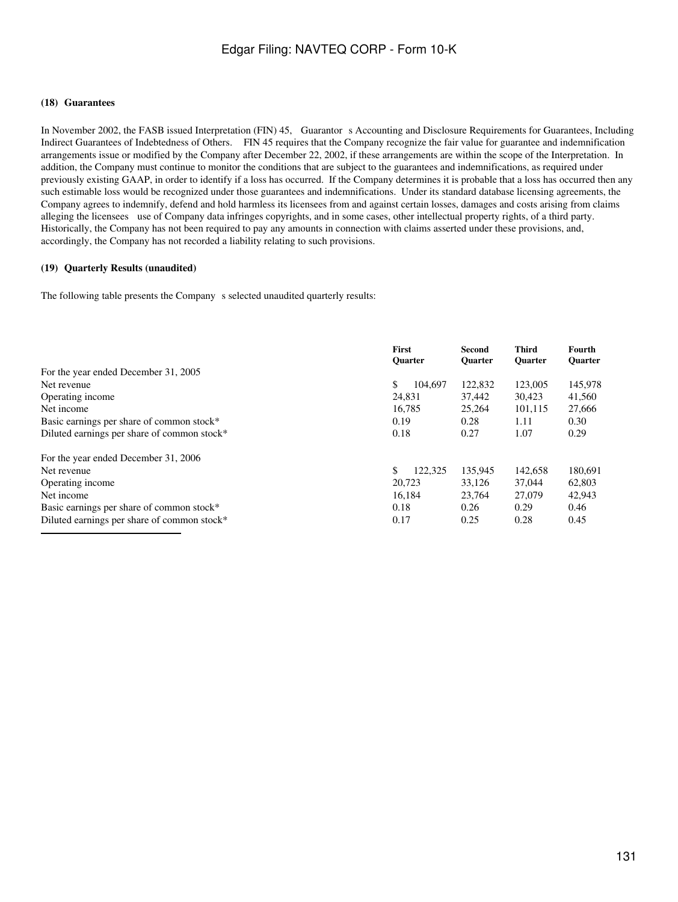### (18) Guarantees

In November 2002, the FASB issued Interpretation (FIN) 45, Guarantor s Accounting and Disclosure Requirements for Guarantees, Including Indirect Guarantees of Indebtedness of Others. FIN 45 requires that the Company recognize the fair value for guarantee and indemnification arrangements issue or modified by the Company after December 22, 2002, if these arrangements are within the scope of the Interpretation. In addition, the Company must continue to monitor the conditions that are subject to the guarantees and indemnifications, as required under previously existing GAAP, in order to identify if a loss has occurred. If the Company determines it is probable that a loss has occurred then any such estimable loss would be recognized under those guarantees and indemnifications. Under its standard database licensing agreements, the Company agrees to indemnify, defend and hold harmless its licensees from and against certain losses, damages and costs arising from claims alleging the licensees use of Company data infringes copyrights, and in some cases, other intellectual property rights, of a third party. Historically, the Company has not been required to pay any amounts in connection with claims asserted under these provisions, and, accordingly, the Company has not recorded a liability relating to such provisions.

### (19) Quarterly Results (unaudited)

The following table presents the Company s selected unaudited quarterly results:

| | First Quarter | Second Quarter | Third Quarter | Fourth Quarter |
|---|---|---|---|---|
| For the year ended December 31, 2005 | | | | |
| Net revenue | $ 104,697 | 122,832 | 123,005 | 145,978 |
| Operating income | 24,831 | 37,442 | 30,423 | 41,560 |
| Net income | 16,785 | 25,264 | 101,115 | 27,666 |
| Basic earnings per share of common stock* | 0.19 | 0.28 | 1.11 | 0.30 |
| Diluted earnings per share of common stock* | 0.18 | 0.27 | 1.07 | 0.29 |
| For the year ended December 31, 2006 | | | | |
| Net revenue | $ 122,325 | 135,945 | 142,658 | 180,691 |
| Operating income | 20,723 | 33,126 | 37,044 | 62,803 |
| Net income | 16,184 | 23,764 | 27,079 | 42,943 |
| Basic earnings per share of common stock* | 0.18 | 0.26 | 0.29 | 0.46 |
| Diluted earnings per share of common stock* | 0.17 | 0.25 | 0.28 | 0.45 |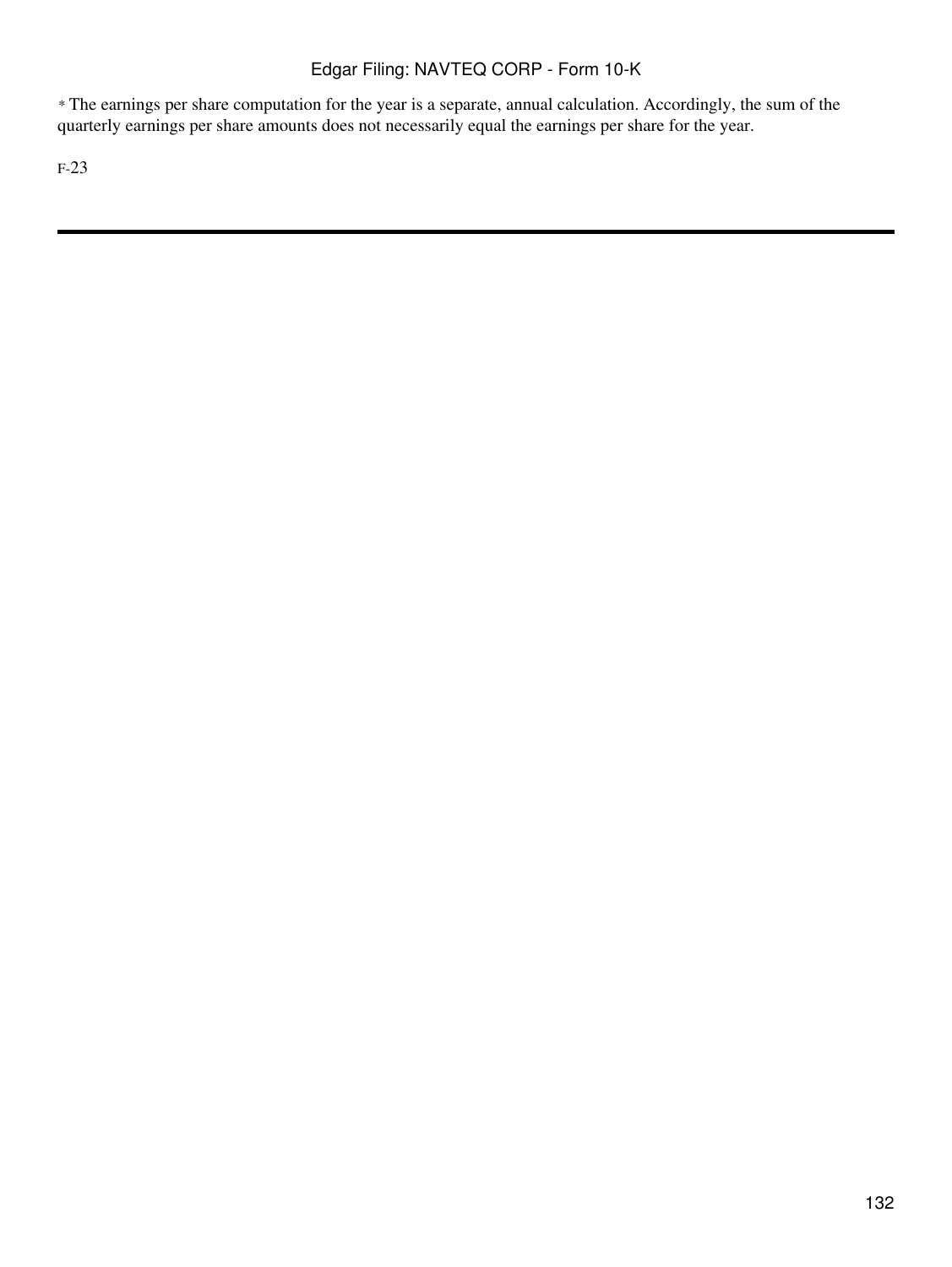* The earnings per share computation for the year is a separate, annual calculation. Accordingly, the sum of the quarterly earnings per share amounts does not necessarily equal the earnings per share for the year.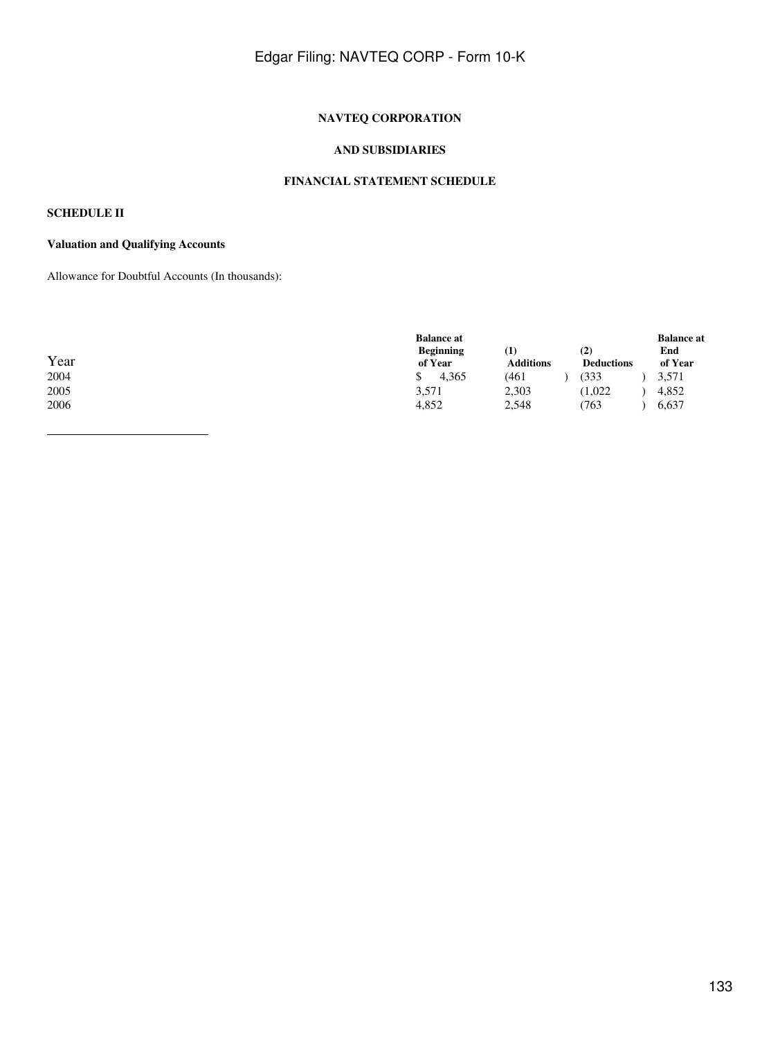**NAVTEQ CORPORATION**

**AND SUBSIDIARIES**

**FINANCIAL STATEMENT SCHEDULE**

**SCHEDULE II**

**Valuation and Qualifying Accounts**

Allowance for Doubtful Accounts (In thousands):

| Year | Balance at Beginning of Year | (1) Additions | (2) Deductions | Balance at End of Year |
|---|---|---|---|---|
| 2004 | $ 4,365 | (461) | (333) | 3,571 |
| 2005 | 3,571 | 2,303 | (1,022) | 4,852 |
| 2006 | 4,852 | 2,548 | (763) | 6,637 |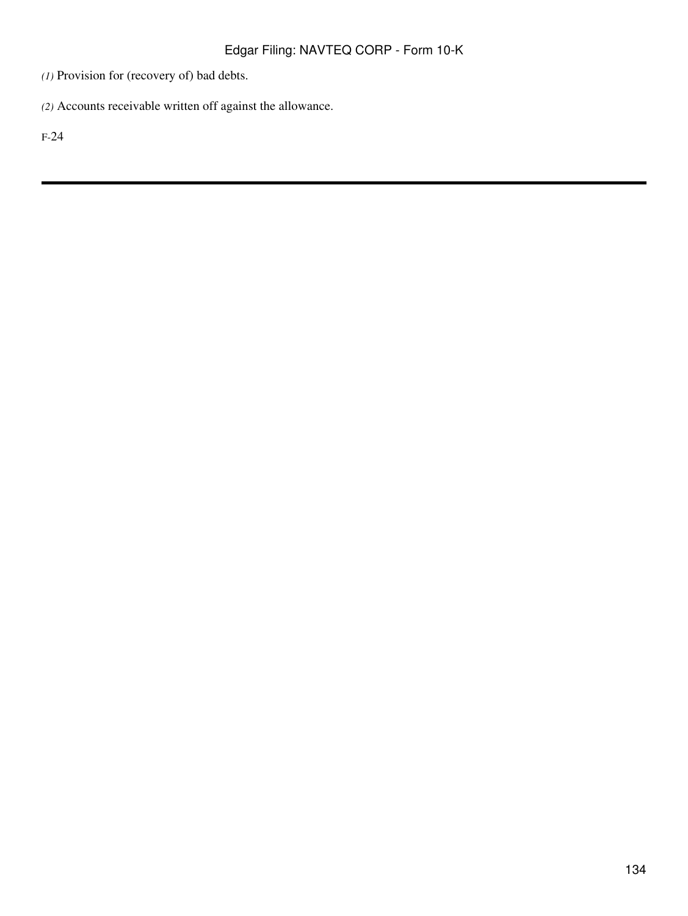*(1)* Provision for (recovery of) bad debts.

*(2)* Accounts receivable written off against the allowance.

F-24